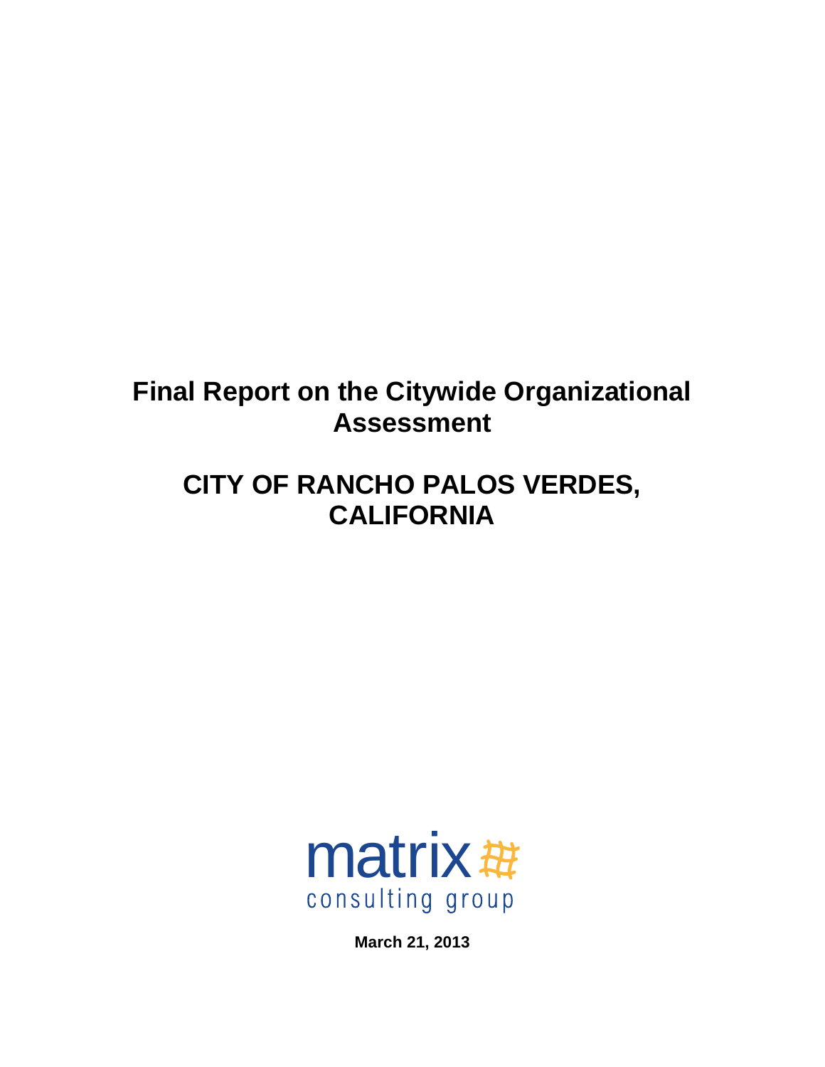# Final Report on the Citywide Organizational Assessment

# CITY OF RANCHO PALOS VERDES, CALIFORNIA

matrix consulting group

**March 21, 2013**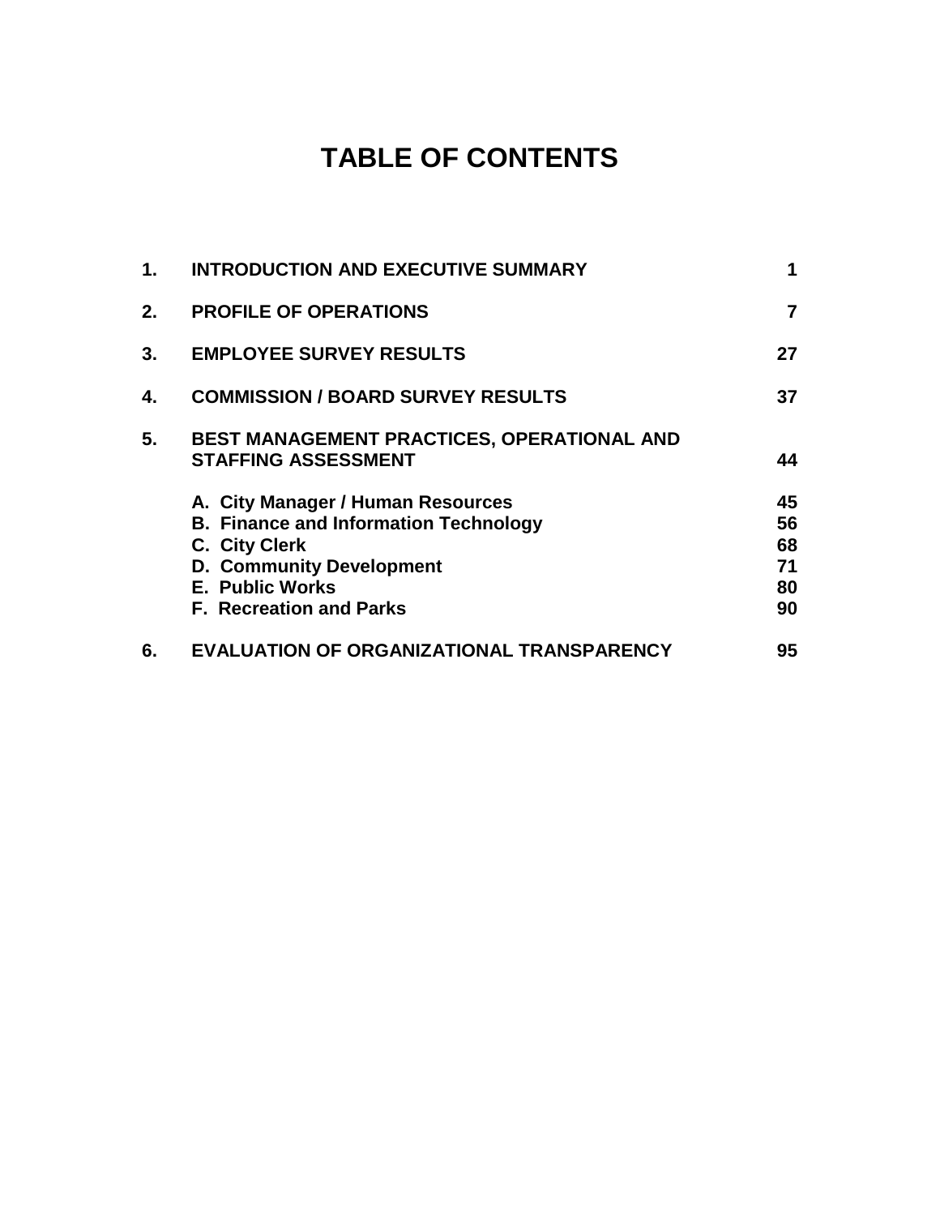# TABLE OF CONTENTS

| | | |
|---|---|---|
| **1.** | **INTRODUCTION AND EXECUTIVE SUMMARY** | **1** |
| **2.** | **PROFILE OF OPERATIONS** | **7** |
| **3.** | **EMPLOYEE SURVEY RESULTS** | **27** |
| **4.** | **COMMISSION / BOARD SURVEY RESULTS** | **37** |
| **5.** | **BEST MANAGEMENT PRACTICES, OPERATIONAL AND STAFFING ASSESSMENT** | **44** |
| | **A. City Manager / Human Resources** | **45** |
| | **B. Finance and Information Technology** | **56** |
| | **C. City Clerk** | **68** |
| | **D. Community Development** | **71** |
| | **E. Public Works** | **80** |
| | **F. Recreation and Parks** | **90** |
| **6.** | **EVALUATION OF ORGANIZATIONAL TRANSPARENCY** | **95** |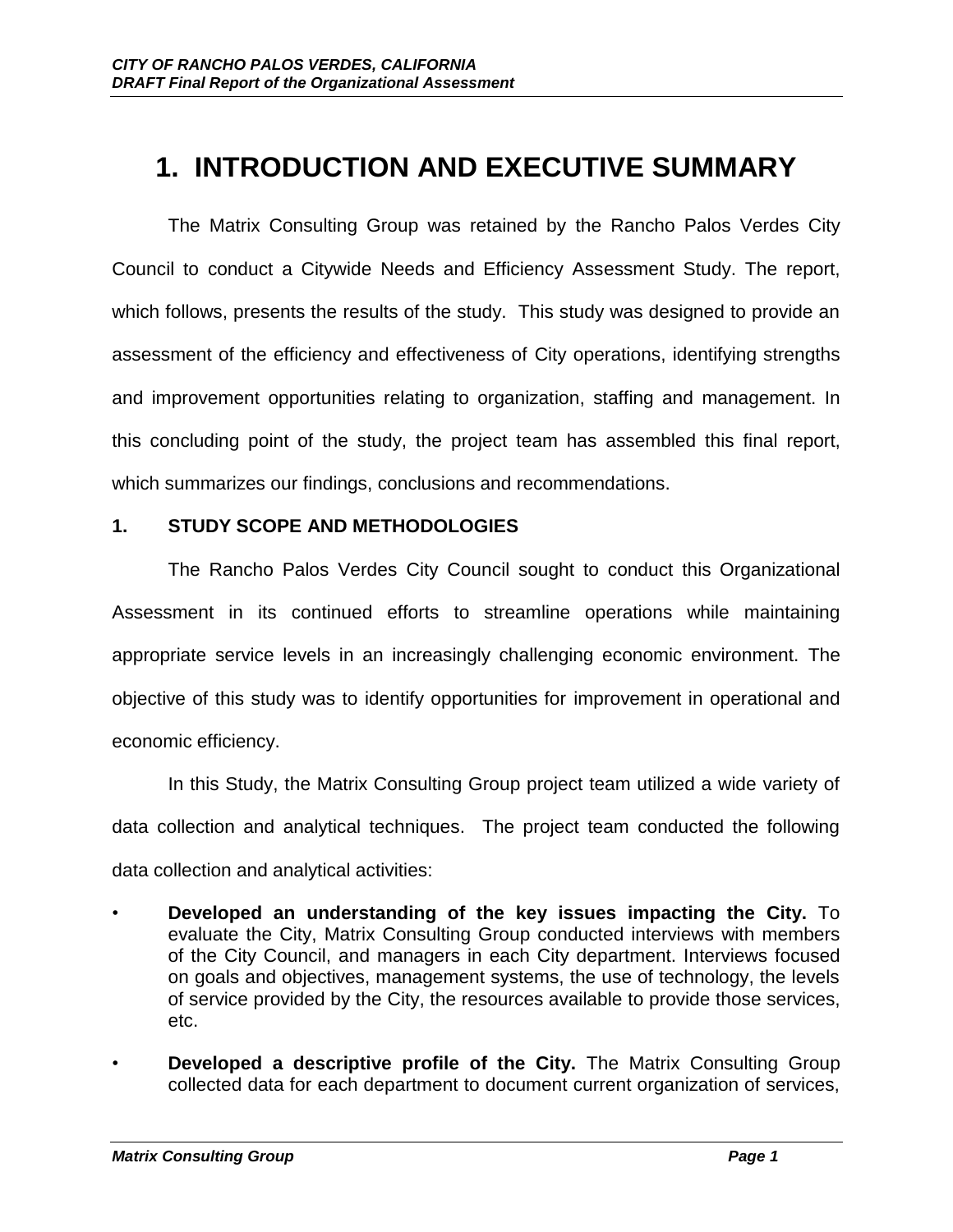# 1. INTRODUCTION AND EXECUTIVE SUMMARY

The Matrix Consulting Group was retained by the Rancho Palos Verdes City Council to conduct a Citywide Needs and Efficiency Assessment Study. The report, which follows, presents the results of the study. This study was designed to provide an assessment of the efficiency and effectiveness of City operations, identifying strengths and improvement opportunities relating to organization, staffing and management. In this concluding point of the study, the project team has assembled this final report, which summarizes our findings, conclusions and recommendations.

## 1. STUDY SCOPE AND METHODOLOGIES

The Rancho Palos Verdes City Council sought to conduct this Organizational Assessment in its continued efforts to streamline operations while maintaining appropriate service levels in an increasingly challenging economic environment. The objective of this study was to identify opportunities for improvement in operational and economic efficiency.

In this Study, the Matrix Consulting Group project team utilized a wide variety of data collection and analytical techniques. The project team conducted the following data collection and analytical activities:

- **Developed an understanding of the key issues impacting the City.** To evaluate the City, Matrix Consulting Group conducted interviews with members of the City Council, and managers in each City department. Interviews focused on goals and objectives, management systems, the use of technology, the levels of service provided by the City, the resources available to provide those services, etc.
- **Developed a descriptive profile of the City.** The Matrix Consulting Group collected data for each department to document current organization of services,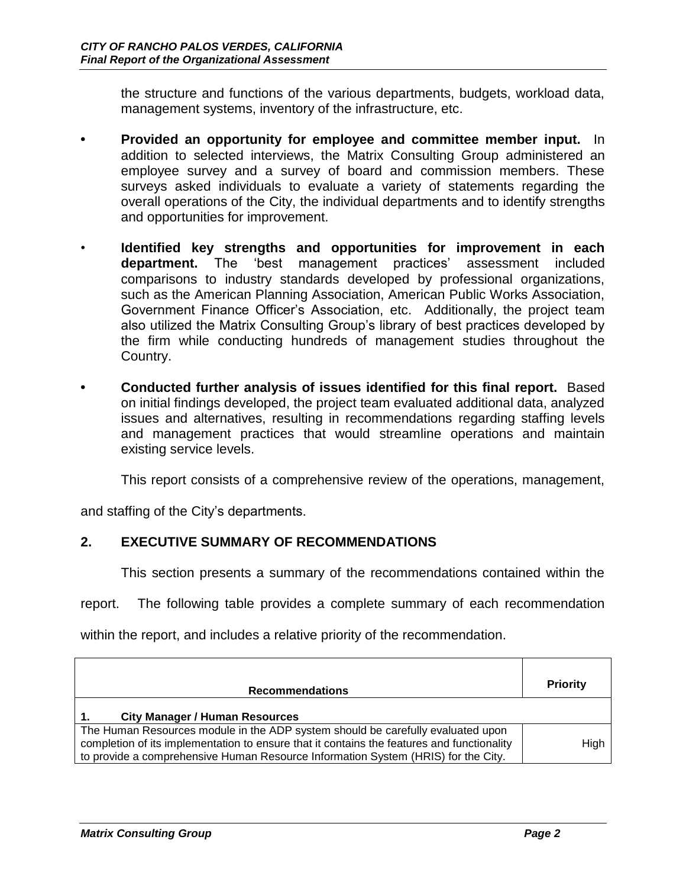the structure and functions of the various departments, budgets, workload data, management systems, inventory of the infrastructure, etc.

- **Provided an opportunity for employee and committee member input.** In addition to selected interviews, the Matrix Consulting Group administered an employee survey and a survey of board and commission members. These surveys asked individuals to evaluate a variety of statements regarding the overall operations of the City, the individual departments and to identify strengths and opportunities for improvement.

- **Identified key strengths and opportunities for improvement in each department.** The 'best management practices' assessment included comparisons to industry standards developed by professional organizations, such as the American Planning Association, American Public Works Association, Government Finance Officer's Association, etc. Additionally, the project team also utilized the Matrix Consulting Group's library of best practices developed by the firm while conducting hundreds of management studies throughout the Country.

- **Conducted further analysis of issues identified for this final report.** Based on initial findings developed, the project team evaluated additional data, analyzed issues and alternatives, resulting in recommendations regarding staffing levels and management practices that would streamline operations and maintain existing service levels.

This report consists of a comprehensive review of the operations, management, and staffing of the City's departments.

## 2. EXECUTIVE SUMMARY OF RECOMMENDATIONS

This section presents a summary of the recommendations contained within the report. The following table provides a complete summary of each recommendation within the report, and includes a relative priority of the recommendation.

| Recommendations | Priority |
|---|---|
| **1. City Manager / Human Resources** | |
| The Human Resources module in the ADP system should be carefully evaluated upon completion of its implementation to ensure that it contains the features and functionality to provide a comprehensive Human Resource Information System (HRIS) for the City. | High |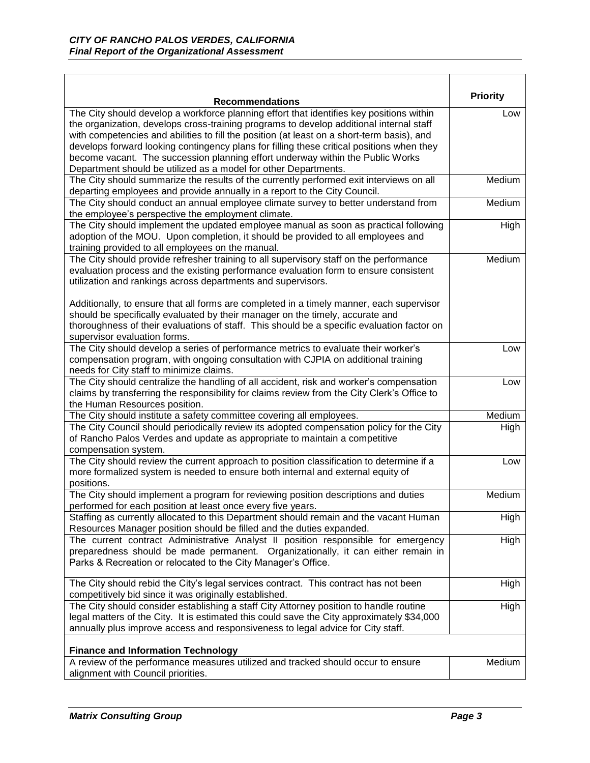| Recommendations | Priority |
|---|---|
| The City should develop a workforce planning effort that identifies key positions within the organization, develops cross-training programs to develop additional internal staff with competencies and abilities to fill the position (at least on a short-term basis), and develops forward looking contingency plans for filling these critical positions when they become vacant. The succession planning effort underway within the Public Works Department should be utilized as a model for other Departments. | Low |
| The City should summarize the results of the currently performed exit interviews on all departing employees and provide annually in a report to the City Council. | Medium |
| The City should conduct an annual employee climate survey to better understand from the employee's perspective the employment climate. | Medium |
| The City should implement the updated employee manual as soon as practical following adoption of the MOU. Upon completion, it should be provided to all employees and training provided to all employees on the manual. | High |
| The City should provide refresher training to all supervisory staff on the performance evaluation process and the existing performance evaluation form to ensure consistent utilization and rankings across departments and supervisors.<br><br>Additionally, to ensure that all forms are completed in a timely manner, each supervisor should be specifically evaluated by their manager on the timely, accurate and thoroughness of their evaluations of staff. This should be a specific evaluation factor on supervisor evaluation forms. | Medium |
| The City should develop a series of performance metrics to evaluate their worker's compensation program, with ongoing consultation with CJPIA on additional training needs for City staff to minimize claims. | Low |
| The City should centralize the handling of all accident, risk and worker's compensation claims by transferring the responsibility for claims review from the City Clerk's Office to the Human Resources position. | Low |
| The City should institute a safety committee covering all employees. | Medium |
| The City Council should periodically review its adopted compensation policy for the City of Rancho Palos Verdes and update as appropriate to maintain a competitive compensation system. | High |
| The City should review the current approach to position classification to determine if a more formalized system is needed to ensure both internal and external equity of positions. | Low |
| The City should implement a program for reviewing position descriptions and duties performed for each position at least once every five years. | Medium |
| Staffing as currently allocated to this Department should remain and the vacant Human Resources Manager position should be filled and the duties expanded. | High |
| The current contract Administrative Analyst II position responsible for emergency preparedness should be made permanent. Organizationally, it can either remain in Parks & Recreation or relocated to the City Manager's Office. | High |
| The City should rebid the City's legal services contract. This contract has not been competitively bid since it was originally established. | High |
| The City should consider establishing a staff City Attorney position to handle routine legal matters of the City. It is estimated this could save the City approximately $34,000 annually plus improve access and responsiveness to legal advice for City staff. | High |
| **Finance and Information Technology** | |
| A review of the performance measures utilized and tracked should occur to ensure alignment with Council priorities. | Medium |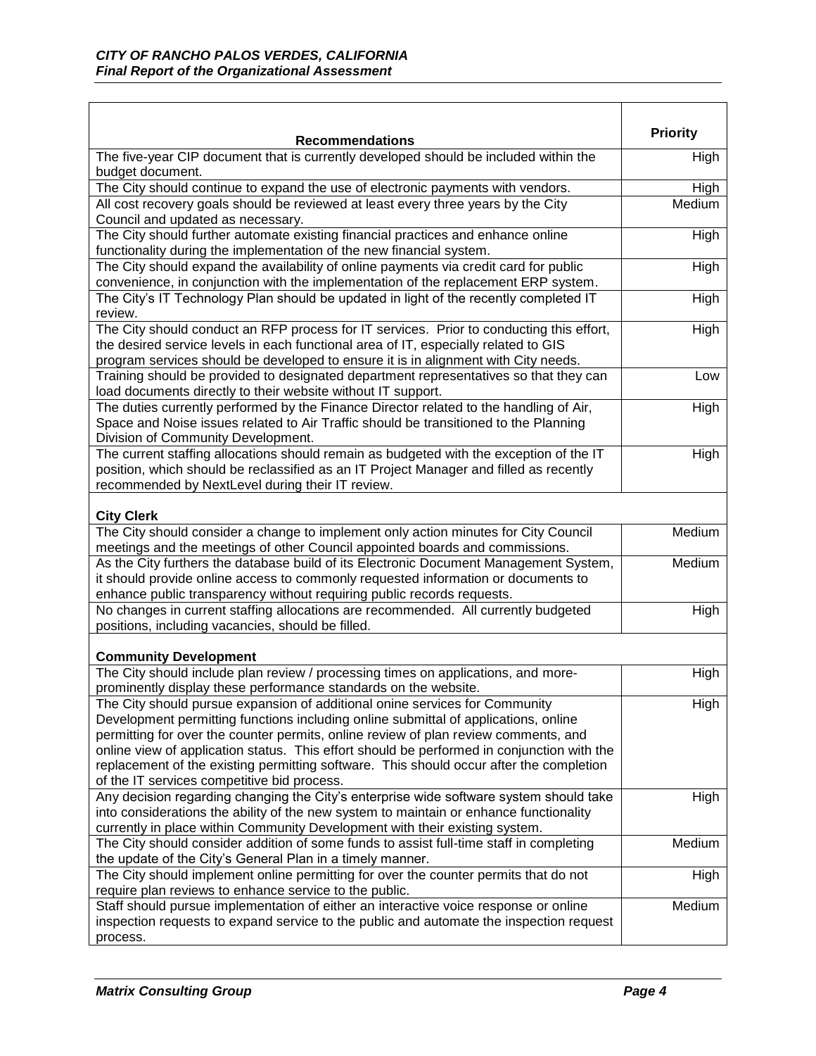| Recommendations | Priority |
|---|---|
| The five-year CIP document that is currently developed should be included within the budget document. | High |
| The City should continue to expand the use of electronic payments with vendors. | High |
| All cost recovery goals should be reviewed at least every three years by the City Council and updated as necessary. | Medium |
| The City should further automate existing financial practices and enhance online functionality during the implementation of the new financial system. | High |
| The City should expand the availability of online payments via credit card for public convenience, in conjunction with the implementation of the replacement ERP system. | High |
| The City's IT Technology Plan should be updated in light of the recently completed IT review. | High |
| The City should conduct an RFP process for IT services. Prior to conducting this effort, the desired service levels in each functional area of IT, especially related to GIS program services should be developed to ensure it is in alignment with City needs. | High |
| Training should be provided to designated department representatives so that they can load documents directly to their website without IT support. | Low |
| The duties currently performed by the Finance Director related to the handling of Air, Space and Noise issues related to Air Traffic should be transitioned to the Planning Division of Community Development. | High |
| The current staffing allocations should remain as budgeted with the exception of the IT position, which should be reclassified as an IT Project Manager and filled as recently recommended by NextLevel during their IT review. | High |
| **City Clerk** | |
| The City should consider a change to implement only action minutes for City Council meetings and the meetings of other Council appointed boards and commissions. | Medium |
| As the City furthers the database build of its Electronic Document Management System, it should provide online access to commonly requested information or documents to enhance public transparency without requiring public records requests. | Medium |
| No changes in current staffing allocations are recommended. All currently budgeted positions, including vacancies, should be filled. | High |
| **Community Development** | |
| The City should include plan review / processing times on applications, and more-prominently display these performance standards on the website. | High |
| The City should pursue expansion of additional onine services for Community Development permitting functions including online submittal of applications, online permitting for over the counter permits, online review of plan review comments, and online view of application status. This effort should be performed in conjunction with the replacement of the existing permitting software. This should occur after the completion of the IT services competitive bid process. | High |
| Any decision regarding changing the City's enterprise wide software system should take into considerations the ability of the new system to maintain or enhance functionality currently in place within Community Development with their existing system. | High |
| The City should consider addition of some funds to assist full-time staff in completing the update of the City's General Plan in a timely manner. | Medium |
| The City should implement online permitting for over the counter permits that do not require plan reviews to enhance service to the public. | High |
| Staff should pursue implementation of either an interactive voice response or online inspection requests to expand service to the public and automate the inspection request process. | Medium |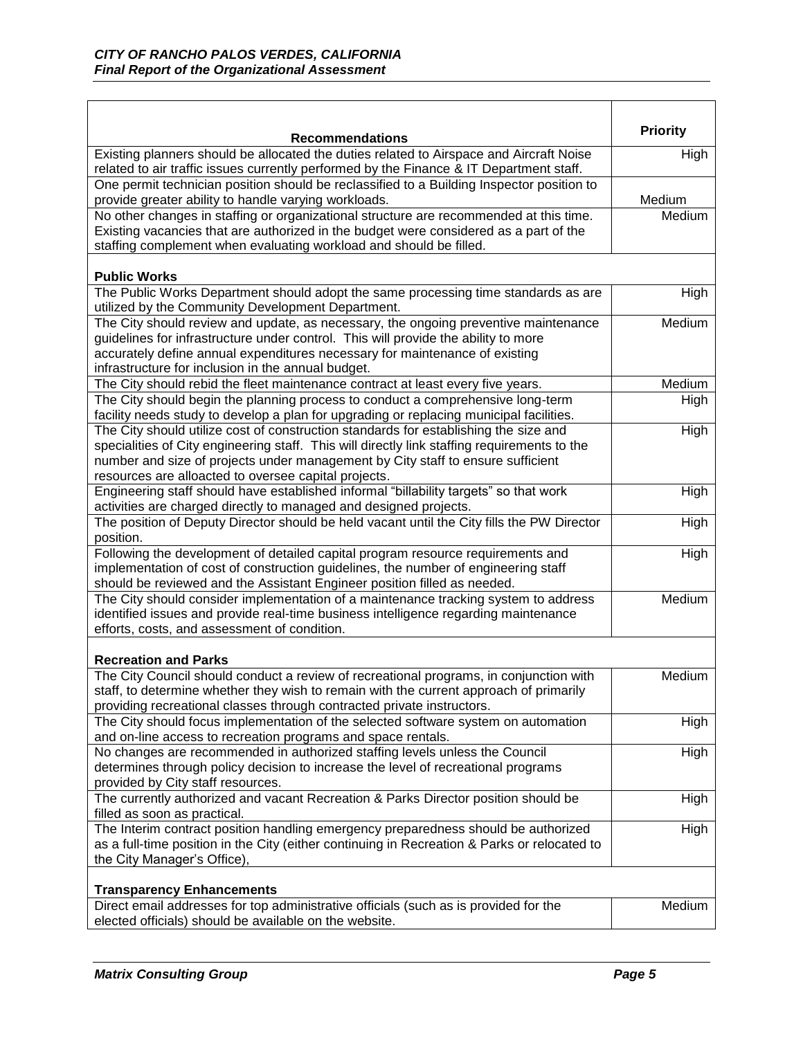| Recommendations | Priority |
|---|---|
| Existing planners should be allocated the duties related to Airspace and Aircraft Noise related to air traffic issues currently performed by the Finance & IT Department staff. | High |
| One permit technician position should be reclassified to a Building Inspector position to provide greater ability to handle varying workloads. | Medium |
| No other changes in staffing or organizational structure are recommended at this time. Existing vacancies that are authorized in the budget were considered as a part of the staffing complement when evaluating workload and should be filled. | Medium |
| **Public Works** | |
| The Public Works Department should adopt the same processing time standards as are utilized by the Community Development Department. | High |
| The City should review and update, as necessary, the ongoing preventive maintenance guidelines for infrastructure under control. This will provide the ability to more accurately define annual expenditures necessary for maintenance of existing infrastructure for inclusion in the annual budget. | Medium |
| The City should rebid the fleet maintenance contract at least every five years. | Medium |
| The City should begin the planning process to conduct a comprehensive long-term facility needs study to develop a plan for upgrading or replacing municipal facilities. | High |
| The City should utilize cost of construction standards for establishing the size and specialities of City engineering staff. This will directly link staffing requirements to the number and size of projects under management by City staff to ensure sufficient resources are alloacted to oversee capital projects. | High |
| Engineering staff should have established informal "billability targets" so that work activities are charged directly to managed and designed projects. | High |
| The position of Deputy Director should be held vacant until the City fills the PW Director position. | High |
| Following the development of detailed capital program resource requirements and implementation of cost of construction guidelines, the number of engineering staff should be reviewed and the Assistant Engineer position filled as needed. | High |
| The City should consider implementation of a maintenance tracking system to address identified issues and provide real-time business intelligence regarding maintenance efforts, costs, and assessment of condition. | Medium |
| **Recreation and Parks** | |
| The City Council should conduct a review of recreational programs, in conjunction with staff, to determine whether they wish to remain with the current approach of primarily providing recreational classes through contracted private instructors. | Medium |
| The City should focus implementation of the selected software system on automation and on-line access to recreation programs and space rentals. | High |
| No changes are recommended in authorized staffing levels unless the Council determines through policy decision to increase the level of recreational programs provided by City staff resources. | High |
| The currently authorized and vacant Recreation & Parks Director position should be filled as soon as practical. | High |
| The Interim contract position handling emergency preparedness should be authorized as a full-time position in the City (either continuing in Recreation & Parks or relocated to the City Manager's Office), | High |
| **Transparency Enhancements** | |
| Direct email addresses for top administrative officials (such as is provided for the elected officials) should be available on the website. | Medium |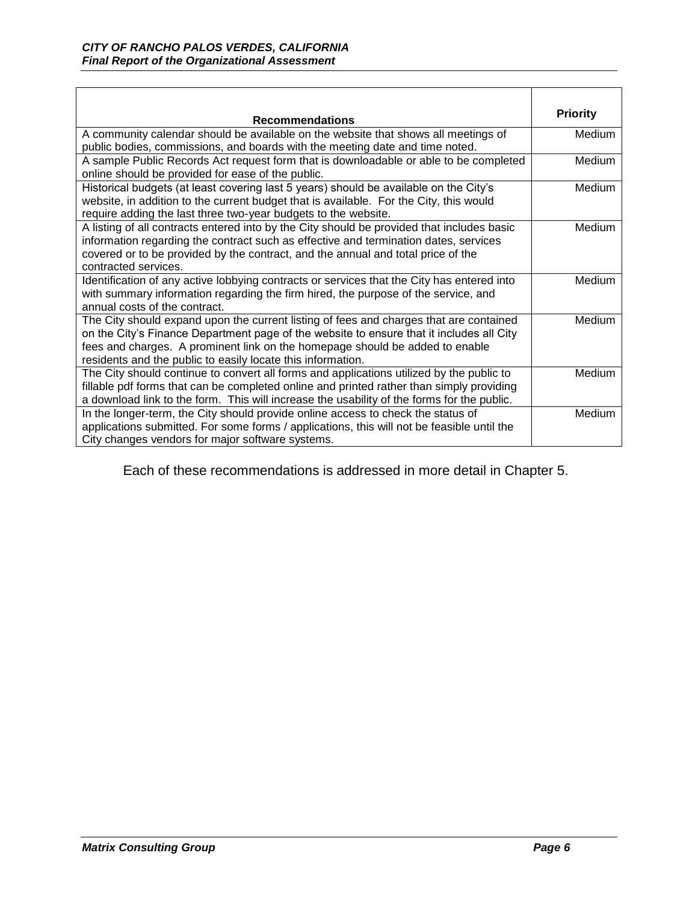| Recommendations | Priority |
|---|---|
| A community calendar should be available on the website that shows all meetings of public bodies, commissions, and boards with the meeting date and time noted. | Medium |
| A sample Public Records Act request form that is downloadable or able to be completed online should be provided for ease of the public. | Medium |
| Historical budgets (at least covering last 5 years) should be available on the City's website, in addition to the current budget that is available. For the City, this would require adding the last three two-year budgets to the website. | Medium |
| A listing of all contracts entered into by the City should be provided that includes basic information regarding the contract such as effective and termination dates, services covered or to be provided by the contract, and the annual and total price of the contracted services. | Medium |
| Identification of any active lobbying contracts or services that the City has entered into with summary information regarding the firm hired, the purpose of the service, and annual costs of the contract. | Medium |
| The City should expand upon the current listing of fees and charges that are contained on the City's Finance Department page of the website to ensure that it includes all City fees and charges. A prominent link on the homepage should be added to enable residents and the public to easily locate this information. | Medium |
| The City should continue to convert all forms and applications utilized by the public to fillable pdf forms that can be completed online and printed rather than simply providing a download link to the form. This will increase the usability of the forms for the public. | Medium |
| In the longer-term, the City should provide online access to check the status of applications submitted. For some forms / applications, this will not be feasible until the City changes vendors for major software systems. | Medium |

Each of these recommendations is addressed in more detail in Chapter 5.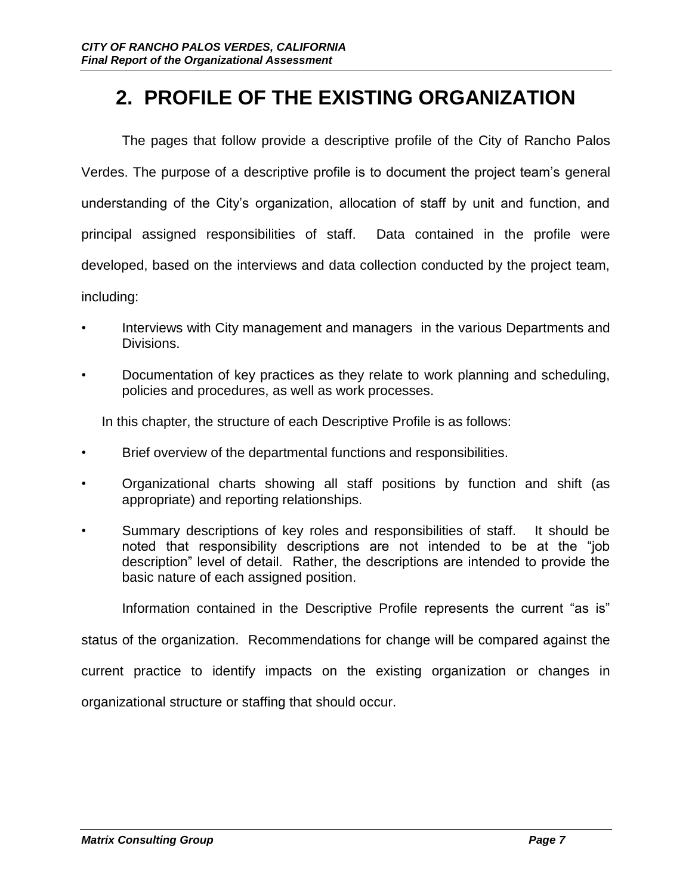# 2. PROFILE OF THE EXISTING ORGANIZATION

The pages that follow provide a descriptive profile of the City of Rancho Palos Verdes. The purpose of a descriptive profile is to document the project team's general understanding of the City's organization, allocation of staff by unit and function, and principal assigned responsibilities of staff. Data contained in the profile were developed, based on the interviews and data collection conducted by the project team, including:

- Interviews with City management and managers in the various Departments and Divisions.
- Documentation of key practices as they relate to work planning and scheduling, policies and procedures, as well as work processes.

In this chapter, the structure of each Descriptive Profile is as follows:

- Brief overview of the departmental functions and responsibilities.
- Organizational charts showing all staff positions by function and shift (as appropriate) and reporting relationships.
- Summary descriptions of key roles and responsibilities of staff. It should be noted that responsibility descriptions are not intended to be at the "job description" level of detail. Rather, the descriptions are intended to provide the basic nature of each assigned position.

Information contained in the Descriptive Profile represents the current "as is" status of the organization. Recommendations for change will be compared against the current practice to identify impacts on the existing organization or changes in organizational structure or staffing that should occur.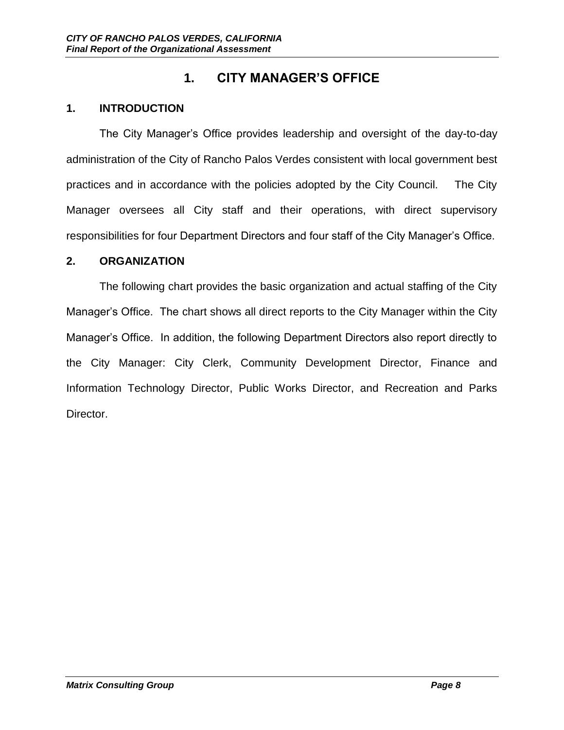# 1. CITY MANAGER'S OFFICE

## 1. INTRODUCTION

The City Manager's Office provides leadership and oversight of the day-to-day administration of the City of Rancho Palos Verdes consistent with local government best practices and in accordance with the policies adopted by the City Council. The City Manager oversees all City staff and their operations, with direct supervisory responsibilities for four Department Directors and four staff of the City Manager's Office.

## 2. ORGANIZATION

The following chart provides the basic organization and actual staffing of the City Manager's Office. The chart shows all direct reports to the City Manager within the City Manager's Office. In addition, the following Department Directors also report directly to the City Manager: City Clerk, Community Development Director, Finance and Information Technology Director, Public Works Director, and Recreation and Parks Director.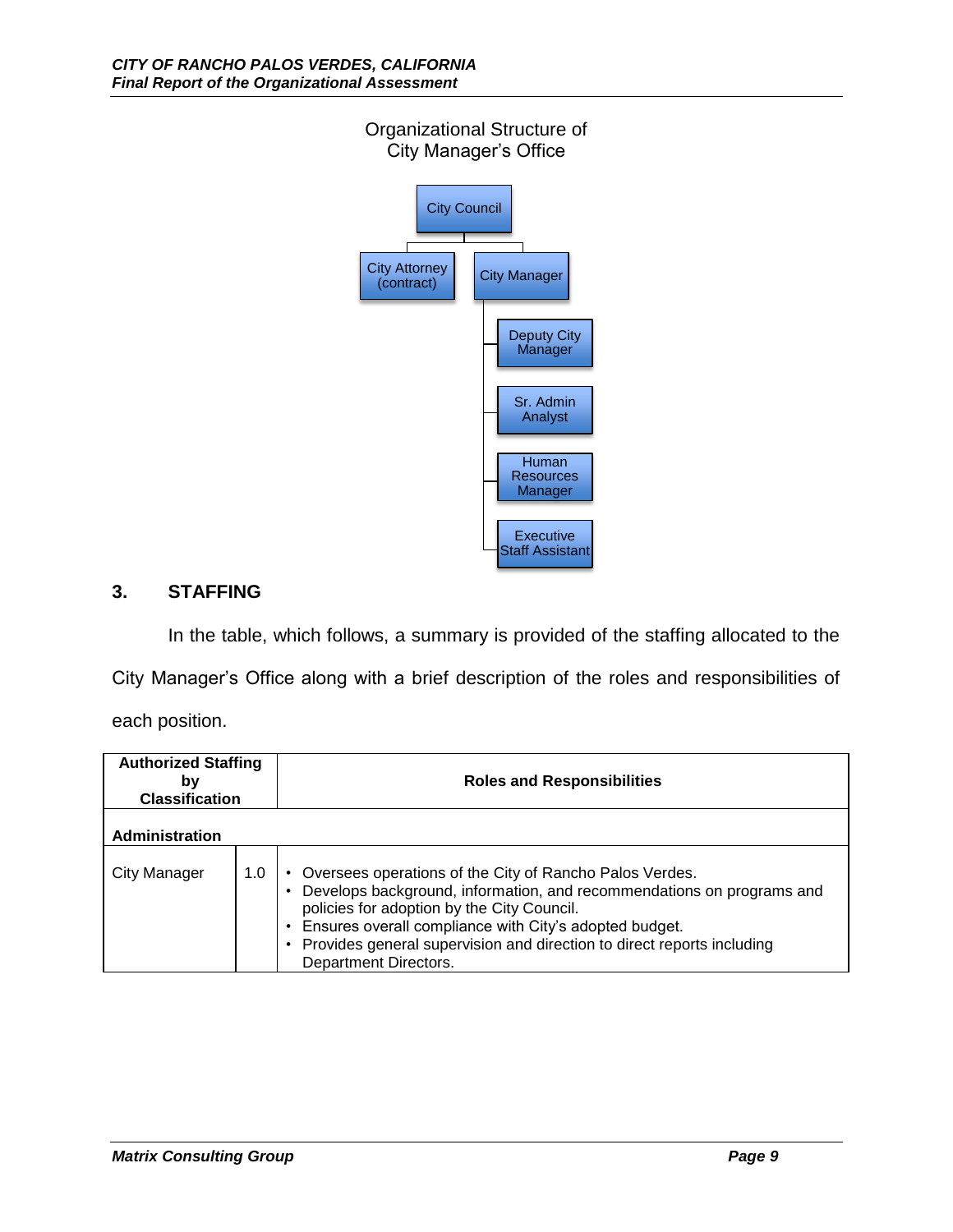Organizational Structure of City Manager's Office

- City Council
  - City Attorney (contract)
  - City Manager
    - Deputy City Manager
    - Sr. Admin Analyst
    - Human Resources Manager
    - Executive Staff Assistant

## 3. STAFFING

In the table, which follows, a summary is provided of the staffing allocated to the City Manager's Office along with a brief description of the roles and responsibilities of each position.

| Authorized Staffing by Classification | | Roles and Responsibilities |
|---|---|---|
| **Administration** | | |
| City Manager | 1.0 | • Oversees operations of the City of Rancho Palos Verdes.<br>• Develops background, information, and recommendations on programs and policies for adoption by the City Council.<br>• Ensures overall compliance with City's adopted budget.<br>• Provides general supervision and direction to direct reports including Department Directors. |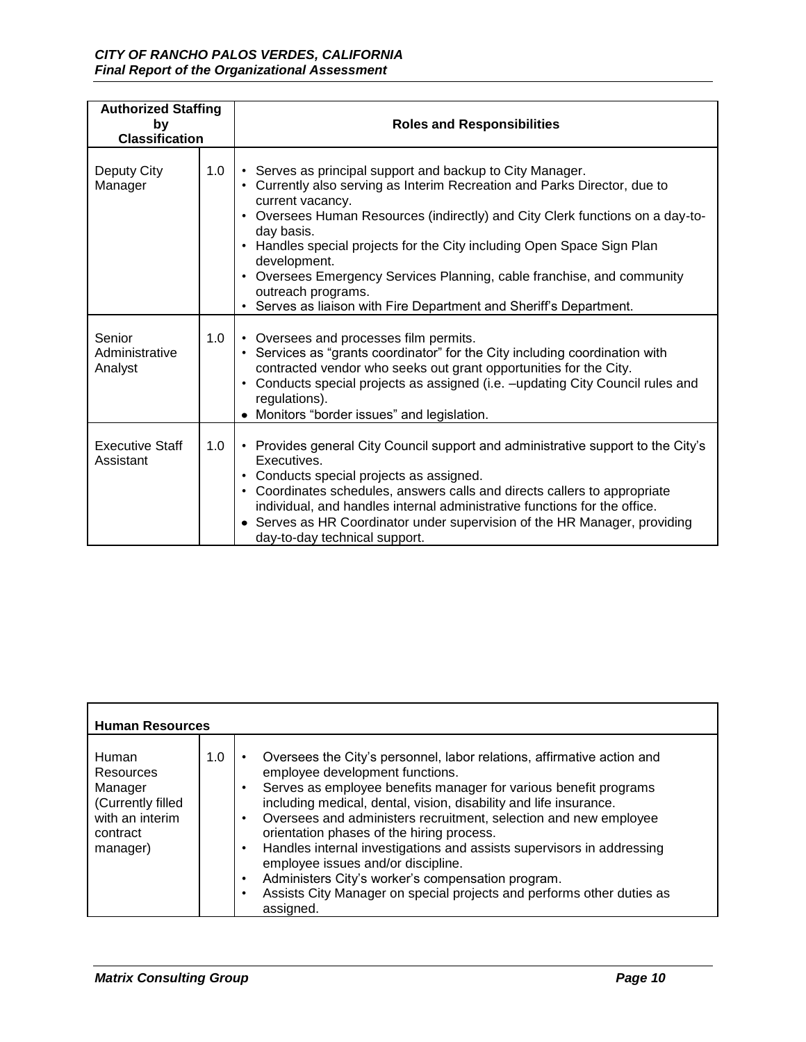| Authorized Staffing by Classification | | Roles and Responsibilities |
|---|---|---|
| Deputy City Manager | 1.0 | • Serves as principal support and backup to City Manager.<br>• Currently also serving as Interim Recreation and Parks Director, due to current vacancy.<br>• Oversees Human Resources (indirectly) and City Clerk functions on a day-to-day basis.<br>• Handles special projects for the City including Open Space Sign Plan development.<br>• Oversees Emergency Services Planning, cable franchise, and community outreach programs.<br>• Serves as liaison with Fire Department and Sheriff's Department. |
| Senior Administrative Analyst | 1.0 | • Oversees and processes film permits.<br>• Services as "grants coordinator" for the City including coordination with contracted vendor who seeks out grant opportunities for the City.<br>• Conducts special projects as assigned (i.e. –updating City Council rules and regulations).<br>• Monitors "border issues" and legislation. |
| Executive Staff Assistant | 1.0 | • Provides general City Council support and administrative support to the City's Executives.<br>• Conducts special projects as assigned.<br>• Coordinates schedules, answers calls and directs callers to appropriate individual, and handles internal administrative functions for the office.<br>• Serves as HR Coordinator under supervision of the HR Manager, providing day-to-day technical support. |

| **Human Resources** | | |
|---|---|---|
| Human Resources Manager (Currently filled with an interim contract manager) | 1.0 | • Oversees the City's personnel, labor relations, affirmative action and employee development functions.<br>• Serves as employee benefits manager for various benefit programs including medical, dental, vision, disability and life insurance.<br>• Oversees and administers recruitment, selection and new employee orientation phases of the hiring process.<br>• Handles internal investigations and assists supervisors in addressing employee issues and/or discipline.<br>• Administers City's worker's compensation program.<br>• Assists City Manager on special projects and performs other duties as assigned. |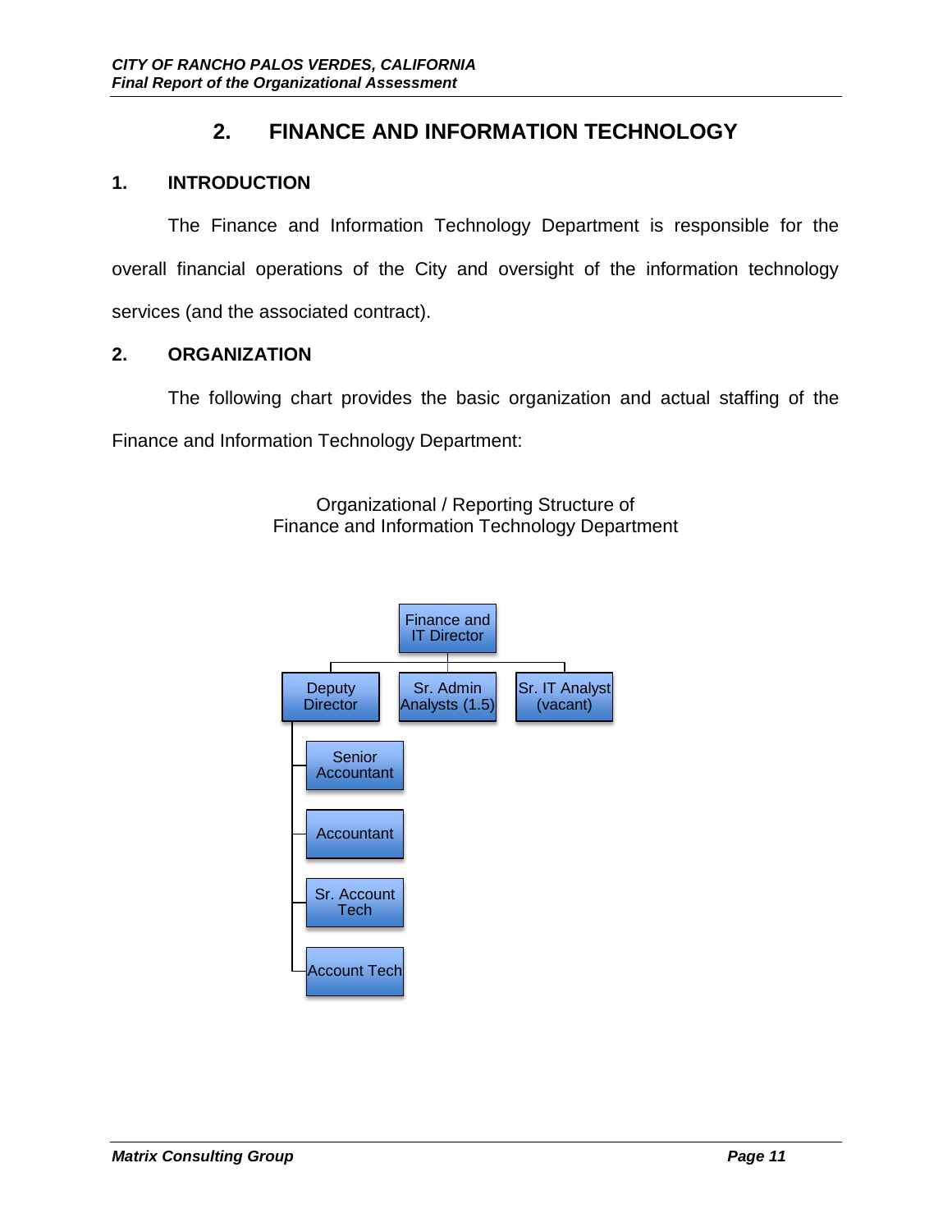# 2. FINANCE AND INFORMATION TECHNOLOGY

## 1. INTRODUCTION

The Finance and Information Technology Department is responsible for the overall financial operations of the City and oversight of the information technology services (and the associated contract).

## 2. ORGANIZATION

The following chart provides the basic organization and actual staffing of the Finance and Information Technology Department:

Organizational / Reporting Structure of
Finance and Information Technology Department

- Finance and IT Director
  - Deputy Director
    - Senior Accountant
    - Accountant
    - Sr. Account Tech
    - Account Tech
  - Sr. Admin Analysts (1.5)
  - Sr. IT Analyst (vacant)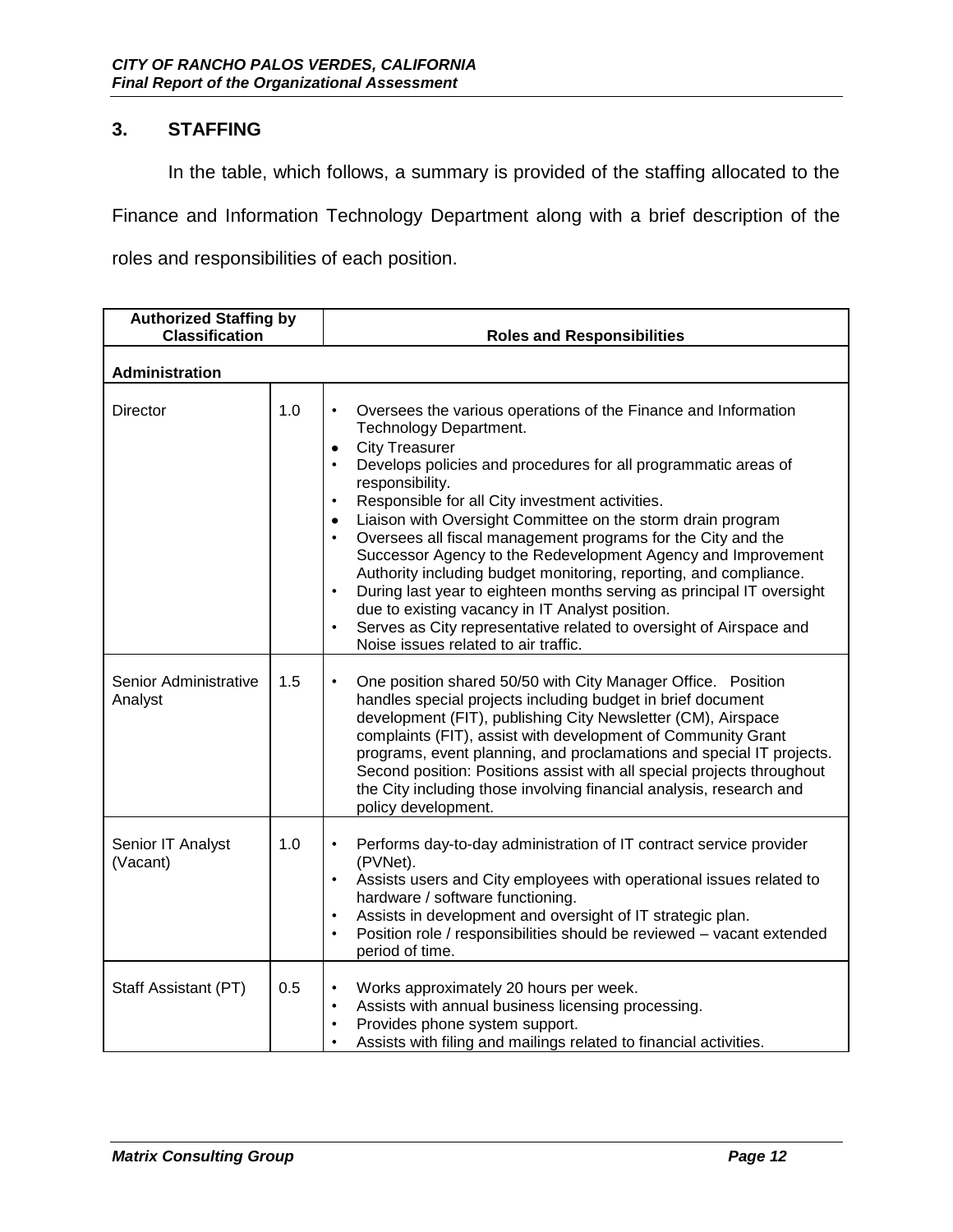## 3. STAFFING

In the table, which follows, a summary is provided of the staffing allocated to the Finance and Information Technology Department along with a brief description of the roles and responsibilities of each position.

| Authorized Staffing by Classification | | Roles and Responsibilities |
|---|---|---|
| **Administration** | | |
| Director | 1.0 | • Oversees the various operations of the Finance and Information Technology Department.<br>• City Treasurer<br>• Develops policies and procedures for all programmatic areas of responsibility.<br>• Responsible for all City investment activities.<br>• Liaison with Oversight Committee on the storm drain program<br>• Oversees all fiscal management programs for the City and the Successor Agency to the Redevelopment Agency and Improvement Authority including budget monitoring, reporting, and compliance.<br>• During last year to eighteen months serving as principal IT oversight due to existing vacancy in IT Analyst position.<br>• Serves as City representative related to oversight of Airspace and Noise issues related to air traffic. |
| Senior Administrative Analyst | 1.5 | • One position shared 50/50 with City Manager Office. Position handles special projects including budget in brief document development (FIT), publishing City Newsletter (CM), Airspace complaints (FIT), assist with development of Community Grant programs, event planning, and proclamations and special IT projects. Second position: Positions assist with all special projects throughout the City including those involving financial analysis, research and policy development. |
| Senior IT Analyst (Vacant) | 1.0 | • Performs day-to-day administration of IT contract service provider (PVNet).<br>• Assists users and City employees with operational issues related to hardware / software functioning.<br>• Assists in development and oversight of IT strategic plan.<br>• Position role / responsibilities should be reviewed – vacant extended period of time. |
| Staff Assistant (PT) | 0.5 | • Works approximately 20 hours per week.<br>• Assists with annual business licensing processing.<br>• Provides phone system support.<br>• Assists with filing and mailings related to financial activities. |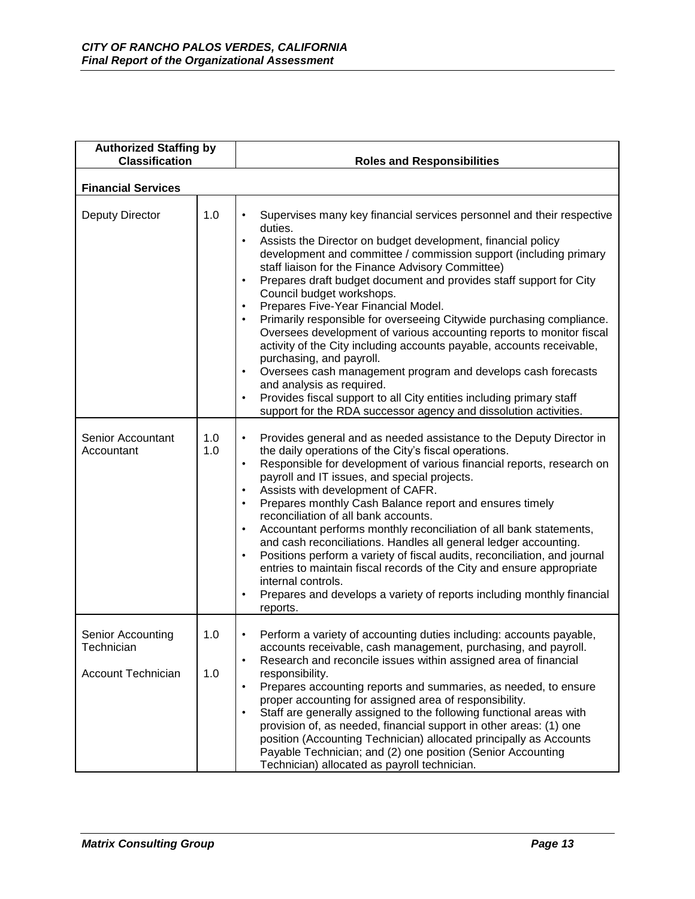| Authorized Staffing by Classification | | Roles and Responsibilities |
|---|---|---|
| **Financial Services** | | |
| Deputy Director | 1.0 | • Supervises many key financial services personnel and their respective duties.<br>• Assists the Director on budget development, financial policy development and committee / commission support (including primary staff liaison for the Finance Advisory Committee)<br>• Prepares draft budget document and provides staff support for City Council budget workshops.<br>• Prepares Five-Year Financial Model.<br>• Primarily responsible for overseeing Citywide purchasing compliance. Oversees development of various accounting reports to monitor fiscal activity of the City including accounts payable, accounts receivable, purchasing, and payroll.<br>• Oversees cash management program and develops cash forecasts and analysis as required.<br>• Provides fiscal support to all City entities including primary staff support for the RDA successor agency and dissolution activities. |
| Senior Accountant<br>Accountant | 1.0<br>1.0 | • Provides general and as needed assistance to the Deputy Director in the daily operations of the City's fiscal operations.<br>• Responsible for development of various financial reports, research on payroll and IT issues, and special projects.<br>• Assists with development of CAFR.<br>• Prepares monthly Cash Balance report and ensures timely reconciliation of all bank accounts.<br>• Accountant performs monthly reconciliation of all bank statements, and cash reconciliations. Handles all general ledger accounting.<br>• Positions perform a variety of fiscal audits, reconciliation, and journal entries to maintain fiscal records of the City and ensure appropriate internal controls.<br>• Prepares and develops a variety of reports including monthly financial reports. |
| Senior Accounting Technician<br><br>Account Technician | 1.0<br><br>1.0 | • Perform a variety of accounting duties including: accounts payable, accounts receivable, cash management, purchasing, and payroll.<br>• Research and reconcile issues within assigned area of financial responsibility.<br>• Prepares accounting reports and summaries, as needed, to ensure proper accounting for assigned area of responsibility.<br>• Staff are generally assigned to the following functional areas with provision of, as needed, financial support in other areas: (1) one position (Accounting Technician) allocated principally as Accounts Payable Technician; and (2) one position (Senior Accounting Technician) allocated as payroll technician. |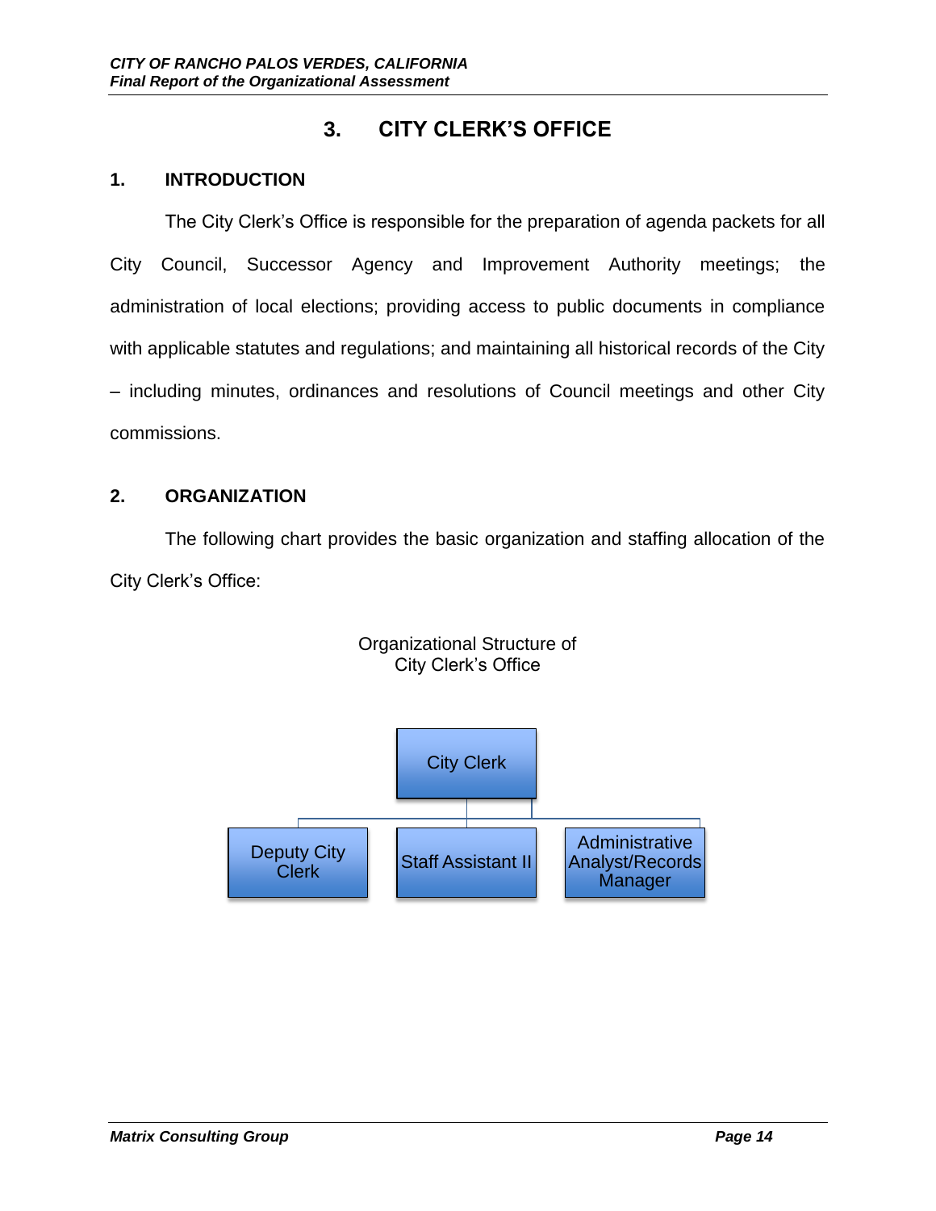# 3. CITY CLERK'S OFFICE

## 1. INTRODUCTION

The City Clerk's Office is responsible for the preparation of agenda packets for all City Council, Successor Agency and Improvement Authority meetings; the administration of local elections; providing access to public documents in compliance with applicable statutes and regulations; and maintaining all historical records of the City – including minutes, ordinances and resolutions of Council meetings and other City commissions.

## 2. ORGANIZATION

The following chart provides the basic organization and staffing allocation of the City Clerk's Office:

Organizational Structure of
City Clerk's Office

- City Clerk
  - Deputy City Clerk
  - Staff Assistant II
  - Administrative Analyst/Records Manager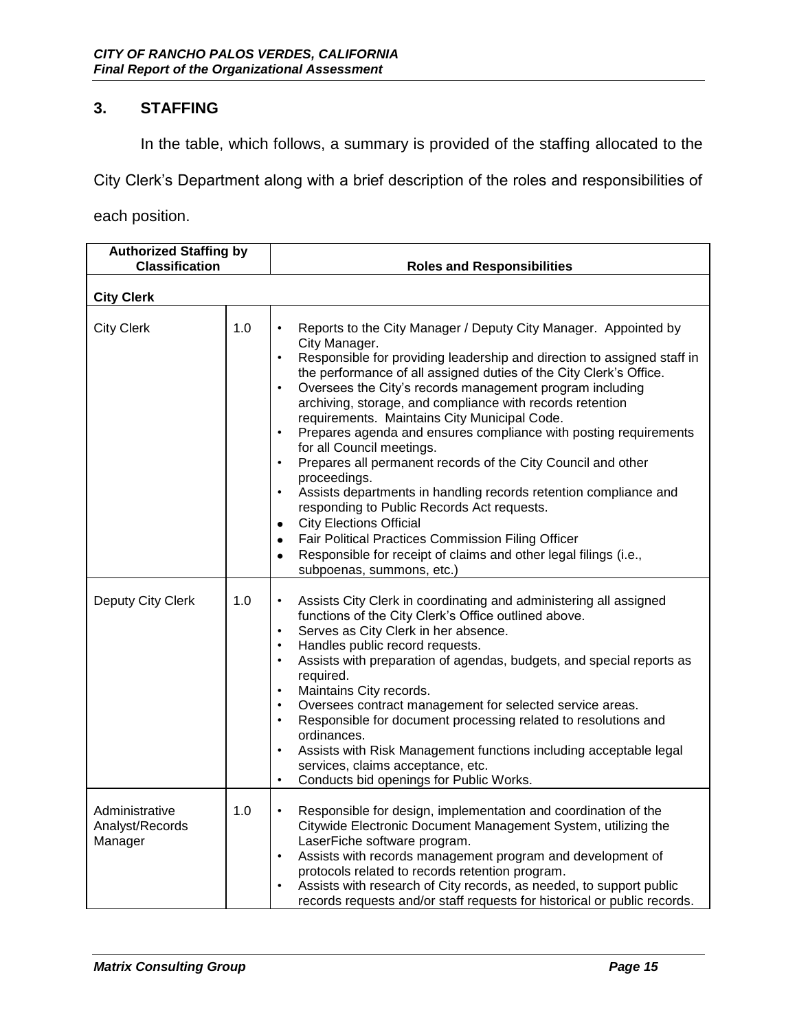## 3. STAFFING

In the table, which follows, a summary is provided of the staffing allocated to the City Clerk's Department along with a brief description of the roles and responsibilities of each position.

| Authorized Staffing by Classification | | Roles and Responsibilities |
|---|---|---|
| **City Clerk** | | |
| City Clerk | 1.0 | • Reports to the City Manager / Deputy City Manager. Appointed by City Manager.<br>• Responsible for providing leadership and direction to assigned staff in the performance of all assigned duties of the City Clerk's Office.<br>• Oversees the City's records management program including archiving, storage, and compliance with records retention requirements. Maintains City Municipal Code.<br>• Prepares agenda and ensures compliance with posting requirements for all Council meetings.<br>• Prepares all permanent records of the City Council and other proceedings.<br>• Assists departments in handling records retention compliance and responding to Public Records Act requests.<br>• City Elections Official<br>• Fair Political Practices Commission Filing Officer<br>• Responsible for receipt of claims and other legal filings (i.e., subpoenas, summons, etc.) |
| Deputy City Clerk | 1.0 | • Assists City Clerk in coordinating and administering all assigned functions of the City Clerk's Office outlined above.<br>• Serves as City Clerk in her absence.<br>• Handles public record requests.<br>• Assists with preparation of agendas, budgets, and special reports as required.<br>• Maintains City records.<br>• Oversees contract management for selected service areas.<br>• Responsible for document processing related to resolutions and ordinances.<br>• Assists with Risk Management functions including acceptable legal services, claims acceptance, etc.<br>• Conducts bid openings for Public Works. |
| Administrative Analyst/Records Manager | 1.0 | • Responsible for design, implementation and coordination of the Citywide Electronic Document Management System, utilizing the LaserFiche software program.<br>• Assists with records management program and development of protocols related to records retention program.<br>• Assists with research of City records, as needed, to support public records requests and/or staff requests for historical or public records. |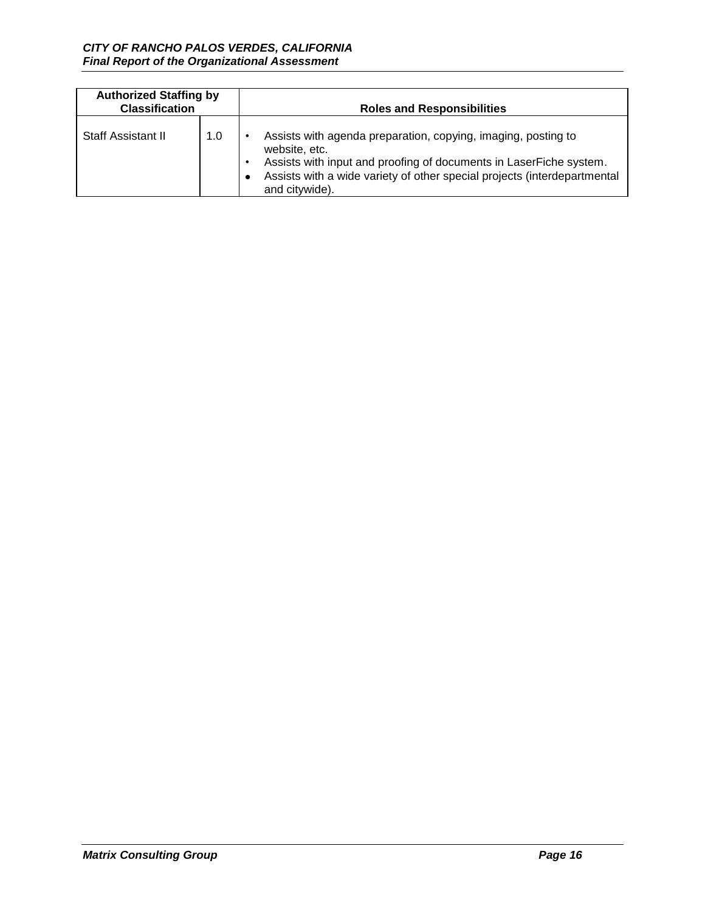| Authorized Staffing by Classification | | Roles and Responsibilities |
|---|---|---|
| Staff Assistant II | 1.0 | • Assists with agenda preparation, copying, imaging, posting to website, etc.<br>• Assists with input and proofing of documents in LaserFiche system.<br>• Assists with a wide variety of other special projects (interdepartmental and citywide). |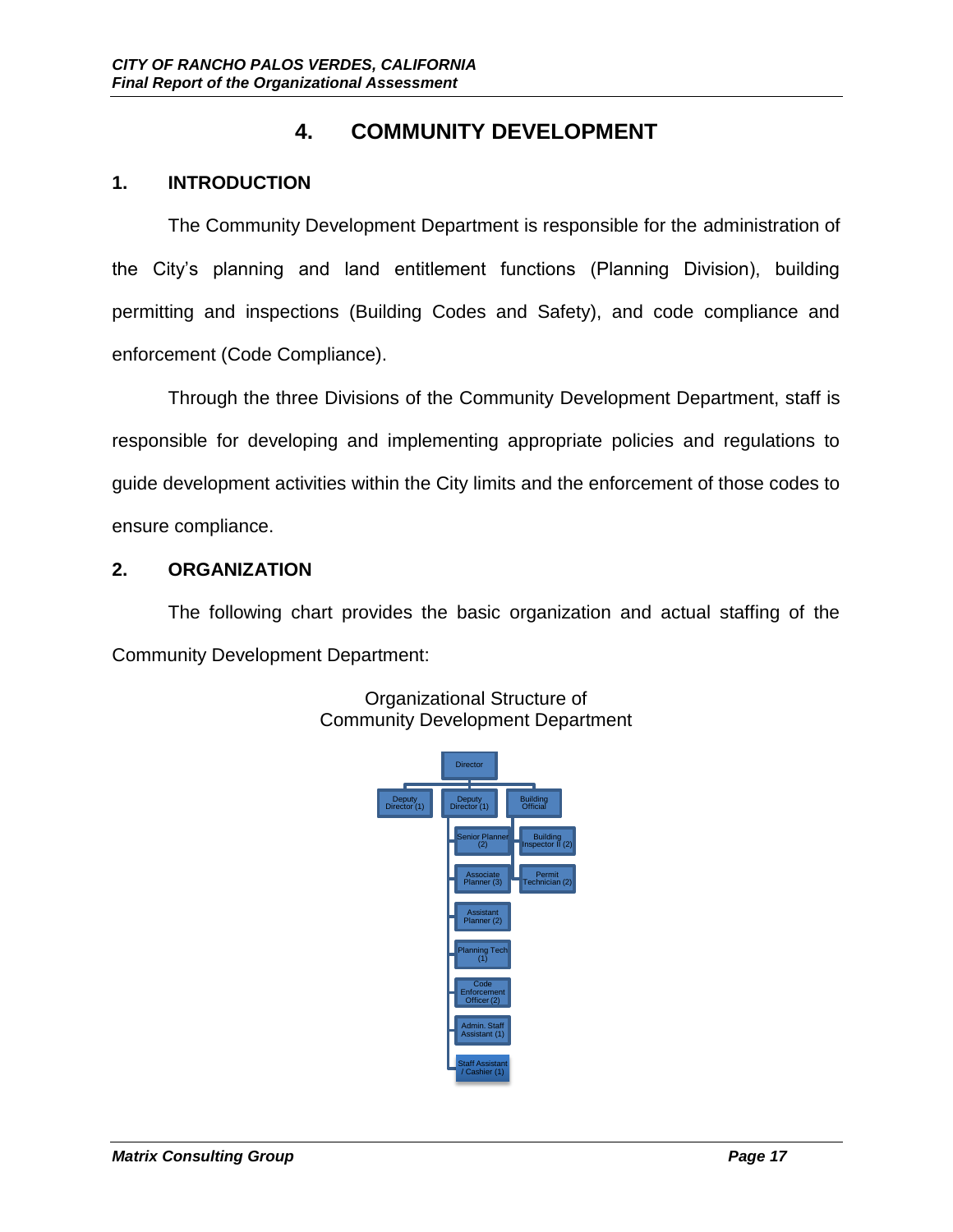# 4. COMMUNITY DEVELOPMENT

## 1. INTRODUCTION

The Community Development Department is responsible for the administration of the City's planning and land entitlement functions (Planning Division), building permitting and inspections (Building Codes and Safety), and code compliance and enforcement (Code Compliance).

Through the three Divisions of the Community Development Department, staff is responsible for developing and implementing appropriate policies and regulations to guide development activities within the City limits and the enforcement of those codes to ensure compliance.

## 2. ORGANIZATION

The following chart provides the basic organization and actual staffing of the Community Development Department:

Organizational Structure of Community Development Department

- Director
  - Deputy Director (1)
  - Deputy Director (1)
    - Senior Planner (2)
    - Associate Planner (3)
    - Assistant Planner (2)
    - Planning Tech (1)
    - Code Enforcement Officer (2)
    - Admin. Staff Assistant (1)
    - Staff Assistant / Cashier (1)
  - Building Official
    - Building Inspector II (2)
    - Permit Technician (2)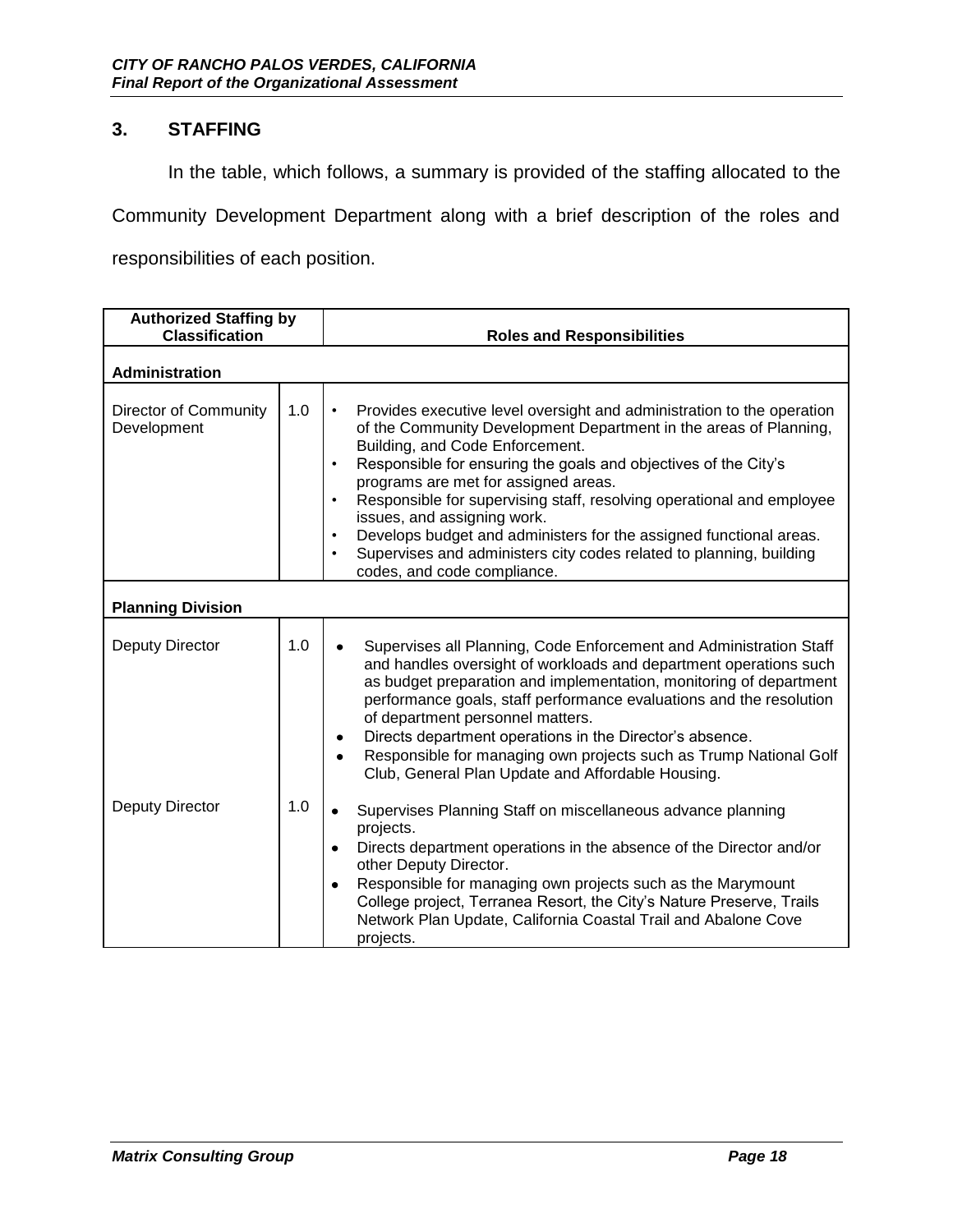## 3. STAFFING

In the table, which follows, a summary is provided of the staffing allocated to the Community Development Department along with a brief description of the roles and responsibilities of each position.

| Authorized Staffing by Classification | | Roles and Responsibilities |
|---|---|---|
| **Administration** | | |
| Director of Community Development | 1.0 | • Provides executive level oversight and administration to the operation of the Community Development Department in the areas of Planning, Building, and Code Enforcement.<br>• Responsible for ensuring the goals and objectives of the City's programs are met for assigned areas.<br>• Responsible for supervising staff, resolving operational and employee issues, and assigning work.<br>• Develops budget and administers for the assigned functional areas.<br>• Supervises and administers city codes related to planning, building codes, and code compliance. |
| **Planning Division** | | |
| Deputy Director | 1.0 | • Supervises all Planning, Code Enforcement and Administration Staff and handles oversight of workloads and department operations such as budget preparation and implementation, monitoring of department performance goals, staff performance evaluations and the resolution of department personnel matters.<br>• Directs department operations in the Director's absence.<br>• Responsible for managing own projects such as Trump National Golf Club, General Plan Update and Affordable Housing. |
| Deputy Director | 1.0 | • Supervises Planning Staff on miscellaneous advance planning projects.<br>• Directs department operations in the absence of the Director and/or other Deputy Director.<br>• Responsible for managing own projects such as the Marymount College project, Terranea Resort, the City's Nature Preserve, Trails Network Plan Update, California Coastal Trail and Abalone Cove projects. |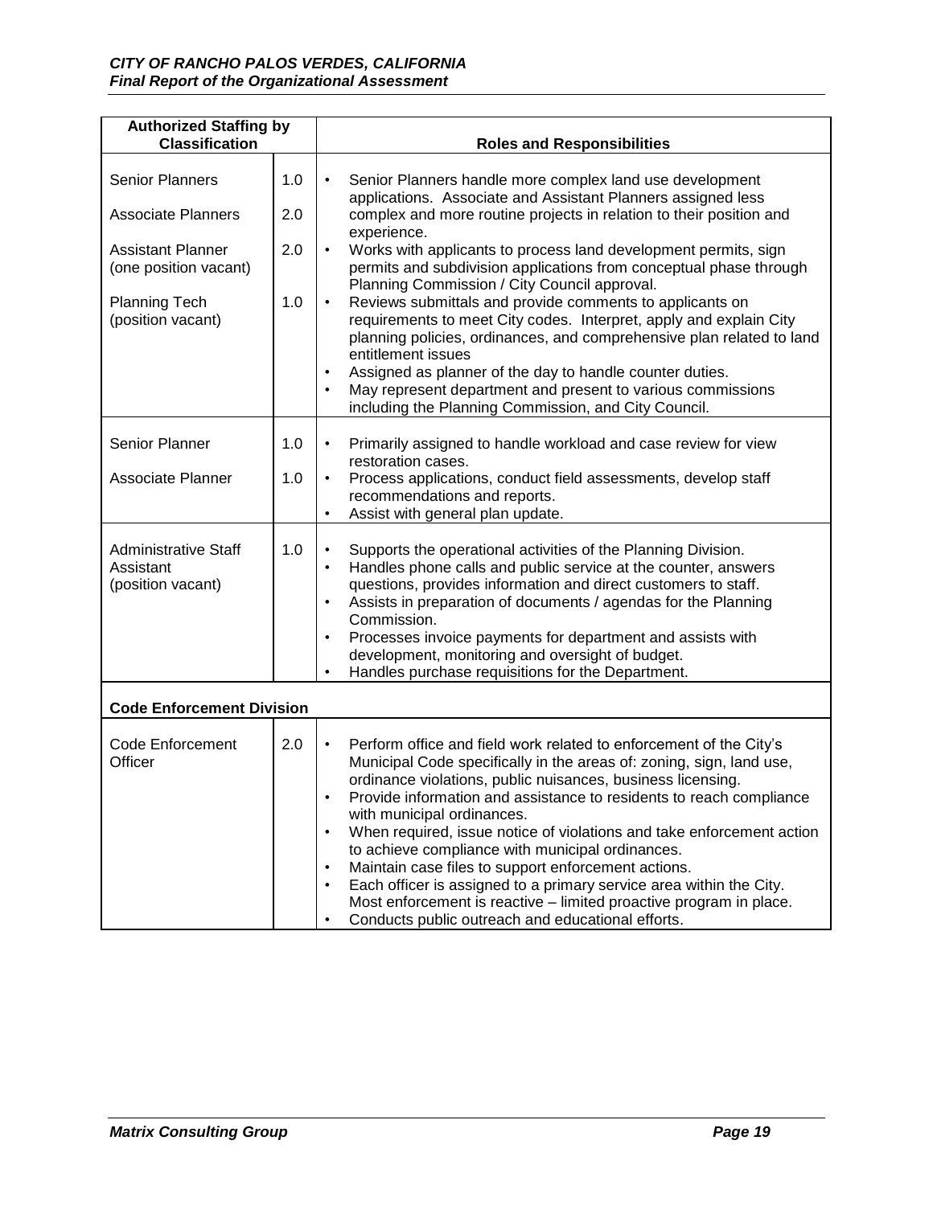| Authorized Staffing by Classification | | Roles and Responsibilities |
|---|---|---|
| Senior Planners<br><br>Associate Planners<br><br>Assistant Planner (one position vacant)<br><br>Planning Tech (position vacant) | 1.0<br><br>2.0<br><br>2.0<br><br>1.0 | • Senior Planners handle more complex land use development applications. Associate and Assistant Planners assigned less complex and more routine projects in relation to their position and experience.<br>• Works with applicants to process land development permits, sign permits and subdivision applications from conceptual phase through Planning Commission / City Council approval.<br>• Reviews submittals and provide comments to applicants on requirements to meet City codes. Interpret, apply and explain City planning policies, ordinances, and comprehensive plan related to land entitlement issues<br>• Assigned as planner of the day to handle counter duties.<br>• May represent department and present to various commissions including the Planning Commission, and City Council. |
| Senior Planner<br><br>Associate Planner | 1.0<br><br>1.0 | • Primarily assigned to handle workload and case review for view restoration cases.<br>• Process applications, conduct field assessments, develop staff recommendations and reports.<br>• Assist with general plan update. |
| Administrative Staff Assistant (position vacant) | 1.0 | • Supports the operational activities of the Planning Division.<br>• Handles phone calls and public service at the counter, answers questions, provides information and direct customers to staff.<br>• Assists in preparation of documents / agendas for the Planning Commission.<br>• Processes invoice payments for department and assists with development, monitoring and oversight of budget.<br>• Handles purchase requisitions for the Department. |
| **Code Enforcement Division** | | |
| Code Enforcement Officer | 2.0 | • Perform office and field work related to enforcement of the City's Municipal Code specifically in the areas of: zoning, sign, land use, ordinance violations, public nuisances, business licensing.<br>• Provide information and assistance to residents to reach compliance with municipal ordinances.<br>• When required, issue notice of violations and take enforcement action to achieve compliance with municipal ordinances.<br>• Maintain case files to support enforcement actions.<br>• Each officer is assigned to a primary service area within the City. Most enforcement is reactive – limited proactive program in place.<br>• Conducts public outreach and educational efforts. |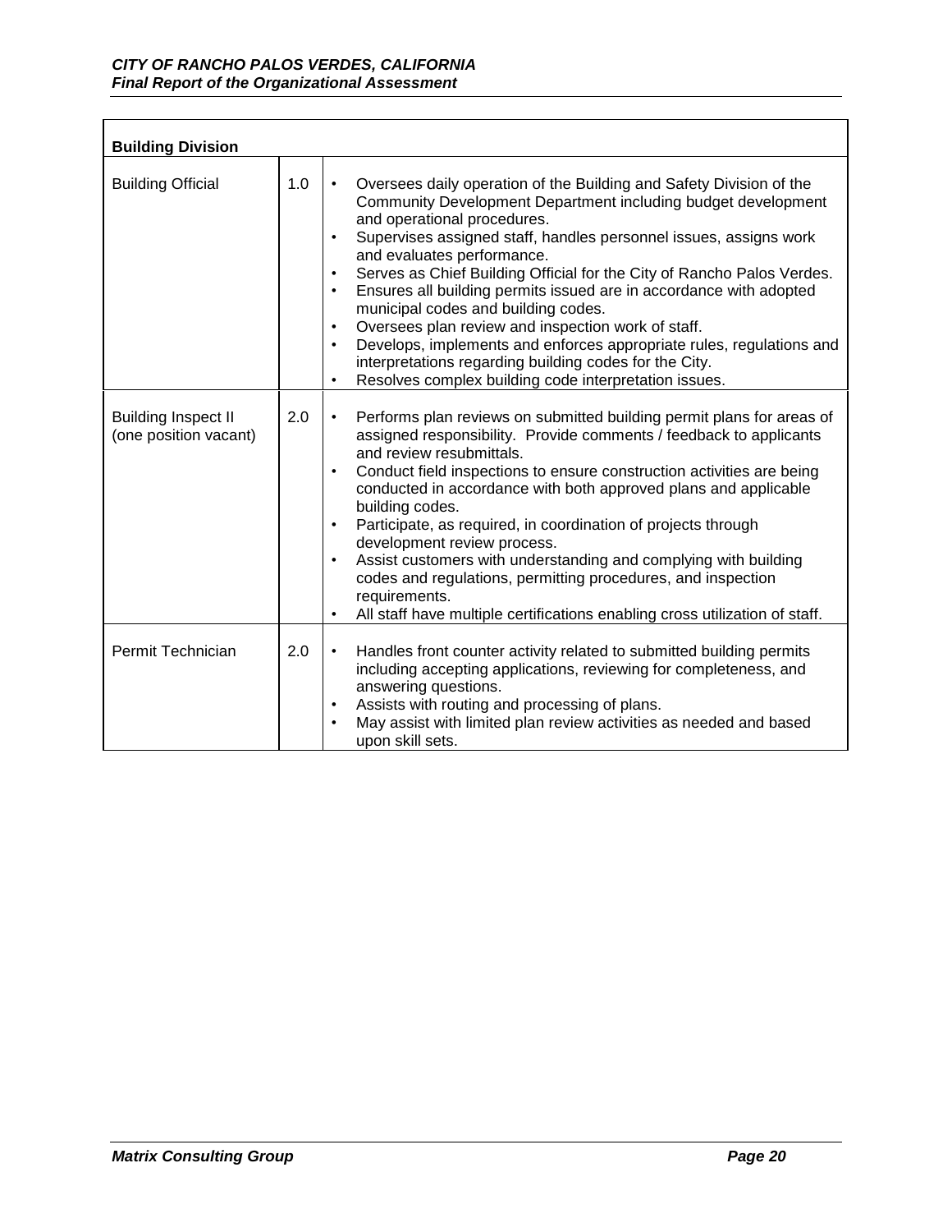| Building Division | | |
|---|---|---|
| Building Official | 1.0 | • Oversees daily operation of the Building and Safety Division of the Community Development Department including budget development and operational procedures.<br>• Supervises assigned staff, handles personnel issues, assigns work and evaluates performance.<br>• Serves as Chief Building Official for the City of Rancho Palos Verdes.<br>• Ensures all building permits issued are in accordance with adopted municipal codes and building codes.<br>• Oversees plan review and inspection work of staff.<br>• Develops, implements and enforces appropriate rules, regulations and interpretations regarding building codes for the City.<br>• Resolves complex building code interpretation issues. |
| Building Inspect II (one position vacant) | 2.0 | • Performs plan reviews on submitted building permit plans for areas of assigned responsibility. Provide comments / feedback to applicants and review resubmittals.<br>• Conduct field inspections to ensure construction activities are being conducted in accordance with both approved plans and applicable building codes.<br>• Participate, as required, in coordination of projects through development review process.<br>• Assist customers with understanding and complying with building codes and regulations, permitting procedures, and inspection requirements.<br>• All staff have multiple certifications enabling cross utilization of staff. |
| Permit Technician | 2.0 | • Handles front counter activity related to submitted building permits including accepting applications, reviewing for completeness, and answering questions.<br>• Assists with routing and processing of plans.<br>• May assist with limited plan review activities as needed and based upon skill sets. |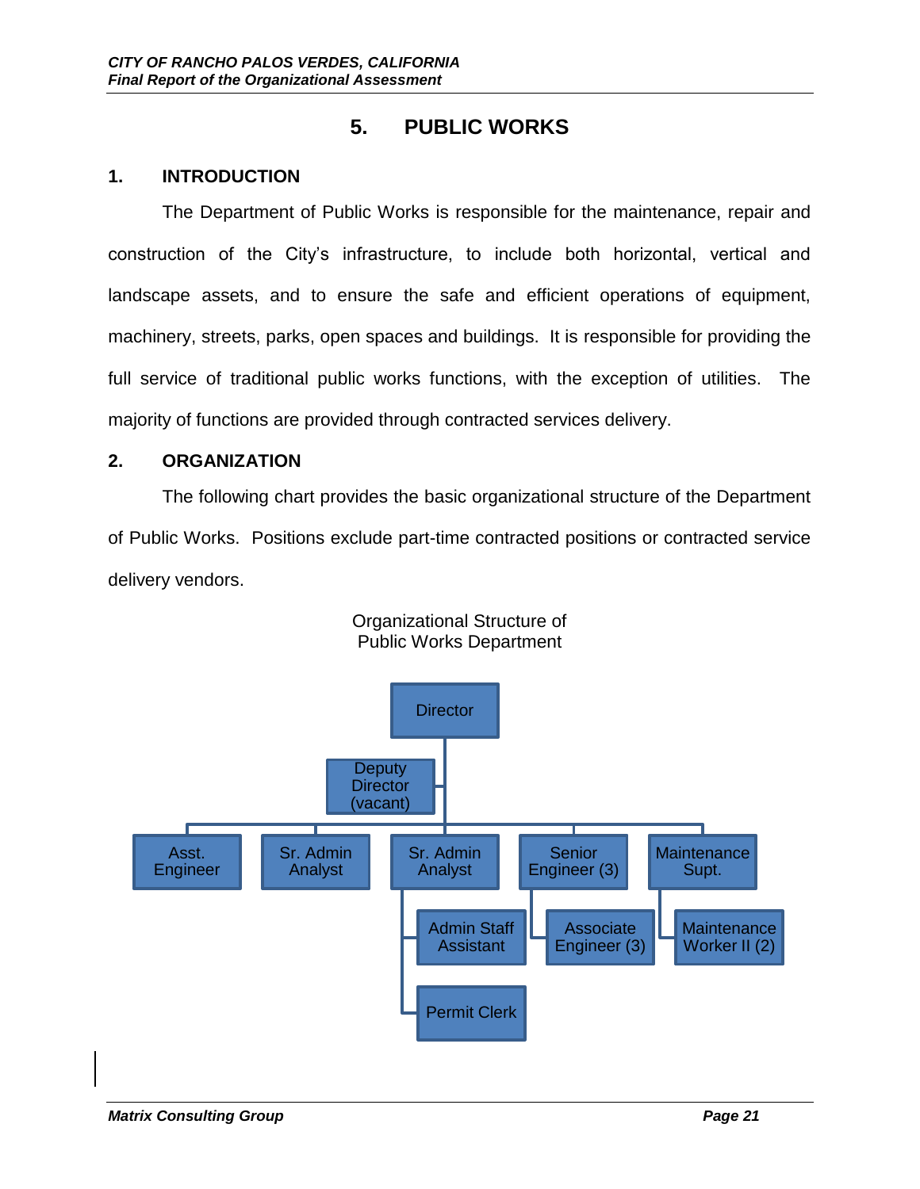# 5. PUBLIC WORKS

## 1. INTRODUCTION

The Department of Public Works is responsible for the maintenance, repair and construction of the City's infrastructure, to include both horizontal, vertical and landscape assets, and to ensure the safe and efficient operations of equipment, machinery, streets, parks, open spaces and buildings. It is responsible for providing the full service of traditional public works functions, with the exception of utilities. The majority of functions are provided through contracted services delivery.

## 2. ORGANIZATION

The following chart provides the basic organizational structure of the Department of Public Works. Positions exclude part-time contracted positions or contracted service delivery vendors.

Organizational Structure of Public Works Department

- Director
  - Deputy Director (vacant)
  - Asst. Engineer
  - Sr. Admin Analyst
  - Sr. Admin Analyst
    - Admin Staff Assistant
    - Permit Clerk
  - Senior Engineer (3)
    - Associate Engineer (3)
  - Maintenance Supt.
    - Maintenance Worker II (2)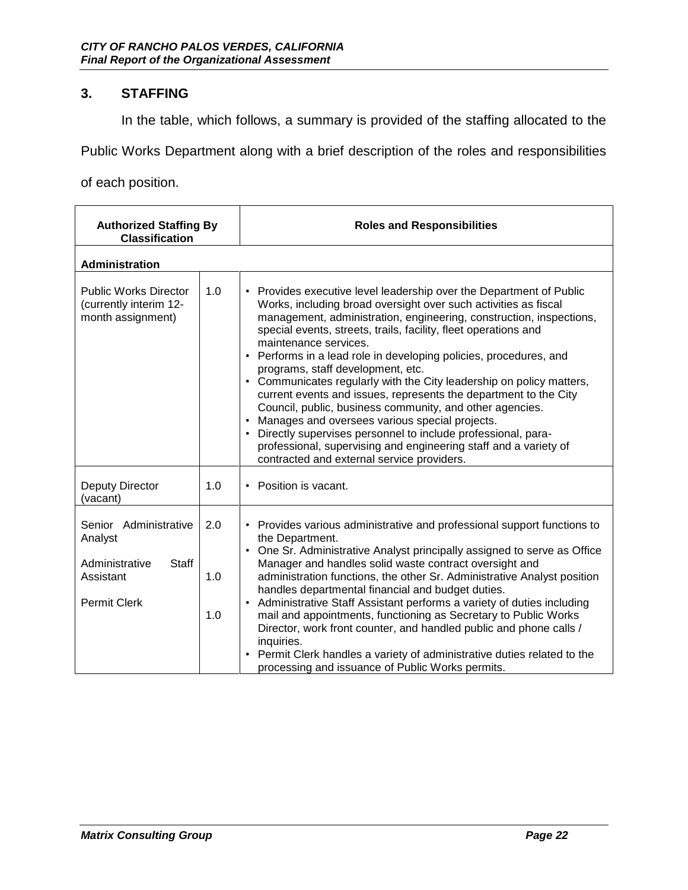## 3. STAFFING

In the table, which follows, a summary is provided of the staffing allocated to the Public Works Department along with a brief description of the roles and responsibilities of each position.

| Authorized Staffing By Classification | | Roles and Responsibilities |
|---|---|---|
| **Administration** | | |
| Public Works Director (currently interim 12-month assignment) | 1.0 | • Provides executive level leadership over the Department of Public Works, including broad oversight over such activities as fiscal management, administration, engineering, construction, inspections, special events, streets, trails, facility, fleet operations and maintenance services.<br>• Performs in a lead role in developing policies, procedures, and programs, staff development, etc.<br>• Communicates regularly with the City leadership on policy matters, current events and issues, represents the department to the City Council, public, business community, and other agencies.<br>• Manages and oversees various special projects.<br>• Directly supervises personnel to include professional, para-professional, supervising and engineering staff and a variety of contracted and external service providers. |
| Deputy Director (vacant) | 1.0 | • Position is vacant. |
| Senior Administrative Analyst<br><br>Administrative Staff Assistant<br><br>Permit Clerk | 2.0<br><br>1.0<br><br>1.0 | • Provides various administrative and professional support functions to the Department.<br>• One Sr. Administrative Analyst principally assigned to serve as Office Manager and handles solid waste contract oversight and administration functions, the other Sr. Administrative Analyst position handles departmental financial and budget duties.<br>• Administrative Staff Assistant performs a variety of duties including mail and appointments, functioning as Secretary to Public Works Director, work front counter, and handled public and phone calls / inquiries.<br>• Permit Clerk handles a variety of administrative duties related to the processing and issuance of Public Works permits. |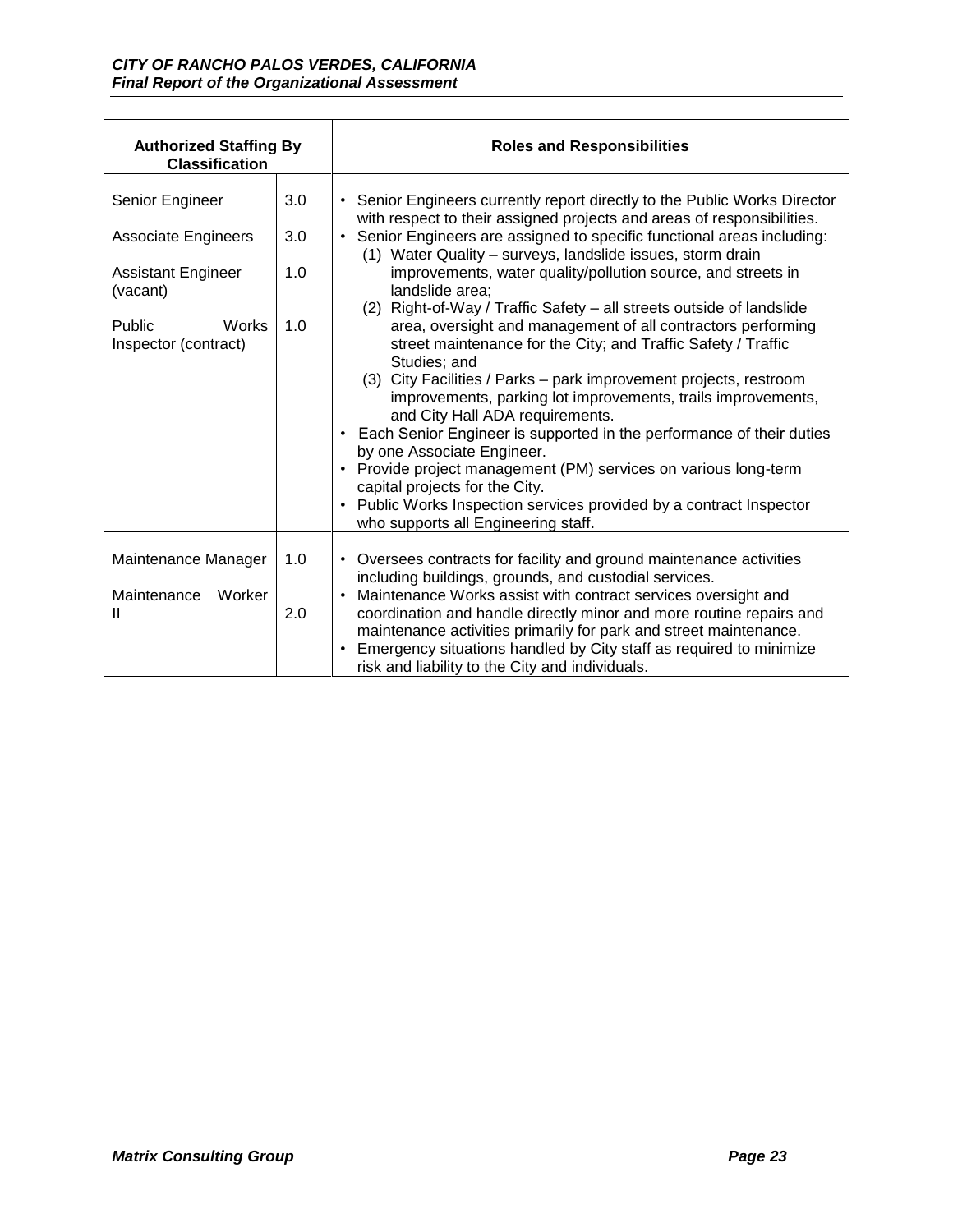| Authorized Staffing By Classification | | Roles and Responsibilities |
|---|---|---|
| Senior Engineer<br><br>Associate Engineers<br><br>Assistant Engineer (vacant)<br><br>Public Works Inspector (contract) | 3.0<br><br>3.0<br><br>1.0<br><br>1.0 | • Senior Engineers currently report directly to the Public Works Director with respect to their assigned projects and areas of responsibilities.<br>• Senior Engineers are assigned to specific functional areas including:<br>(1) Water Quality – surveys, landslide issues, storm drain improvements, water quality/pollution source, and streets in landslide area;<br>(2) Right-of-Way / Traffic Safety – all streets outside of landslide area, oversight and management of all contractors performing street maintenance for the City; and Traffic Safety / Traffic Studies; and<br>(3) City Facilities / Parks – park improvement projects, restroom improvements, parking lot improvements, trails improvements, and City Hall ADA requirements.<br>• Each Senior Engineer is supported in the performance of their duties by one Associate Engineer.<br>• Provide project management (PM) services on various long-term capital projects for the City.<br>• Public Works Inspection services provided by a contract Inspector who supports all Engineering staff. |
| Maintenance Manager<br><br>Maintenance Worker II | 1.0<br><br>2.0 | • Oversees contracts for facility and ground maintenance activities including buildings, grounds, and custodial services.<br>• Maintenance Works assist with contract services oversight and coordination and handle directly minor and more routine repairs and maintenance activities primarily for park and street maintenance.<br>• Emergency situations handled by City staff as required to minimize risk and liability to the City and individuals. |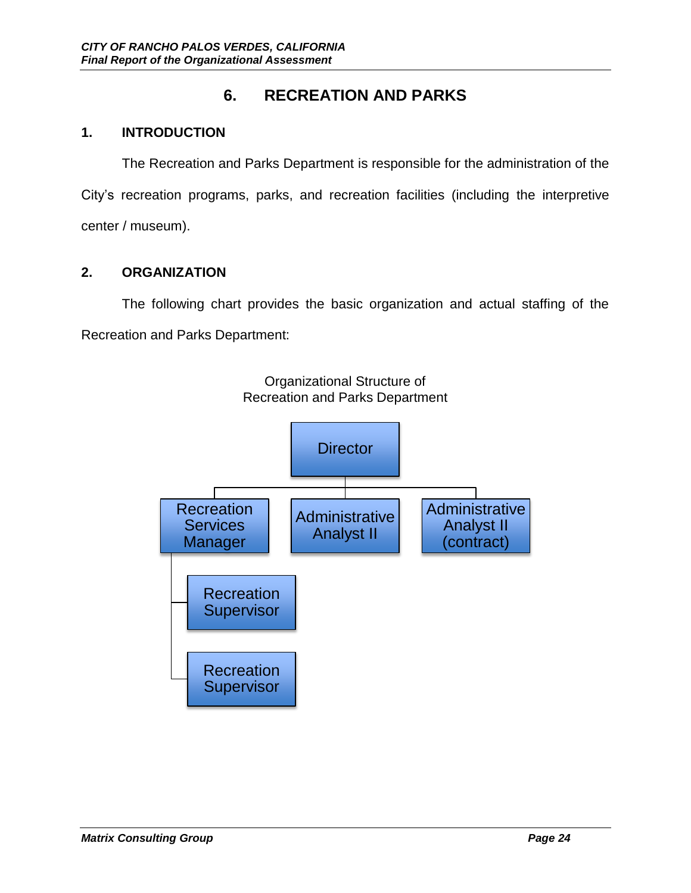# 6. RECREATION AND PARKS

## 1. INTRODUCTION

The Recreation and Parks Department is responsible for the administration of the City's recreation programs, parks, and recreation facilities (including the interpretive center / museum).

## 2. ORGANIZATION

The following chart provides the basic organization and actual staffing of the Recreation and Parks Department:

Organizational Structure of Recreation and Parks Department

- Director
  - Recreation Services Manager
    - Recreation Supervisor
    - Recreation Supervisor
  - Administrative Analyst II
  - Administrative Analyst II (contract)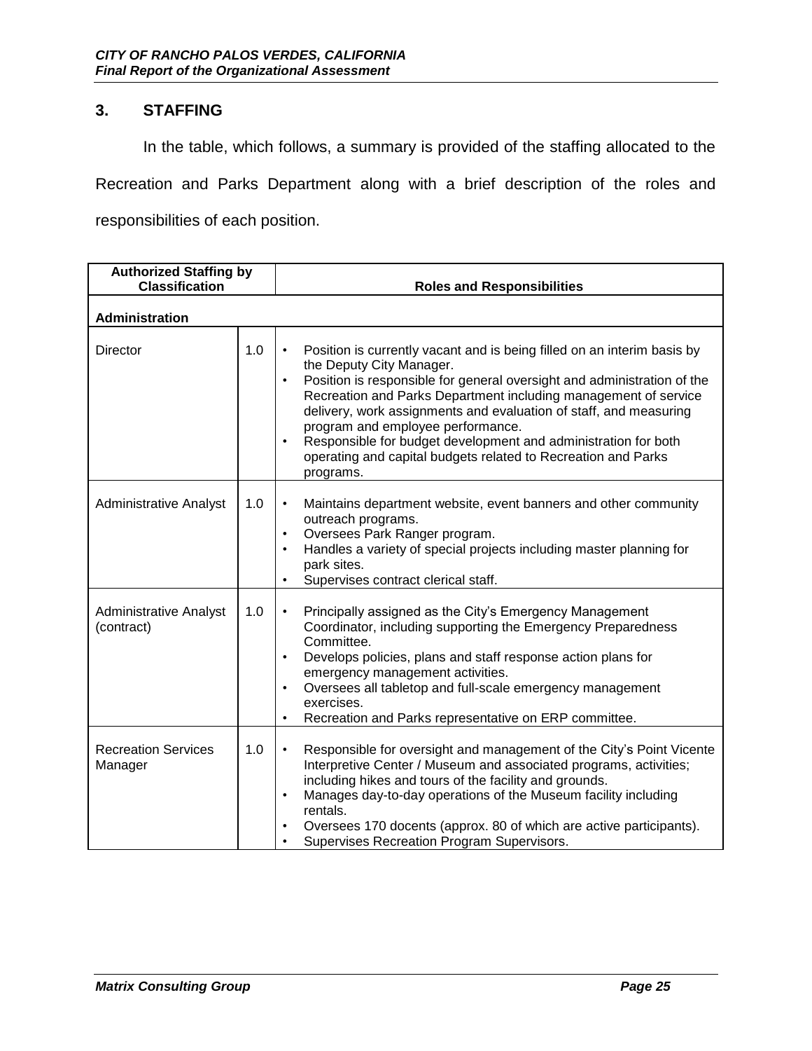## 3. STAFFING

In the table, which follows, a summary is provided of the staffing allocated to the Recreation and Parks Department along with a brief description of the roles and responsibilities of each position.

| Authorized Staffing by Classification | | Roles and Responsibilities |
|---|---|---|
| **Administration** | | |
| Director | 1.0 | • Position is currently vacant and is being filled on an interim basis by the Deputy City Manager.<br>• Position is responsible for general oversight and administration of the Recreation and Parks Department including management of service delivery, work assignments and evaluation of staff, and measuring program and employee performance.<br>• Responsible for budget development and administration for both operating and capital budgets related to Recreation and Parks programs. |
| Administrative Analyst | 1.0 | • Maintains department website, event banners and other community outreach programs.<br>• Oversees Park Ranger program.<br>• Handles a variety of special projects including master planning for park sites.<br>• Supervises contract clerical staff. |
| Administrative Analyst (contract) | 1.0 | • Principally assigned as the City's Emergency Management Coordinator, including supporting the Emergency Preparedness Committee.<br>• Develops policies, plans and staff response action plans for emergency management activities.<br>• Oversees all tabletop and full-scale emergency management exercises.<br>• Recreation and Parks representative on ERP committee. |
| Recreation Services Manager | 1.0 | • Responsible for oversight and management of the City's Point Vicente Interpretive Center / Museum and associated programs, activities; including hikes and tours of the facility and grounds.<br>• Manages day-to-day operations of the Museum facility including rentals.<br>• Oversees 170 docents (approx. 80 of which are active participants).<br>• Supervises Recreation Program Supervisors. |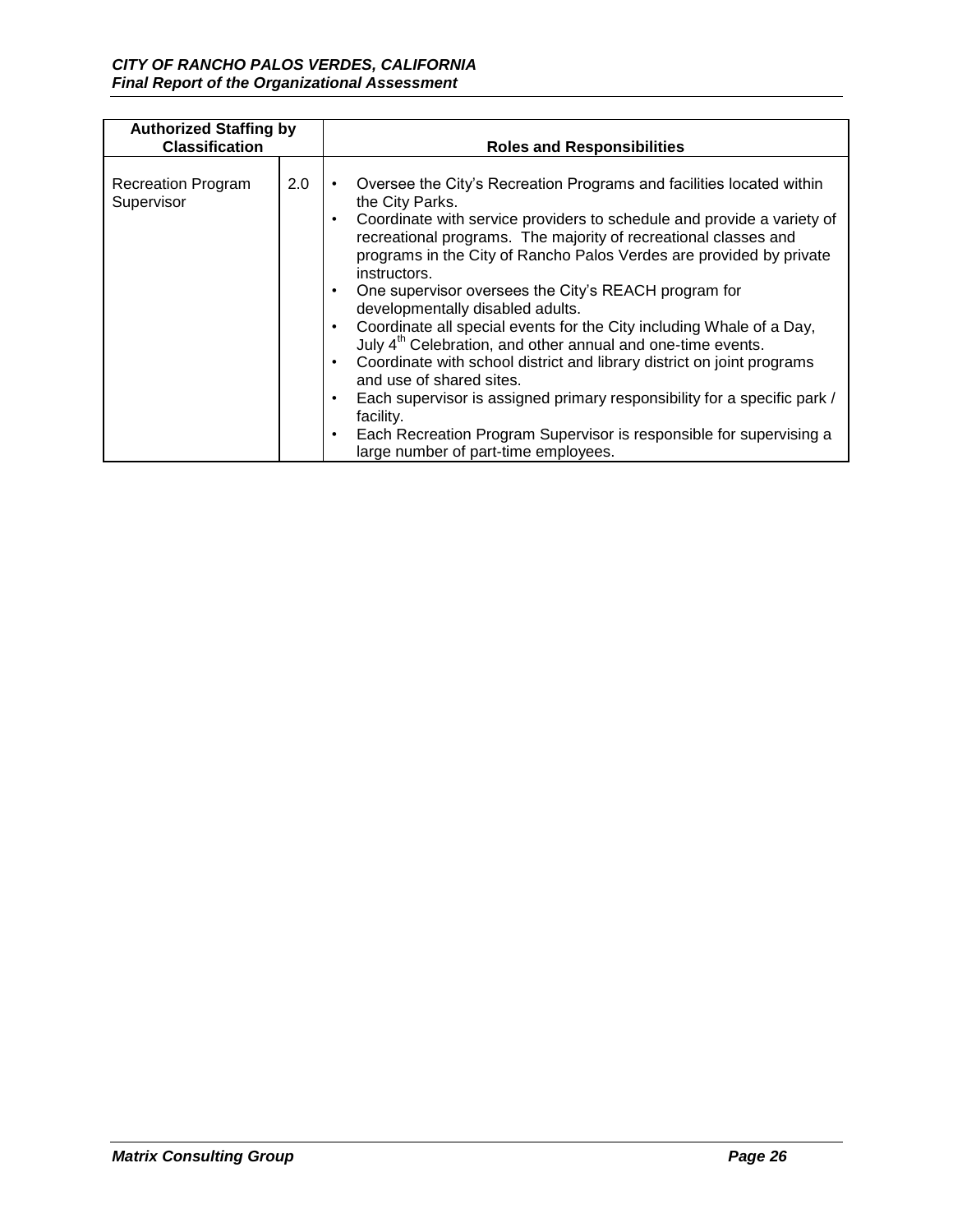| Authorized Staffing by Classification | | Roles and Responsibilities |
|---|---|---|
| Recreation Program Supervisor | 2.0 | • Oversee the City's Recreation Programs and facilities located within the City Parks.<br>• Coordinate with service providers to schedule and provide a variety of recreational programs. The majority of recreational classes and programs in the City of Rancho Palos Verdes are provided by private instructors.<br>• One supervisor oversees the City's REACH program for developmentally disabled adults.<br>• Coordinate all special events for the City including Whale of a Day, July 4th Celebration, and other annual and one-time events.<br>• Coordinate with school district and library district on joint programs and use of shared sites.<br>• Each supervisor is assigned primary responsibility for a specific park / facility.<br>• Each Recreation Program Supervisor is responsible for supervising a large number of part-time employees. |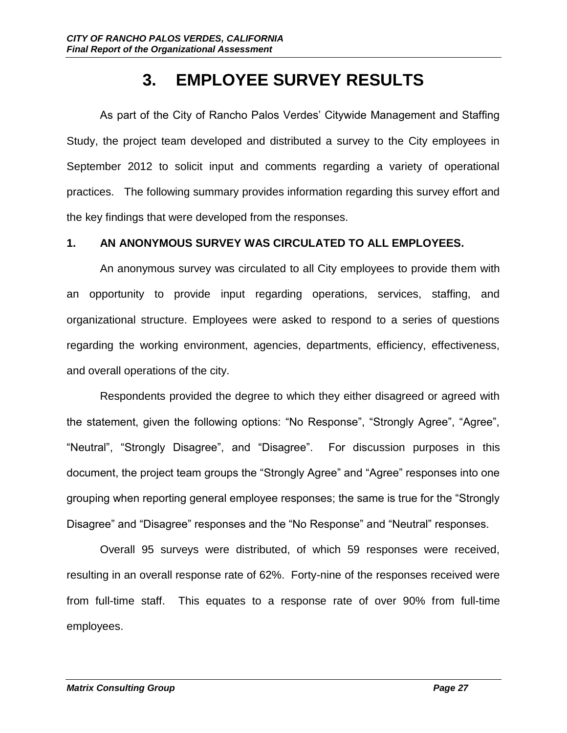# 3. EMPLOYEE SURVEY RESULTS

As part of the City of Rancho Palos Verdes' Citywide Management and Staffing Study, the project team developed and distributed a survey to the City employees in September 2012 to solicit input and comments regarding a variety of operational practices. The following summary provides information regarding this survey effort and the key findings that were developed from the responses.

## 1. AN ANONYMOUS SURVEY WAS CIRCULATED TO ALL EMPLOYEES.

An anonymous survey was circulated to all City employees to provide them with an opportunity to provide input regarding operations, services, staffing, and organizational structure. Employees were asked to respond to a series of questions regarding the working environment, agencies, departments, efficiency, effectiveness, and overall operations of the city.

Respondents provided the degree to which they either disagreed or agreed with the statement, given the following options: "No Response", "Strongly Agree", "Agree", "Neutral", "Strongly Disagree", and "Disagree". For discussion purposes in this document, the project team groups the "Strongly Agree" and "Agree" responses into one grouping when reporting general employee responses; the same is true for the "Strongly Disagree" and "Disagree" responses and the "No Response" and "Neutral" responses.

Overall 95 surveys were distributed, of which 59 responses were received, resulting in an overall response rate of 62%. Forty-nine of the responses received were from full-time staff. This equates to a response rate of over 90% from full-time employees.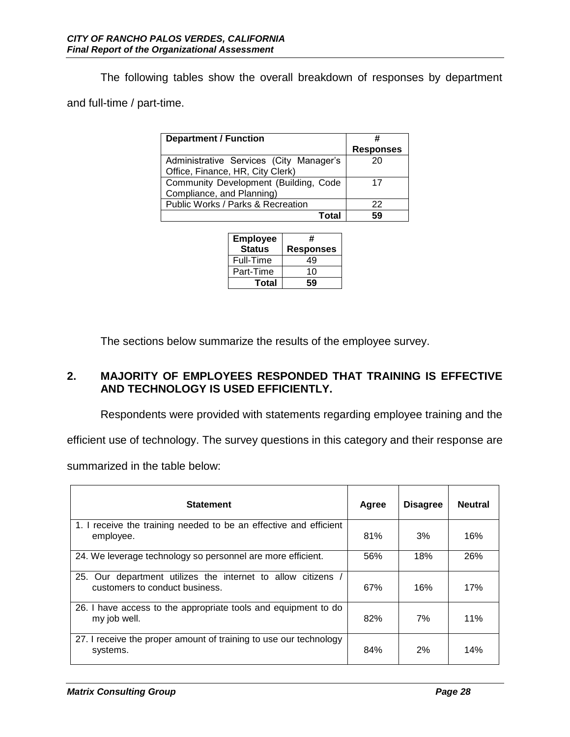The following tables show the overall breakdown of responses by department and full-time / part-time.

| Department / Function | # Responses |
|---|---|
| Administrative Services (City Manager's Office, Finance, HR, City Clerk) | 20 |
| Community Development (Building, Code Compliance, and Planning) | 17 |
| Public Works / Parks & Recreation | 22 |
| **Total** | **59** |

| Employee Status | # Responses |
|---|---|
| Full-Time | 49 |
| Part-Time | 10 |
| **Total** | **59** |

The sections below summarize the results of the employee survey.

## 2. MAJORITY OF EMPLOYEES RESPONDED THAT TRAINING IS EFFECTIVE AND TECHNOLOGY IS USED EFFICIENTLY.

Respondents were provided with statements regarding employee training and the efficient use of technology. The survey questions in this category and their response are summarized in the table below:

| Statement | Agree | Disagree | Neutral |
|---|---|---|---|
| 1. I receive the training needed to be an effective and efficient employee. | 81% | 3% | 16% |
| 24. We leverage technology so personnel are more efficient. | 56% | 18% | 26% |
| 25. Our department utilizes the internet to allow citizens / customers to conduct business. | 67% | 16% | 17% |
| 26. I have access to the appropriate tools and equipment to do my job well. | 82% | 7% | 11% |
| 27. I receive the proper amount of training to use our technology systems. | 84% | 2% | 14% |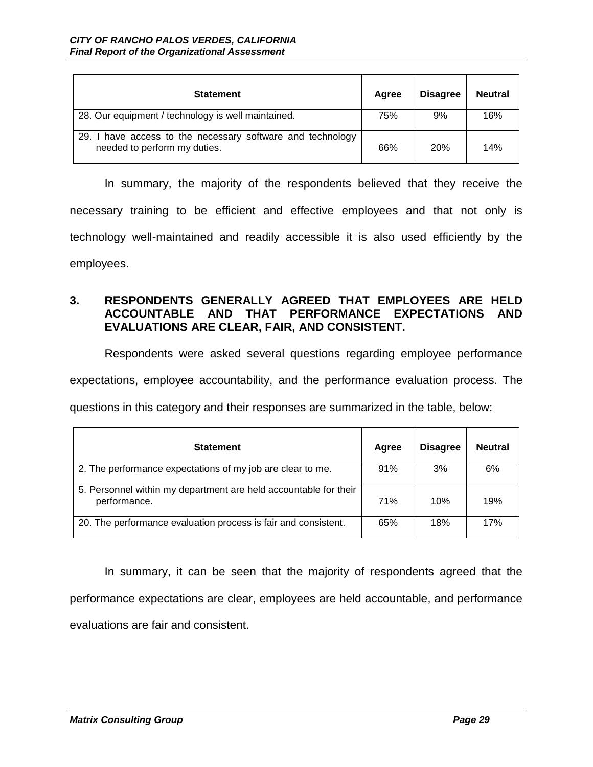| Statement | Agree | Disagree | Neutral |
|---|---|---|---|
| 28. Our equipment / technology is well maintained. | 75% | 9% | 16% |
| 29. I have access to the necessary software and technology needed to perform my duties. | 66% | 20% | 14% |

In summary, the majority of the respondents believed that they receive the necessary training to be efficient and effective employees and that not only is technology well-maintained and readily accessible it is also used efficiently by the employees.

### 3. RESPONDENTS GENERALLY AGREED THAT EMPLOYEES ARE HELD ACCOUNTABLE AND THAT PERFORMANCE EXPECTATIONS AND EVALUATIONS ARE CLEAR, FAIR, AND CONSISTENT.

Respondents were asked several questions regarding employee performance expectations, employee accountability, and the performance evaluation process. The questions in this category and their responses are summarized in the table, below:

| Statement | Agree | Disagree | Neutral |
|---|---|---|---|
| 2. The performance expectations of my job are clear to me. | 91% | 3% | 6% |
| 5. Personnel within my department are held accountable for their performance. | 71% | 10% | 19% |
| 20. The performance evaluation process is fair and consistent. | 65% | 18% | 17% |

In summary, it can be seen that the majority of respondents agreed that the performance expectations are clear, employees are held accountable, and performance evaluations are fair and consistent.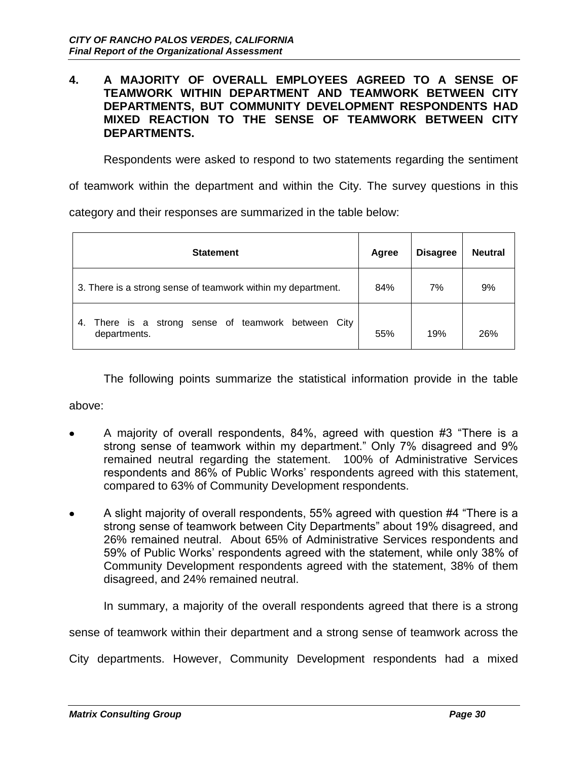## 4. A MAJORITY OF OVERALL EMPLOYEES AGREED TO A SENSE OF TEAMWORK WITHIN DEPARTMENT AND TEAMWORK BETWEEN CITY DEPARTMENTS, BUT COMMUNITY DEVELOPMENT RESPONDENTS HAD MIXED REACTION TO THE SENSE OF TEAMWORK BETWEEN CITY DEPARTMENTS.

Respondents were asked to respond to two statements regarding the sentiment of teamwork within the department and within the City. The survey questions in this category and their responses are summarized in the table below:

| Statement | Agree | Disagree | Neutral |
|---|---|---|---|
| 3. There is a strong sense of teamwork within my department. | 84% | 7% | 9% |
| 4. There is a strong sense of teamwork between City departments. | 55% | 19% | 26% |

The following points summarize the statistical information provide in the table above:

- A majority of overall respondents, 84%, agreed with question #3 "There is a strong sense of teamwork within my department." Only 7% disagreed and 9% remained neutral regarding the statement. 100% of Administrative Services respondents and 86% of Public Works' respondents agreed with this statement, compared to 63% of Community Development respondents.
- A slight majority of overall respondents, 55% agreed with question #4 "There is a strong sense of teamwork between City Departments" about 19% disagreed, and 26% remained neutral. About 65% of Administrative Services respondents and 59% of Public Works' respondents agreed with the statement, while only 38% of Community Development respondents agreed with the statement, 38% of them disagreed, and 24% remained neutral.

In summary, a majority of the overall respondents agreed that there is a strong sense of teamwork within their department and a strong sense of teamwork across the City departments. However, Community Development respondents had a mixed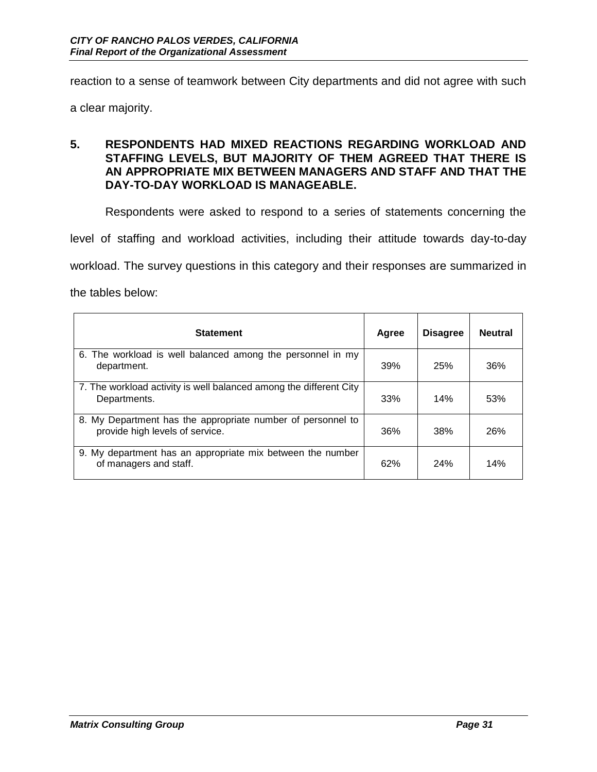reaction to a sense of teamwork between City departments and did not agree with such a clear majority.

### 5. RESPONDENTS HAD MIXED REACTIONS REGARDING WORKLOAD AND STAFFING LEVELS, BUT MAJORITY OF THEM AGREED THAT THERE IS AN APPROPRIATE MIX BETWEEN MANAGERS AND STAFF AND THAT THE DAY-TO-DAY WORKLOAD IS MANAGEABLE.

Respondents were asked to respond to a series of statements concerning the level of staffing and workload activities, including their attitude towards day-to-day workload. The survey questions in this category and their responses are summarized in the tables below:

| Statement | Agree | Disagree | Neutral |
|---|---|---|---|
| 6. The workload is well balanced among the personnel in my department. | 39% | 25% | 36% |
| 7. The workload activity is well balanced among the different City Departments. | 33% | 14% | 53% |
| 8. My Department has the appropriate number of personnel to provide high levels of service. | 36% | 38% | 26% |
| 9. My department has an appropriate mix between the number of managers and staff. | 62% | 24% | 14% |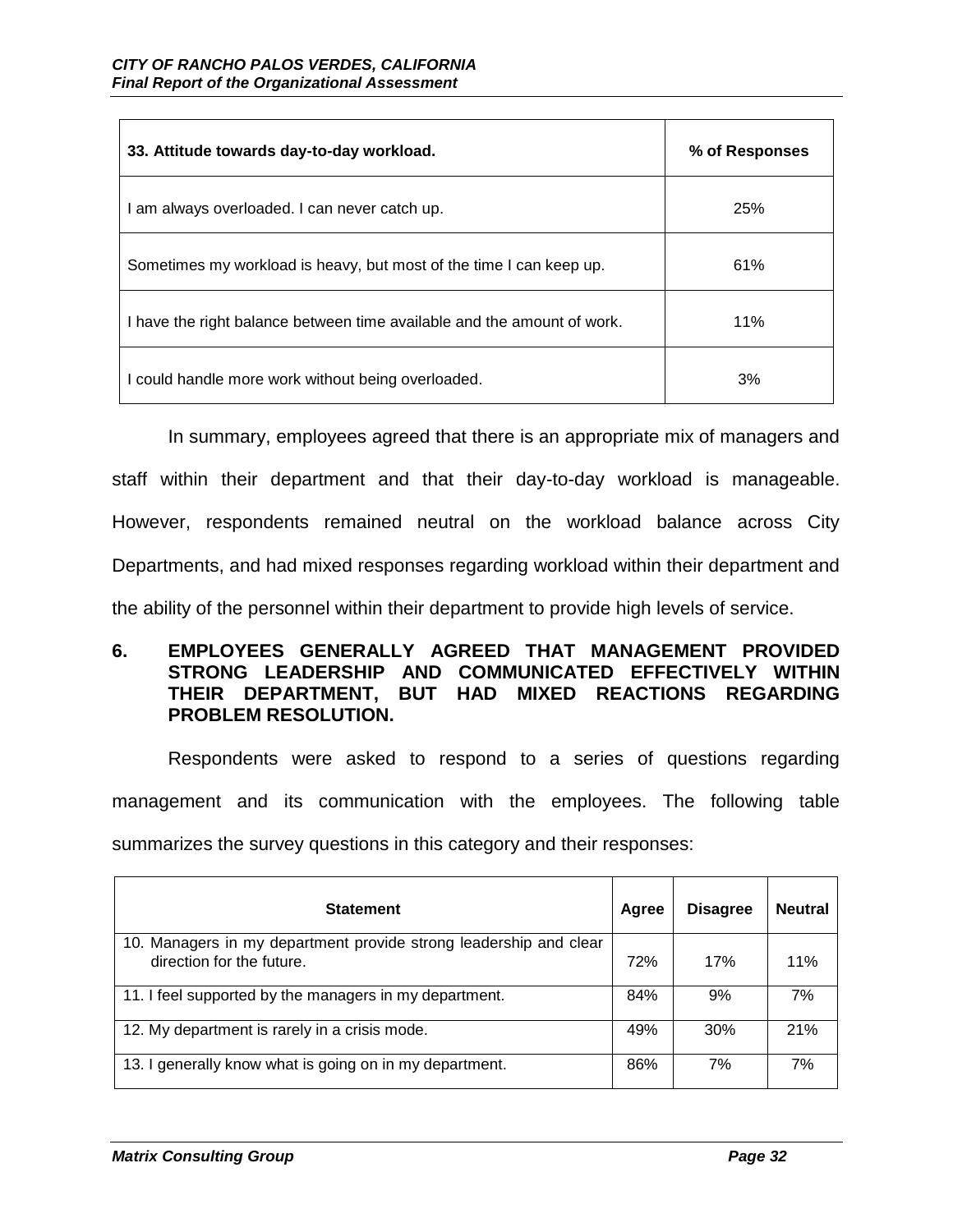| 33. Attitude towards day-to-day workload. | % of Responses |
|---|---|
| I am always overloaded. I can never catch up. | 25% |
| Sometimes my workload is heavy, but most of the time I can keep up. | 61% |
| I have the right balance between time available and the amount of work. | 11% |
| I could handle more work without being overloaded. | 3% |

In summary, employees agreed that there is an appropriate mix of managers and staff within their department and that their day-to-day workload is manageable. However, respondents remained neutral on the workload balance across City Departments, and had mixed responses regarding workload within their department and the ability of the personnel within their department to provide high levels of service.

### 6. EMPLOYEES GENERALLY AGREED THAT MANAGEMENT PROVIDED STRONG LEADERSHIP AND COMMUNICATED EFFECTIVELY WITHIN THEIR DEPARTMENT, BUT HAD MIXED REACTIONS REGARDING PROBLEM RESOLUTION.

Respondents were asked to respond to a series of questions regarding management and its communication with the employees. The following table summarizes the survey questions in this category and their responses:

| Statement | Agree | Disagree | Neutral |
|---|---|---|---|
| 10. Managers in my department provide strong leadership and clear direction for the future. | 72% | 17% | 11% |
| 11. I feel supported by the managers in my department. | 84% | 9% | 7% |
| 12. My department is rarely in a crisis mode. | 49% | 30% | 21% |
| 13. I generally know what is going on in my department. | 86% | 7% | 7% |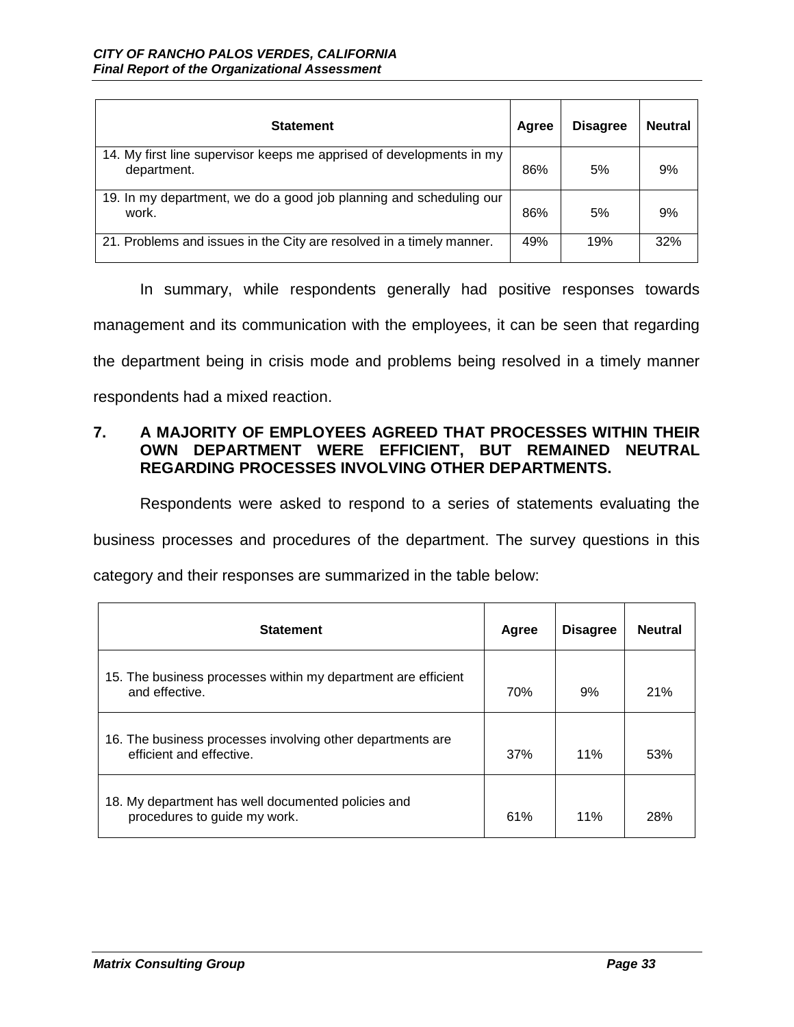| Statement | Agree | Disagree | Neutral |
|---|---|---|---|
| 14. My first line supervisor keeps me apprised of developments in my department. | 86% | 5% | 9% |
| 19. In my department, we do a good job planning and scheduling our work. | 86% | 5% | 9% |
| 21. Problems and issues in the City are resolved in a timely manner. | 49% | 19% | 32% |

In summary, while respondents generally had positive responses towards management and its communication with the employees, it can be seen that regarding the department being in crisis mode and problems being resolved in a timely manner respondents had a mixed reaction.

## 7. A MAJORITY OF EMPLOYEES AGREED THAT PROCESSES WITHIN THEIR OWN DEPARTMENT WERE EFFICIENT, BUT REMAINED NEUTRAL REGARDING PROCESSES INVOLVING OTHER DEPARTMENTS.

Respondents were asked to respond to a series of statements evaluating the business processes and procedures of the department. The survey questions in this category and their responses are summarized in the table below:

| Statement | Agree | Disagree | Neutral |
|---|---|---|---|
| 15. The business processes within my department are efficient and effective. | 70% | 9% | 21% |
| 16. The business processes involving other departments are efficient and effective. | 37% | 11% | 53% |
| 18. My department has well documented policies and procedures to guide my work. | 61% | 11% | 28% |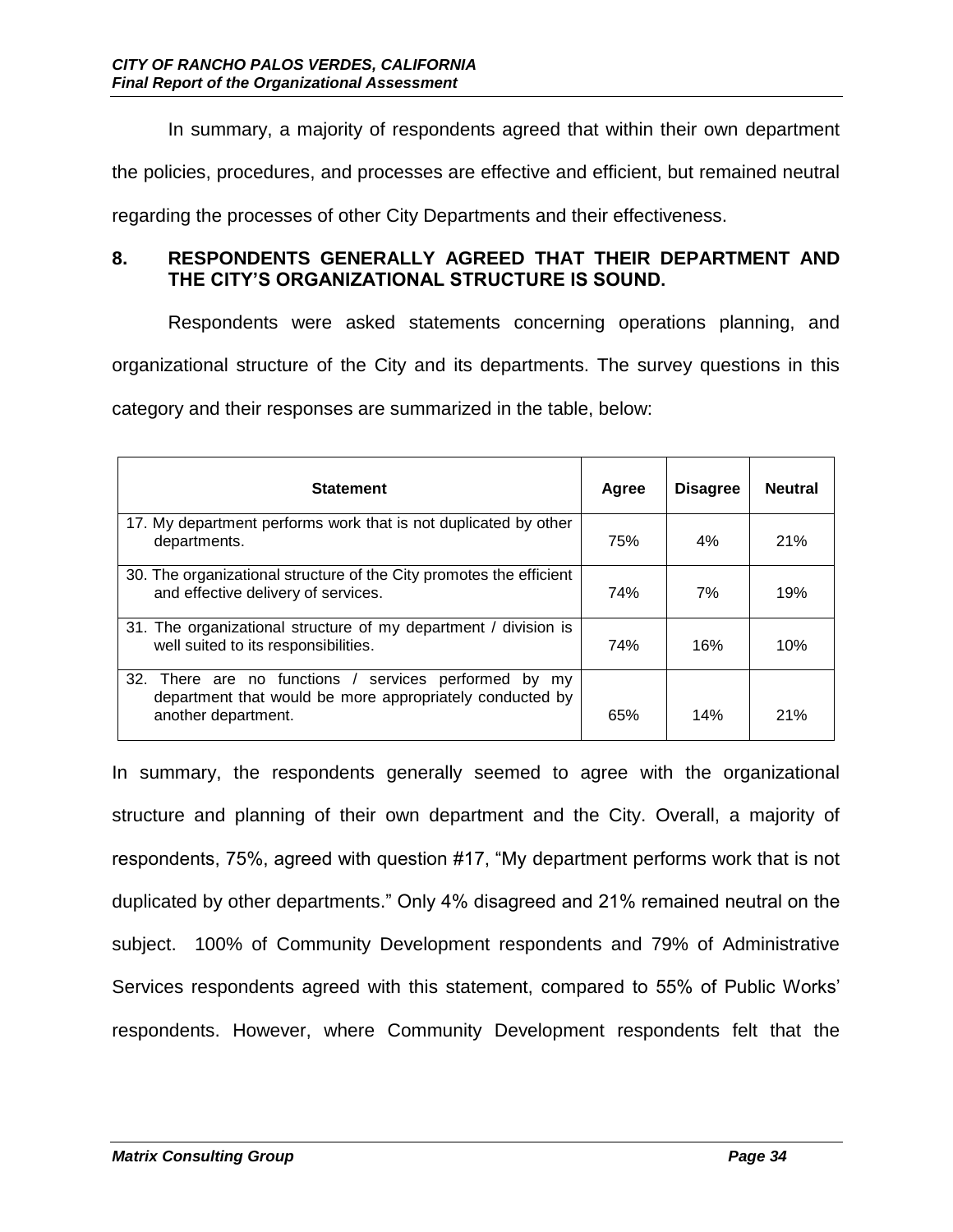In summary, a majority of respondents agreed that within their own department the policies, procedures, and processes are effective and efficient, but remained neutral regarding the processes of other City Departments and their effectiveness.

## 8. RESPONDENTS GENERALLY AGREED THAT THEIR DEPARTMENT AND THE CITY'S ORGANIZATIONAL STRUCTURE IS SOUND.

Respondents were asked statements concerning operations planning, and organizational structure of the City and its departments. The survey questions in this category and their responses are summarized in the table, below:

| Statement | Agree | Disagree | Neutral |
|---|---|---|---|
| 17. My department performs work that is not duplicated by other departments. | 75% | 4% | 21% |
| 30. The organizational structure of the City promotes the efficient and effective delivery of services. | 74% | 7% | 19% |
| 31. The organizational structure of my department / division is well suited to its responsibilities. | 74% | 16% | 10% |
| 32. There are no functions / services performed by my department that would be more appropriately conducted by another department. | 65% | 14% | 21% |

In summary, the respondents generally seemed to agree with the organizational structure and planning of their own department and the City. Overall, a majority of respondents, 75%, agreed with question #17, "My department performs work that is not duplicated by other departments." Only 4% disagreed and 21% remained neutral on the subject. 100% of Community Development respondents and 79% of Administrative Services respondents agreed with this statement, compared to 55% of Public Works' respondents. However, where Community Development respondents felt that the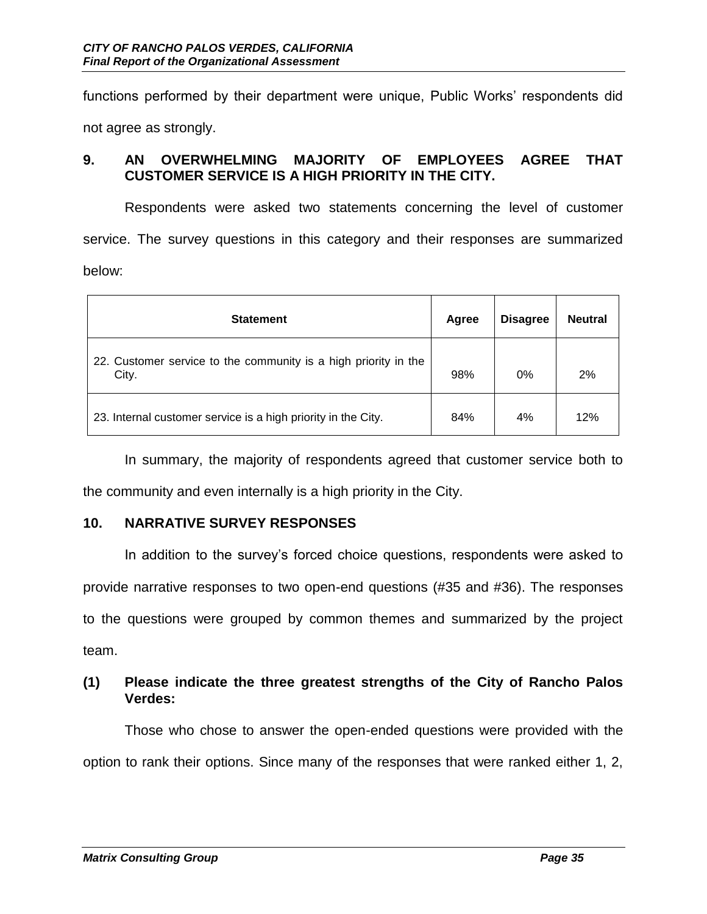functions performed by their department were unique, Public Works' respondents did not agree as strongly.

## 9. AN OVERWHELMING MAJORITY OF EMPLOYEES AGREE THAT CUSTOMER SERVICE IS A HIGH PRIORITY IN THE CITY.

Respondents were asked two statements concerning the level of customer service. The survey questions in this category and their responses are summarized below:

| Statement | Agree | Disagree | Neutral |
|---|---|---|---|
| 22. Customer service to the community is a high priority in the City. | 98% | 0% | 2% |
| 23. Internal customer service is a high priority in the City. | 84% | 4% | 12% |

In summary, the majority of respondents agreed that customer service both to the community and even internally is a high priority in the City.

## 10. NARRATIVE SURVEY RESPONSES

In addition to the survey's forced choice questions, respondents were asked to provide narrative responses to two open-end questions (#35 and #36). The responses to the questions were grouped by common themes and summarized by the project team.

### (1) Please indicate the three greatest strengths of the City of Rancho Palos Verdes:

Those who chose to answer the open-ended questions were provided with the option to rank their options. Since many of the responses that were ranked either 1, 2,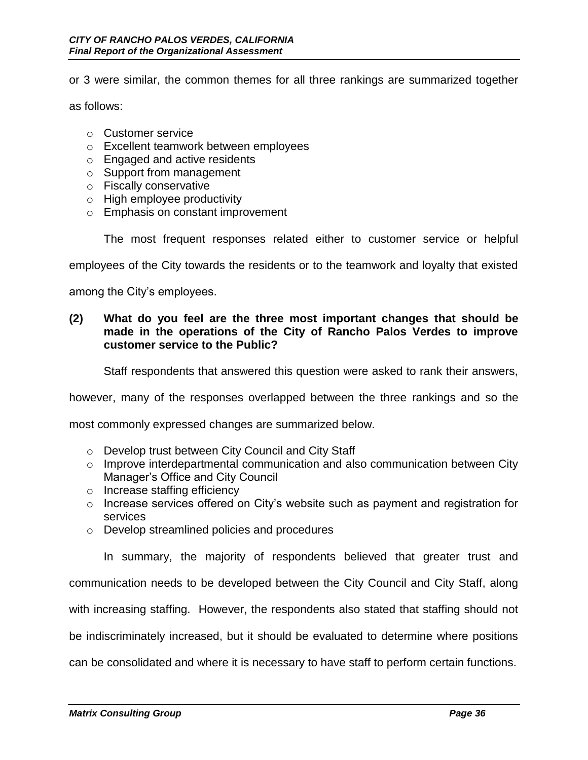or 3 were similar, the common themes for all three rankings are summarized together as follows:

- Customer service
- Excellent teamwork between employees
- Engaged and active residents
- Support from management
- Fiscally conservative
- High employee productivity
- Emphasis on constant improvement

The most frequent responses related either to customer service or helpful employees of the City towards the residents or to the teamwork and loyalty that existed among the City's employees.

**(2) What do you feel are the three most important changes that should be made in the operations of the City of Rancho Palos Verdes to improve customer service to the Public?**

Staff respondents that answered this question were asked to rank their answers, however, many of the responses overlapped between the three rankings and so the most commonly expressed changes are summarized below.

- Develop trust between City Council and City Staff
- Improve interdepartmental communication and also communication between City Manager's Office and City Council
- Increase staffing efficiency
- Increase services offered on City's website such as payment and registration for services
- Develop streamlined policies and procedures

In summary, the majority of respondents believed that greater trust and communication needs to be developed between the City Council and City Staff, along with increasing staffing. However, the respondents also stated that staffing should not be indiscriminately increased, but it should be evaluated to determine where positions can be consolidated and where it is necessary to have staff to perform certain functions.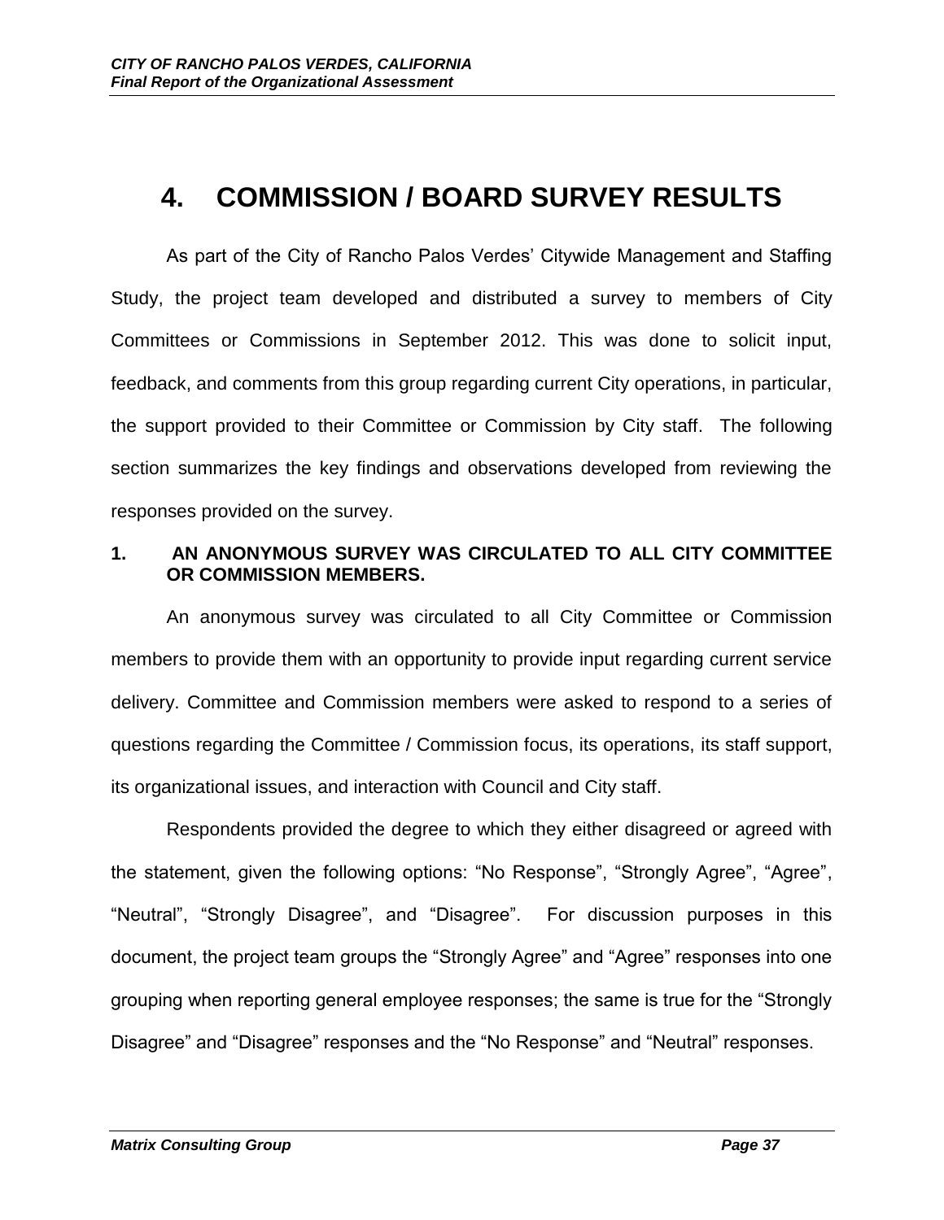# 4. COMMISSION / BOARD SURVEY RESULTS

As part of the City of Rancho Palos Verdes' Citywide Management and Staffing Study, the project team developed and distributed a survey to members of City Committees or Commissions in September 2012. This was done to solicit input, feedback, and comments from this group regarding current City operations, in particular, the support provided to their Committee or Commission by City staff. The following section summarizes the key findings and observations developed from reviewing the responses provided on the survey.

### 1. AN ANONYMOUS SURVEY WAS CIRCULATED TO ALL CITY COMMITTEE OR COMMISSION MEMBERS.

An anonymous survey was circulated to all City Committee or Commission members to provide them with an opportunity to provide input regarding current service delivery. Committee and Commission members were asked to respond to a series of questions regarding the Committee / Commission focus, its operations, its staff support, its organizational issues, and interaction with Council and City staff.

Respondents provided the degree to which they either disagreed or agreed with the statement, given the following options: "No Response", "Strongly Agree", "Agree", "Neutral", "Strongly Disagree", and "Disagree". For discussion purposes in this document, the project team groups the "Strongly Agree" and "Agree" responses into one grouping when reporting general employee responses; the same is true for the "Strongly Disagree" and "Disagree" responses and the "No Response" and "Neutral" responses.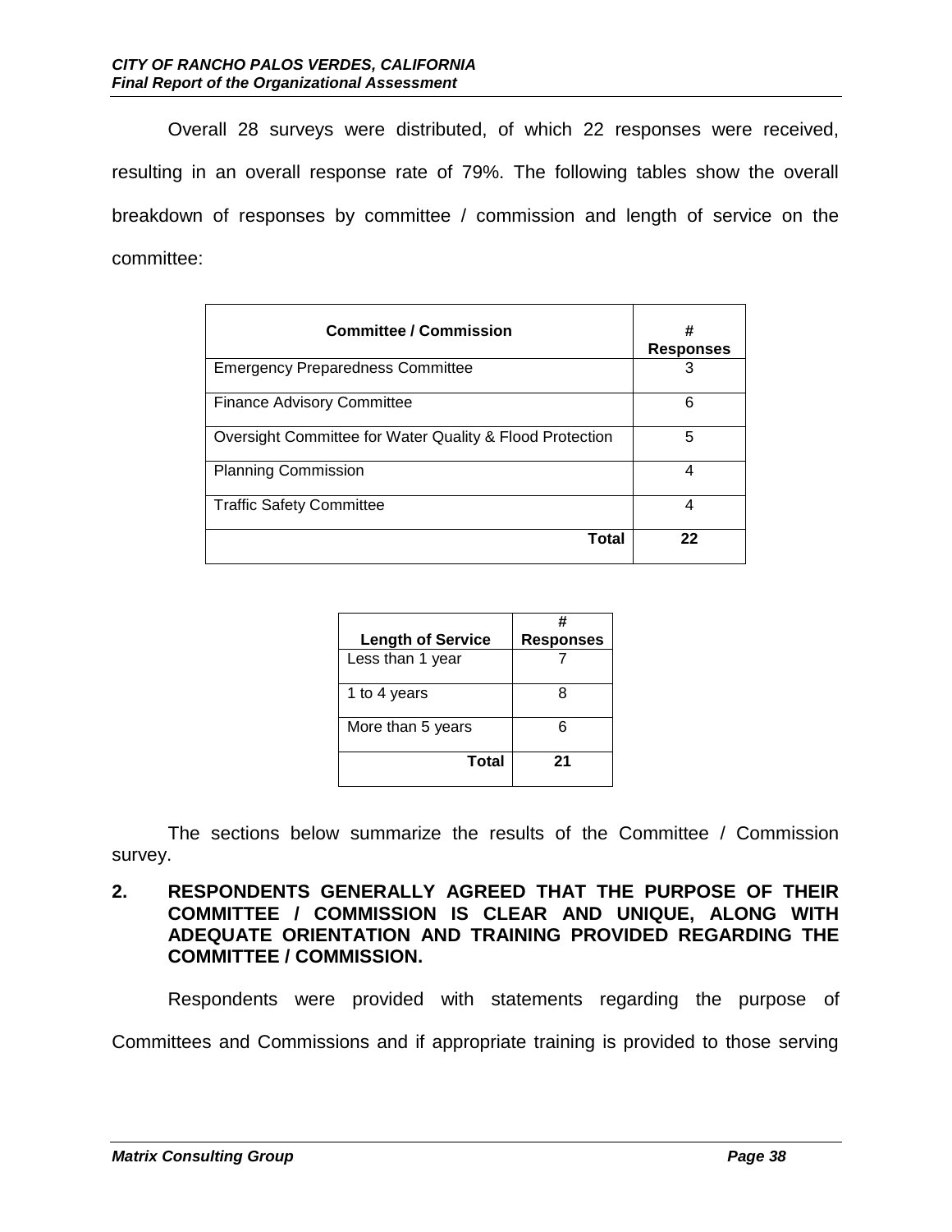Overall 28 surveys were distributed, of which 22 responses were received, resulting in an overall response rate of 79%. The following tables show the overall breakdown of responses by committee / commission and length of service on the committee:

| Committee / Commission | # Responses |
|---|---|
| Emergency Preparedness Committee | 3 |
| Finance Advisory Committee | 6 |
| Oversight Committee for Water Quality & Flood Protection | 5 |
| Planning Commission | 4 |
| Traffic Safety Committee | 4 |
| **Total** | **22** |

| Length of Service | # Responses |
|---|---|
| Less than 1 year | 7 |
| 1 to 4 years | 8 |
| More than 5 years | 6 |
| **Total** | **21** |

The sections below summarize the results of the Committee / Commission survey.

## 2. RESPONDENTS GENERALLY AGREED THAT THE PURPOSE OF THEIR COMMITTEE / COMMISSION IS CLEAR AND UNIQUE, ALONG WITH ADEQUATE ORIENTATION AND TRAINING PROVIDED REGARDING THE COMMITTEE / COMMISSION.

Respondents were provided with statements regarding the purpose of Committees and Commissions and if appropriate training is provided to those serving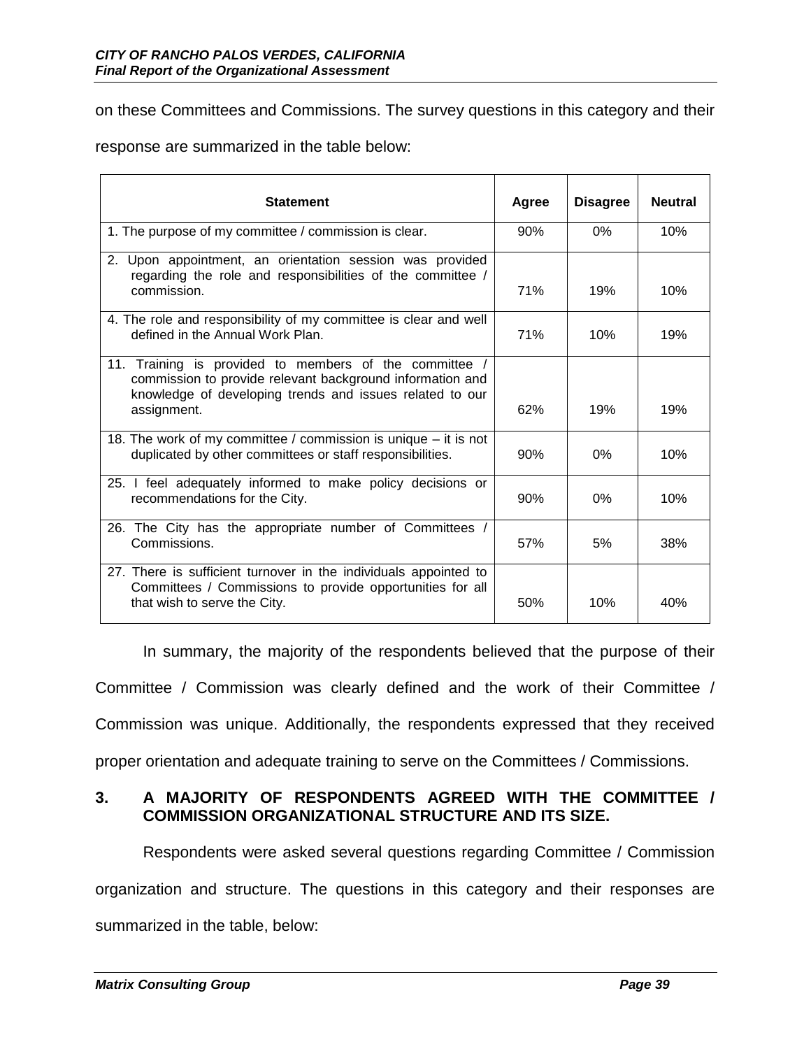on these Committees and Commissions. The survey questions in this category and their response are summarized in the table below:

| Statement | Agree | Disagree | Neutral |
|---|---|---|---|
| 1. The purpose of my committee / commission is clear. | 90% | 0% | 10% |
| 2. Upon appointment, an orientation session was provided regarding the role and responsibilities of the committee / commission. | 71% | 19% | 10% |
| 4. The role and responsibility of my committee is clear and well defined in the Annual Work Plan. | 71% | 10% | 19% |
| 11. Training is provided to members of the committee / commission to provide relevant background information and knowledge of developing trends and issues related to our assignment. | 62% | 19% | 19% |
| 18. The work of my committee / commission is unique – it is not duplicated by other committees or staff responsibilities. | 90% | 0% | 10% |
| 25. I feel adequately informed to make policy decisions or recommendations for the City. | 90% | 0% | 10% |
| 26. The City has the appropriate number of Committees / Commissions. | 57% | 5% | 38% |
| 27. There is sufficient turnover in the individuals appointed to Committees / Commissions to provide opportunities for all that wish to serve the City. | 50% | 10% | 40% |

In summary, the majority of the respondents believed that the purpose of their Committee / Commission was clearly defined and the work of their Committee / Commission was unique. Additionally, the respondents expressed that they received proper orientation and adequate training to serve on the Committees / Commissions.

### 3. A MAJORITY OF RESPONDENTS AGREED WITH THE COMMITTEE / COMMISSION ORGANIZATIONAL STRUCTURE AND ITS SIZE.

Respondents were asked several questions regarding Committee / Commission organization and structure. The questions in this category and their responses are summarized in the table, below: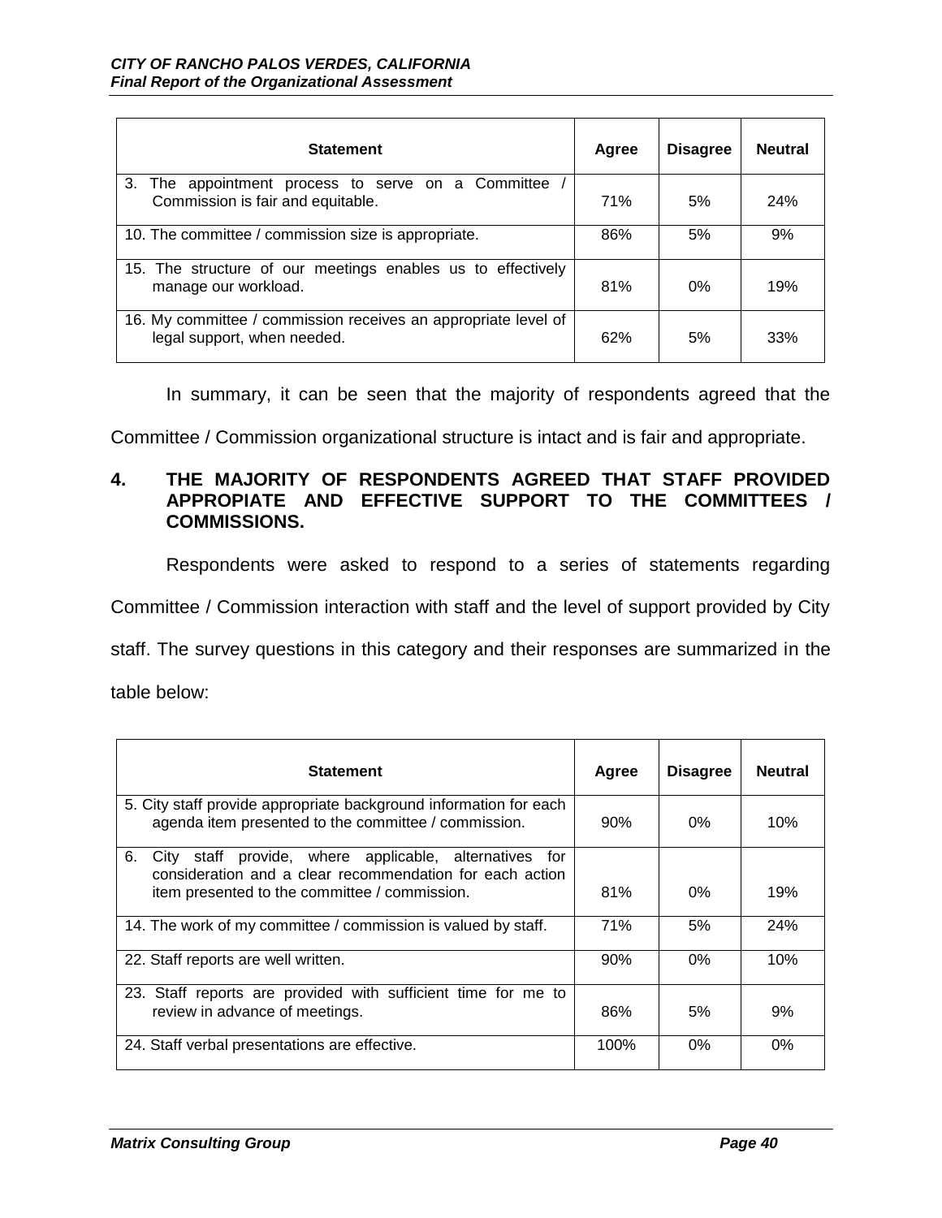| Statement | Agree | Disagree | Neutral |
|---|---|---|---|
| 3. The appointment process to serve on a Committee / Commission is fair and equitable. | 71% | 5% | 24% |
| 10. The committee / commission size is appropriate. | 86% | 5% | 9% |
| 15. The structure of our meetings enables us to effectively manage our workload. | 81% | 0% | 19% |
| 16. My committee / commission receives an appropriate level of legal support, when needed. | 62% | 5% | 33% |

In summary, it can be seen that the majority of respondents agreed that the Committee / Commission organizational structure is intact and is fair and appropriate.

## 4. THE MAJORITY OF RESPONDENTS AGREED THAT STAFF PROVIDED APPROPIATE AND EFFECTIVE SUPPORT TO THE COMMITTEES / COMMISSIONS.

Respondents were asked to respond to a series of statements regarding Committee / Commission interaction with staff and the level of support provided by City staff. The survey questions in this category and their responses are summarized in the table below:

| Statement | Agree | Disagree | Neutral |
|---|---|---|---|
| 5. City staff provide appropriate background information for each agenda item presented to the committee / commission. | 90% | 0% | 10% |
| 6. City staff provide, where applicable, alternatives for consideration and a clear recommendation for each action item presented to the committee / commission. | 81% | 0% | 19% |
| 14. The work of my committee / commission is valued by staff. | 71% | 5% | 24% |
| 22. Staff reports are well written. | 90% | 0% | 10% |
| 23. Staff reports are provided with sufficient time for me to review in advance of meetings. | 86% | 5% | 9% |
| 24. Staff verbal presentations are effective. | 100% | 0% | 0% |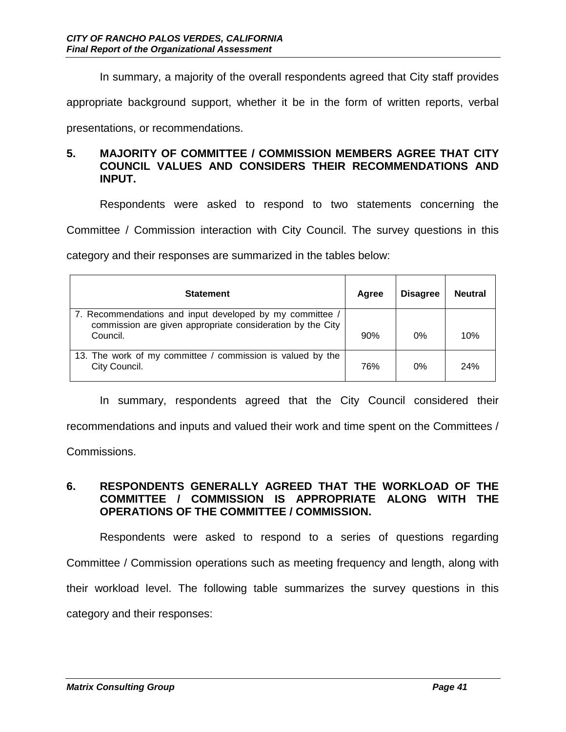In summary, a majority of the overall respondents agreed that City staff provides appropriate background support, whether it be in the form of written reports, verbal presentations, or recommendations.

### 5. MAJORITY OF COMMITTEE / COMMISSION MEMBERS AGREE THAT CITY COUNCIL VALUES AND CONSIDERS THEIR RECOMMENDATIONS AND INPUT.

Respondents were asked to respond to two statements concerning the Committee / Commission interaction with City Council. The survey questions in this category and their responses are summarized in the tables below:

| Statement | Agree | Disagree | Neutral |
|---|---|---|---|
| 7. Recommendations and input developed by my committee / commission are given appropriate consideration by the City Council. | 90% | 0% | 10% |
| 13. The work of my committee / commission is valued by the City Council. | 76% | 0% | 24% |

In summary, respondents agreed that the City Council considered their recommendations and inputs and valued their work and time spent on the Committees / Commissions.

### 6. RESPONDENTS GENERALLY AGREED THAT THE WORKLOAD OF THE COMMITTEE / COMMISSION IS APPROPRIATE ALONG WITH THE OPERATIONS OF THE COMMITTEE / COMMISSION.

Respondents were asked to respond to a series of questions regarding Committee / Commission operations such as meeting frequency and length, along with their workload level. The following table summarizes the survey questions in this category and their responses: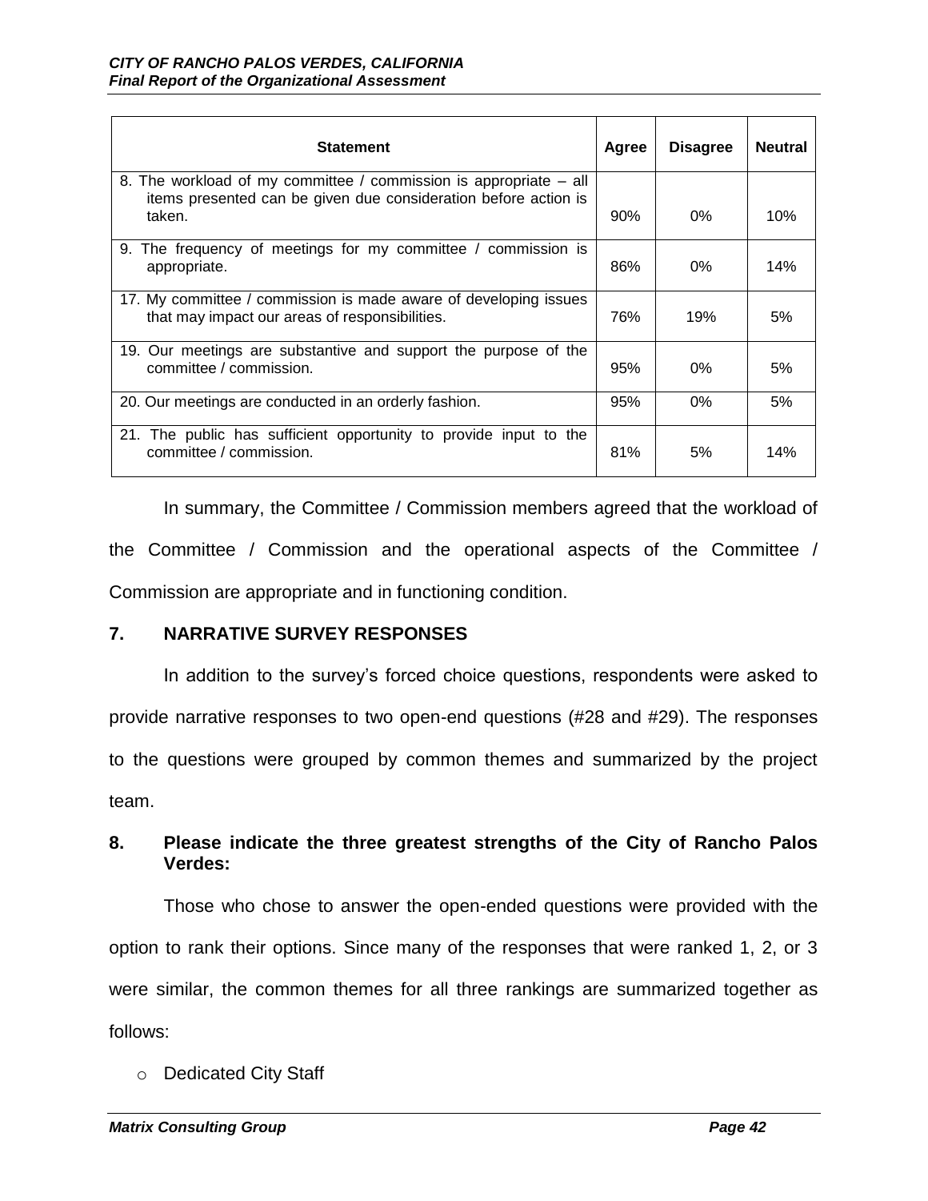| Statement | Agree | Disagree | Neutral |
|---|---|---|---|
| 8. The workload of my committee / commission is appropriate – all items presented can be given due consideration before action is taken. | 90% | 0% | 10% |
| 9. The frequency of meetings for my committee / commission is appropriate. | 86% | 0% | 14% |
| 17. My committee / commission is made aware of developing issues that may impact our areas of responsibilities. | 76% | 19% | 5% |
| 19. Our meetings are substantive and support the purpose of the committee / commission. | 95% | 0% | 5% |
| 20. Our meetings are conducted in an orderly fashion. | 95% | 0% | 5% |
| 21. The public has sufficient opportunity to provide input to the committee / commission. | 81% | 5% | 14% |

In summary, the Committee / Commission members agreed that the workload of the Committee / Commission and the operational aspects of the Committee / Commission are appropriate and in functioning condition.

## 7. NARRATIVE SURVEY RESPONSES

In addition to the survey's forced choice questions, respondents were asked to provide narrative responses to two open-end questions (#28 and #29). The responses to the questions were grouped by common themes and summarized by the project team.

## 8. Please indicate the three greatest strengths of the City of Rancho Palos Verdes:

Those who chose to answer the open-ended questions were provided with the option to rank their options. Since many of the responses that were ranked 1, 2, or 3 were similar, the common themes for all three rankings are summarized together as follows:

- Dedicated City Staff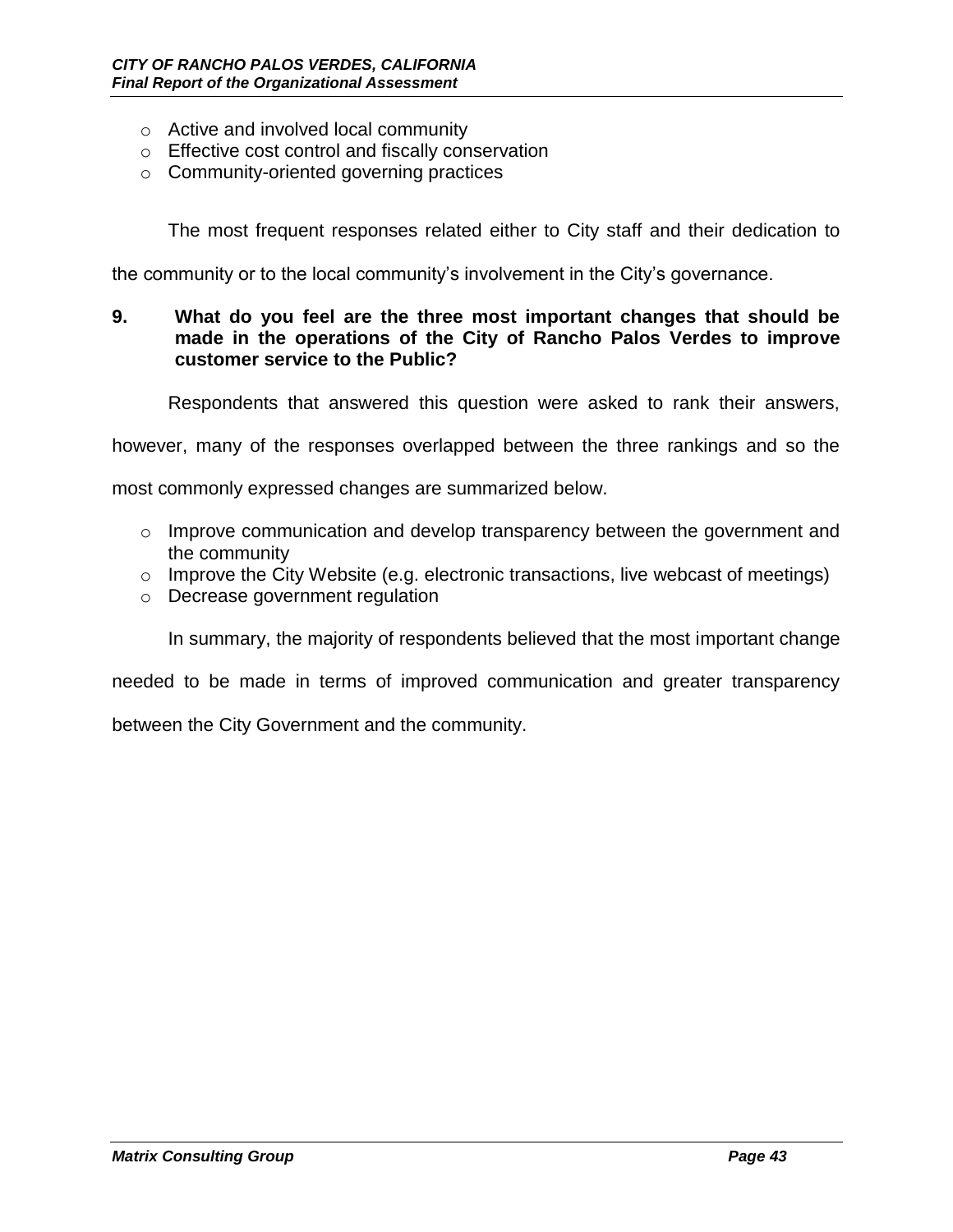- Active and involved local community
- Effective cost control and fiscally conservation
- Community-oriented governing practices

The most frequent responses related either to City staff and their dedication to the community or to the local community's involvement in the City's governance.

**9. What do you feel are the three most important changes that should be made in the operations of the City of Rancho Palos Verdes to improve customer service to the Public?**

Respondents that answered this question were asked to rank their answers, however, many of the responses overlapped between the three rankings and so the most commonly expressed changes are summarized below.

- Improve communication and develop transparency between the government and the community
- Improve the City Website (e.g. electronic transactions, live webcast of meetings)
- Decrease government regulation

In summary, the majority of respondents believed that the most important change needed to be made in terms of improved communication and greater transparency between the City Government and the community.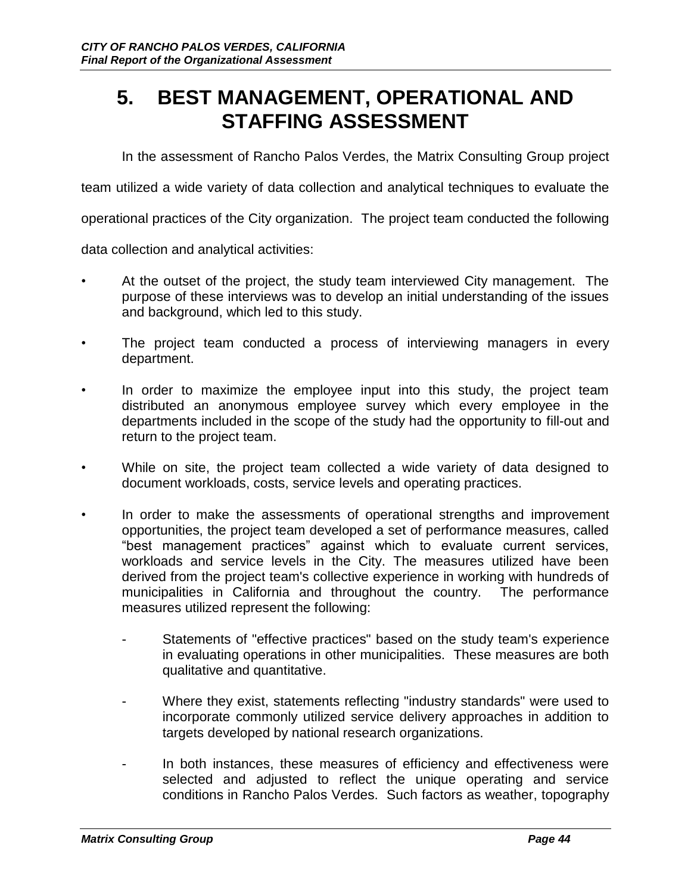# 5. BEST MANAGEMENT, OPERATIONAL AND STAFFING ASSESSMENT

In the assessment of Rancho Palos Verdes, the Matrix Consulting Group project team utilized a wide variety of data collection and analytical techniques to evaluate the operational practices of the City organization. The project team conducted the following data collection and analytical activities:

- At the outset of the project, the study team interviewed City management. The purpose of these interviews was to develop an initial understanding of the issues and background, which led to this study.
- The project team conducted a process of interviewing managers in every department.
- In order to maximize the employee input into this study, the project team distributed an anonymous employee survey which every employee in the departments included in the scope of the study had the opportunity to fill-out and return to the project team.
- While on site, the project team collected a wide variety of data designed to document workloads, costs, service levels and operating practices.
- In order to make the assessments of operational strengths and improvement opportunities, the project team developed a set of performance measures, called "best management practices" against which to evaluate current services, workloads and service levels in the City. The measures utilized have been derived from the project team's collective experience in working with hundreds of municipalities in California and throughout the country. The performance measures utilized represent the following:
  - Statements of "effective practices" based on the study team's experience in evaluating operations in other municipalities. These measures are both qualitative and quantitative.
  - Where they exist, statements reflecting "industry standards" were used to incorporate commonly utilized service delivery approaches in addition to targets developed by national research organizations.
  - In both instances, these measures of efficiency and effectiveness were selected and adjusted to reflect the unique operating and service conditions in Rancho Palos Verdes. Such factors as weather, topography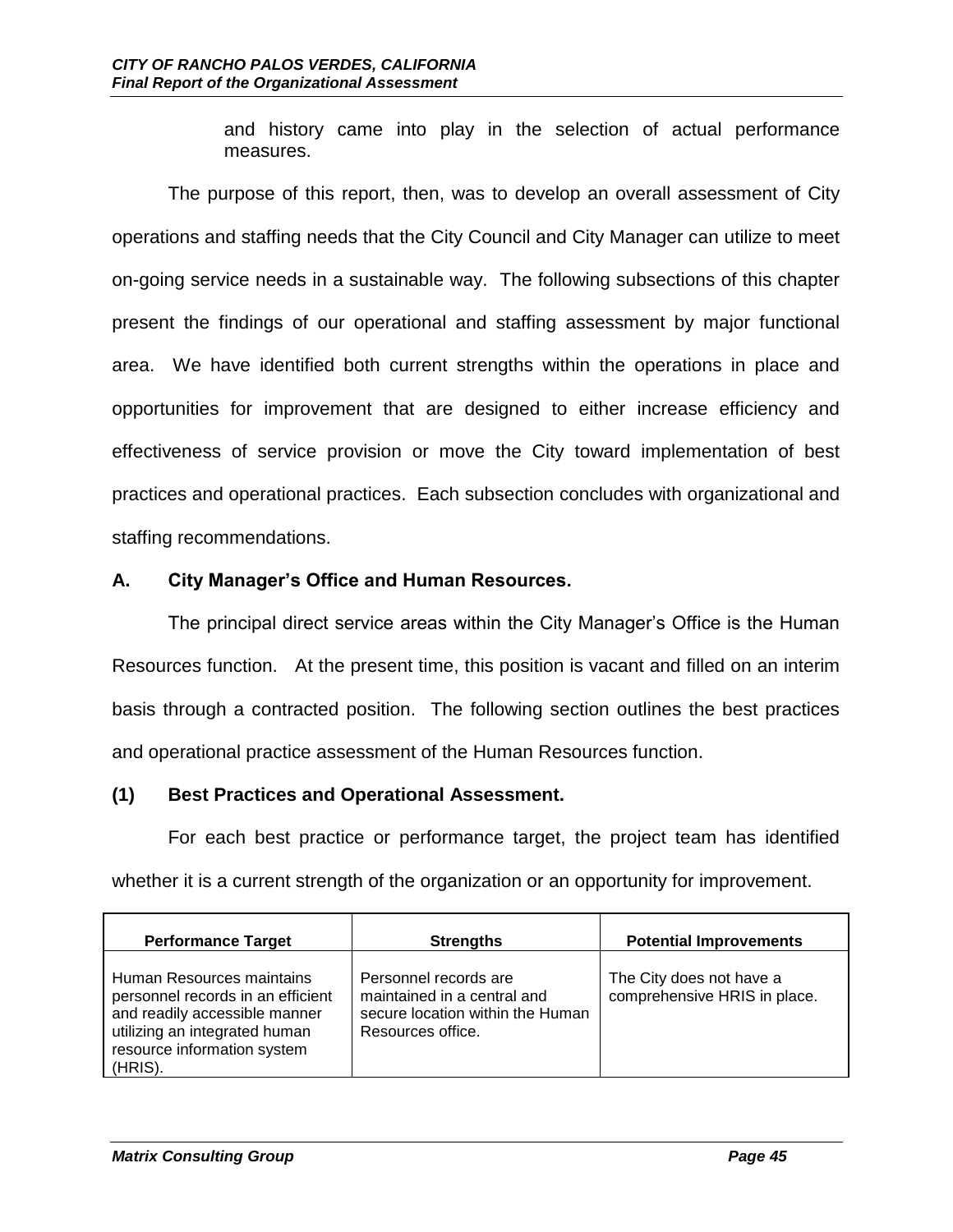and history came into play in the selection of actual performance measures.

The purpose of this report, then, was to develop an overall assessment of City operations and staffing needs that the City Council and City Manager can utilize to meet on-going service needs in a sustainable way. The following subsections of this chapter present the findings of our operational and staffing assessment by major functional area. We have identified both current strengths within the operations in place and opportunities for improvement that are designed to either increase efficiency and effectiveness of service provision or move the City toward implementation of best practices and operational practices. Each subsection concludes with organizational and staffing recommendations.

## A. City Manager's Office and Human Resources.

The principal direct service areas within the City Manager's Office is the Human Resources function. At the present time, this position is vacant and filled on an interim basis through a contracted position. The following section outlines the best practices and operational practice assessment of the Human Resources function.

### (1) Best Practices and Operational Assessment.

For each best practice or performance target, the project team has identified whether it is a current strength of the organization or an opportunity for improvement.

| Performance Target | Strengths | Potential Improvements |
| --- | --- | --- |
| Human Resources maintains personnel records in an efficient and readily accessible manner utilizing an integrated human resource information system (HRIS). | Personnel records are maintained in a central and secure location within the Human Resources office. | The City does not have a comprehensive HRIS in place. |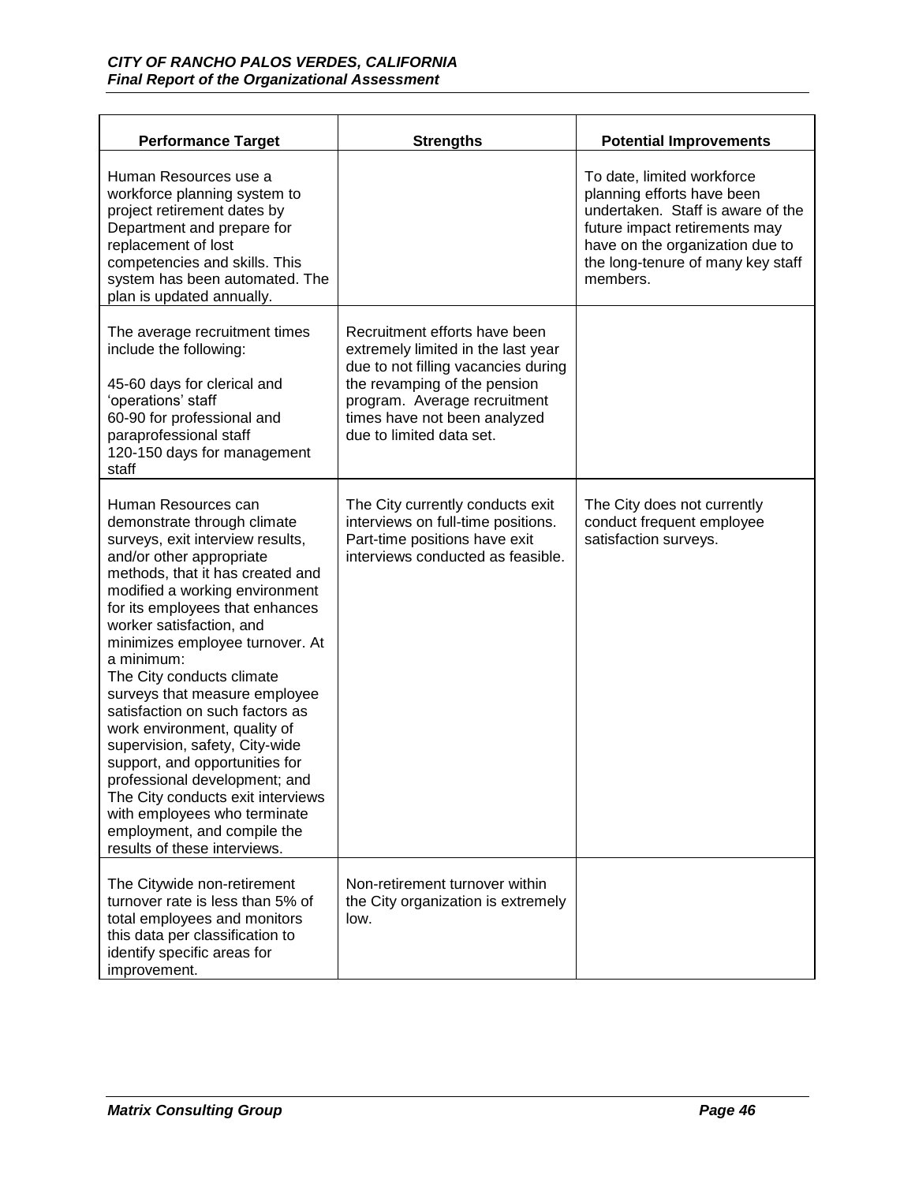| Performance Target | Strengths | Potential Improvements |
|---|---|---|
| Human Resources use a workforce planning system to project retirement dates by Department and prepare for replacement of lost competencies and skills. This system has been automated. The plan is updated annually. | | To date, limited workforce planning efforts have been undertaken. Staff is aware of the future impact retirements may have on the organization due to the long-tenure of many key staff members. |
| The average recruitment times include the following:<br><br>45-60 days for clerical and 'operations' staff<br>60-90 for professional and paraprofessional staff<br>120-150 days for management staff | Recruitment efforts have been extremely limited in the last year due to not filling vacancies during the revamping of the pension program. Average recruitment times have not been analyzed due to limited data set. | |
| Human Resources can demonstrate through climate surveys, exit interview results, and/or other appropriate methods, that it has created and modified a working environment for its employees that enhances worker satisfaction, and minimizes employee turnover. At a minimum:<br>The City conducts climate surveys that measure employee satisfaction on such factors as work environment, quality of supervision, safety, City-wide support, and opportunities for professional development; and<br>The City conducts exit interviews with employees who terminate employment, and compile the results of these interviews. | The City currently conducts exit interviews on full-time positions. Part-time positions have exit interviews conducted as feasible. | The City does not currently conduct frequent employee satisfaction surveys. |
| The Citywide non-retirement turnover rate is less than 5% of total employees and monitors this data per classification to identify specific areas for improvement. | Non-retirement turnover within the City organization is extremely low. | |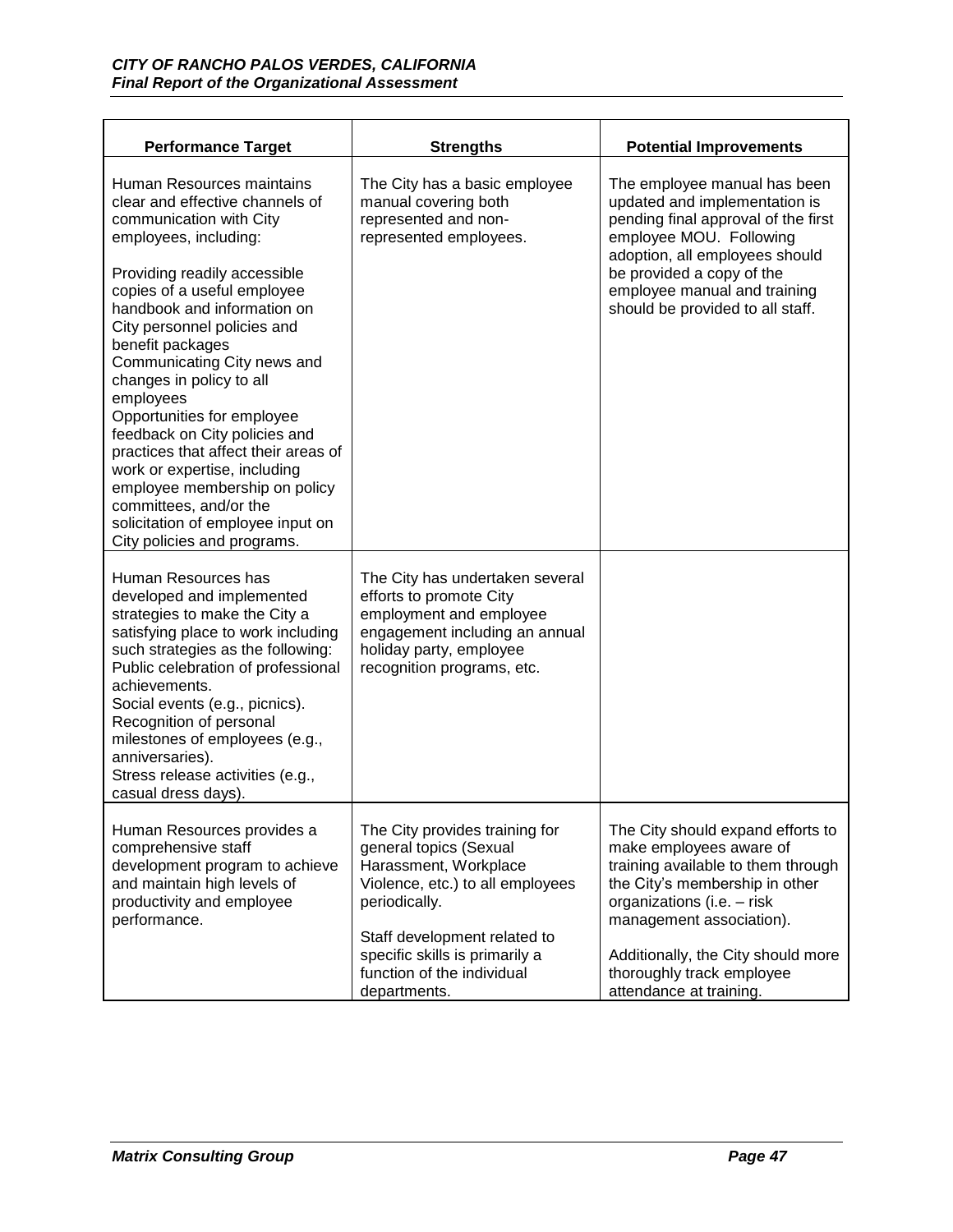| Performance Target | Strengths | Potential Improvements |
|---|---|---|
| Human Resources maintains clear and effective channels of communication with City employees, including:<br><br>Providing readily accessible copies of a useful employee handbook and information on City personnel policies and benefit packages<br>Communicating City news and changes in policy to all employees<br>Opportunities for employee feedback on City policies and practices that affect their areas of work or expertise, including employee membership on policy committees, and/or the solicitation of employee input on City policies and programs. | The City has a basic employee manual covering both represented and non-represented employees. | The employee manual has been updated and implementation is pending final approval of the first employee MOU. Following adoption, all employees should be provided a copy of the employee manual and training should be provided to all staff. |
| Human Resources has developed and implemented strategies to make the City a satisfying place to work including such strategies as the following:<br>Public celebration of professional achievements.<br>Social events (e.g., picnics).<br>Recognition of personal milestones of employees (e.g., anniversaries).<br>Stress release activities (e.g., casual dress days). | The City has undertaken several efforts to promote City employment and employee engagement including an annual holiday party, employee recognition programs, etc. | |
| Human Resources provides a comprehensive staff development program to achieve and maintain high levels of productivity and employee performance. | The City provides training for general topics (Sexual Harassment, Workplace Violence, etc.) to all employees periodically.<br><br>Staff development related to specific skills is primarily a function of the individual departments. | The City should expand efforts to make employees aware of training available to them through the City's membership in other organizations (i.e. – risk management association).<br><br>Additionally, the City should more thoroughly track employee attendance at training. |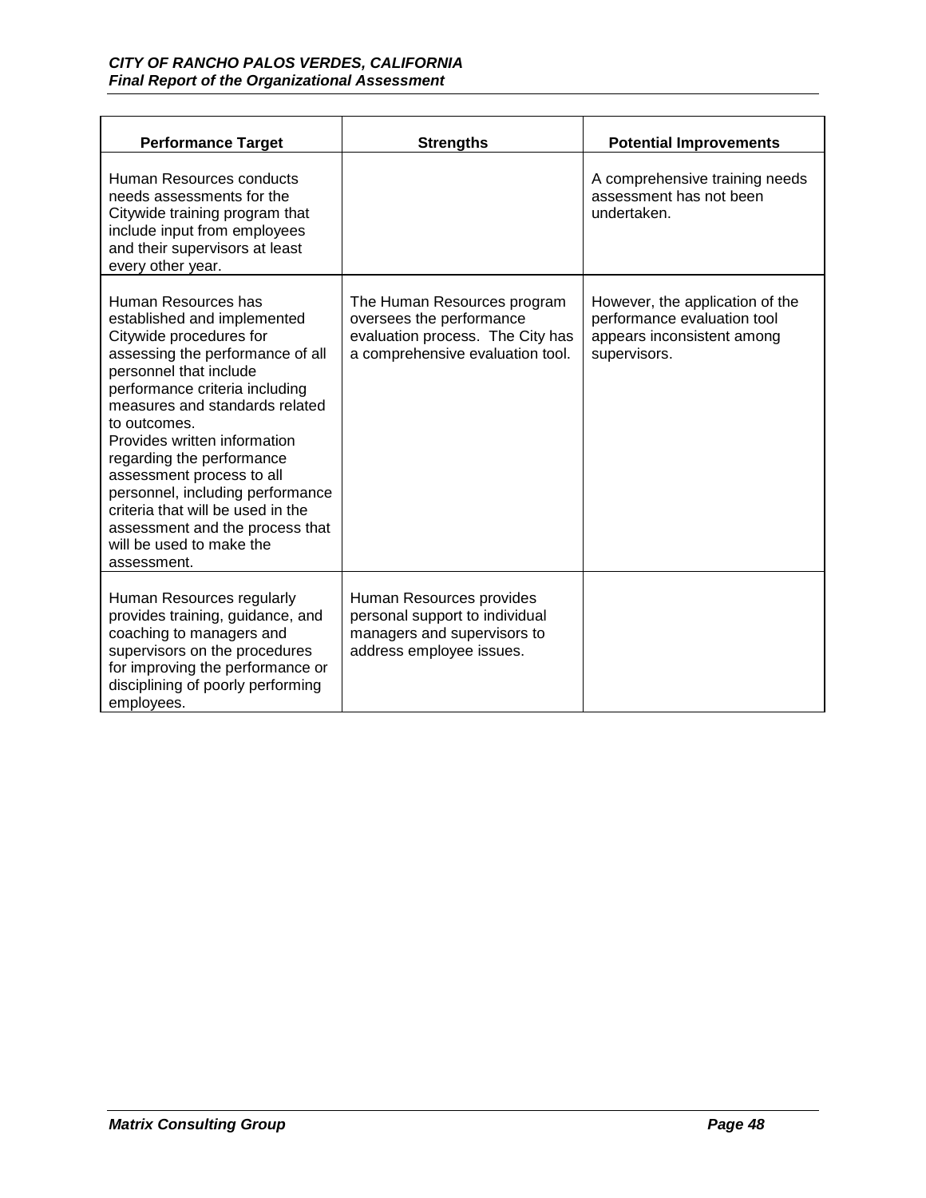| Performance Target | Strengths | Potential Improvements |
|---|---|---|
| Human Resources conducts needs assessments for the Citywide training program that include input from employees and their supervisors at least every other year. | | A comprehensive training needs assessment has not been undertaken. |
| Human Resources has established and implemented Citywide procedures for assessing the performance of all personnel that include performance criteria including measures and standards related to outcomes.<br>Provides written information regarding the performance assessment process to all personnel, including performance criteria that will be used in the assessment and the process that will be used to make the assessment. | The Human Resources program oversees the performance evaluation process. The City has a comprehensive evaluation tool. | However, the application of the performance evaluation tool appears inconsistent among supervisors. |
| Human Resources regularly provides training, guidance, and coaching to managers and supervisors on the procedures for improving the performance or disciplining of poorly performing employees. | Human Resources provides personal support to individual managers and supervisors to address employee issues. | |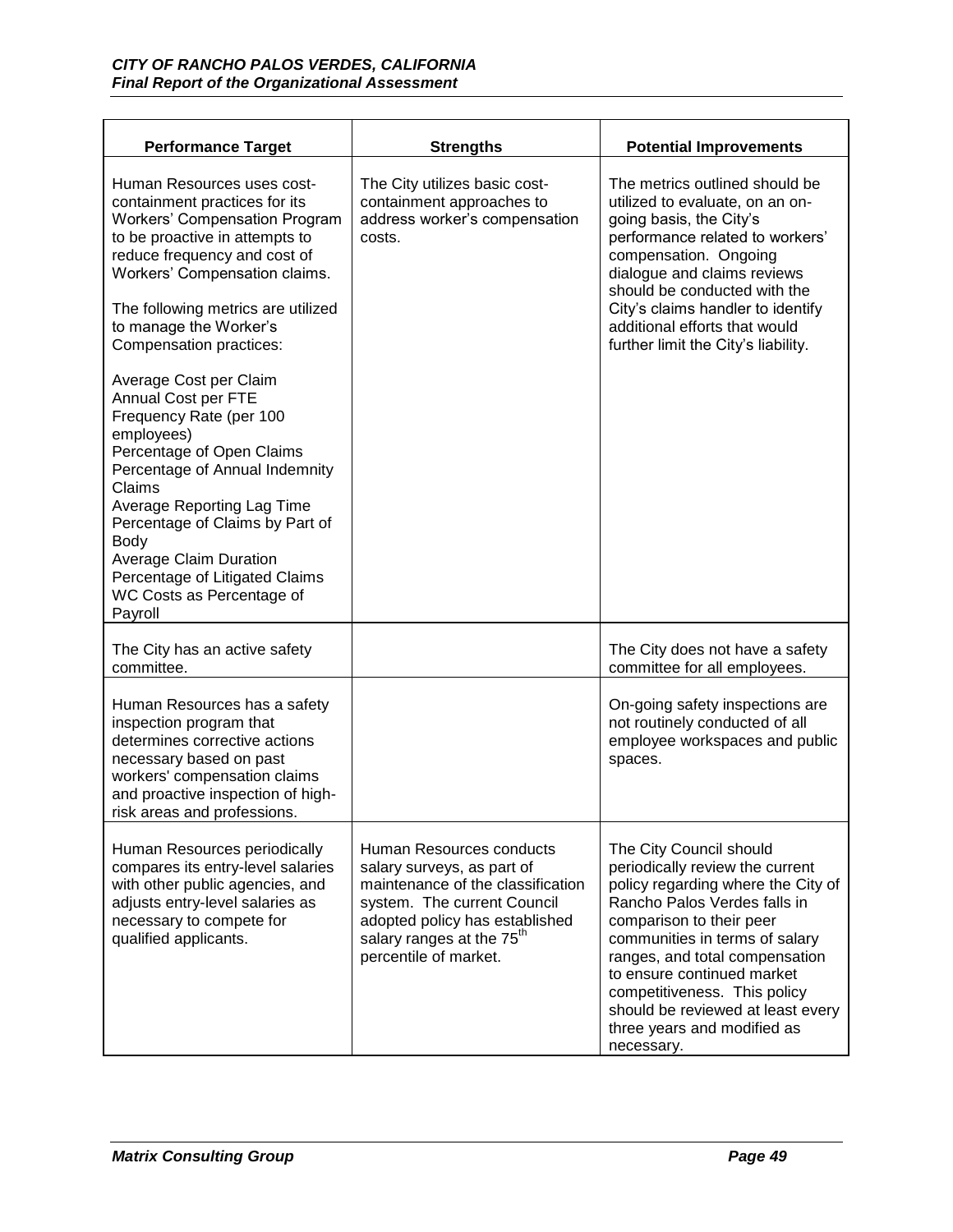| Performance Target | Strengths | Potential Improvements |
|---|---|---|
| Human Resources uses cost-containment practices for its Workers' Compensation Program to be proactive in attempts to reduce frequency and cost of Workers' Compensation claims.<br><br>The following metrics are utilized to manage the Worker's Compensation practices:<br><br>Average Cost per Claim<br>Annual Cost per FTE<br>Frequency Rate (per 100 employees)<br>Percentage of Open Claims<br>Percentage of Annual Indemnity Claims<br>Average Reporting Lag Time<br>Percentage of Claims by Part of Body<br>Average Claim Duration<br>Percentage of Litigated Claims<br>WC Costs as Percentage of Payroll | The City utilizes basic cost-containment approaches to address worker's compensation costs. | The metrics outlined should be utilized to evaluate, on an on-going basis, the City's performance related to workers' compensation. Ongoing dialogue and claims reviews should be conducted with the City's claims handler to identify additional efforts that would further limit the City's liability. |
| The City has an active safety committee. | | The City does not have a safety committee for all employees. |
| Human Resources has a safety inspection program that determines corrective actions necessary based on past workers' compensation claims and proactive inspection of high-risk areas and professions. | | On-going safety inspections are not routinely conducted of all employee workspaces and public spaces. |
| Human Resources periodically compares its entry-level salaries with other public agencies, and adjusts entry-level salaries as necessary to compete for qualified applicants. | Human Resources conducts salary surveys, as part of maintenance of the classification system. The current Council adopted policy has established salary ranges at the 75th percentile of market. | The City Council should periodically review the current policy regarding where the City of Rancho Palos Verdes falls in comparison to their peer communities in terms of salary ranges, and total compensation to ensure continued market competitiveness. This policy should be reviewed at least every three years and modified as necessary. |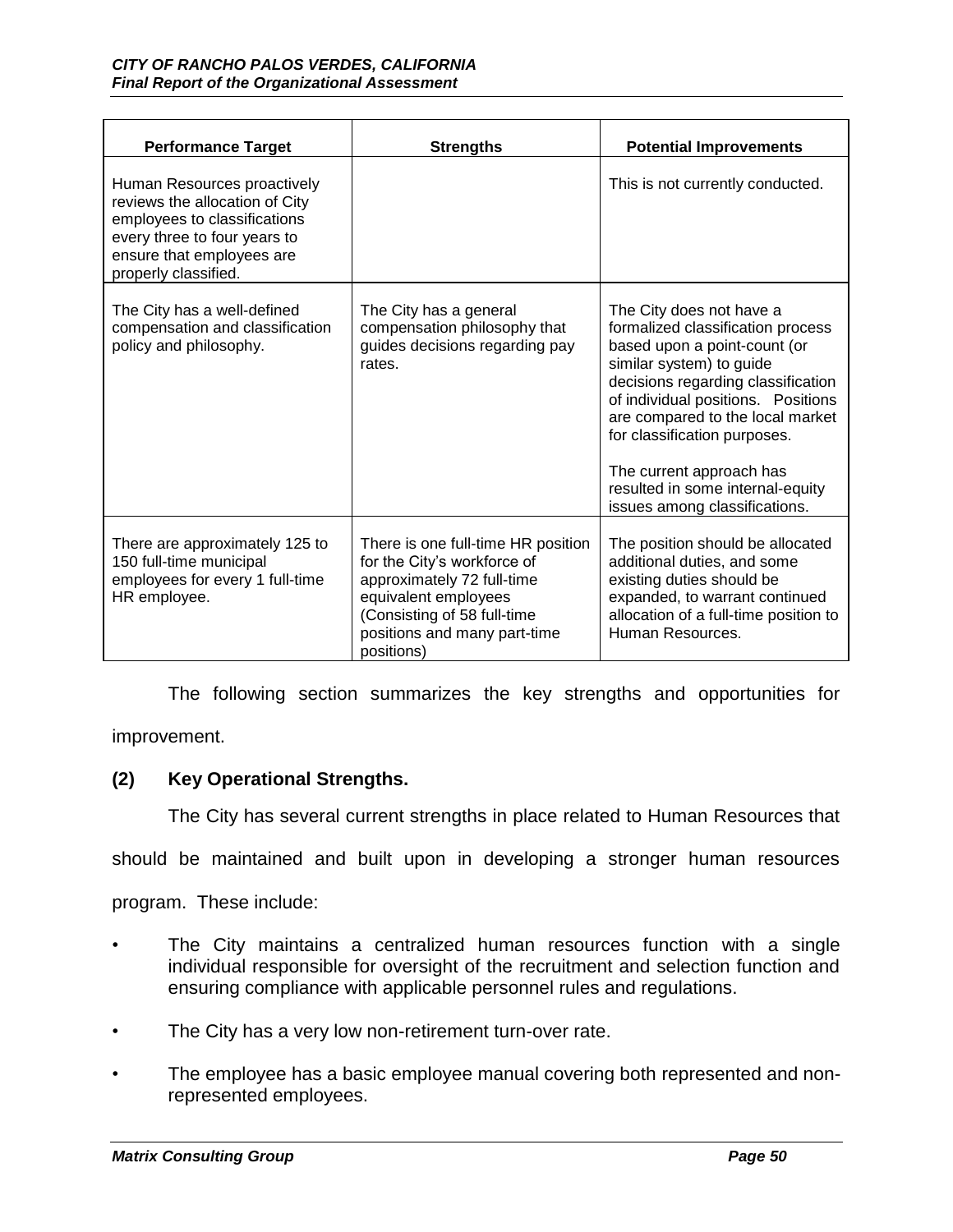| Performance Target | Strengths | Potential Improvements |
|---|---|---|
| Human Resources proactively reviews the allocation of City employees to classifications every three to four years to ensure that employees are properly classified. | | This is not currently conducted. |
| The City has a well-defined compensation and classification policy and philosophy. | The City has a general compensation philosophy that guides decisions regarding pay rates. | The City does not have a formalized classification process based upon a point-count (or similar system) to guide decisions regarding classification of individual positions. Positions are compared to the local market for classification purposes.<br><br>The current approach has resulted in some internal-equity issues among classifications. |
| There are approximately 125 to 150 full-time municipal employees for every 1 full-time HR employee. | There is one full-time HR position for the City's workforce of approximately 72 full-time equivalent employees (Consisting of 58 full-time positions and many part-time positions) | The position should be allocated additional duties, and some existing duties should be expanded, to warrant continued allocation of a full-time position to Human Resources. |

The following section summarizes the key strengths and opportunities for improvement.

**(2) Key Operational Strengths.**

The City has several current strengths in place related to Human Resources that should be maintained and built upon in developing a stronger human resources program. These include:

- The City maintains a centralized human resources function with a single individual responsible for oversight of the recruitment and selection function and ensuring compliance with applicable personnel rules and regulations.
- The City has a very low non-retirement turn-over rate.
- The employee has a basic employee manual covering both represented and non-represented employees.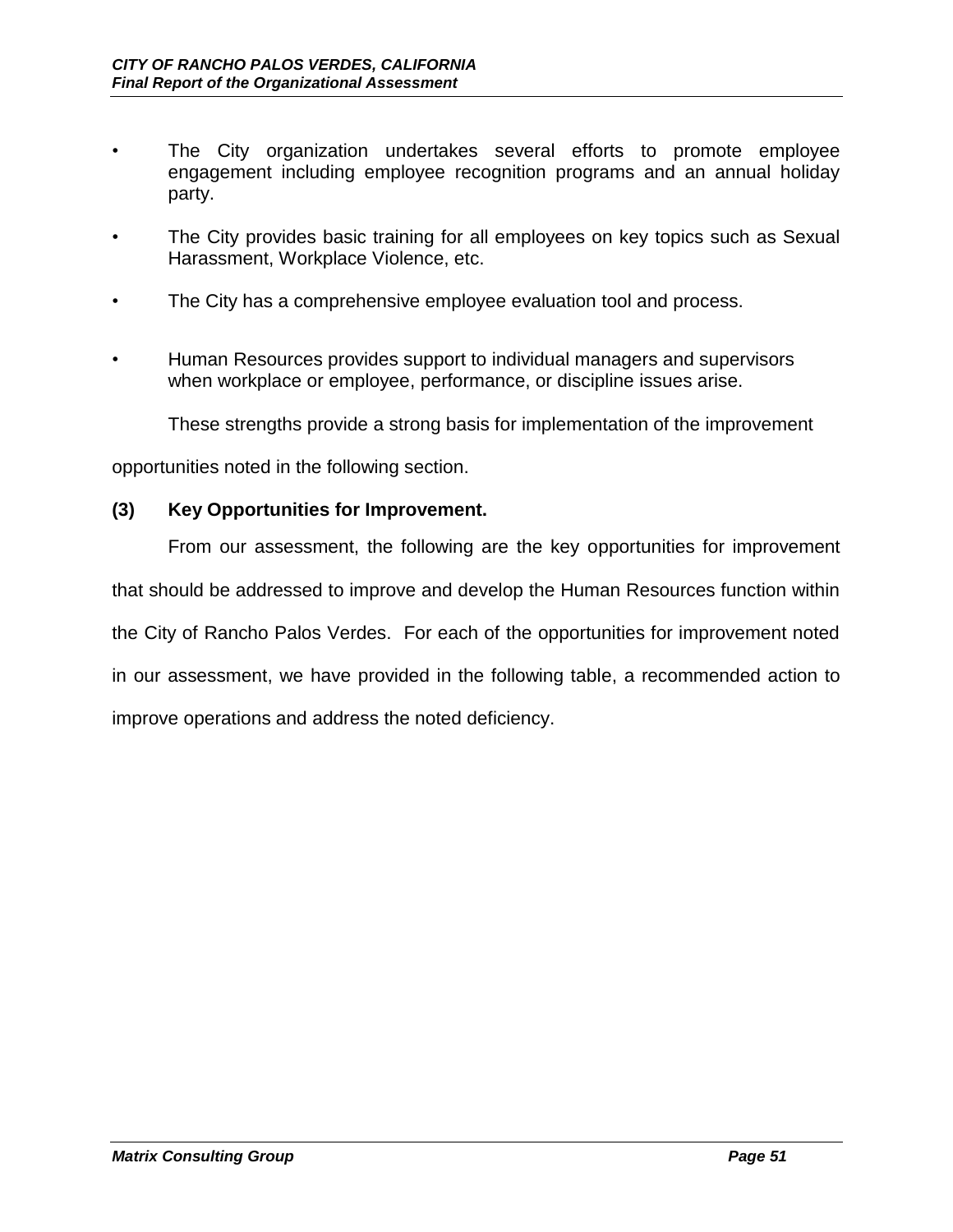- The City organization undertakes several efforts to promote employee engagement including employee recognition programs and an annual holiday party.

- The City provides basic training for all employees on key topics such as Sexual Harassment, Workplace Violence, etc.

- The City has a comprehensive employee evaluation tool and process.

- Human Resources provides support to individual managers and supervisors when workplace or employee, performance, or discipline issues arise.

These strengths provide a strong basis for implementation of the improvement opportunities noted in the following section.

**(3) Key Opportunities for Improvement.**

From our assessment, the following are the key opportunities for improvement that should be addressed to improve and develop the Human Resources function within the City of Rancho Palos Verdes. For each of the opportunities for improvement noted in our assessment, we have provided in the following table, a recommended action to improve operations and address the noted deficiency.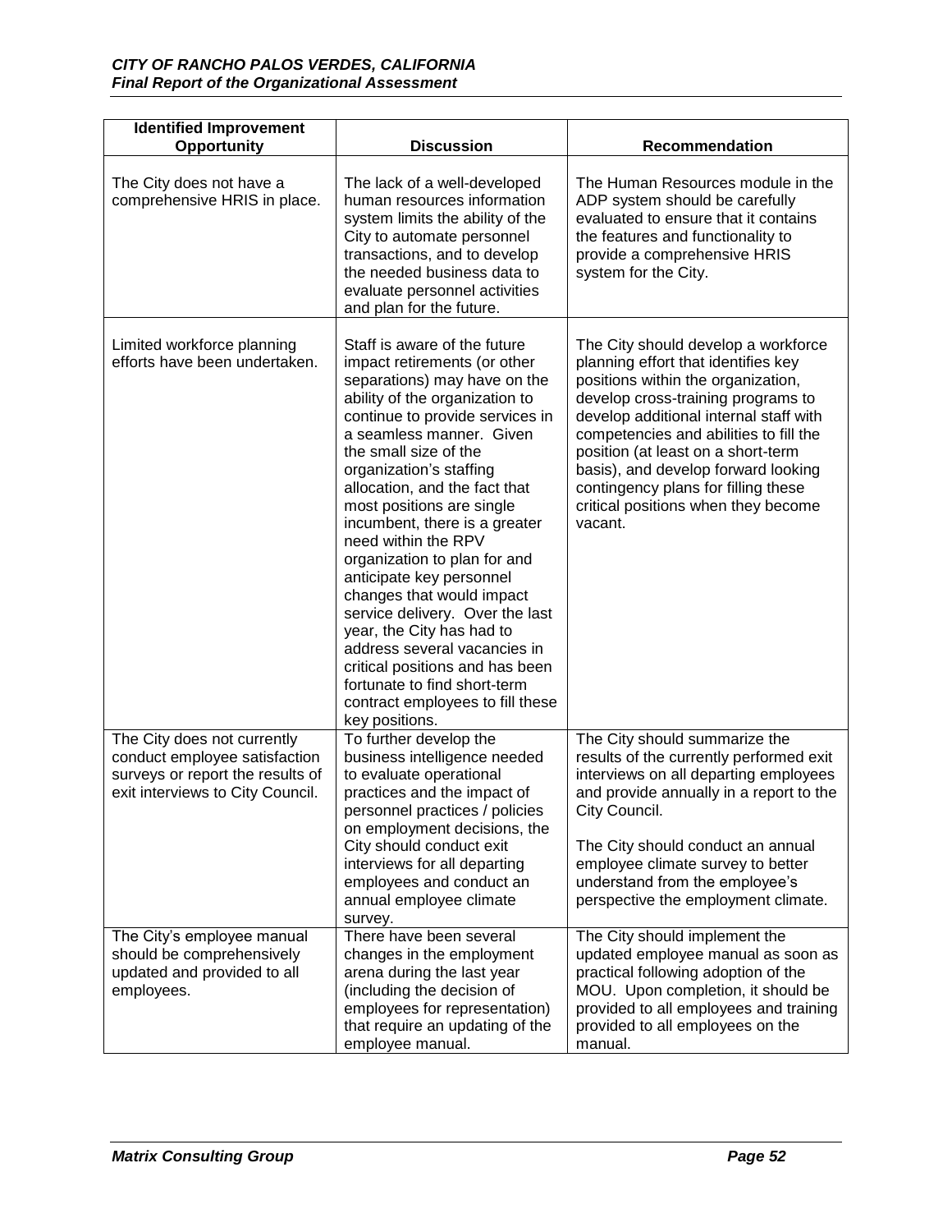| Identified Improvement Opportunity | Discussion | Recommendation |
|---|---|---|
| The City does not have a comprehensive HRIS in place. | The lack of a well-developed human resources information system limits the ability of the City to automate personnel transactions, and to develop the needed business data to evaluate personnel activities and plan for the future. | The Human Resources module in the ADP system should be carefully evaluated to ensure that it contains the features and functionality to provide a comprehensive HRIS system for the City. |
| Limited workforce planning efforts have been undertaken. | Staff is aware of the future impact retirements (or other separations) may have on the ability of the organization to continue to provide services in a seamless manner. Given the small size of the organization's staffing allocation, and the fact that most positions are single incumbent, there is a greater need within the RPV organization to plan for and anticipate key personnel changes that would impact service delivery. Over the last year, the City has had to address several vacancies in critical positions and has been fortunate to find short-term contract employees to fill these key positions. | The City should develop a workforce planning effort that identifies key positions within the organization, develop cross-training programs to develop additional internal staff with competencies and abilities to fill the position (at least on a short-term basis), and develop forward looking contingency plans for filling these critical positions when they become vacant. |
| The City does not currently conduct employee satisfaction surveys or report the results of exit interviews to City Council. | To further develop the business intelligence needed to evaluate operational practices and the impact of personnel practices / policies on employment decisions, the City should conduct exit interviews for all departing employees and conduct an annual employee climate survey. | The City should summarize the results of the currently performed exit interviews on all departing employees and provide annually in a report to the City Council.<br><br>The City should conduct an annual employee climate survey to better understand from the employee's perspective the employment climate. |
| The City's employee manual should be comprehensively updated and provided to all employees. | There have been several changes in the employment arena during the last year (including the decision of employees for representation) that require an updating of the employee manual. | The City should implement the updated employee manual as soon as practical following adoption of the MOU. Upon completion, it should be provided to all employees and training provided to all employees on the manual. |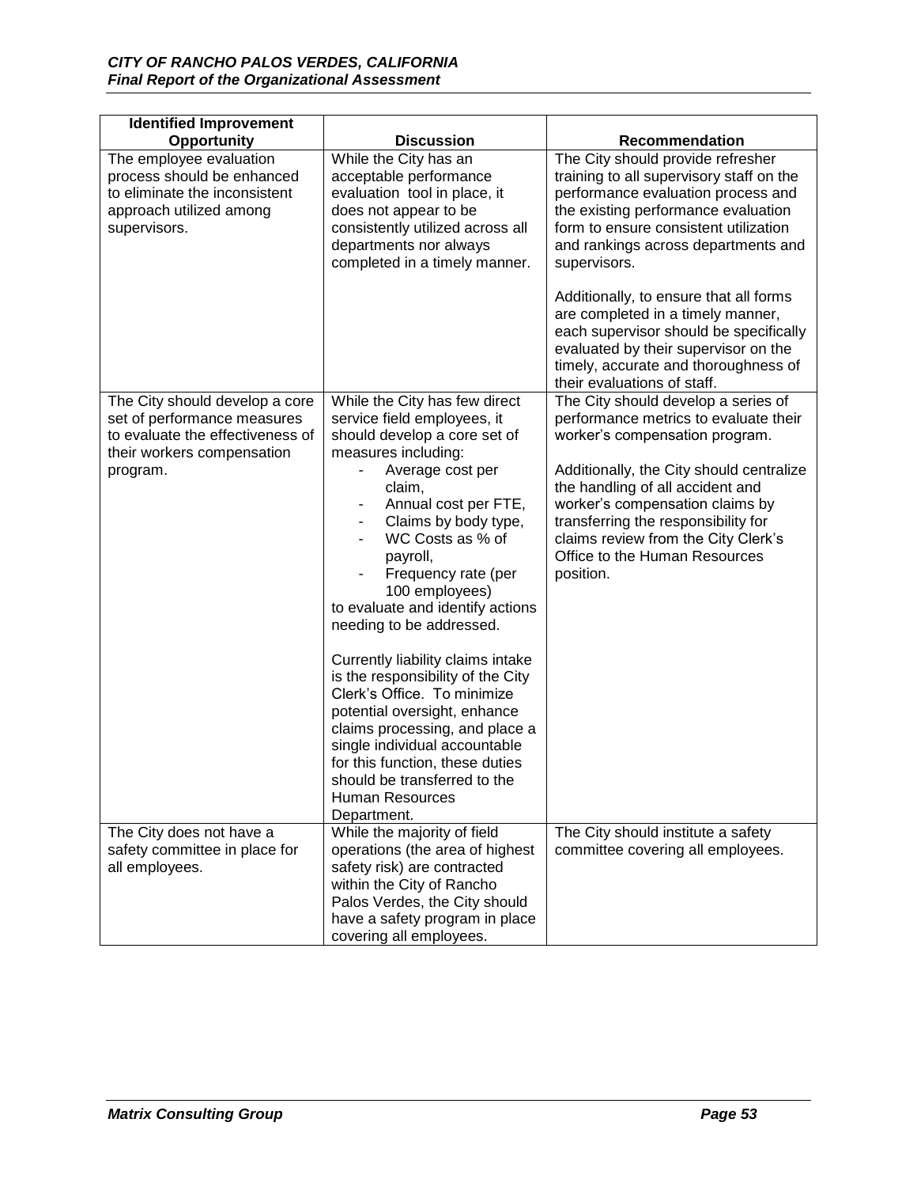| Identified Improvement Opportunity | Discussion | Recommendation |
|---|---|---|
| The employee evaluation process should be enhanced to eliminate the inconsistent approach utilized among supervisors. | While the City has an acceptable performance evaluation tool in place, it does not appear to be consistently utilized across all departments nor always completed in a timely manner. | The City should provide refresher training to all supervisory staff on the performance evaluation process and the existing performance evaluation form to ensure consistent utilization and rankings across departments and supervisors.<br><br>Additionally, to ensure that all forms are completed in a timely manner, each supervisor should be specifically evaluated by their supervisor on the timely, accurate and thoroughness of their evaluations of staff. |
| The City should develop a core set of performance measures to evaluate the effectiveness of their workers compensation program. | While the City has few direct service field employees, it should develop a core set of measures including:<br>- Average cost per claim,<br>- Annual cost per FTE,<br>- Claims by body type,<br>- WC Costs as % of payroll,<br>- Frequency rate (per 100 employees)<br><br>to evaluate and identify actions needing to be addressed.<br><br>Currently liability claims intake is the responsibility of the City Clerk's Office. To minimize potential oversight, enhance claims processing, and place a single individual accountable for this function, these duties should be transferred to the Human Resources Department. | The City should develop a series of performance metrics to evaluate their worker's compensation program.<br><br>Additionally, the City should centralize the handling of all accident and worker's compensation claims by transferring the responsibility for claims review from the City Clerk's Office to the Human Resources position. |
| The City does not have a safety committee in place for all employees. | While the majority of field operations (the area of highest safety risk) are contracted within the City of Rancho Palos Verdes, the City should have a safety program in place covering all employees. | The City should institute a safety committee covering all employees. |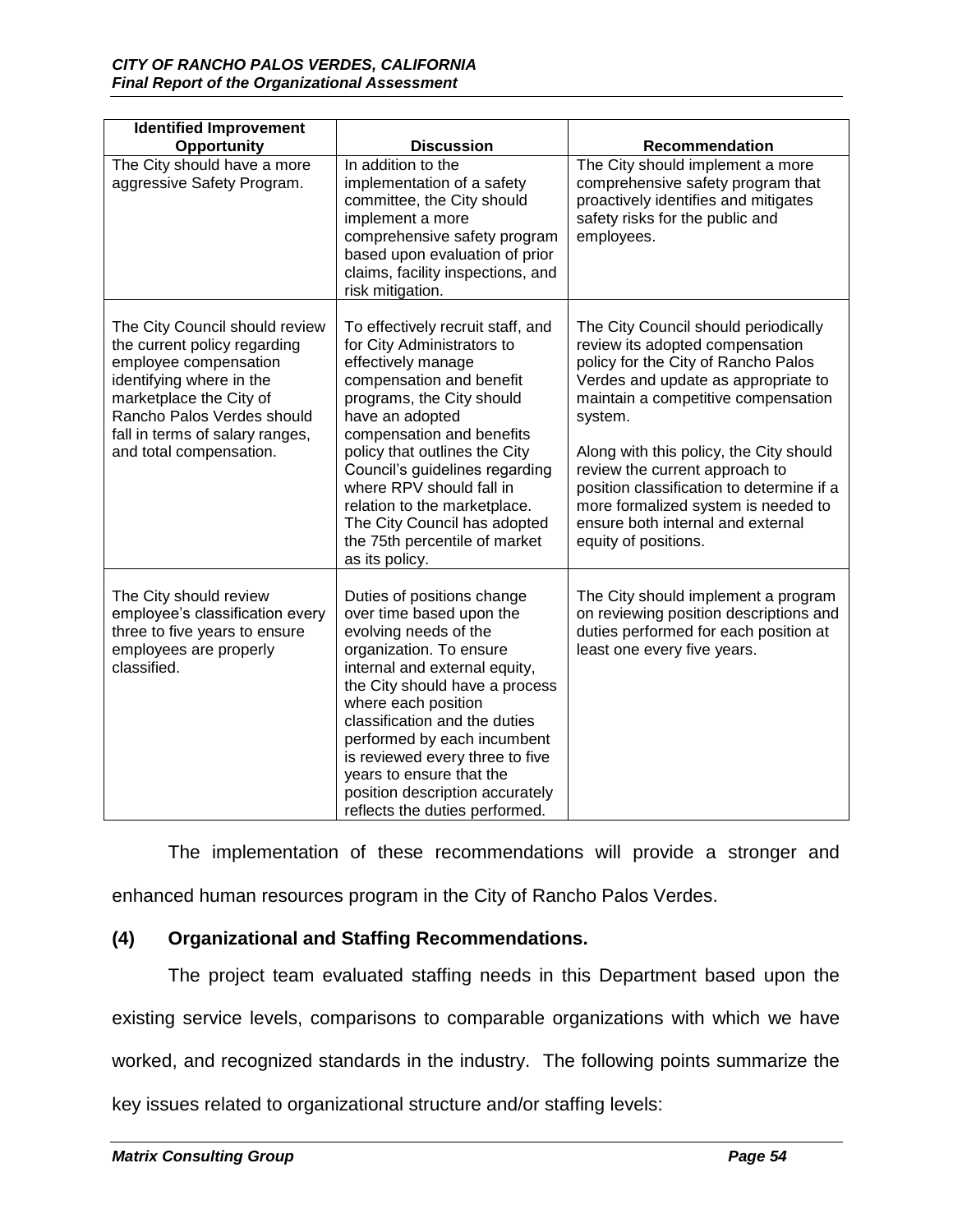| Identified Improvement Opportunity | Discussion | Recommendation |
|---|---|---|
| The City should have a more aggressive Safety Program. | In addition to the implementation of a safety committee, the City should implement a more comprehensive safety program based upon evaluation of prior claims, facility inspections, and risk mitigation. | The City should implement a more comprehensive safety program that proactively identifies and mitigates safety risks for the public and employees. |
| The City Council should review the current policy regarding employee compensation identifying where in the marketplace the City of Rancho Palos Verdes should fall in terms of salary ranges, and total compensation. | To effectively recruit staff, and for City Administrators to effectively manage compensation and benefit programs, the City should have an adopted compensation and benefits policy that outlines the City Council's guidelines regarding where RPV should fall in relation to the marketplace. The City Council has adopted the 75th percentile of market as its policy. | The City Council should periodically review its adopted compensation policy for the City of Rancho Palos Verdes and update as appropriate to maintain a competitive compensation system.<br><br>Along with this policy, the City should review the current approach to position classification to determine if a more formalized system is needed to ensure both internal and external equity of positions. |
| The City should review employee's classification every three to five years to ensure employees are properly classified. | Duties of positions change over time based upon the evolving needs of the organization. To ensure internal and external equity, the City should have a process where each position classification and the duties performed by each incumbent is reviewed every three to five years to ensure that the position description accurately reflects the duties performed. | The City should implement a program on reviewing position descriptions and duties performed for each position at least one every five years. |

The implementation of these recommendations will provide a stronger and enhanced human resources program in the City of Rancho Palos Verdes.

### (4) Organizational and Staffing Recommendations.

The project team evaluated staffing needs in this Department based upon the existing service levels, comparisons to comparable organizations with which we have worked, and recognized standards in the industry. The following points summarize the key issues related to organizational structure and/or staffing levels: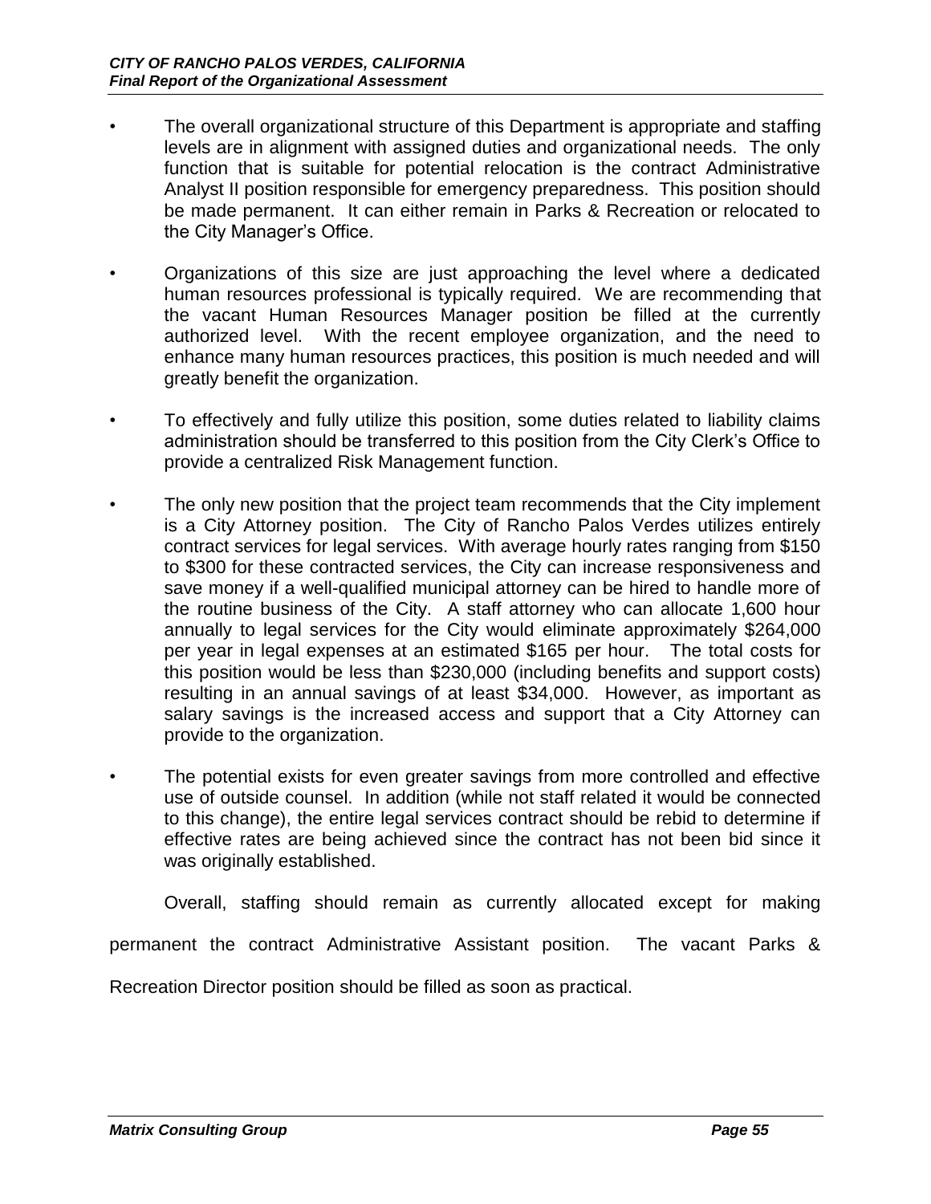- The overall organizational structure of this Department is appropriate and staffing levels are in alignment with assigned duties and organizational needs. The only function that is suitable for potential relocation is the contract Administrative Analyst II position responsible for emergency preparedness. This position should be made permanent. It can either remain in Parks & Recreation or relocated to the City Manager's Office.

- Organizations of this size are just approaching the level where a dedicated human resources professional is typically required. We are recommending that the vacant Human Resources Manager position be filled at the currently authorized level. With the recent employee organization, and the need to enhance many human resources practices, this position is much needed and will greatly benefit the organization.

- To effectively and fully utilize this position, some duties related to liability claims administration should be transferred to this position from the City Clerk's Office to provide a centralized Risk Management function.

- The only new position that the project team recommends that the City implement is a City Attorney position. The City of Rancho Palos Verdes utilizes entirely contract services for legal services. With average hourly rates ranging from $150 to $300 for these contracted services, the City can increase responsiveness and save money if a well-qualified municipal attorney can be hired to handle more of the routine business of the City. A staff attorney who can allocate 1,600 hour annually to legal services for the City would eliminate approximately $264,000 per year in legal expenses at an estimated $165 per hour. The total costs for this position would be less than $230,000 (including benefits and support costs) resulting in an annual savings of at least $34,000. However, as important as salary savings is the increased access and support that a City Attorney can provide to the organization.

- The potential exists for even greater savings from more controlled and effective use of outside counsel. In addition (while not staff related it would be connected to this change), the entire legal services contract should be rebid to determine if effective rates are being achieved since the contract has not been bid since it was originally established.

Overall, staffing should remain as currently allocated except for making permanent the contract Administrative Assistant position. The vacant Parks & Recreation Director position should be filled as soon as practical.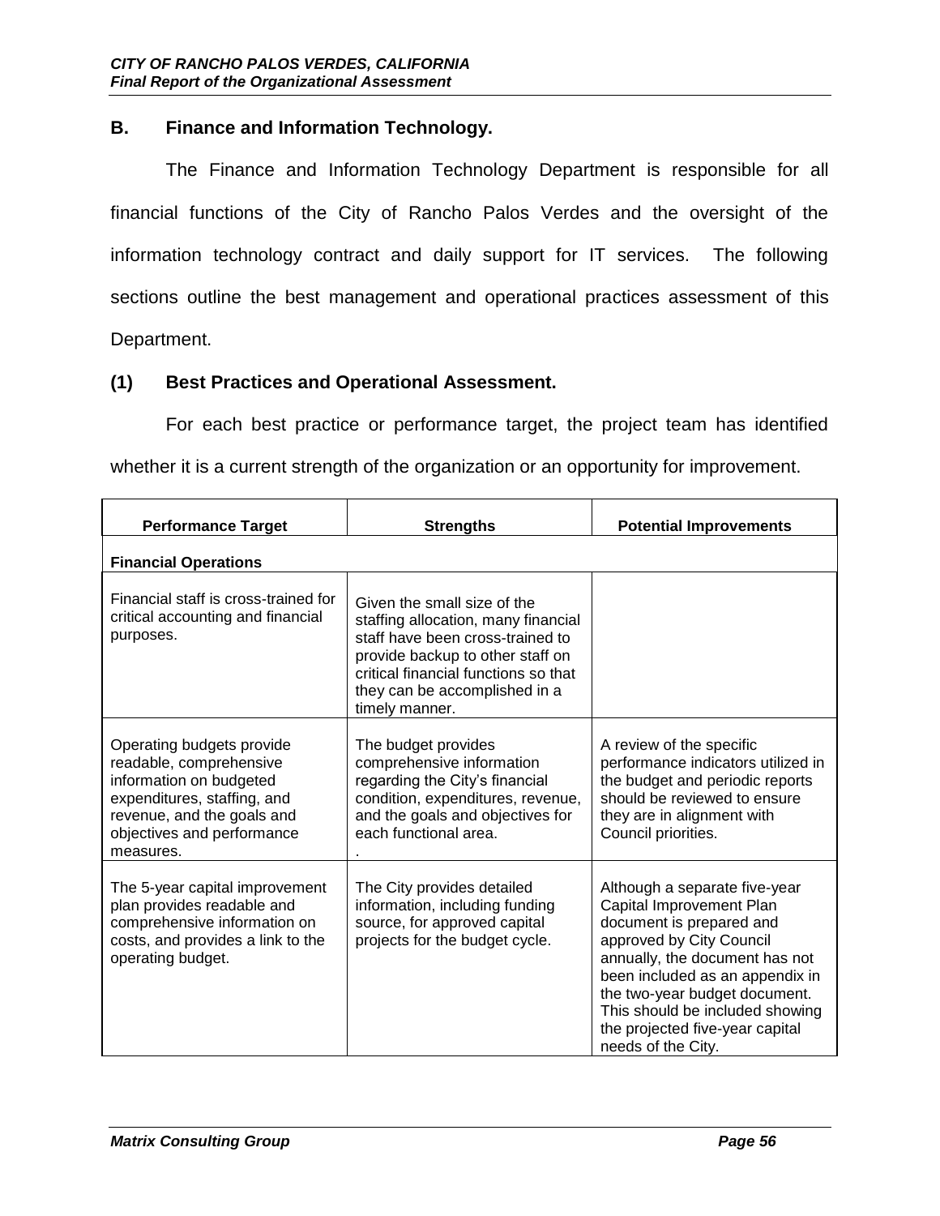## B. Finance and Information Technology.

The Finance and Information Technology Department is responsible for all financial functions of the City of Rancho Palos Verdes and the oversight of the information technology contract and daily support for IT services. The following sections outline the best management and operational practices assessment of this Department.

### (1) Best Practices and Operational Assessment.

For each best practice or performance target, the project team has identified whether it is a current strength of the organization or an opportunity for improvement.

| Performance Target | Strengths | Potential Improvements |
|---|---|---|
| **Financial Operations** | | |
| Financial staff is cross-trained for critical accounting and financial purposes. | Given the small size of the staffing allocation, many financial staff have been cross-trained to provide backup to other staff on critical financial functions so that they can be accomplished in a timely manner. | |
| Operating budgets provide readable, comprehensive information on budgeted expenditures, staffing, and revenue, and the goals and objectives and performance measures. | The budget provides comprehensive information regarding the City's financial condition, expenditures, revenue, and the goals and objectives for each functional area. . | A review of the specific performance indicators utilized in the budget and periodic reports should be reviewed to ensure they are in alignment with Council priorities. |
| The 5-year capital improvement plan provides readable and comprehensive information on costs, and provides a link to the operating budget. | The City provides detailed information, including funding source, for approved capital projects for the budget cycle. | Although a separate five-year Capital Improvement Plan document is prepared and approved by City Council annually, the document has not been included as an appendix in the two-year budget document. This should be included showing the projected five-year capital needs of the City. |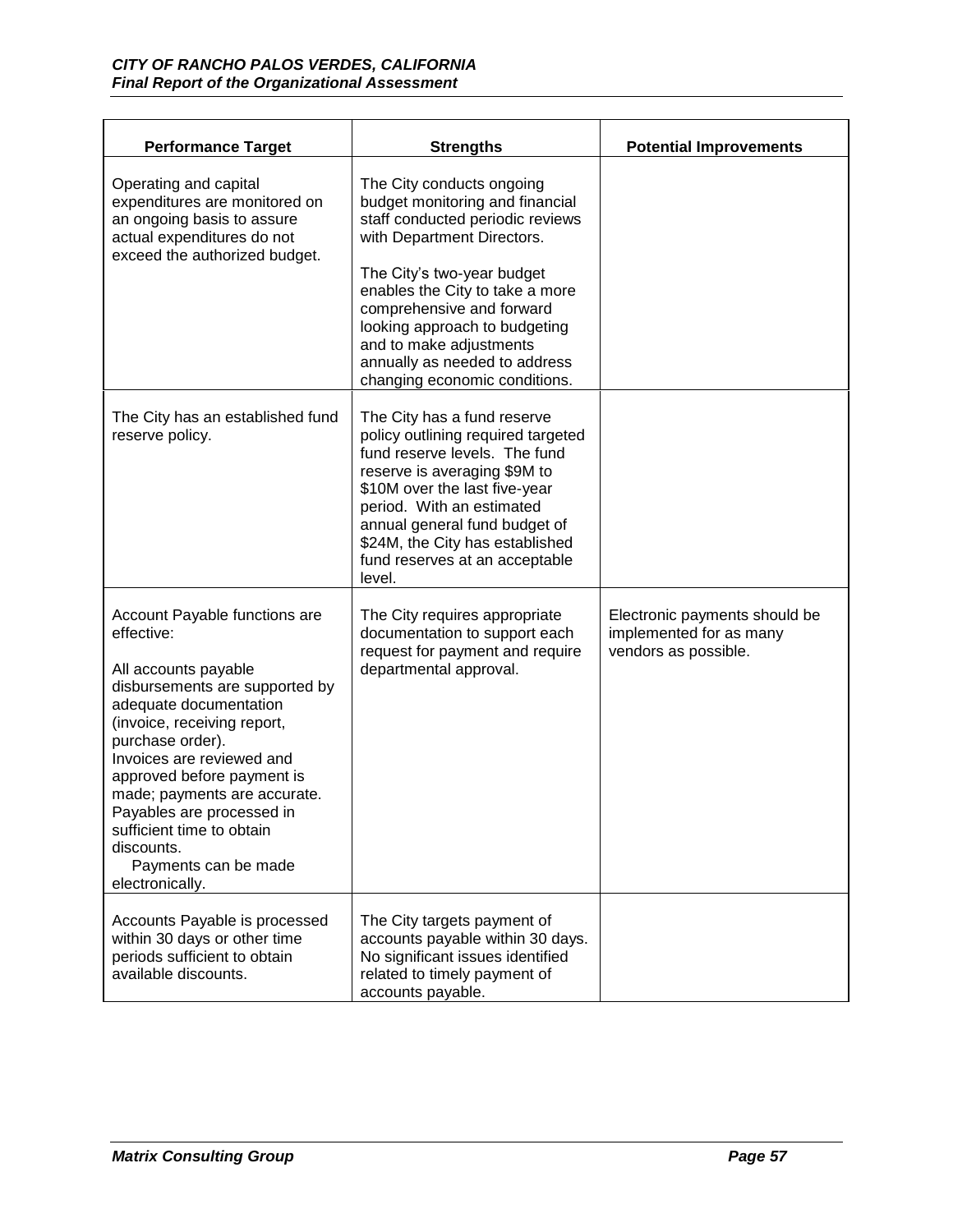| Performance Target | Strengths | Potential Improvements |
|---|---|---|
| Operating and capital expenditures are monitored on an ongoing basis to assure actual expenditures do not exceed the authorized budget. | The City conducts ongoing budget monitoring and financial staff conducted periodic reviews with Department Directors.<br><br>The City's two-year budget enables the City to take a more comprehensive and forward looking approach to budgeting and to make adjustments annually as needed to address changing economic conditions. | |
| The City has an established fund reserve policy. | The City has a fund reserve policy outlining required targeted fund reserve levels. The fund reserve is averaging $9M to $10M over the last five-year period. With an estimated annual general fund budget of $24M, the City has established fund reserves at an acceptable level. | |
| Account Payable functions are effective:<br><br>All accounts payable disbursements are supported by adequate documentation (invoice, receiving report, purchase order).<br>Invoices are reviewed and approved before payment is made; payments are accurate.<br>Payables are processed in sufficient time to obtain discounts.<br>Payments can be made electronically. | The City requires appropriate documentation to support each request for payment and require departmental approval. | Electronic payments should be implemented for as many vendors as possible. |
| Accounts Payable is processed within 30 days or other time periods sufficient to obtain available discounts. | The City targets payment of accounts payable within 30 days. No significant issues identified related to timely payment of accounts payable. | |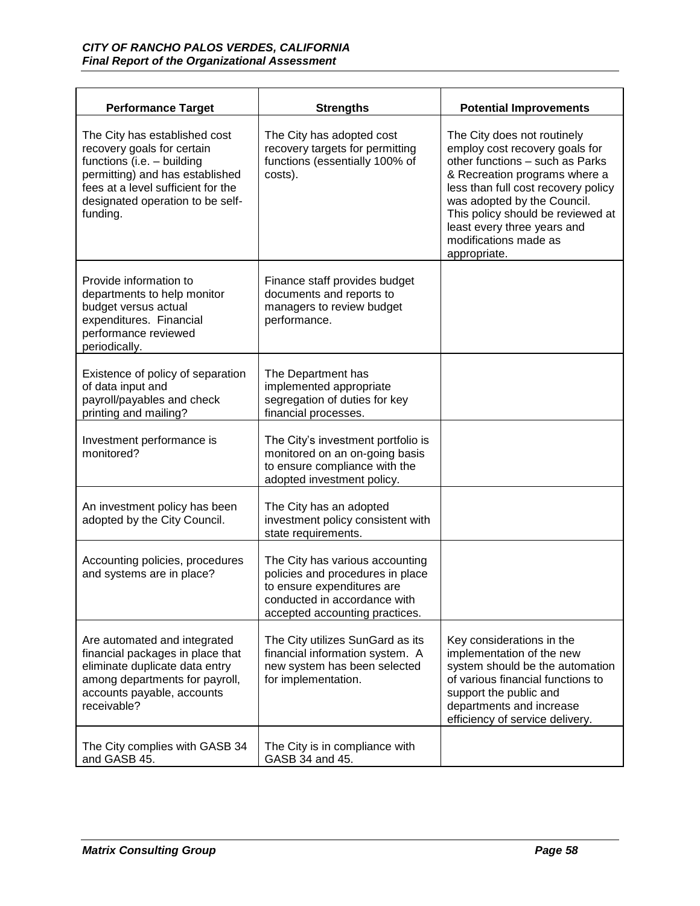| Performance Target | Strengths | Potential Improvements |
|---|---|---|
| The City has established cost recovery goals for certain functions (i.e. – building permitting) and has established fees at a level sufficient for the designated operation to be self-funding. | The City has adopted cost recovery targets for permitting functions (essentially 100% of costs). | The City does not routinely employ cost recovery goals for other functions – such as Parks & Recreation programs where a less than full cost recovery policy was adopted by the Council. This policy should be reviewed at least every three years and modifications made as appropriate. |
| Provide information to departments to help monitor budget versus actual expenditures. Financial performance reviewed periodically. | Finance staff provides budget documents and reports to managers to review budget performance. | |
| Existence of policy of separation of data input and payroll/payables and check printing and mailing? | The Department has implemented appropriate segregation of duties for key financial processes. | |
| Investment performance is monitored? | The City's investment portfolio is monitored on an on-going basis to ensure compliance with the adopted investment policy. | |
| An investment policy has been adopted by the City Council. | The City has an adopted investment policy consistent with state requirements. | |
| Accounting policies, procedures and systems are in place? | The City has various accounting policies and procedures in place to ensure expenditures are conducted in accordance with accepted accounting practices. | |
| Are automated and integrated financial packages in place that eliminate duplicate data entry among departments for payroll, accounts payable, accounts receivable? | The City utilizes SunGard as its financial information system. A new system has been selected for implementation. | Key considerations in the implementation of the new system should be the automation of various financial functions to support the public and departments and increase efficiency of service delivery. |
| The City complies with GASB 34 and GASB 45. | The City is in compliance with GASB 34 and 45. | |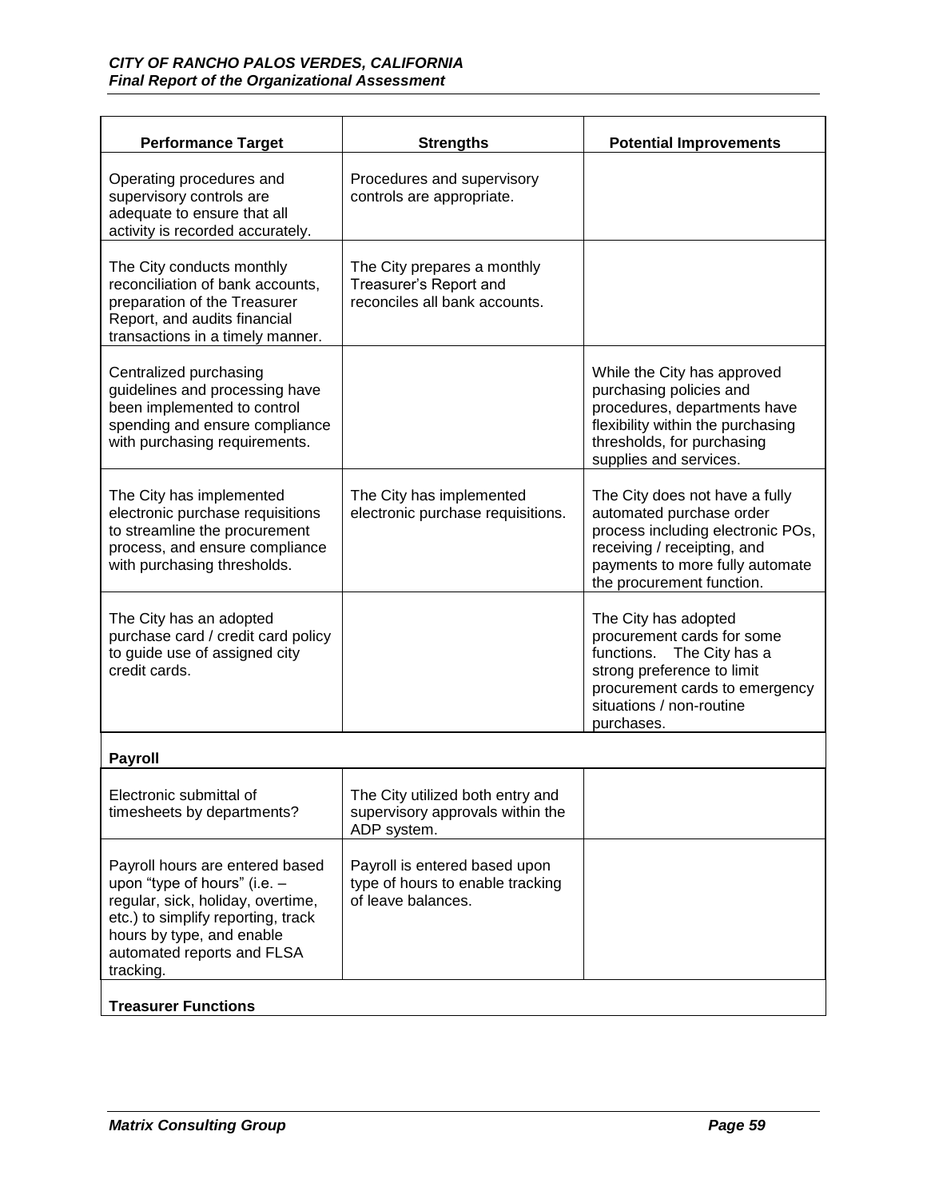| Performance Target | Strengths | Potential Improvements |
|---|---|---|
| Operating procedures and supervisory controls are adequate to ensure that all activity is recorded accurately. | Procedures and supervisory controls are appropriate. | |
| The City conducts monthly reconciliation of bank accounts, preparation of the Treasurer Report, and audits financial transactions in a timely manner. | The City prepares a monthly Treasurer's Report and reconciles all bank accounts. | |
| Centralized purchasing guidelines and processing have been implemented to control spending and ensure compliance with purchasing requirements. | | While the City has approved purchasing policies and procedures, departments have flexibility within the purchasing thresholds, for purchasing supplies and services. |
| The City has implemented electronic purchase requisitions to streamline the procurement process, and ensure compliance with purchasing thresholds. | The City has implemented electronic purchase requisitions. | The City does not have a fully automated purchase order process including electronic POs, receiving / receipting, and payments to more fully automate the procurement function. |
| The City has an adopted purchase card / credit card policy to guide use of assigned city credit cards. | | The City has adopted procurement cards for some functions. The City has a strong preference to limit procurement cards to emergency situations / non-routine purchases. |
| **Payroll** | | |
| Electronic submittal of timesheets by departments? | The City utilized both entry and supervisory approvals within the ADP system. | |
| Payroll hours are entered based upon "type of hours" (i.e. – regular, sick, holiday, overtime, etc.) to simplify reporting, track hours by type, and enable automated reports and FLSA tracking. | Payroll is entered based upon type of hours to enable tracking of leave balances. | |
| **Treasurer Functions** | | |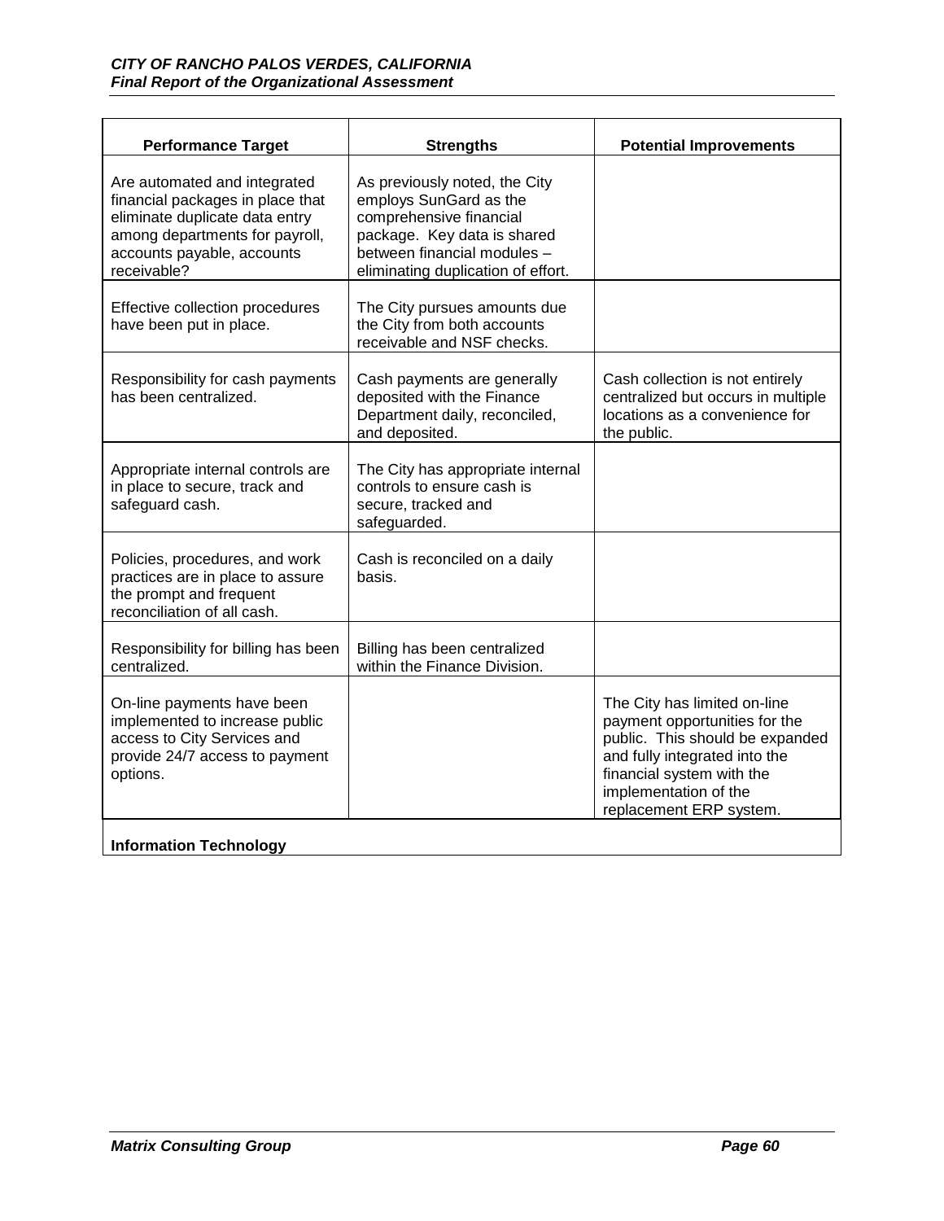| Performance Target | Strengths | Potential Improvements |
|---|---|---|
| Are automated and integrated financial packages in place that eliminate duplicate data entry among departments for payroll, accounts payable, accounts receivable? | As previously noted, the City employs SunGard as the comprehensive financial package. Key data is shared between financial modules – eliminating duplication of effort. | |
| Effective collection procedures have been put in place. | The City pursues amounts due the City from both accounts receivable and NSF checks. | |
| Responsibility for cash payments has been centralized. | Cash payments are generally deposited with the Finance Department daily, reconciled, and deposited. | Cash collection is not entirely centralized but occurs in multiple locations as a convenience for the public. |
| Appropriate internal controls are in place to secure, track and safeguard cash. | The City has appropriate internal controls to ensure cash is secure, tracked and safeguarded. | |
| Policies, procedures, and work practices are in place to assure the prompt and frequent reconciliation of all cash. | Cash is reconciled on a daily basis. | |
| Responsibility for billing has been centralized. | Billing has been centralized within the Finance Division. | |
| On-line payments have been implemented to increase public access to City Services and provide 24/7 access to payment options. | | The City has limited on-line payment opportunities for the public. This should be expanded and fully integrated into the financial system with the implementation of the replacement ERP system. |
| **Information Technology** | | |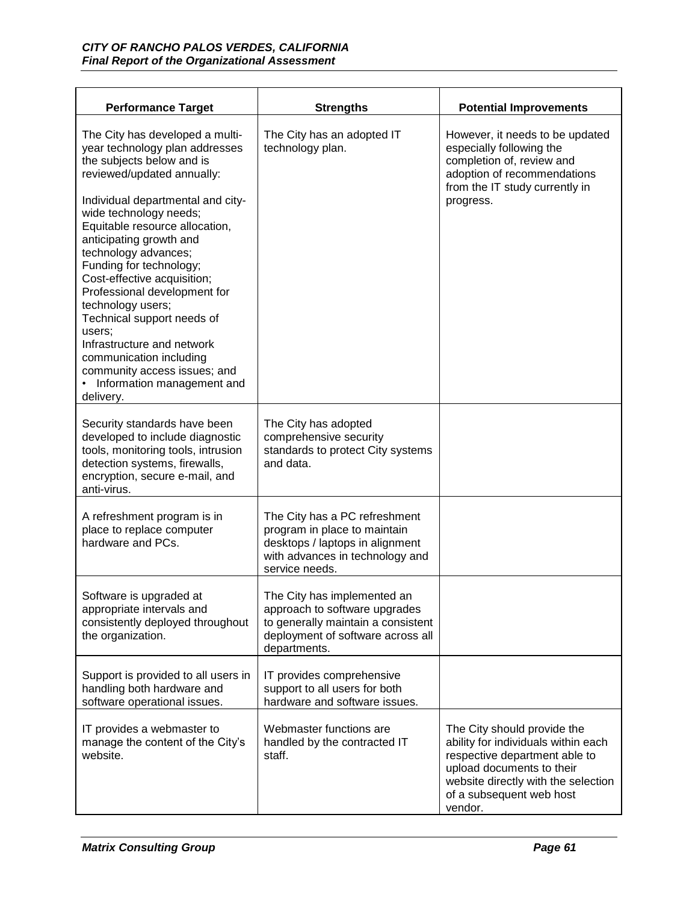| Performance Target | Strengths | Potential Improvements |
|---|---|---|
| The City has developed a multi-year technology plan addresses the subjects below and is reviewed/updated annually:<br><br>Individual departmental and city-wide technology needs;<br>Equitable resource allocation, anticipating growth and technology advances;<br>Funding for technology;<br>Cost-effective acquisition;<br>Professional development for technology users;<br>Technical support needs of users;<br>Infrastructure and network communication including community access issues; and<br>• Information management and delivery. | The City has an adopted IT technology plan. | However, it needs to be updated especially following the completion of, review and adoption of recommendations from the IT study currently in progress. |
| Security standards have been developed to include diagnostic tools, monitoring tools, intrusion detection systems, firewalls, encryption, secure e-mail, and anti-virus. | The City has adopted comprehensive security standards to protect City systems and data. | |
| A refreshment program is in place to replace computer hardware and PCs. | The City has a PC refreshment program in place to maintain desktops / laptops in alignment with advances in technology and service needs. | |
| Software is upgraded at appropriate intervals and consistently deployed throughout the organization. | The City has implemented an approach to software upgrades to generally maintain a consistent deployment of software across all departments. | |
| Support is provided to all users in handling both hardware and software operational issues. | IT provides comprehensive support to all users for both hardware and software issues. | |
| IT provides a webmaster to manage the content of the City's website. | Webmaster functions are handled by the contracted IT staff. | The City should provide the ability for individuals within each respective department able to upload documents to their website directly with the selection of a subsequent web host vendor. |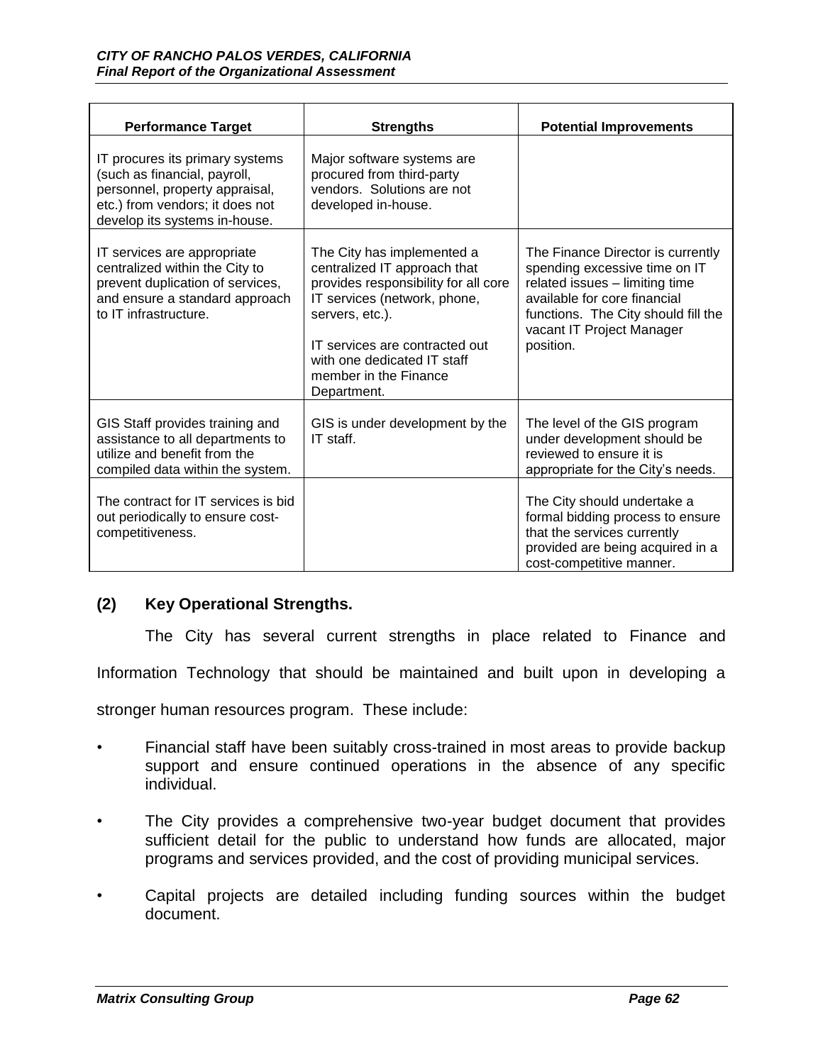| Performance Target | Strengths | Potential Improvements |
|---|---|---|
| IT procures its primary systems (such as financial, payroll, personnel, property appraisal, etc.) from vendors; it does not develop its systems in-house. | Major software systems are procured from third-party vendors. Solutions are not developed in-house. | |
| IT services are appropriate centralized within the City to prevent duplication of services, and ensure a standard approach to IT infrastructure. | The City has implemented a centralized IT approach that provides responsibility for all core IT services (network, phone, servers, etc.).<br><br>IT services are contracted out with one dedicated IT staff member in the Finance Department. | The Finance Director is currently spending excessive time on IT related issues – limiting time available for core financial functions. The City should fill the vacant IT Project Manager position. |
| GIS Staff provides training and assistance to all departments to utilize and benefit from the compiled data within the system. | GIS is under development by the IT staff. | The level of the GIS program under development should be reviewed to ensure it is appropriate for the City's needs. |
| The contract for IT services is bid out periodically to ensure cost-competitiveness. | | The City should undertake a formal bidding process to ensure that the services currently provided are being acquired in a cost-competitive manner. |

### (2) Key Operational Strengths.

The City has several current strengths in place related to Finance and Information Technology that should be maintained and built upon in developing a stronger human resources program. These include:

- Financial staff have been suitably cross-trained in most areas to provide backup support and ensure continued operations in the absence of any specific individual.
- The City provides a comprehensive two-year budget document that provides sufficient detail for the public to understand how funds are allocated, major programs and services provided, and the cost of providing municipal services.
- Capital projects are detailed including funding sources within the budget document.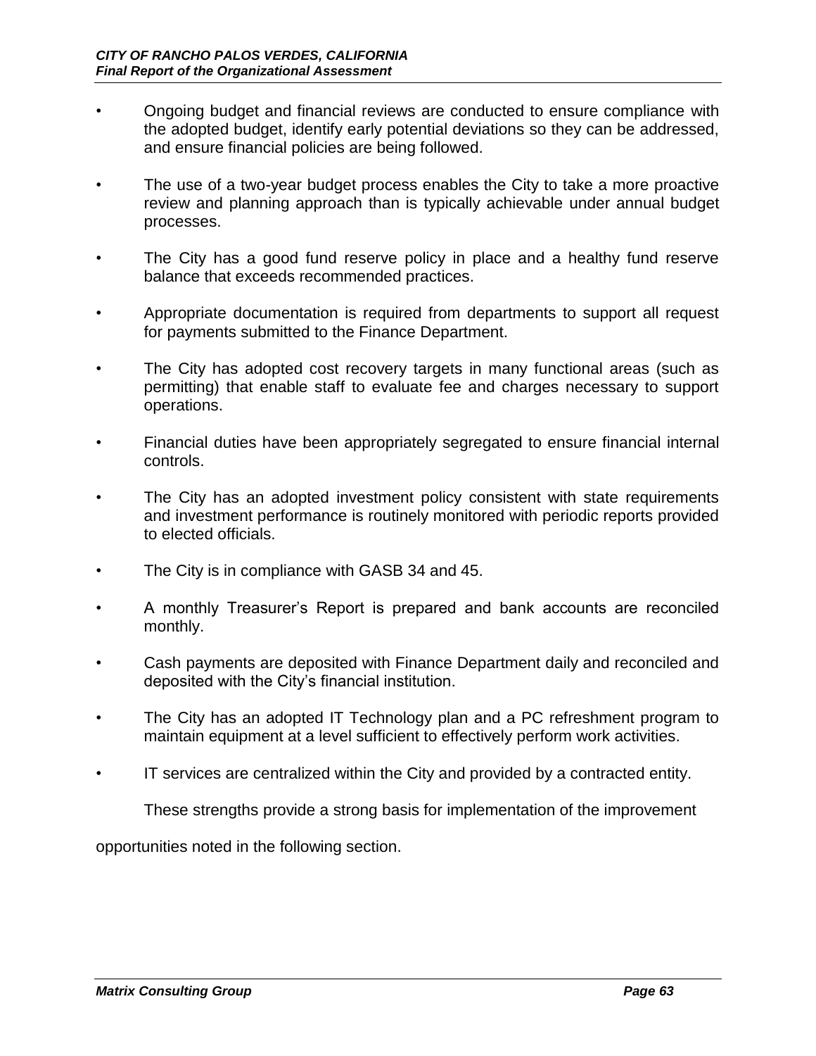- Ongoing budget and financial reviews are conducted to ensure compliance with the adopted budget, identify early potential deviations so they can be addressed, and ensure financial policies are being followed.

- The use of a two-year budget process enables the City to take a more proactive review and planning approach than is typically achievable under annual budget processes.

- The City has a good fund reserve policy in place and a healthy fund reserve balance that exceeds recommended practices.

- Appropriate documentation is required from departments to support all request for payments submitted to the Finance Department.

- The City has adopted cost recovery targets in many functional areas (such as permitting) that enable staff to evaluate fee and charges necessary to support operations.

- Financial duties have been appropriately segregated to ensure financial internal controls.

- The City has an adopted investment policy consistent with state requirements and investment performance is routinely monitored with periodic reports provided to elected officials.

- The City is in compliance with GASB 34 and 45.

- A monthly Treasurer's Report is prepared and bank accounts are reconciled monthly.

- Cash payments are deposited with Finance Department daily and reconciled and deposited with the City's financial institution.

- The City has an adopted IT Technology plan and a PC refreshment program to maintain equipment at a level sufficient to effectively perform work activities.

- IT services are centralized within the City and provided by a contracted entity.

These strengths provide a strong basis for implementation of the improvement opportunities noted in the following section.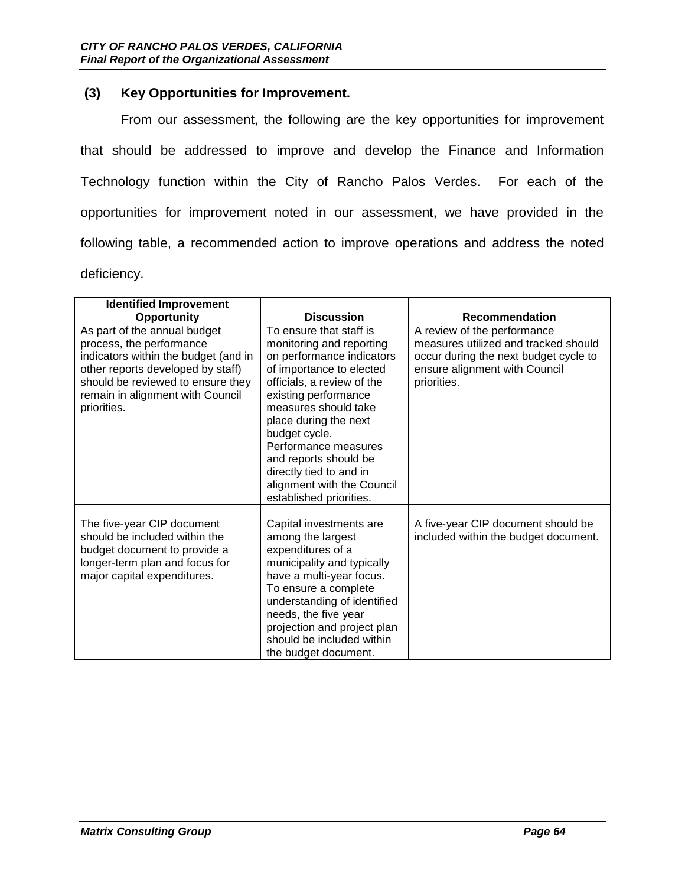### (3) Key Opportunities for Improvement.

From our assessment, the following are the key opportunities for improvement that should be addressed to improve and develop the Finance and Information Technology function within the City of Rancho Palos Verdes. For each of the opportunities for improvement noted in our assessment, we have provided in the following table, a recommended action to improve operations and address the noted deficiency.

| Identified Improvement Opportunity | Discussion | Recommendation |
|---|---|---|
| As part of the annual budget process, the performance indicators within the budget (and in other reports developed by staff) should be reviewed to ensure they remain in alignment with Council priorities. | To ensure that staff is monitoring and reporting on performance indicators of importance to elected officials, a review of the existing performance measures should take place during the next budget cycle. Performance measures and reports should be directly tied to and in alignment with the Council established priorities. | A review of the performance measures utilized and tracked should occur during the next budget cycle to ensure alignment with Council priorities. |
| The five-year CIP document should be included within the budget document to provide a longer-term plan and focus for major capital expenditures. | Capital investments are among the largest expenditures of a municipality and typically have a multi-year focus. To ensure a complete understanding of identified needs, the five year projection and project plan should be included within the budget document. | A five-year CIP document should be included within the budget document. |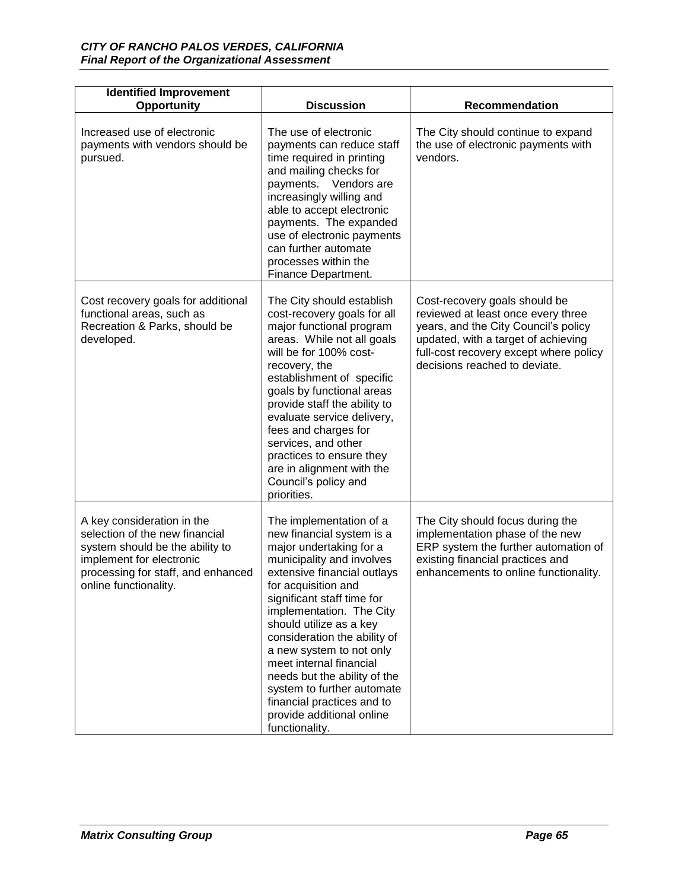| Identified Improvement Opportunity | Discussion | Recommendation |
|---|---|---|
| Increased use of electronic payments with vendors should be pursued. | The use of electronic payments can reduce staff time required in printing and mailing checks for payments. Vendors are increasingly willing and able to accept electronic payments. The expanded use of electronic payments can further automate processes within the Finance Department. | The City should continue to expand the use of electronic payments with vendors. |
| Cost recovery goals for additional functional areas, such as Recreation & Parks, should be developed. | The City should establish cost-recovery goals for all major functional program areas. While not all goals will be for 100% cost-recovery, the establishment of specific goals by functional areas provide staff the ability to evaluate service delivery, fees and charges for services, and other practices to ensure they are in alignment with the Council's policy and priorities. | Cost-recovery goals should be reviewed at least once every three years, and the City Council's policy updated, with a target of achieving full-cost recovery except where policy decisions reached to deviate. |
| A key consideration in the selection of the new financial system should be the ability to implement for electronic processing for staff, and enhanced online functionality. | The implementation of a new financial system is a major undertaking for a municipality and involves extensive financial outlays for acquisition and significant staff time for implementation. The City should utilize as a key consideration the ability of a new system to not only meet internal financial needs but the ability of the system to further automate financial practices and to provide additional online functionality. | The City should focus during the implementation phase of the new ERP system the further automation of existing financial practices and enhancements to online functionality. |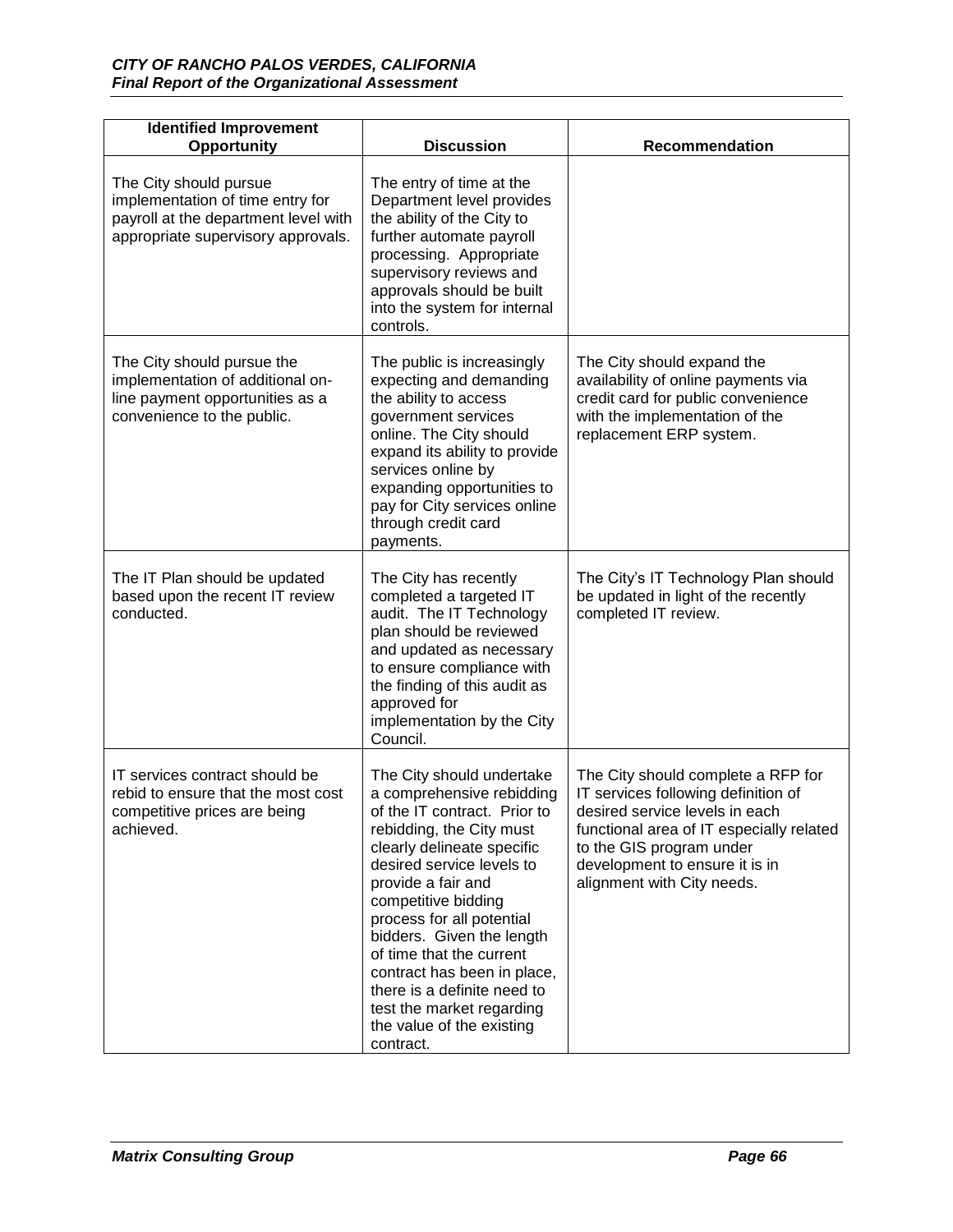| Identified Improvement Opportunity | Discussion | Recommendation |
|---|---|---|
| The City should pursue implementation of time entry for payroll at the department level with appropriate supervisory approvals. | The entry of time at the Department level provides the ability of the City to further automate payroll processing. Appropriate supervisory reviews and approvals should be built into the system for internal controls. | |
| The City should pursue the implementation of additional on-line payment opportunities as a convenience to the public. | The public is increasingly expecting and demanding the ability to access government services online. The City should expand its ability to provide services online by expanding opportunities to pay for City services online through credit card payments. | The City should expand the availability of online payments via credit card for public convenience with the implementation of the replacement ERP system. |
| The IT Plan should be updated based upon the recent IT review conducted. | The City has recently completed a targeted IT audit. The IT Technology plan should be reviewed and updated as necessary to ensure compliance with the finding of this audit as approved for implementation by the City Council. | The City's IT Technology Plan should be updated in light of the recently completed IT review. |
| IT services contract should be rebid to ensure that the most cost competitive prices are being achieved. | The City should undertake a comprehensive rebidding of the IT contract. Prior to rebidding, the City must clearly delineate specific desired service levels to provide a fair and competitive bidding process for all potential bidders. Given the length of time that the current contract has been in place, there is a definite need to test the market regarding the value of the existing contract. | The City should complete a RFP for IT services following definition of desired service levels in each functional area of IT especially related to the GIS program under development to ensure it is in alignment with City needs. |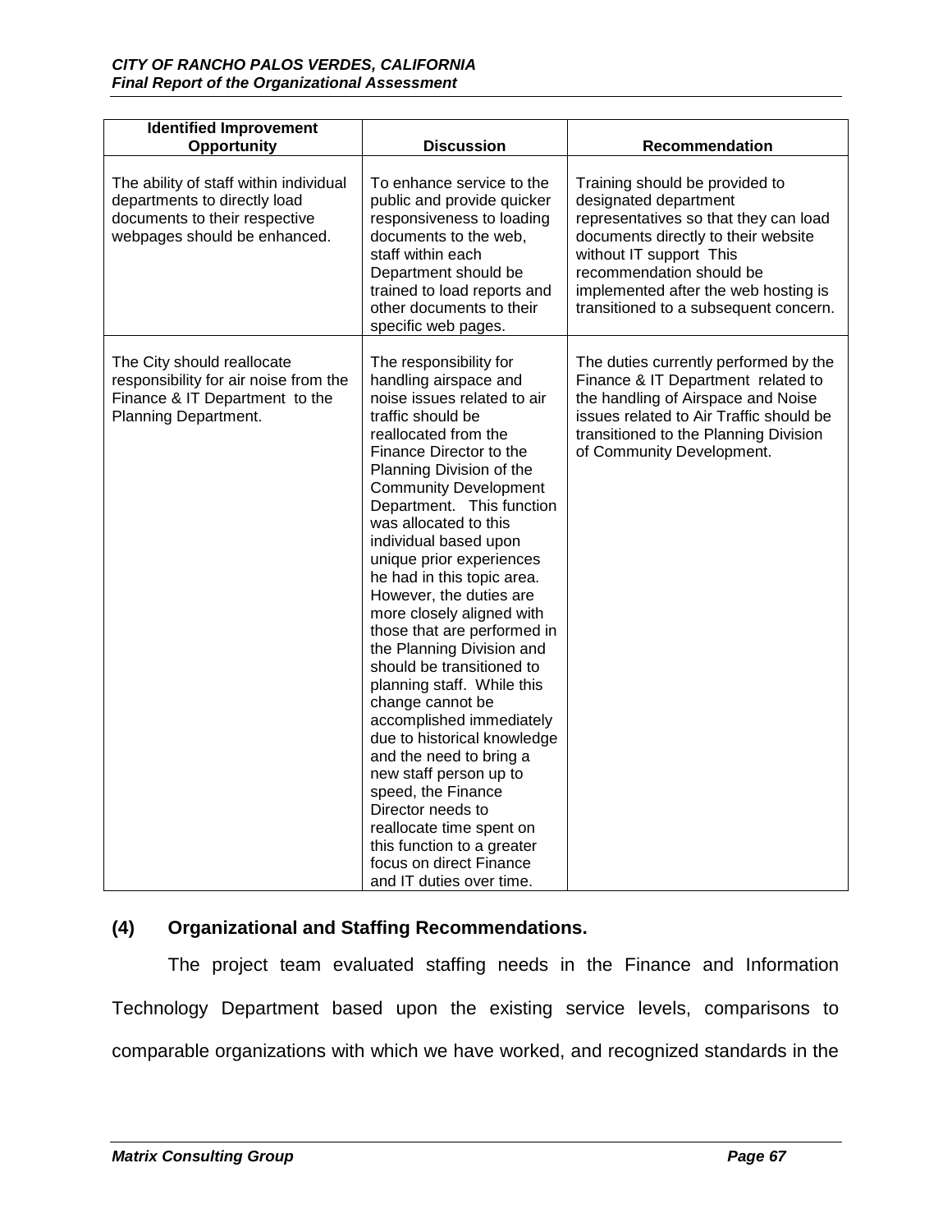| Identified Improvement Opportunity | Discussion | Recommendation |
| --- | --- | --- |
| The ability of staff within individual departments to directly load documents to their respective webpages should be enhanced. | To enhance service to the public and provide quicker responsiveness to loading documents to the web, staff within each Department should be trained to load reports and other documents to their specific web pages. | Training should be provided to designated department representatives so that they can load documents directly to their website without IT support This recommendation should be implemented after the web hosting is transitioned to a subsequent concern. |
| The City should reallocate responsibility for air noise from the Finance & IT Department to the Planning Department. | The responsibility for handling airspace and noise issues related to air traffic should be reallocated from the Finance Director to the Planning Division of the Community Development Department. This function was allocated to this individual based upon unique prior experiences he had in this topic area. However, the duties are more closely aligned with those that are performed in the Planning Division and should be transitioned to planning staff. While this change cannot be accomplished immediately due to historical knowledge and the need to bring a new staff person up to speed, the Finance Director needs to reallocate time spent on this function to a greater focus on direct Finance and IT duties over time. | The duties currently performed by the Finance & IT Department related to the handling of Airspace and Noise issues related to Air Traffic should be transitioned to the Planning Division of Community Development. |

## (4) Organizational and Staffing Recommendations.

The project team evaluated staffing needs in the Finance and Information Technology Department based upon the existing service levels, comparisons to comparable organizations with which we have worked, and recognized standards in the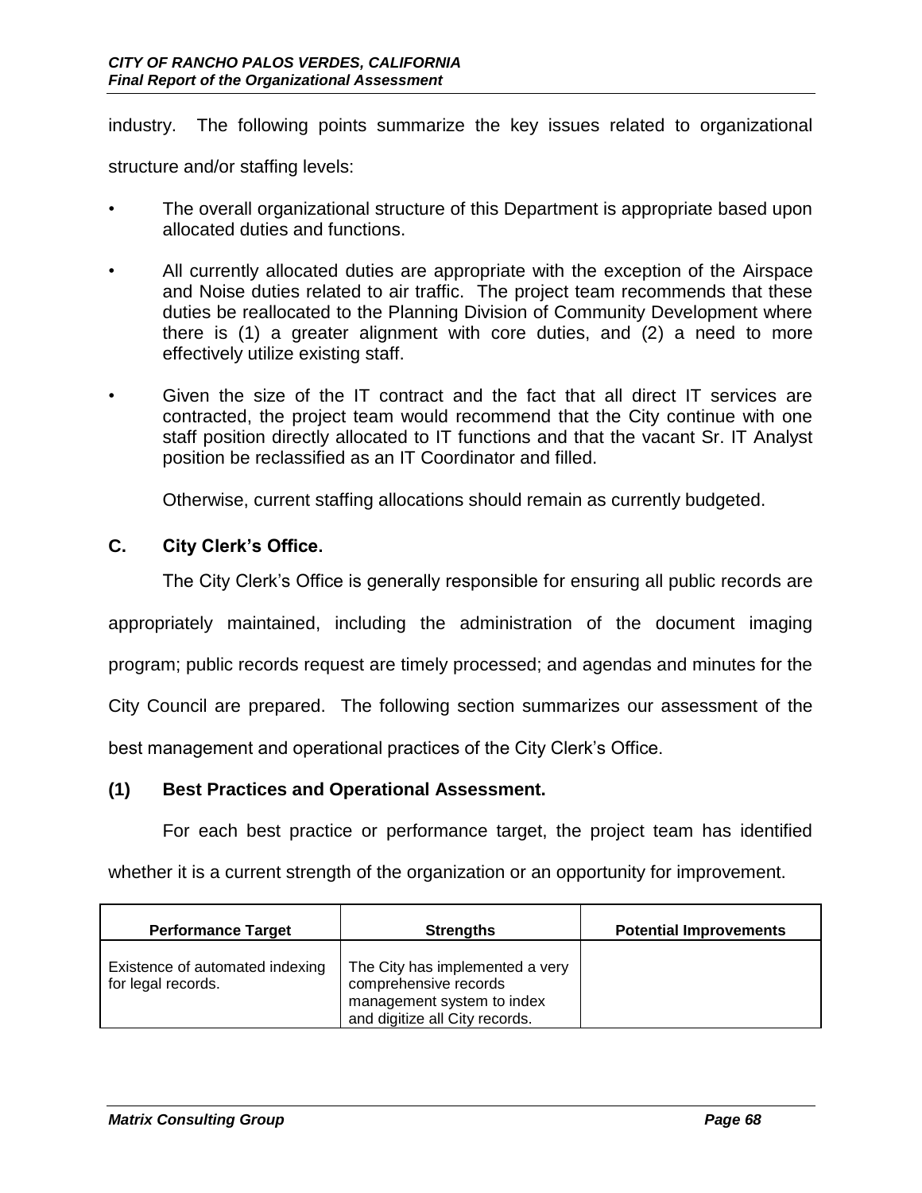industry. The following points summarize the key issues related to organizational structure and/or staffing levels:

- The overall organizational structure of this Department is appropriate based upon allocated duties and functions.
- All currently allocated duties are appropriate with the exception of the Airspace and Noise duties related to air traffic. The project team recommends that these duties be reallocated to the Planning Division of Community Development where there is (1) a greater alignment with core duties, and (2) a need to more effectively utilize existing staff.
- Given the size of the IT contract and the fact that all direct IT services are contracted, the project team would recommend that the City continue with one staff position directly allocated to IT functions and that the vacant Sr. IT Analyst position be reclassified as an IT Coordinator and filled.

  Otherwise, current staffing allocations should remain as currently budgeted.

### C. City Clerk's Office.

The City Clerk's Office is generally responsible for ensuring all public records are appropriately maintained, including the administration of the document imaging program; public records request are timely processed; and agendas and minutes for the City Council are prepared. The following section summarizes our assessment of the best management and operational practices of the City Clerk's Office.

#### (1) Best Practices and Operational Assessment.

For each best practice or performance target, the project team has identified whether it is a current strength of the organization or an opportunity for improvement.

| Performance Target | Strengths | Potential Improvements |
|---|---|---|
| Existence of automated indexing for legal records. | The City has implemented a very comprehensive records management system to index and digitize all City records. | |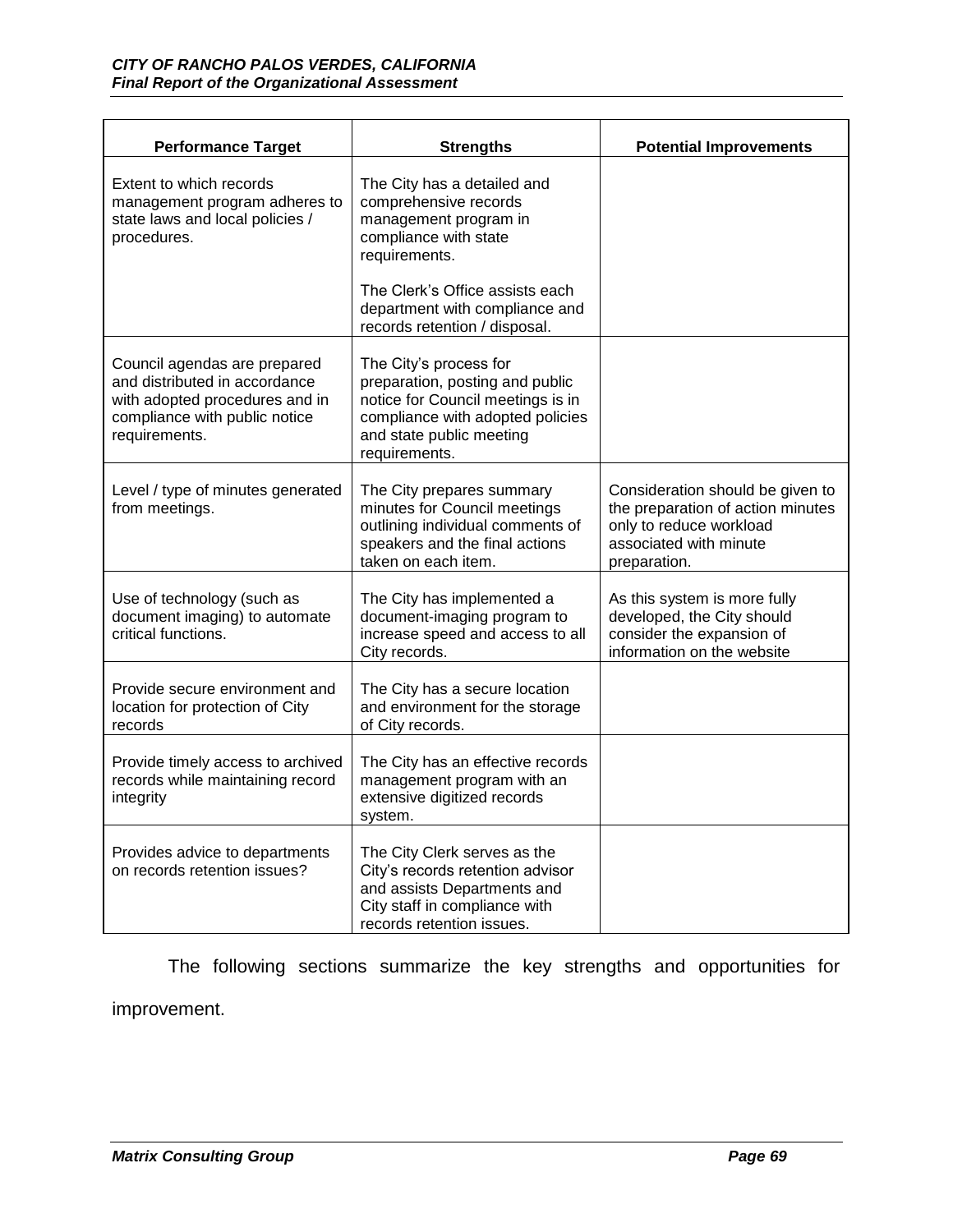| Performance Target | Strengths | Potential Improvements |
|---|---|---|
| Extent to which records management program adheres to state laws and local policies / procedures. | The City has a detailed and comprehensive records management program in compliance with state requirements.<br><br>The Clerk's Office assists each department with compliance and records retention / disposal. | |
| Council agendas are prepared and distributed in accordance with adopted procedures and in compliance with public notice requirements. | The City's process for preparation, posting and public notice for Council meetings is in compliance with adopted policies and state public meeting requirements. | |
| Level / type of minutes generated from meetings. | The City prepares summary minutes for Council meetings outlining individual comments of speakers and the final actions taken on each item. | Consideration should be given to the preparation of action minutes only to reduce workload associated with minute preparation. |
| Use of technology (such as document imaging) to automate critical functions. | The City has implemented a document-imaging program to increase speed and access to all City records. | As this system is more fully developed, the City should consider the expansion of information on the website |
| Provide secure environment and location for protection of City records | The City has a secure location and environment for the storage of City records. | |
| Provide timely access to archived records while maintaining record integrity | The City has an effective records management program with an extensive digitized records system. | |
| Provides advice to departments on records retention issues? | The City Clerk serves as the City's records retention advisor and assists Departments and City staff in compliance with records retention issues. | |

The following sections summarize the key strengths and opportunities for improvement.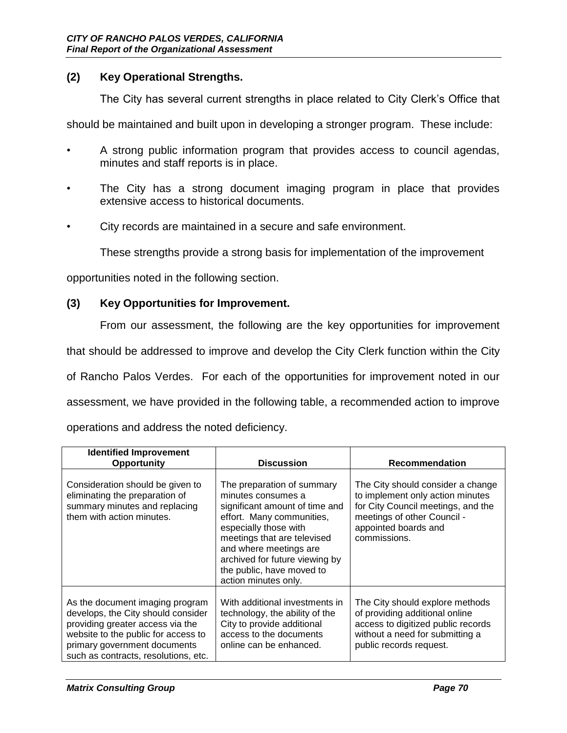### (2) Key Operational Strengths.

The City has several current strengths in place related to City Clerk's Office that should be maintained and built upon in developing a stronger program. These include:

- A strong public information program that provides access to council agendas, minutes and staff reports is in place.
- The City has a strong document imaging program in place that provides extensive access to historical documents.
- City records are maintained in a secure and safe environment.

These strengths provide a strong basis for implementation of the improvement opportunities noted in the following section.

### (3) Key Opportunities for Improvement.

From our assessment, the following are the key opportunities for improvement that should be addressed to improve and develop the City Clerk function within the City of Rancho Palos Verdes. For each of the opportunities for improvement noted in our assessment, we have provided in the following table, a recommended action to improve operations and address the noted deficiency.

| Identified Improvement Opportunity | Discussion | Recommendation |
|---|---|---|
| Consideration should be given to eliminating the preparation of summary minutes and replacing them with action minutes. | The preparation of summary minutes consumes a significant amount of time and effort. Many communities, especially those with meetings that are televised and where meetings are archived for future viewing by the public, have moved to action minutes only. | The City should consider a change to implement only action minutes for City Council meetings, and the meetings of other Council - appointed boards and commissions. |
| As the document imaging program develops, the City should consider providing greater access via the website to the public for access to primary government documents such as contracts, resolutions, etc. | With additional investments in technology, the ability of the City to provide additional access to the documents online can be enhanced. | The City should explore methods of providing additional online access to digitized public records without a need for submitting a public records request. |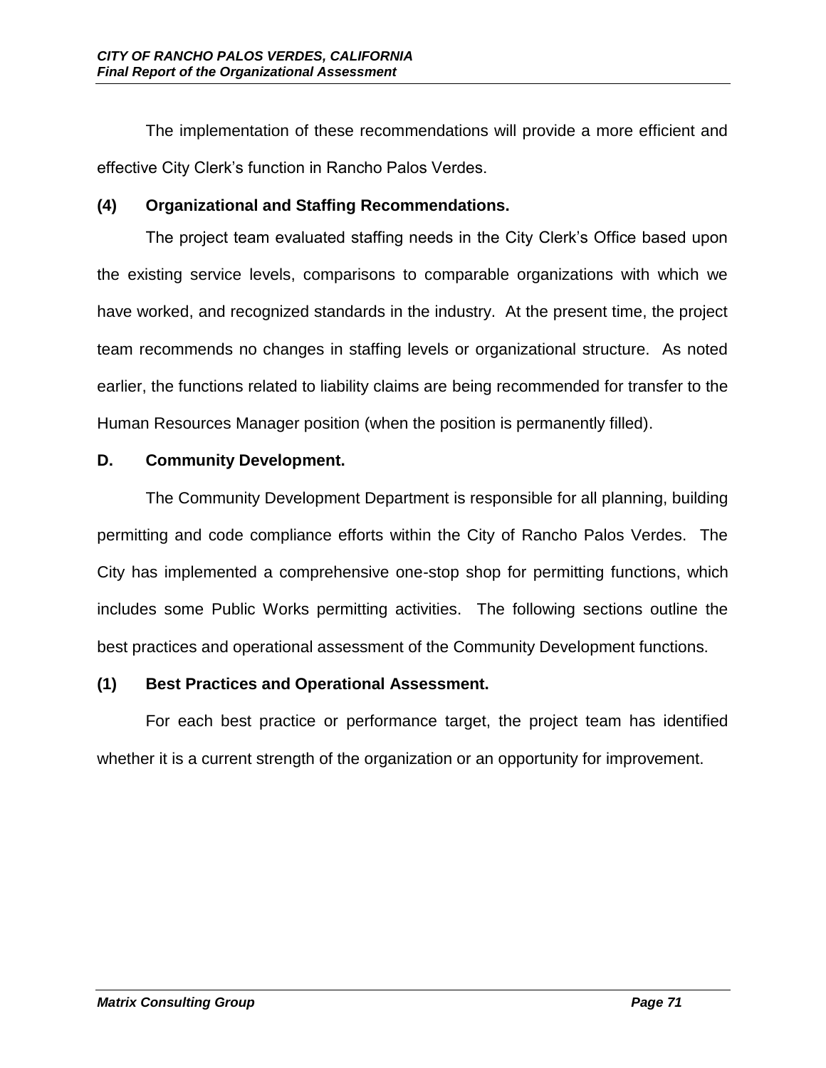The implementation of these recommendations will provide a more efficient and effective City Clerk's function in Rancho Palos Verdes.

### (4) Organizational and Staffing Recommendations.

The project team evaluated staffing needs in the City Clerk's Office based upon the existing service levels, comparisons to comparable organizations with which we have worked, and recognized standards in the industry. At the present time, the project team recommends no changes in staffing levels or organizational structure. As noted earlier, the functions related to liability claims are being recommended for transfer to the Human Resources Manager position (when the position is permanently filled).

## D. Community Development.

The Community Development Department is responsible for all planning, building permitting and code compliance efforts within the City of Rancho Palos Verdes. The City has implemented a comprehensive one-stop shop for permitting functions, which includes some Public Works permitting activities. The following sections outline the best practices and operational assessment of the Community Development functions.

### (1) Best Practices and Operational Assessment.

For each best practice or performance target, the project team has identified whether it is a current strength of the organization or an opportunity for improvement.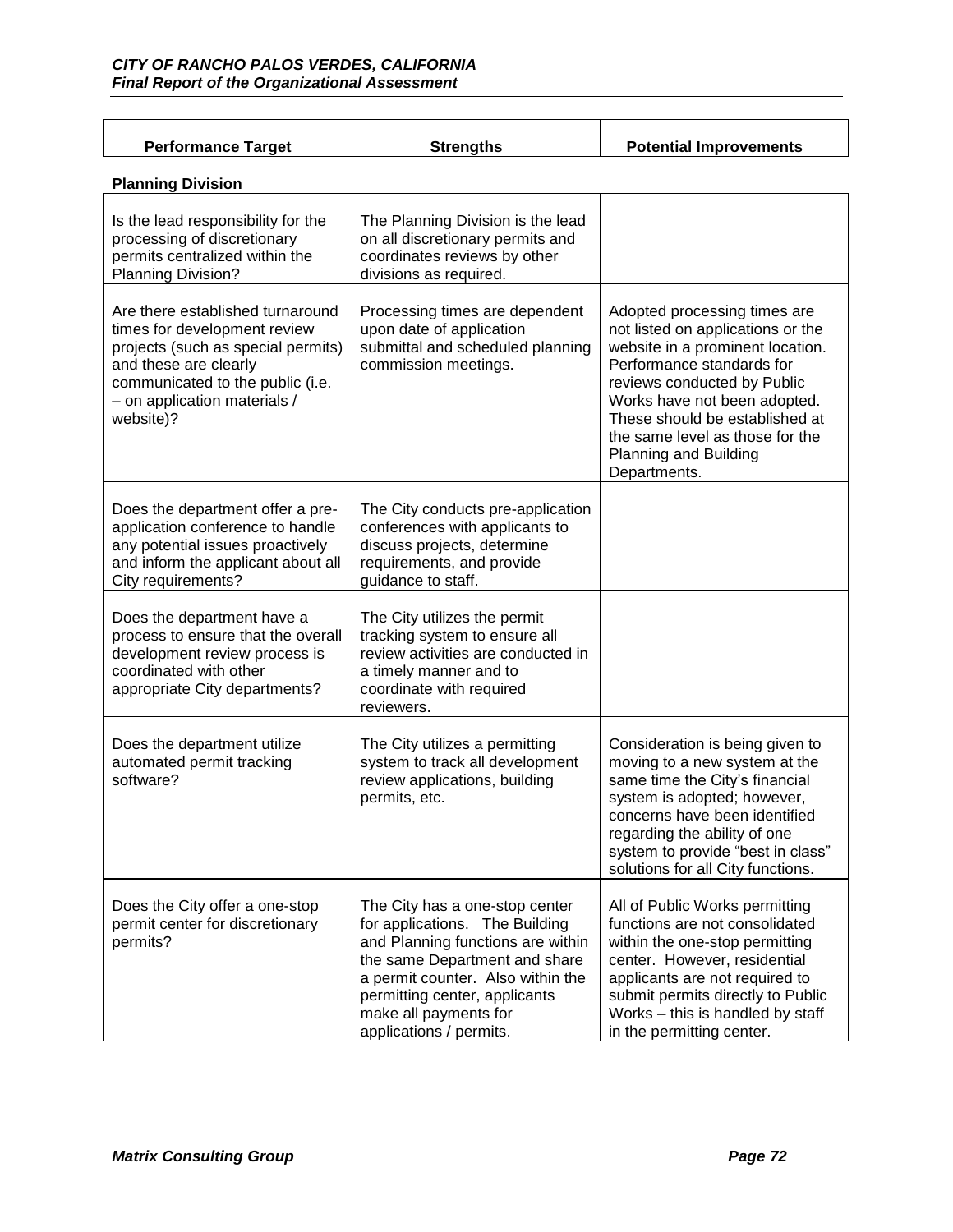| Performance Target | Strengths | Potential Improvements |
|---|---|---|
| **Planning Division** | | |
| Is the lead responsibility for the processing of discretionary permits centralized within the Planning Division? | The Planning Division is the lead on all discretionary permits and coordinates reviews by other divisions as required. | |
| Are there established turnaround times for development review projects (such as special permits) and these are clearly communicated to the public (i.e. – on application materials / website)? | Processing times are dependent upon date of application submittal and scheduled planning commission meetings. | Adopted processing times are not listed on applications or the website in a prominent location. Performance standards for reviews conducted by Public Works have not been adopted. These should be established at the same level as those for the Planning and Building Departments. |
| Does the department offer a pre-application conference to handle any potential issues proactively and inform the applicant about all City requirements? | The City conducts pre-application conferences with applicants to discuss projects, determine requirements, and provide guidance to staff. | |
| Does the department have a process to ensure that the overall development review process is coordinated with other appropriate City departments? | The City utilizes the permit tracking system to ensure all review activities are conducted in a timely manner and to coordinate with required reviewers. | |
| Does the department utilize automated permit tracking software? | The City utilizes a permitting system to track all development review applications, building permits, etc. | Consideration is being given to moving to a new system at the same time the City's financial system is adopted; however, concerns have been identified regarding the ability of one system to provide "best in class" solutions for all City functions. |
| Does the City offer a one-stop permit center for discretionary permits? | The City has a one-stop center for applications. The Building and Planning functions are within the same Department and share a permit counter. Also within the permitting center, applicants make all payments for applications / permits. | All of Public Works permitting functions are not consolidated within the one-stop permitting center. However, residential applicants are not required to submit permits directly to Public Works – this is handled by staff in the permitting center. |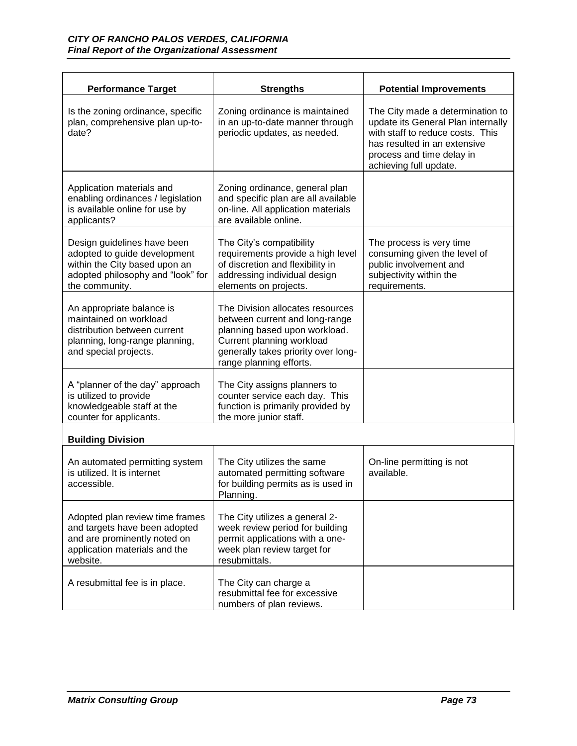| Performance Target | Strengths | Potential Improvements |
|---|---|---|
| Is the zoning ordinance, specific plan, comprehensive plan up-to-date? | Zoning ordinance is maintained in an up-to-date manner through periodic updates, as needed. | The City made a determination to update its General Plan internally with staff to reduce costs. This has resulted in an extensive process and time delay in achieving full update. |
| Application materials and enabling ordinances / legislation is available online for use by applicants? | Zoning ordinance, general plan and specific plan are all available on-line. All application materials are available online. | |
| Design guidelines have been adopted to guide development within the City based upon an adopted philosophy and "look" for the community. | The City's compatibility requirements provide a high level of discretion and flexibility in addressing individual design elements on projects. | The process is very time consuming given the level of public involvement and subjectivity within the requirements. |
| An appropriate balance is maintained on workload distribution between current planning, long-range planning, and special projects. | The Division allocates resources between current and long-range planning based upon workload. Current planning workload generally takes priority over long-range planning efforts. | |
| A "planner of the day" approach is utilized to provide knowledgeable staff at the counter for applicants. | The City assigns planners to counter service each day. This function is primarily provided by the more junior staff. | |
| **Building Division** | | |
| An automated permitting system is utilized. It is internet accessible. | The City utilizes the same automated permitting software for building permits as is used in Planning. | On-line permitting is not available. |
| Adopted plan review time frames and targets have been adopted and are prominently noted on application materials and the website. | The City utilizes a general 2-week review period for building permit applications with a one-week plan review target for resubmittals. | |
| A resubmittal fee is in place. | The City can charge a resubmittal fee for excessive numbers of plan reviews. | |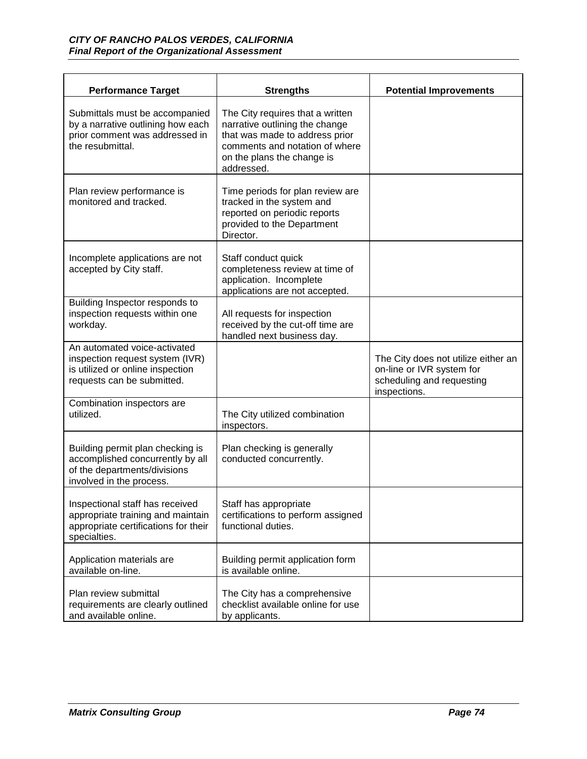| Performance Target | Strengths | Potential Improvements |
|---|---|---|
| Submittals must be accompanied by a narrative outlining how each prior comment was addressed in the resubmittal. | The City requires that a written narrative outlining the change that was made to address prior comments and notation of where on the plans the change is addressed. | |
| Plan review performance is monitored and tracked. | Time periods for plan review are tracked in the system and reported on periodic reports provided to the Department Director. | |
| Incomplete applications are not accepted by City staff. | Staff conduct quick completeness review at time of application. Incomplete applications are not accepted. | |
| Building Inspector responds to inspection requests within one workday. | All requests for inspection received by the cut-off time are handled next business day. | |
| An automated voice-activated inspection request system (IVR) is utilized or online inspection requests can be submitted. | | The City does not utilize either an on-line or IVR system for scheduling and requesting inspections. |
| Combination inspectors are utilized. | The City utilized combination inspectors. | |
| Building permit plan checking is accomplished concurrently by all of the departments/divisions involved in the process. | Plan checking is generally conducted concurrently. | |
| Inspectional staff has received appropriate training and maintain appropriate certifications for their specialties. | Staff has appropriate certifications to perform assigned functional duties. | |
| Application materials are available on-line. | Building permit application form is available online. | |
| Plan review submittal requirements are clearly outlined and available online. | The City has a comprehensive checklist available online for use by applicants. | |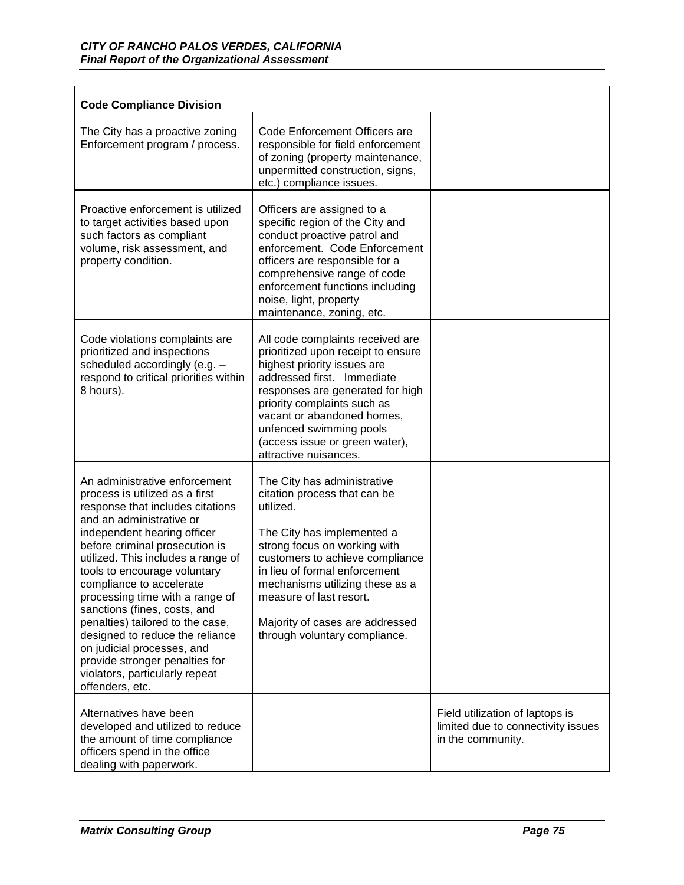| Code Compliance Division | | |
|---|---|---|
| The City has a proactive zoning Enforcement program / process. | Code Enforcement Officers are responsible for field enforcement of zoning (property maintenance, unpermitted construction, signs, etc.) compliance issues. | |
| Proactive enforcement is utilized to target activities based upon such factors as compliant volume, risk assessment, and property condition. | Officers are assigned to a specific region of the City and conduct proactive patrol and enforcement. Code Enforcement officers are responsible for a comprehensive range of code enforcement functions including noise, light, property maintenance, zoning, etc. | |
| Code violations complaints are prioritized and inspections scheduled accordingly (e.g. – respond to critical priorities within 8 hours). | All code complaints received are prioritized upon receipt to ensure highest priority issues are addressed first. Immediate responses are generated for high priority complaints such as vacant or abandoned homes, unfenced swimming pools (access issue or green water), attractive nuisances. | |
| An administrative enforcement process is utilized as a first response that includes citations and an administrative or independent hearing officer before criminal prosecution is utilized. This includes a range of tools to encourage voluntary compliance to accelerate processing time with a range of sanctions (fines, costs, and penalties) tailored to the case, designed to reduce the reliance on judicial processes, and provide stronger penalties for violators, particularly repeat offenders, etc. | The City has administrative citation process that can be utilized.<br><br>The City has implemented a strong focus on working with customers to achieve compliance in lieu of formal enforcement mechanisms utilizing these as a measure of last resort.<br><br>Majority of cases are addressed through voluntary compliance. | |
| Alternatives have been developed and utilized to reduce the amount of time compliance officers spend in the office dealing with paperwork. | | Field utilization of laptops is limited due to connectivity issues in the community. |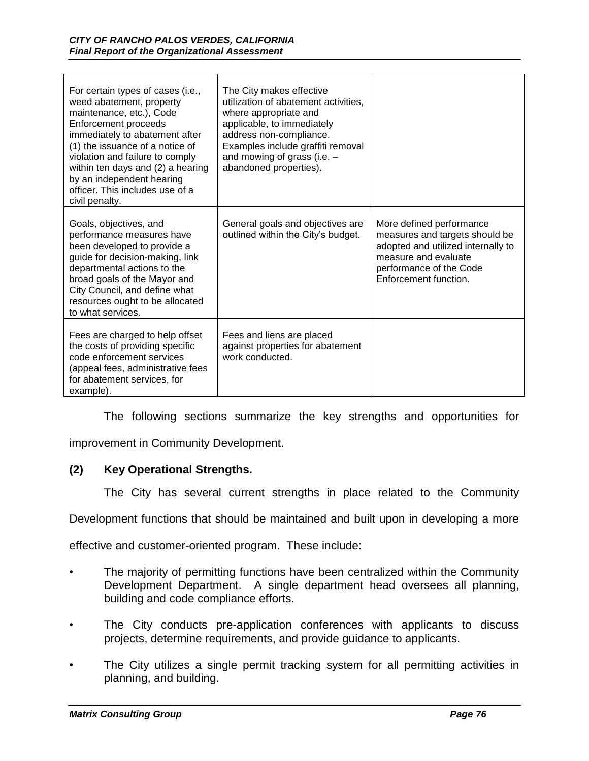| | | |
|---|---|---|
| For certain types of cases (i.e., weed abatement, property maintenance, etc.), Code Enforcement proceeds immediately to abatement after (1) the issuance of a notice of violation and failure to comply within ten days and (2) a hearing by an independent hearing officer. This includes use of a civil penalty. | The City makes effective utilization of abatement activities, where appropriate and applicable, to immediately address non-compliance. Examples include graffiti removal and mowing of grass (i.e. – abandoned properties). | |
| Goals, objectives, and performance measures have been developed to provide a guide for decision-making, link departmental actions to the broad goals of the Mayor and City Council, and define what resources ought to be allocated to what services. | General goals and objectives are outlined within the City's budget. | More defined performance measures and targets should be adopted and utilized internally to measure and evaluate performance of the Code Enforcement function. |
| Fees are charged to help offset the costs of providing specific code enforcement services (appeal fees, administrative fees for abatement services, for example). | Fees and liens are placed against properties for abatement work conducted. | |

The following sections summarize the key strengths and opportunities for improvement in Community Development.

**(2) Key Operational Strengths.**

The City has several current strengths in place related to the Community Development functions that should be maintained and built upon in developing a more effective and customer-oriented program. These include:

- The majority of permitting functions have been centralized within the Community Development Department. A single department head oversees all planning, building and code compliance efforts.
- The City conducts pre-application conferences with applicants to discuss projects, determine requirements, and provide guidance to applicants.
- The City utilizes a single permit tracking system for all permitting activities in planning, and building.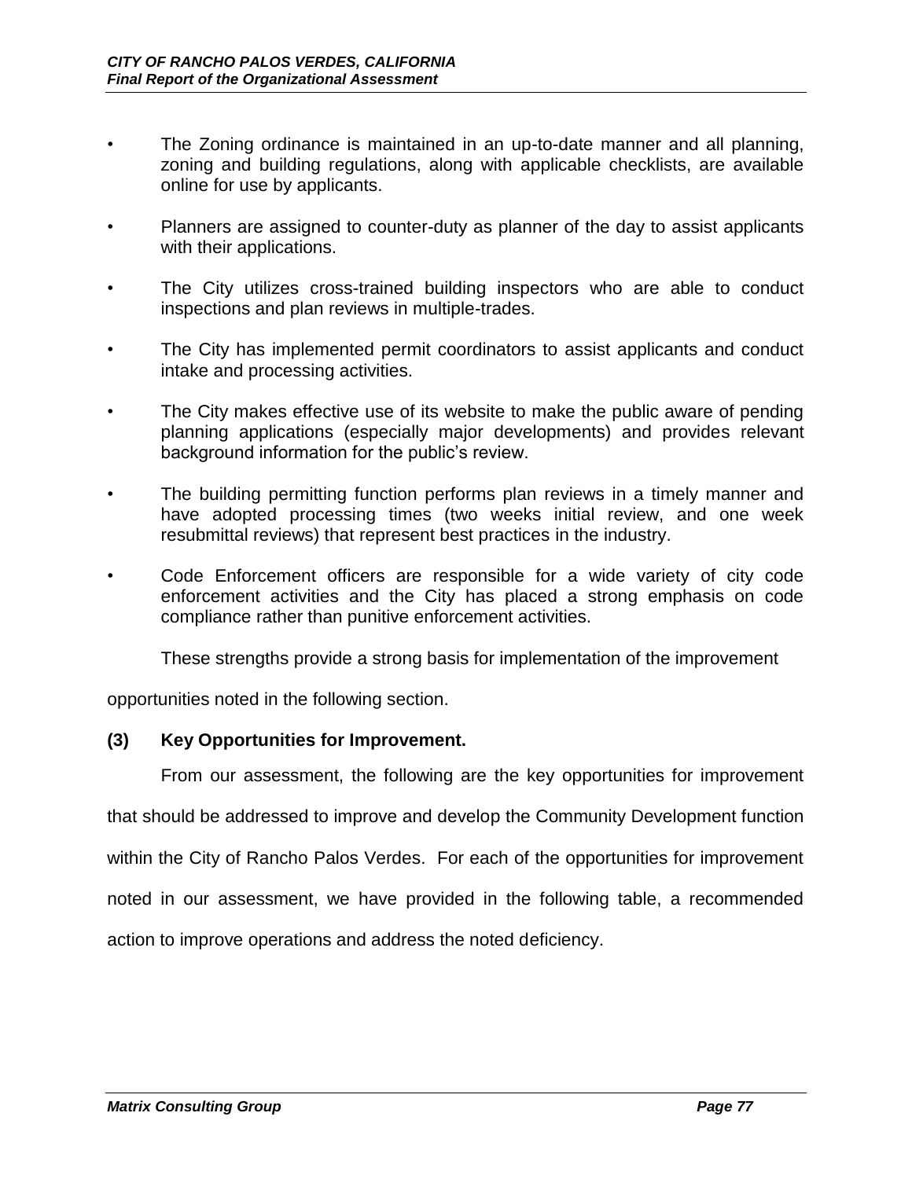- The Zoning ordinance is maintained in an up-to-date manner and all planning, zoning and building regulations, along with applicable checklists, are available online for use by applicants.

- Planners are assigned to counter-duty as planner of the day to assist applicants with their applications.

- The City utilizes cross-trained building inspectors who are able to conduct inspections and plan reviews in multiple-trades.

- The City has implemented permit coordinators to assist applicants and conduct intake and processing activities.

- The City makes effective use of its website to make the public aware of pending planning applications (especially major developments) and provides relevant background information for the public's review.

- The building permitting function performs plan reviews in a timely manner and have adopted processing times (two weeks initial review, and one week resubmittal reviews) that represent best practices in the industry.

- Code Enforcement officers are responsible for a wide variety of city code enforcement activities and the City has placed a strong emphasis on code compliance rather than punitive enforcement activities.

These strengths provide a strong basis for implementation of the improvement opportunities noted in the following section.

**(3) Key Opportunities for Improvement.**

From our assessment, the following are the key opportunities for improvement that should be addressed to improve and develop the Community Development function within the City of Rancho Palos Verdes. For each of the opportunities for improvement noted in our assessment, we have provided in the following table, a recommended action to improve operations and address the noted deficiency.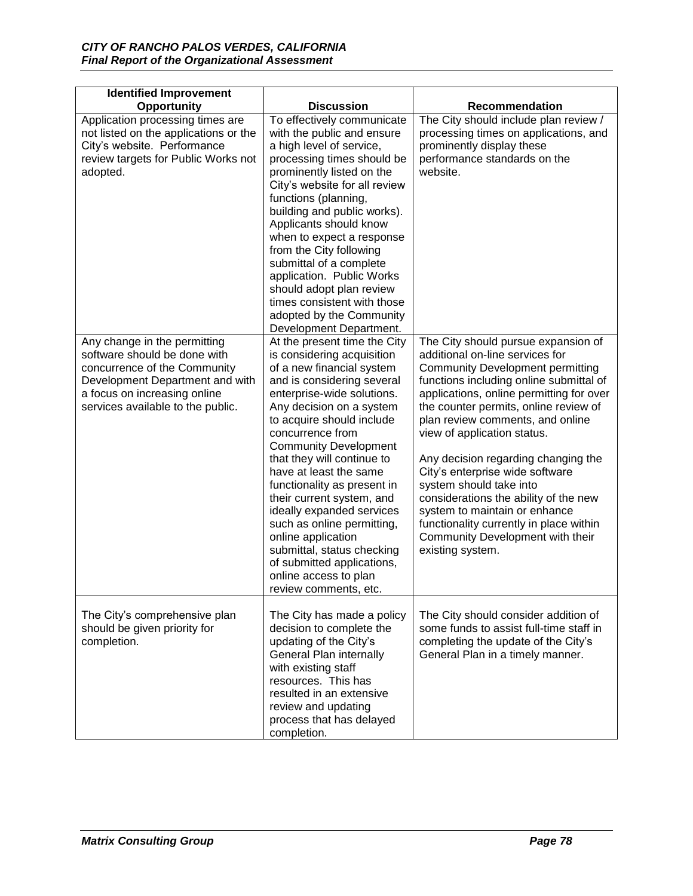| Identified Improvement Opportunity | Discussion | Recommendation |
| --- | --- | --- |
| Application processing times are not listed on the applications or the City's website. Performance review targets for Public Works not adopted. | To effectively communicate with the public and ensure a high level of service, processing times should be prominently listed on the City's website for all review functions (planning, building and public works). Applicants should know when to expect a response from the City following submittal of a complete application. Public Works should adopt plan review times consistent with those adopted by the Community Development Department. | The City should include plan review / processing times on applications, and prominently display these performance standards on the website. |
| Any change in the permitting software should be done with concurrence of the Community Development Department and with a focus on increasing online services available to the public. | At the present time the City is considering acquisition of a new financial system and is considering several enterprise-wide solutions. Any decision on a system to acquire should include concurrence from Community Development that they will continue to have at least the same functionality as present in their current system, and ideally expanded services such as online permitting, online application submittal, status checking of submitted applications, online access to plan review comments, etc. | The City should pursue expansion of additional on-line services for Community Development permitting functions including online submittal of applications, online permitting for over the counter permits, online review of plan review comments, and online view of application status.<br><br>Any decision regarding changing the City's enterprise wide software system should take into considerations the ability of the new system to maintain or enhance functionality currently in place within Community Development with their existing system. |
| The City's comprehensive plan should be given priority for completion. | The City has made a policy decision to complete the updating of the City's General Plan internally with existing staff resources. This has resulted in an extensive review and updating process that has delayed completion. | The City should consider addition of some funds to assist full-time staff in completing the update of the City's General Plan in a timely manner. |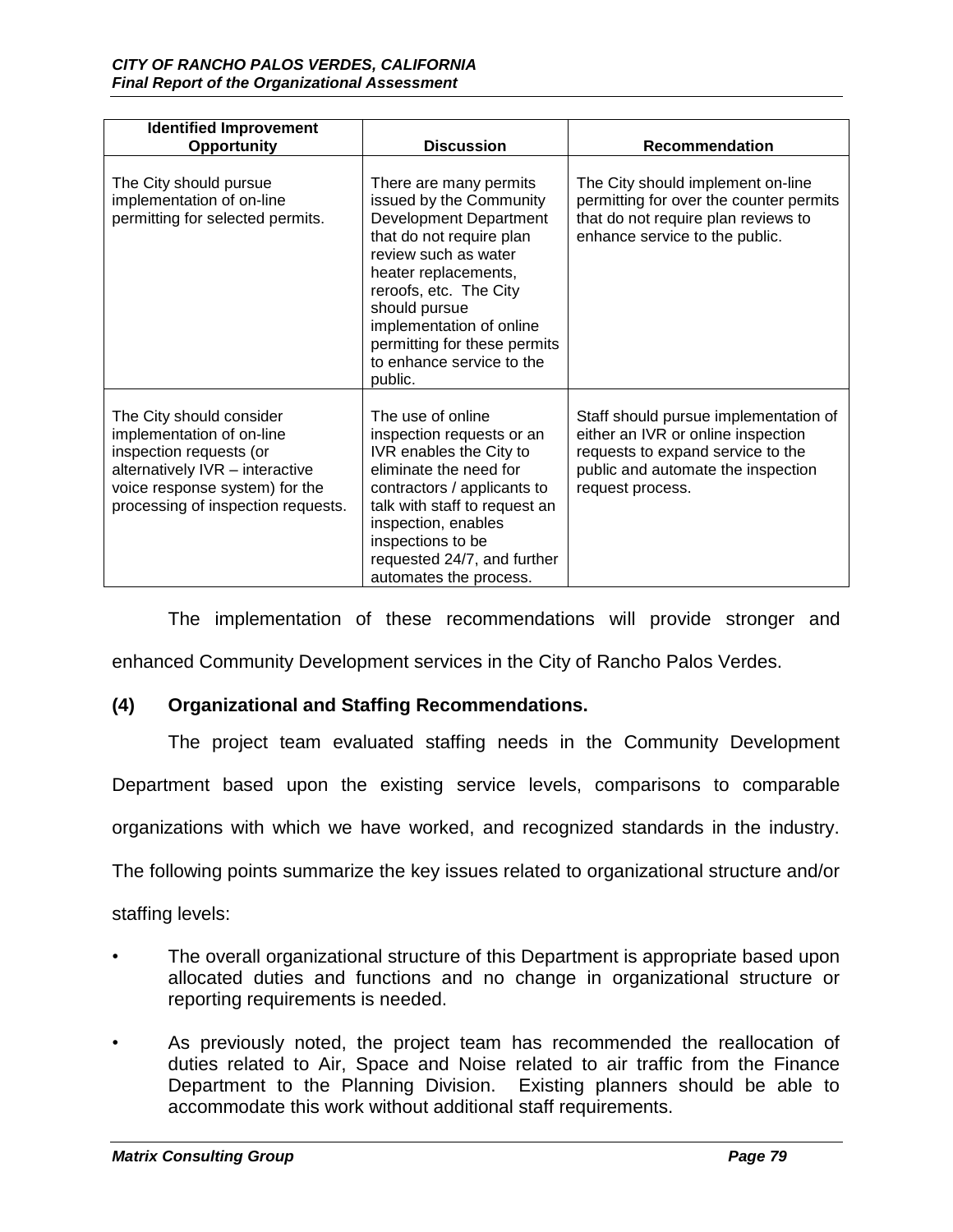| Identified Improvement Opportunity | Discussion | Recommendation |
|---|---|---|
| The City should pursue implementation of on-line permitting for selected permits. | There are many permits issued by the Community Development Department that do not require plan review such as water heater replacements, reroofs, etc. The City should pursue implementation of online permitting for these permits to enhance service to the public. | The City should implement on-line permitting for over the counter permits that do not require plan reviews to enhance service to the public. |
| The City should consider implementation of on-line inspection requests (or alternatively IVR – interactive voice response system) for the processing of inspection requests. | The use of online inspection requests or an IVR enables the City to eliminate the need for contractors / applicants to talk with staff to request an inspection, enables inspections to be requested 24/7, and further automates the process. | Staff should pursue implementation of either an IVR or online inspection requests to expand service to the public and automate the inspection request process. |

The implementation of these recommendations will provide stronger and enhanced Community Development services in the City of Rancho Palos Verdes.

### (4) Organizational and Staffing Recommendations.

The project team evaluated staffing needs in the Community Development Department based upon the existing service levels, comparisons to comparable organizations with which we have worked, and recognized standards in the industry. The following points summarize the key issues related to organizational structure and/or staffing levels:

- The overall organizational structure of this Department is appropriate based upon allocated duties and functions and no change in organizational structure or reporting requirements is needed.
- As previously noted, the project team has recommended the reallocation of duties related to Air, Space and Noise related to air traffic from the Finance Department to the Planning Division. Existing planners should be able to accommodate this work without additional staff requirements.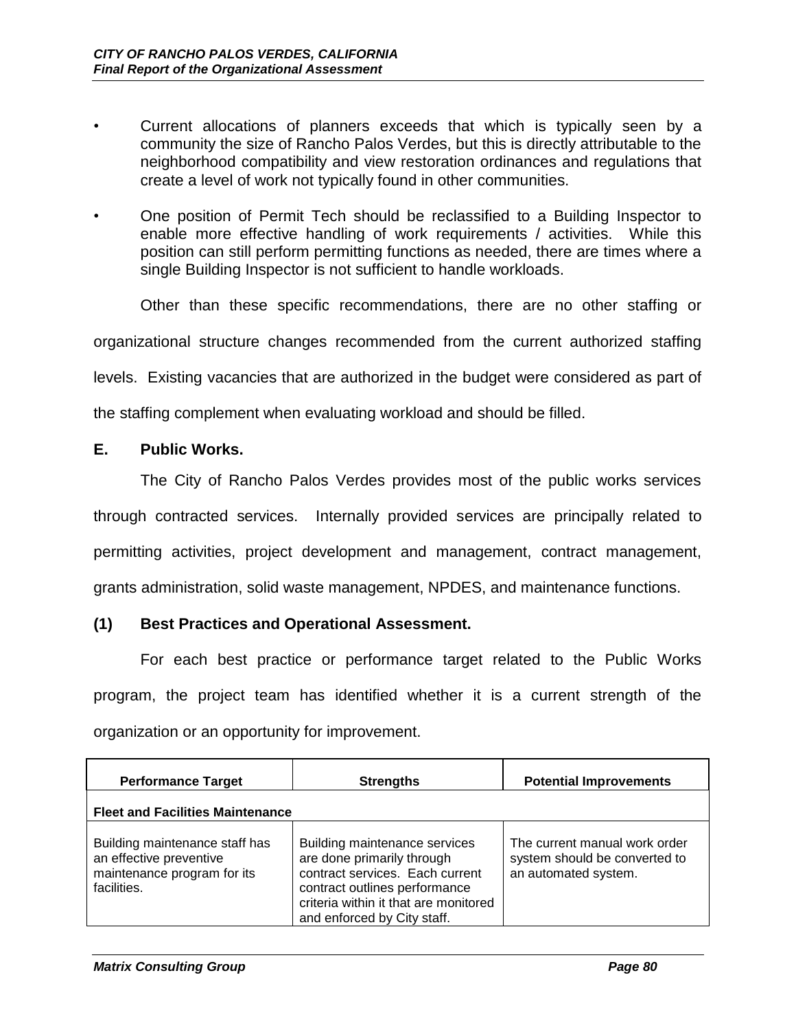- Current allocations of planners exceeds that which is typically seen by a community the size of Rancho Palos Verdes, but this is directly attributable to the neighborhood compatibility and view restoration ordinances and regulations that create a level of work not typically found in other communities.
- One position of Permit Tech should be reclassified to a Building Inspector to enable more effective handling of work requirements / activities. While this position can still perform permitting functions as needed, there are times where a single Building Inspector is not sufficient to handle workloads.

Other than these specific recommendations, there are no other staffing or organizational structure changes recommended from the current authorized staffing levels. Existing vacancies that are authorized in the budget were considered as part of the staffing complement when evaluating workload and should be filled.

## E. Public Works.

The City of Rancho Palos Verdes provides most of the public works services through contracted services. Internally provided services are principally related to permitting activities, project development and management, contract management, grants administration, solid waste management, NPDES, and maintenance functions.

### (1) Best Practices and Operational Assessment.

For each best practice or performance target related to the Public Works program, the project team has identified whether it is a current strength of the organization or an opportunity for improvement.

| Performance Target | Strengths | Potential Improvements |
|---|---|---|
| **Fleet and Facilities Maintenance** | | |
| Building maintenance staff has an effective preventive maintenance program for its facilities. | Building maintenance services are done primarily through contract services. Each current contract outlines performance criteria within it that are monitored and enforced by City staff. | The current manual work order system should be converted to an automated system. |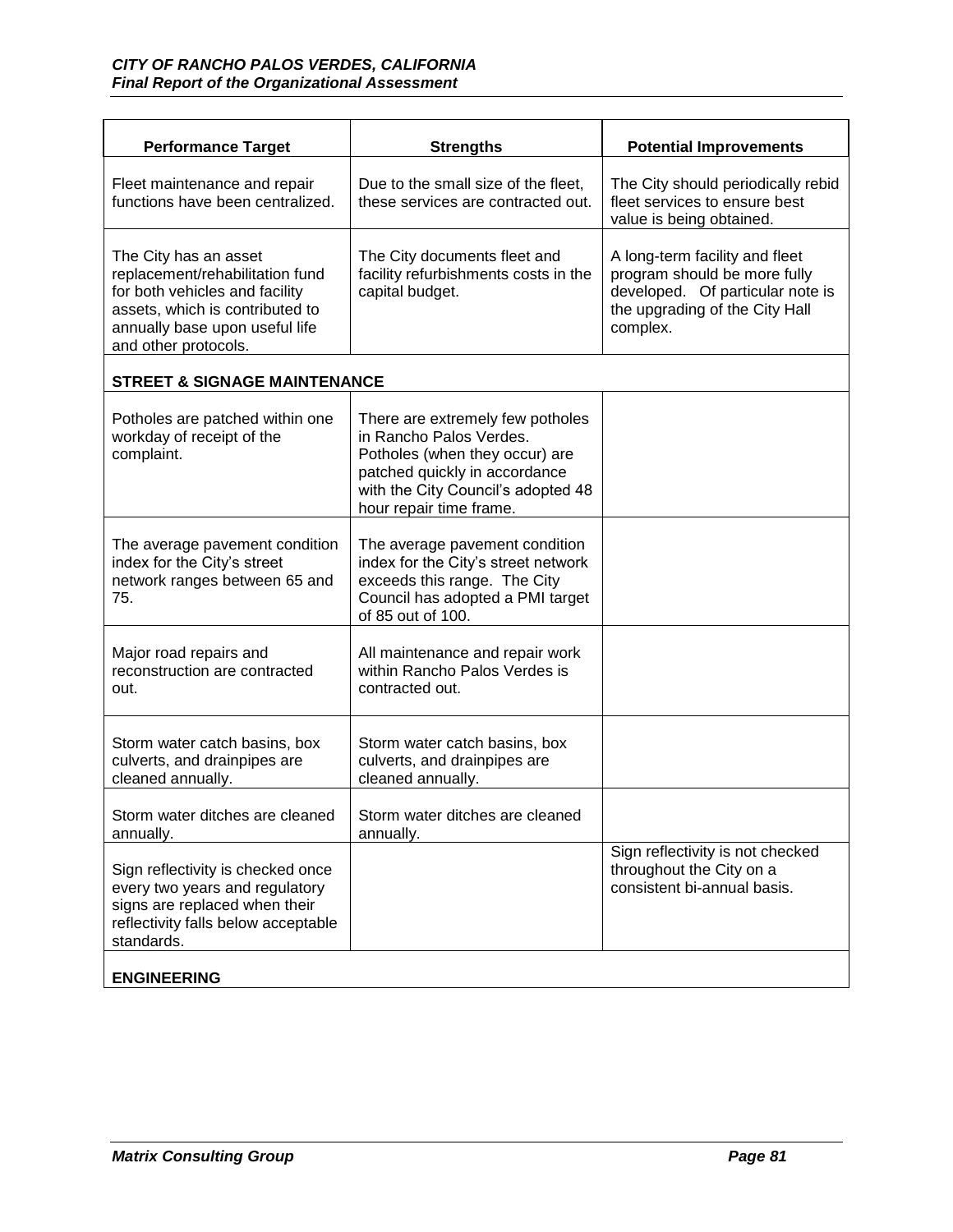| Performance Target | Strengths | Potential Improvements |
|---|---|---|
| Fleet maintenance and repair functions have been centralized. | Due to the small size of the fleet, these services are contracted out. | The City should periodically rebid fleet services to ensure best value is being obtained. |
| The City has an asset replacement/rehabilitation fund for both vehicles and facility assets, which is contributed to annually base upon useful life and other protocols. | The City documents fleet and facility refurbishments costs in the capital budget. | A long-term facility and fleet program should be more fully developed. Of particular note is the upgrading of the City Hall complex. |
| **STREET & SIGNAGE MAINTENANCE** | | |
| Potholes are patched within one workday of receipt of the complaint. | There are extremely few potholes in Rancho Palos Verdes. Potholes (when they occur) are patched quickly in accordance with the City Council's adopted 48 hour repair time frame. | |
| The average pavement condition index for the City's street network ranges between 65 and 75. | The average pavement condition index for the City's street network exceeds this range. The City Council has adopted a PMI target of 85 out of 100. | |
| Major road repairs and reconstruction are contracted out. | All maintenance and repair work within Rancho Palos Verdes is contracted out. | |
| Storm water catch basins, box culverts, and drainpipes are cleaned annually. | Storm water catch basins, box culverts, and drainpipes are cleaned annually. | |
| Storm water ditches are cleaned annually. | Storm water ditches are cleaned annually. | |
| Sign reflectivity is checked once every two years and regulatory signs are replaced when their reflectivity falls below acceptable standards. | | Sign reflectivity is not checked throughout the City on a consistent bi-annual basis. |
| **ENGINEERING** | | |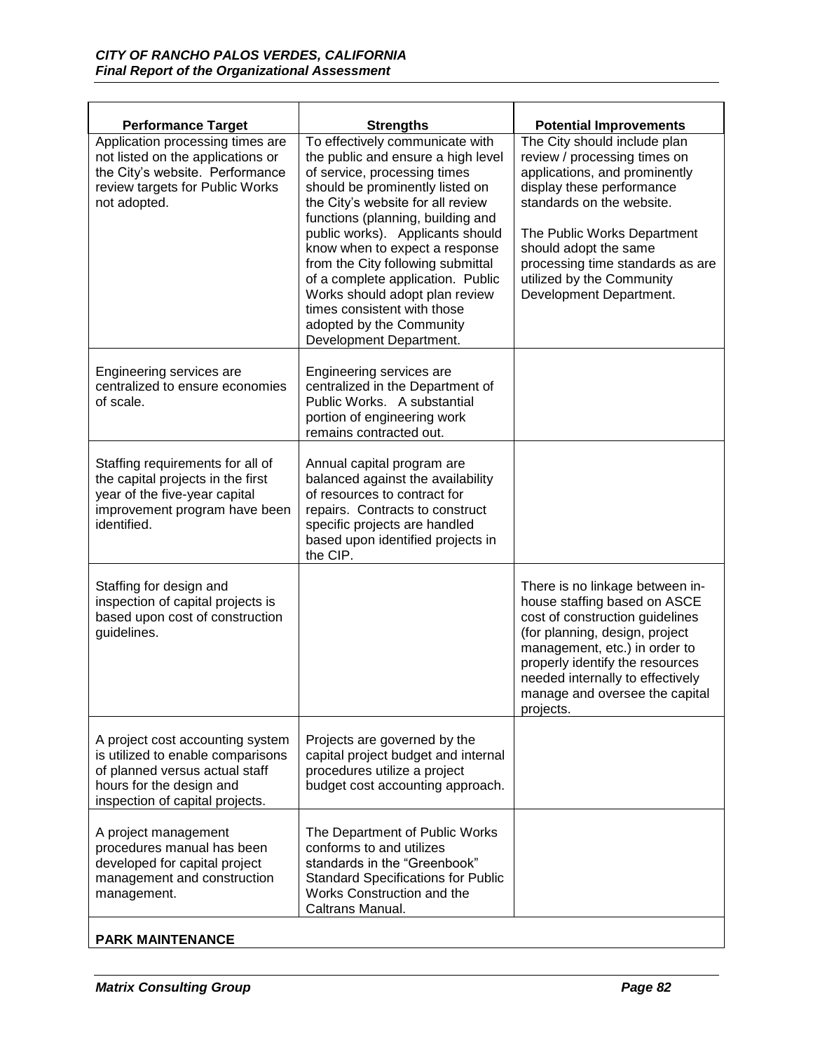| Performance Target | Strengths | Potential Improvements |
|---|---|---|
| Application processing times are not listed on the applications or the City's website. Performance review targets for Public Works not adopted. | To effectively communicate with the public and ensure a high level of service, processing times should be prominently listed on the City's website for all review functions (planning, building and public works). Applicants should know when to expect a response from the City following submittal of a complete application. Public Works should adopt plan review times consistent with those adopted by the Community Development Department. | The City should include plan review / processing times on applications, and prominently display these performance standards on the website.<br><br>The Public Works Department should adopt the same processing time standards as are utilized by the Community Development Department. |
| Engineering services are centralized to ensure economies of scale. | Engineering services are centralized in the Department of Public Works. A substantial portion of engineering work remains contracted out. | |
| Staffing requirements for all of the capital projects in the first year of the five-year capital improvement program have been identified. | Annual capital program are balanced against the availability of resources to contract for repairs. Contracts to construct specific projects are handled based upon identified projects in the CIP. | |
| Staffing for design and inspection of capital projects is based upon cost of construction guidelines. | | There is no linkage between in-house staffing based on ASCE cost of construction guidelines (for planning, design, project management, etc.) in order to properly identify the resources needed internally to effectively manage and oversee the capital projects. |
| A project cost accounting system is utilized to enable comparisons of planned versus actual staff hours for the design and inspection of capital projects. | Projects are governed by the capital project budget and internal procedures utilize a project budget cost accounting approach. | |
| A project management procedures manual has been developed for capital project management and construction management. | The Department of Public Works conforms to and utilizes standards in the "Greenbook" Standard Specifications for Public Works Construction and the Caltrans Manual. | |
| **PARK MAINTENANCE** | | |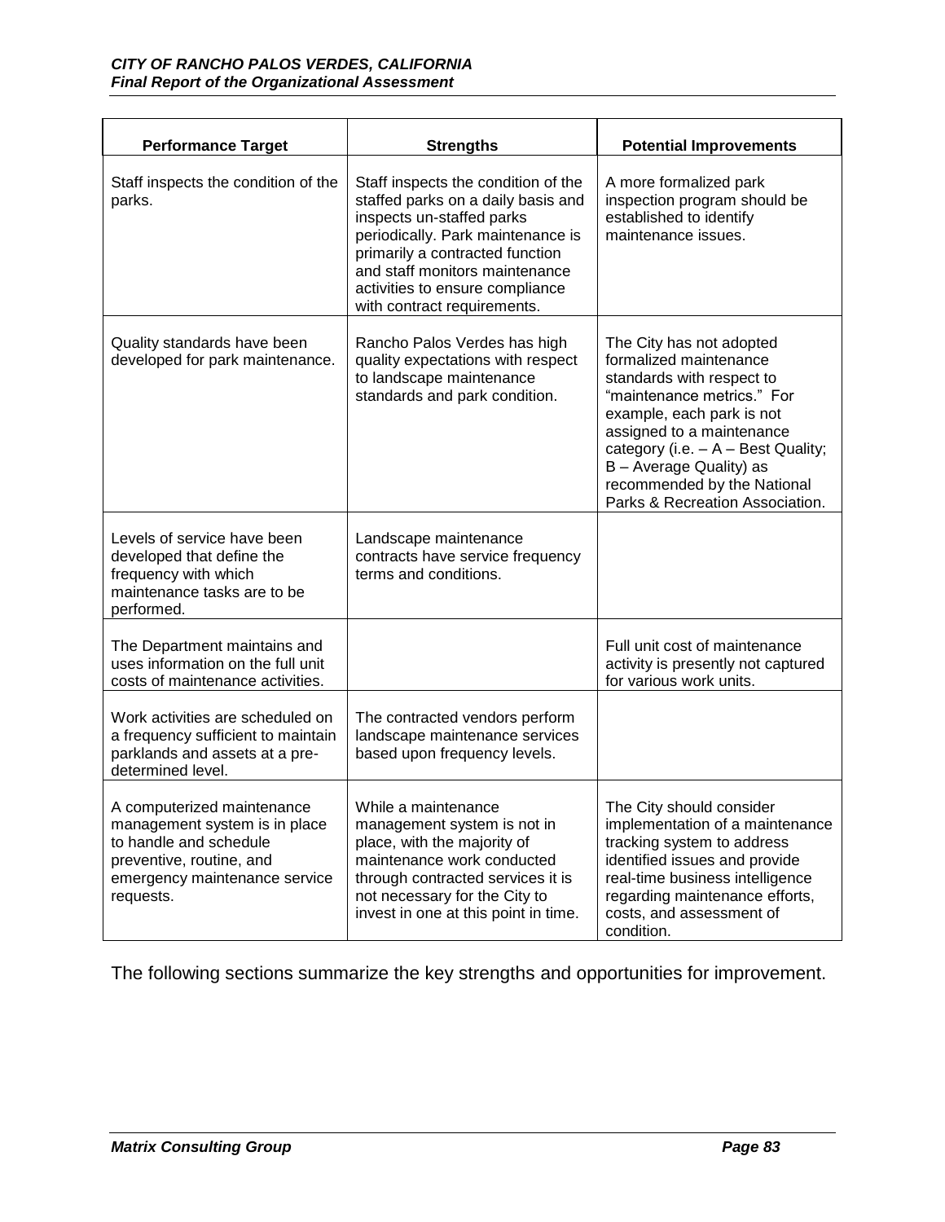| Performance Target | Strengths | Potential Improvements |
|---|---|---|
| Staff inspects the condition of the parks. | Staff inspects the condition of the staffed parks on a daily basis and inspects un-staffed parks periodically. Park maintenance is primarily a contracted function and staff monitors maintenance activities to ensure compliance with contract requirements. | A more formalized park inspection program should be established to identify maintenance issues. |
| Quality standards have been developed for park maintenance. | Rancho Palos Verdes has high quality expectations with respect to landscape maintenance standards and park condition. | The City has not adopted formalized maintenance standards with respect to "maintenance metrics." For example, each park is not assigned to a maintenance category (i.e. – A – Best Quality; B – Average Quality) as recommended by the National Parks & Recreation Association. |
| Levels of service have been developed that define the frequency with which maintenance tasks are to be performed. | Landscape maintenance contracts have service frequency terms and conditions. | |
| The Department maintains and uses information on the full unit costs of maintenance activities. | | Full unit cost of maintenance activity is presently not captured for various work units. |
| Work activities are scheduled on a frequency sufficient to maintain parklands and assets at a pre-determined level. | The contracted vendors perform landscape maintenance services based upon frequency levels. | |
| A computerized maintenance management system is in place to handle and schedule preventive, routine, and emergency maintenance service requests. | While a maintenance management system is not in place, with the majority of maintenance work conducted through contracted services it is not necessary for the City to invest in one at this point in time. | The City should consider implementation of a maintenance tracking system to address identified issues and provide real-time business intelligence regarding maintenance efforts, costs, and assessment of condition. |

The following sections summarize the key strengths and opportunities for improvement.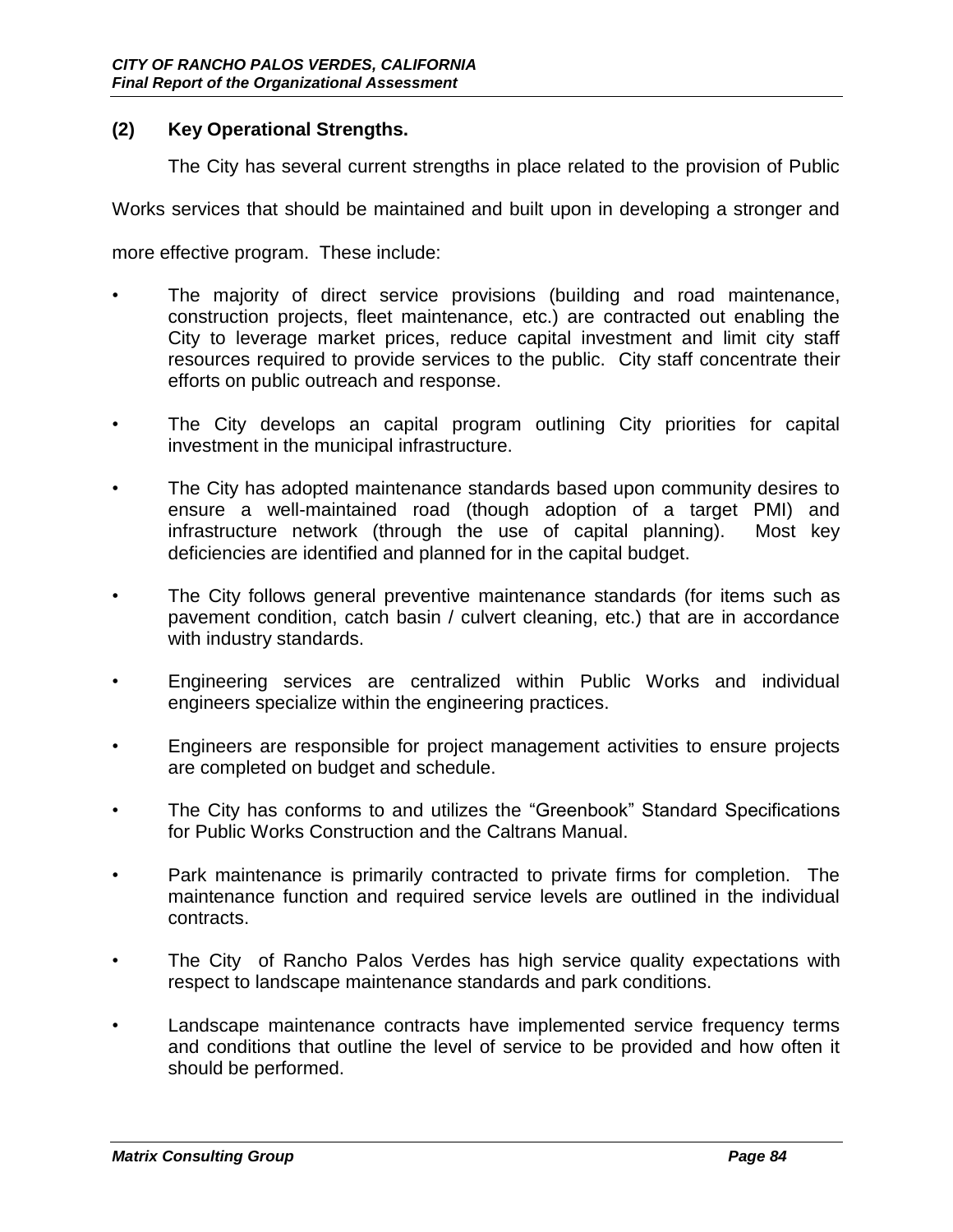### (2) Key Operational Strengths.

The City has several current strengths in place related to the provision of Public Works services that should be maintained and built upon in developing a stronger and more effective program. These include:

- The majority of direct service provisions (building and road maintenance, construction projects, fleet maintenance, etc.) are contracted out enabling the City to leverage market prices, reduce capital investment and limit city staff resources required to provide services to the public. City staff concentrate their efforts on public outreach and response.
- The City develops an capital program outlining City priorities for capital investment in the municipal infrastructure.
- The City has adopted maintenance standards based upon community desires to ensure a well-maintained road (though adoption of a target PMI) and infrastructure network (through the use of capital planning). Most key deficiencies are identified and planned for in the capital budget.
- The City follows general preventive maintenance standards (for items such as pavement condition, catch basin / culvert cleaning, etc.) that are in accordance with industry standards.
- Engineering services are centralized within Public Works and individual engineers specialize within the engineering practices.
- Engineers are responsible for project management activities to ensure projects are completed on budget and schedule.
- The City has conforms to and utilizes the "Greenbook" Standard Specifications for Public Works Construction and the Caltrans Manual.
- Park maintenance is primarily contracted to private firms for completion. The maintenance function and required service levels are outlined in the individual contracts.
- The City of Rancho Palos Verdes has high service quality expectations with respect to landscape maintenance standards and park conditions.
- Landscape maintenance contracts have implemented service frequency terms and conditions that outline the level of service to be provided and how often it should be performed.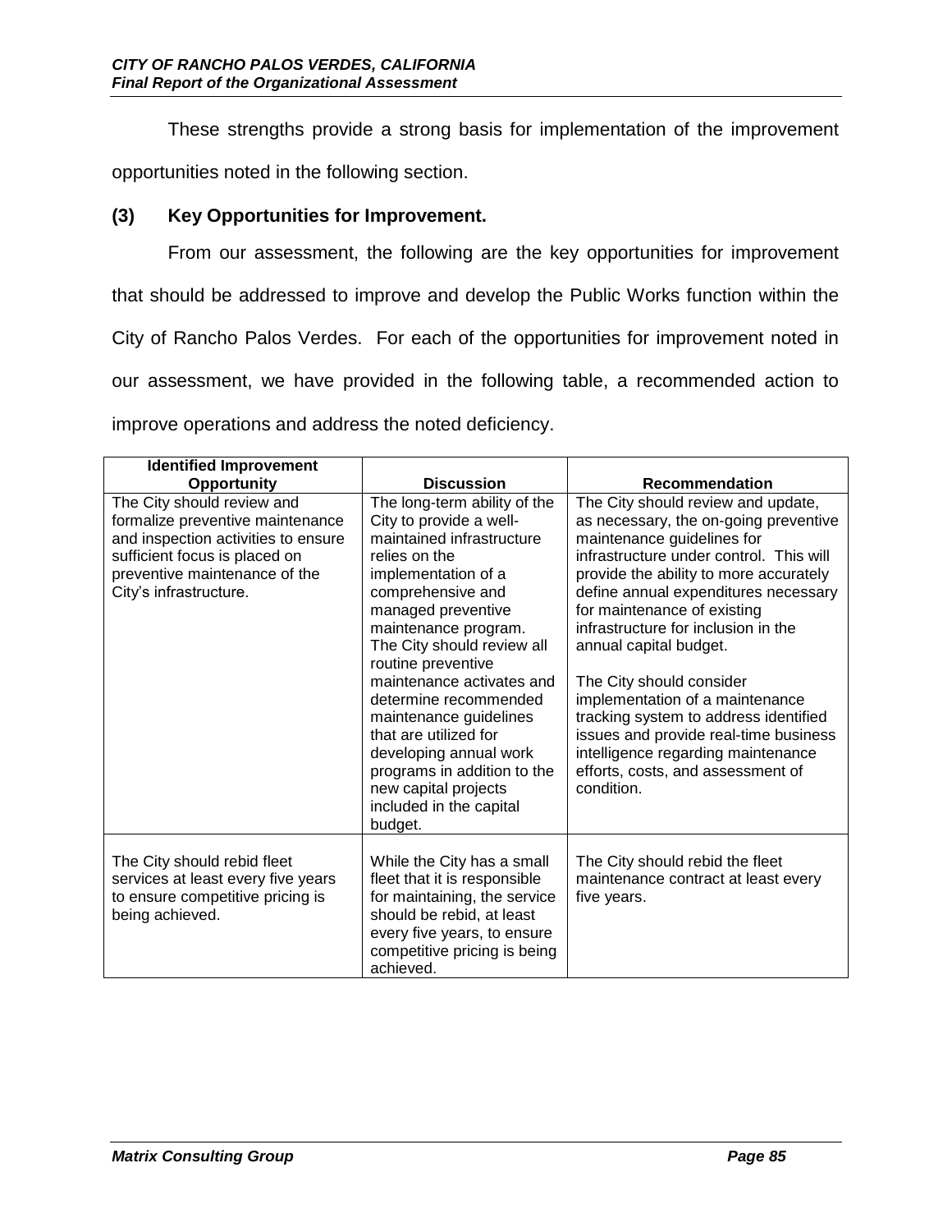These strengths provide a strong basis for implementation of the improvement opportunities noted in the following section.

### (3) Key Opportunities for Improvement.

From our assessment, the following are the key opportunities for improvement that should be addressed to improve and develop the Public Works function within the City of Rancho Palos Verdes. For each of the opportunities for improvement noted in our assessment, we have provided in the following table, a recommended action to improve operations and address the noted deficiency.

| Identified Improvement Opportunity | Discussion | Recommendation |
|---|---|---|
| The City should review and formalize preventive maintenance and inspection activities to ensure sufficient focus is placed on preventive maintenance of the City's infrastructure. | The long-term ability of the City to provide a well-maintained infrastructure relies on the implementation of a comprehensive and managed preventive maintenance program. The City should review all routine preventive maintenance activates and determine recommended maintenance guidelines that are utilized for developing annual work programs in addition to the new capital projects included in the capital budget. | The City should review and update, as necessary, the on-going preventive maintenance guidelines for infrastructure under control. This will provide the ability to more accurately define annual expenditures necessary for maintenance of existing infrastructure for inclusion in the annual capital budget.<br><br>The City should consider implementation of a maintenance tracking system to address identified issues and provide real-time business intelligence regarding maintenance efforts, costs, and assessment of condition. |
| The City should rebid fleet services at least every five years to ensure competitive pricing is being achieved. | While the City has a small fleet that it is responsible for maintaining, the service should be rebid, at least every five years, to ensure competitive pricing is being achieved. | The City should rebid the fleet maintenance contract at least every five years. |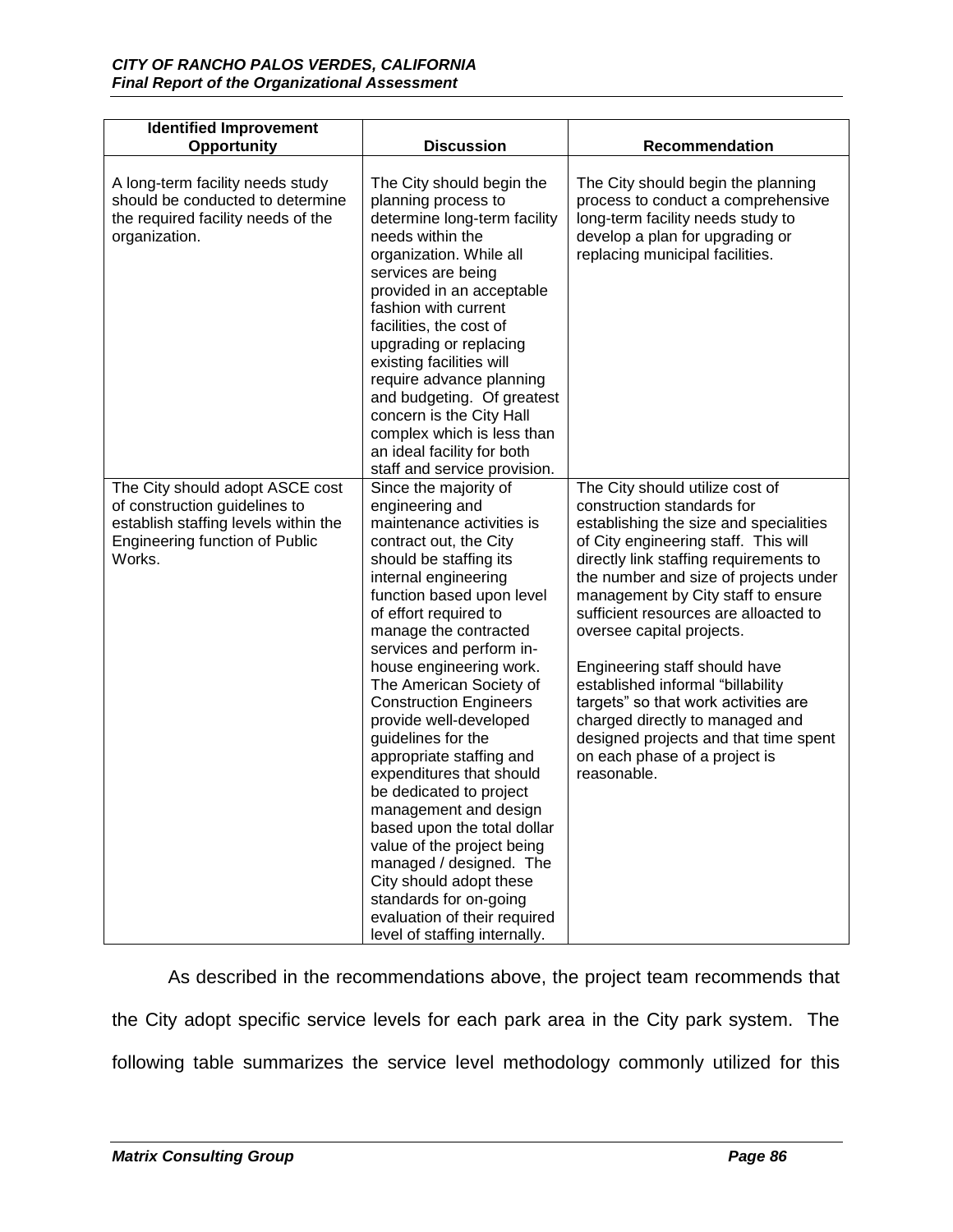| Identified Improvement Opportunity | Discussion | Recommendation |
|---|---|---|
| A long-term facility needs study should be conducted to determine the required facility needs of the organization. | The City should begin the planning process to determine long-term facility needs within the organization. While all services are being provided in an acceptable fashion with current facilities, the cost of upgrading or replacing existing facilities will require advance planning and budgeting. Of greatest concern is the City Hall complex which is less than an ideal facility for both staff and service provision. | The City should begin the planning process to conduct a comprehensive long-term facility needs study to develop a plan for upgrading or replacing municipal facilities. |
| The City should adopt ASCE cost of construction guidelines to establish staffing levels within the Engineering function of Public Works. | Since the majority of engineering and maintenance activities is contract out, the City should be staffing its internal engineering function based upon level of effort required to manage the contracted services and perform in-house engineering work. The American Society of Construction Engineers provide well-developed guidelines for the appropriate staffing and expenditures that should be dedicated to project management and design based upon the total dollar value of the project being managed / designed. The City should adopt these standards for on-going evaluation of their required level of staffing internally. | The City should utilize cost of construction standards for establishing the size and specialities of City engineering staff. This will directly link staffing requirements to the number and size of projects under management by City staff to ensure sufficient resources are alloacted to oversee capital projects.<br><br>Engineering staff should have established informal "billability targets" so that work activities are charged directly to managed and designed projects and that time spent on each phase of a project is reasonable. |

As described in the recommendations above, the project team recommends that the City adopt specific service levels for each park area in the City park system. The following table summarizes the service level methodology commonly utilized for this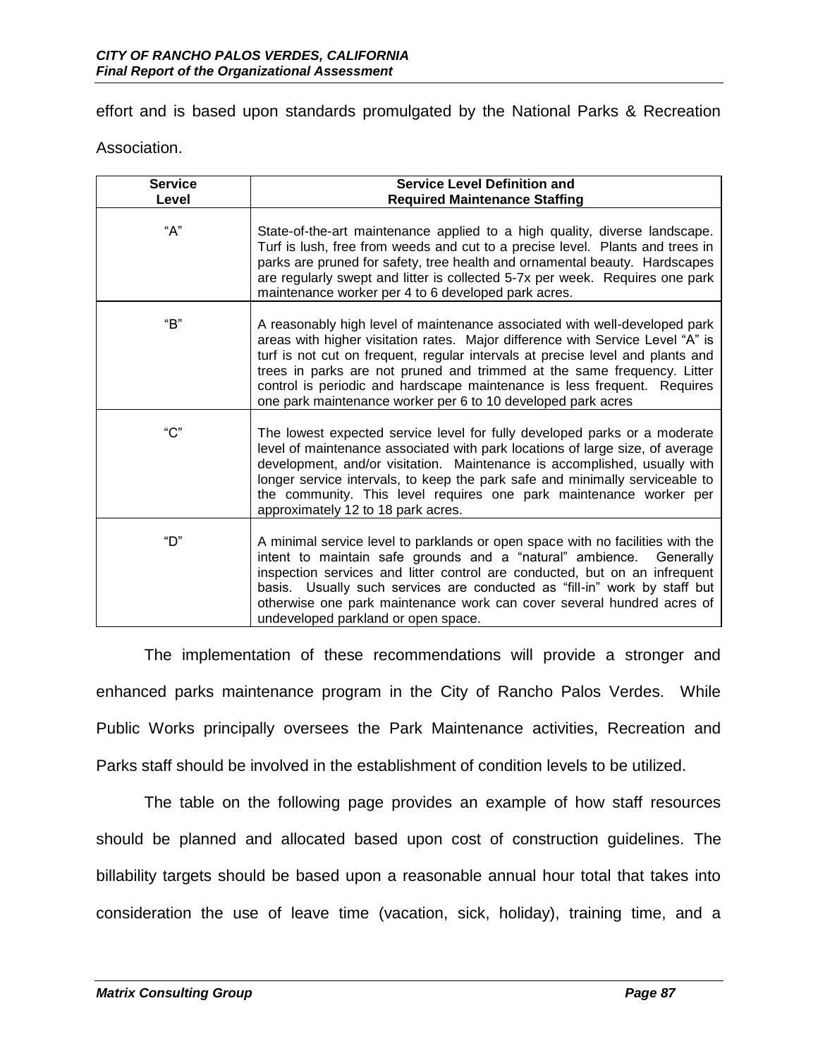effort and is based upon standards promulgated by the National Parks & Recreation Association.

| Service Level | Service Level Definition and Required Maintenance Staffing |
|---|---|
| "A" | State-of-the-art maintenance applied to a high quality, diverse landscape. Turf is lush, free from weeds and cut to a precise level. Plants and trees in parks are pruned for safety, tree health and ornamental beauty. Hardscapes are regularly swept and litter is collected 5-7x per week. Requires one park maintenance worker per 4 to 6 developed park acres. |
| "B" | A reasonably high level of maintenance associated with well-developed park areas with higher visitation rates. Major difference with Service Level "A" is turf is not cut on frequent, regular intervals at precise level and plants and trees in parks are not pruned and trimmed at the same frequency. Litter control is periodic and hardscape maintenance is less frequent. Requires one park maintenance worker per 6 to 10 developed park acres |
| "C" | The lowest expected service level for fully developed parks or a moderate level of maintenance associated with park locations of large size, of average development, and/or visitation. Maintenance is accomplished, usually with longer service intervals, to keep the park safe and minimally serviceable to the community. This level requires one park maintenance worker per approximately 12 to 18 park acres. |
| "D" | A minimal service level to parklands or open space with no facilities with the intent to maintain safe grounds and a "natural" ambience. Generally inspection services and litter control are conducted, but on an infrequent basis. Usually such services are conducted as "fill-in" work by staff but otherwise one park maintenance work can cover several hundred acres of undeveloped parkland or open space. |

The implementation of these recommendations will provide a stronger and enhanced parks maintenance program in the City of Rancho Palos Verdes. While Public Works principally oversees the Park Maintenance activities, Recreation and Parks staff should be involved in the establishment of condition levels to be utilized.

The table on the following page provides an example of how staff resources should be planned and allocated based upon cost of construction guidelines. The billability targets should be based upon a reasonable annual hour total that takes into consideration the use of leave time (vacation, sick, holiday), training time, and a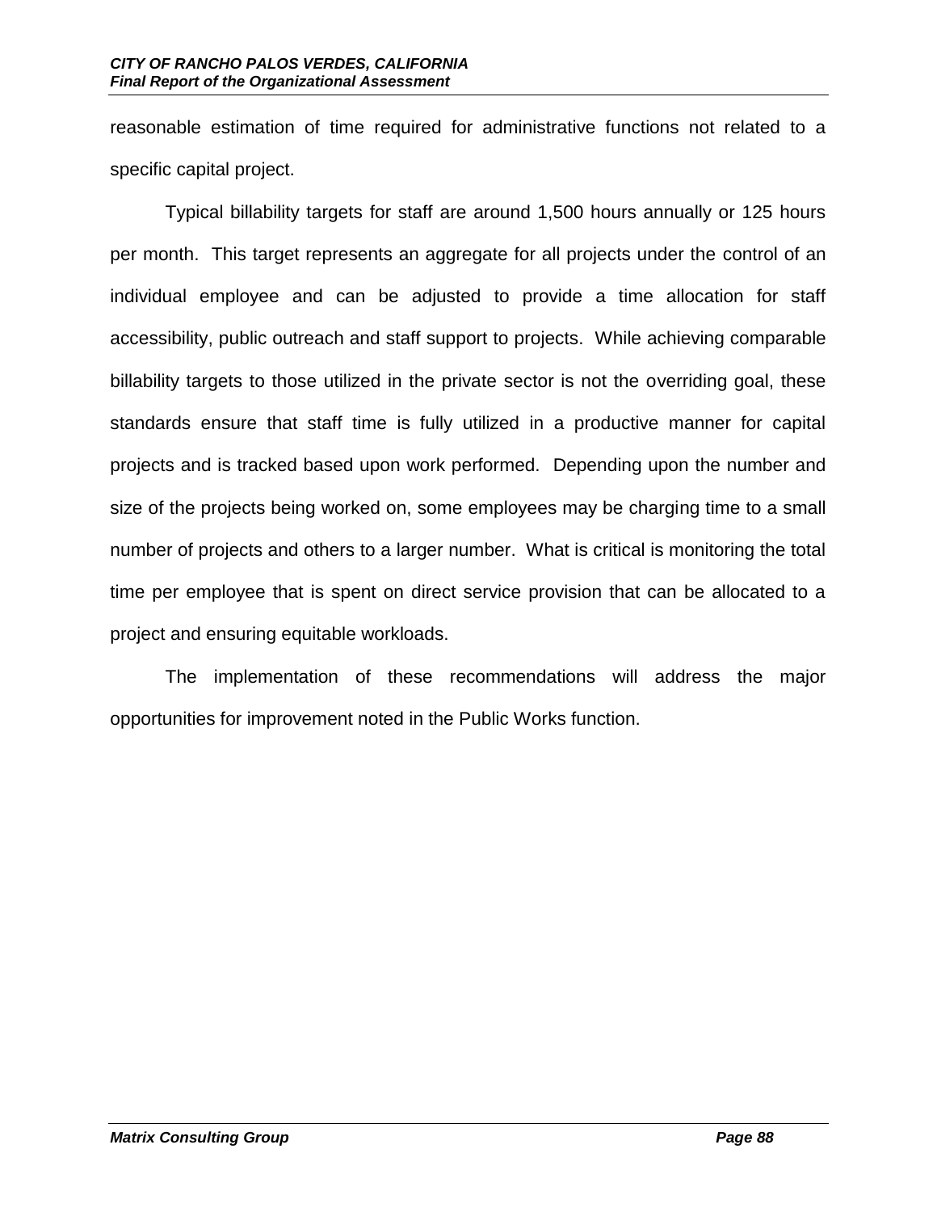reasonable estimation of time required for administrative functions not related to a specific capital project.

Typical billability targets for staff are around 1,500 hours annually or 125 hours per month. This target represents an aggregate for all projects under the control of an individual employee and can be adjusted to provide a time allocation for staff accessibility, public outreach and staff support to projects. While achieving comparable billability targets to those utilized in the private sector is not the overriding goal, these standards ensure that staff time is fully utilized in a productive manner for capital projects and is tracked based upon work performed. Depending upon the number and size of the projects being worked on, some employees may be charging time to a small number of projects and others to a larger number. What is critical is monitoring the total time per employee that is spent on direct service provision that can be allocated to a project and ensuring equitable workloads.

The implementation of these recommendations will address the major opportunities for improvement noted in the Public Works function.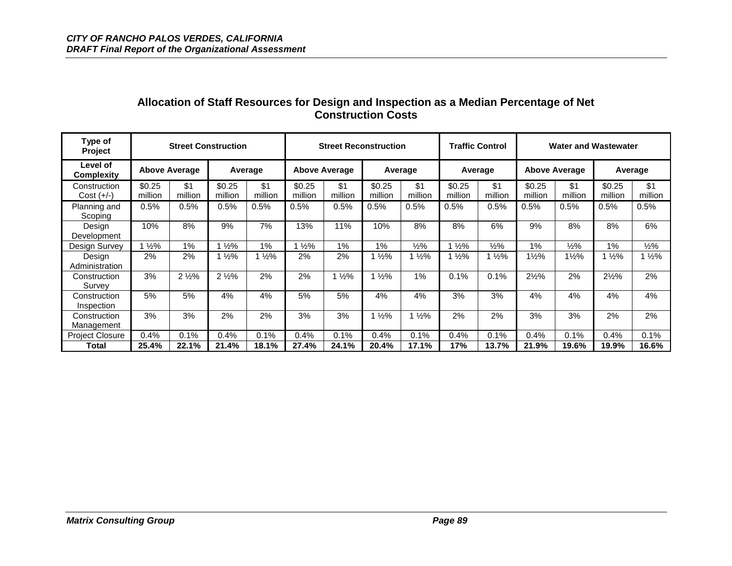## Allocation of Staff Resources for Design and Inspection as a Median Percentage of Net Construction Costs

| Type of Project | Street Construction | | | | Street Reconstruction | | | | Traffic Control | | Water and Wastewater | | | |
|---|---|---|---|---|---|---|---|---|---|---|---|---|---|---|
| **Level of Complexity** | **Above Average** | | **Average** | | **Above Average** | | **Average** | | **Average** | | **Above Average** | | **Average** | |
| Construction Cost (+/-) | $0.25 million | $1 million | $0.25 million | $1 million | $0.25 million | $1 million | $0.25 million | $1 million | $0.25 million | $1 million | $0.25 million | $1 million | $0.25 million | $1 million |
| Planning and Scoping | 0.5% | 0.5% | 0.5% | 0.5% | 0.5% | 0.5% | 0.5% | 0.5% | 0.5% | 0.5% | 0.5% | 0.5% | 0.5% | 0.5% |
| Design Development | 10% | 8% | 9% | 7% | 13% | 11% | 10% | 8% | 8% | 6% | 9% | 8% | 8% | 6% |
| Design Survey | 1 ½% | 1% | 1 ½% | 1% | 1 ½% | 1% | 1% | ½% | 1 ½% | ½% | 1% | ½% | 1% | ½% |
| Design Administration | 2% | 2% | 1 ½% | 1 ½% | 2% | 2% | 1 ½% | 1 ½% | 1 ½% | 1 ½% | 1½% | 1½% | 1 ½% | 1 ½% |
| Construction Survey | 3% | 2 ½% | 2 ½% | 2% | 2% | 1 ½% | 1 ½% | 1% | 0.1% | 0.1% | 2½% | 2% | 2½% | 2% |
| Construction Inspection | 5% | 5% | 4% | 4% | 5% | 5% | 4% | 4% | 3% | 3% | 4% | 4% | 4% | 4% |
| Construction Management | 3% | 3% | 2% | 2% | 3% | 3% | 1 ½% | 1 ½% | 2% | 2% | 3% | 3% | 2% | 2% |
| Project Closure | 0.4% | 0.1% | 0.4% | 0.1% | 0.4% | 0.1% | 0.4% | 0.1% | 0.4% | 0.1% | 0.4% | 0.1% | 0.4% | 0.1% |
| **Total** | **25.4%** | **22.1%** | **21.4%** | **18.1%** | **27.4%** | **24.1%** | **20.4%** | **17.1%** | **17%** | **13.7%** | **21.9%** | **19.6%** | **19.9%** | **16.6%** |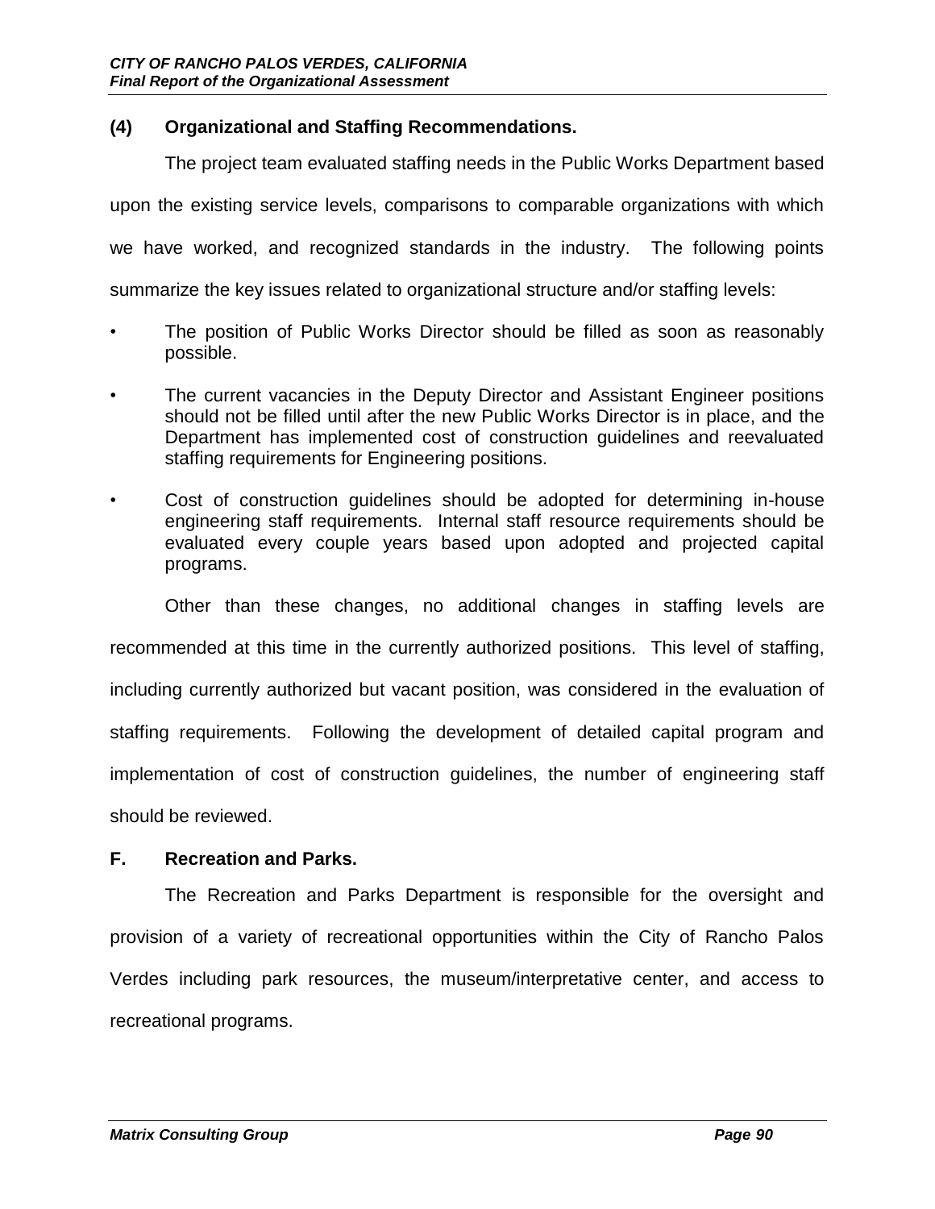### (4) Organizational and Staffing Recommendations.

The project team evaluated staffing needs in the Public Works Department based upon the existing service levels, comparisons to comparable organizations with which we have worked, and recognized standards in the industry. The following points summarize the key issues related to organizational structure and/or staffing levels:

- The position of Public Works Director should be filled as soon as reasonably possible.
- The current vacancies in the Deputy Director and Assistant Engineer positions should not be filled until after the new Public Works Director is in place, and the Department has implemented cost of construction guidelines and reevaluated staffing requirements for Engineering positions.
- Cost of construction guidelines should be adopted for determining in-house engineering staff requirements. Internal staff resource requirements should be evaluated every couple years based upon adopted and projected capital programs.

Other than these changes, no additional changes in staffing levels are recommended at this time in the currently authorized positions. This level of staffing, including currently authorized but vacant position, was considered in the evaluation of staffing requirements. Following the development of detailed capital program and implementation of cost of construction guidelines, the number of engineering staff should be reviewed.

## F. Recreation and Parks.

The Recreation and Parks Department is responsible for the oversight and provision of a variety of recreational opportunities within the City of Rancho Palos Verdes including park resources, the museum/interpretative center, and access to recreational programs.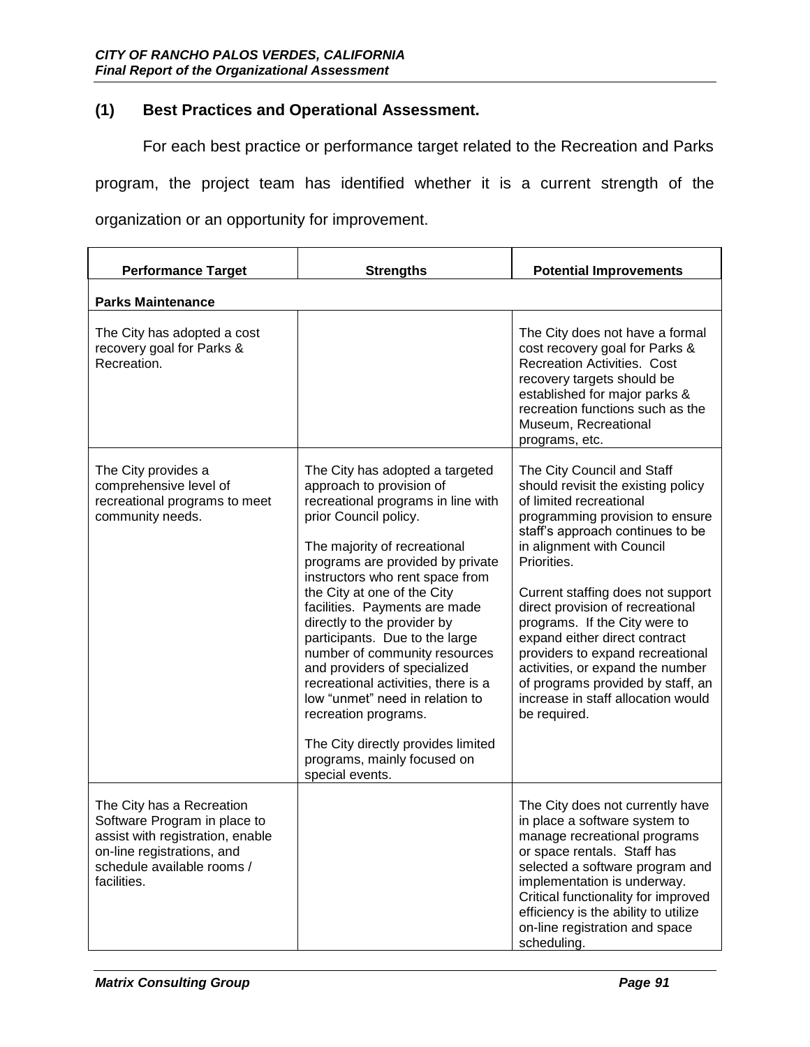## (1) Best Practices and Operational Assessment.

For each best practice or performance target related to the Recreation and Parks program, the project team has identified whether it is a current strength of the organization or an opportunity for improvement.

| Performance Target | Strengths | Potential Improvements |
|---|---|---|
| **Parks Maintenance** | | |
| The City has adopted a cost recovery goal for Parks & Recreation. | | The City does not have a formal cost recovery goal for Parks & Recreation Activities. Cost recovery targets should be established for major parks & recreation functions such as the Museum, Recreational programs, etc. |
| The City provides a comprehensive level of recreational programs to meet community needs. | The City has adopted a targeted approach to provision of recreational programs in line with prior Council policy.<br><br>The majority of recreational programs are provided by private instructors who rent space from the City at one of the City facilities. Payments are made directly to the provider by participants. Due to the large number of community resources and providers of specialized recreational activities, there is a low "unmet" need in relation to recreation programs.<br><br>The City directly provides limited programs, mainly focused on special events. | The City Council and Staff should revisit the existing policy of limited recreational programming provision to ensure staff's approach continues to be in alignment with Council Priorities.<br><br>Current staffing does not support direct provision of recreational programs. If the City were to expand either direct contract providers to expand recreational activities, or expand the number of programs provided by staff, an increase in staff allocation would be required. |
| The City has a Recreation Software Program in place to assist with registration, enable on-line registrations, and schedule available rooms / facilities. | | The City does not currently have in place a software system to manage recreational programs or space rentals. Staff has selected a software program and implementation is underway. Critical functionality for improved efficiency is the ability to utilize on-line registration and space scheduling. |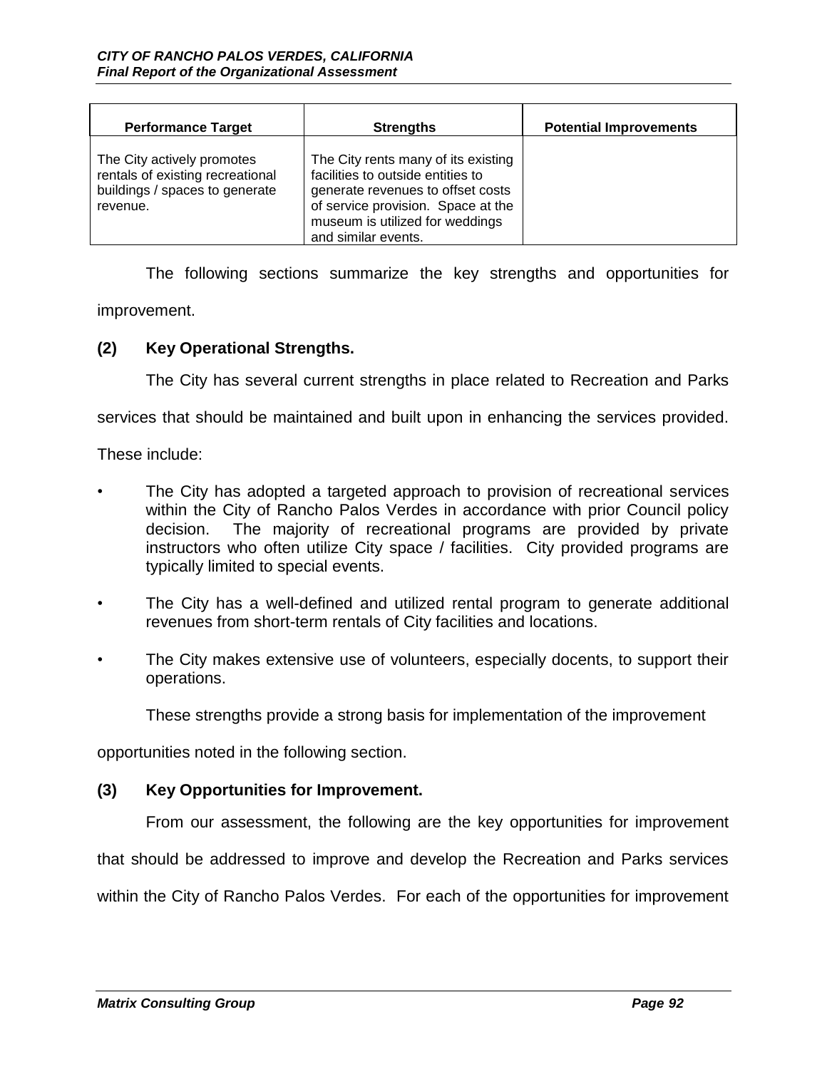| Performance Target | Strengths | Potential Improvements |
| --- | --- | --- |
| The City actively promotes rentals of existing recreational buildings / spaces to generate revenue. | The City rents many of its existing facilities to outside entities to generate revenues to offset costs of service provision. Space at the museum is utilized for weddings and similar events. | |

The following sections summarize the key strengths and opportunities for improvement.

**(2) Key Operational Strengths.**

The City has several current strengths in place related to Recreation and Parks services that should be maintained and built upon in enhancing the services provided. These include:

- The City has adopted a targeted approach to provision of recreational services within the City of Rancho Palos Verdes in accordance with prior Council policy decision. The majority of recreational programs are provided by private instructors who often utilize City space / facilities. City provided programs are typically limited to special events.
- The City has a well-defined and utilized rental program to generate additional revenues from short-term rentals of City facilities and locations.
- The City makes extensive use of volunteers, especially docents, to support their operations.

These strengths provide a strong basis for implementation of the improvement opportunities noted in the following section.

**(3) Key Opportunities for Improvement.**

From our assessment, the following are the key opportunities for improvement that should be addressed to improve and develop the Recreation and Parks services within the City of Rancho Palos Verdes. For each of the opportunities for improvement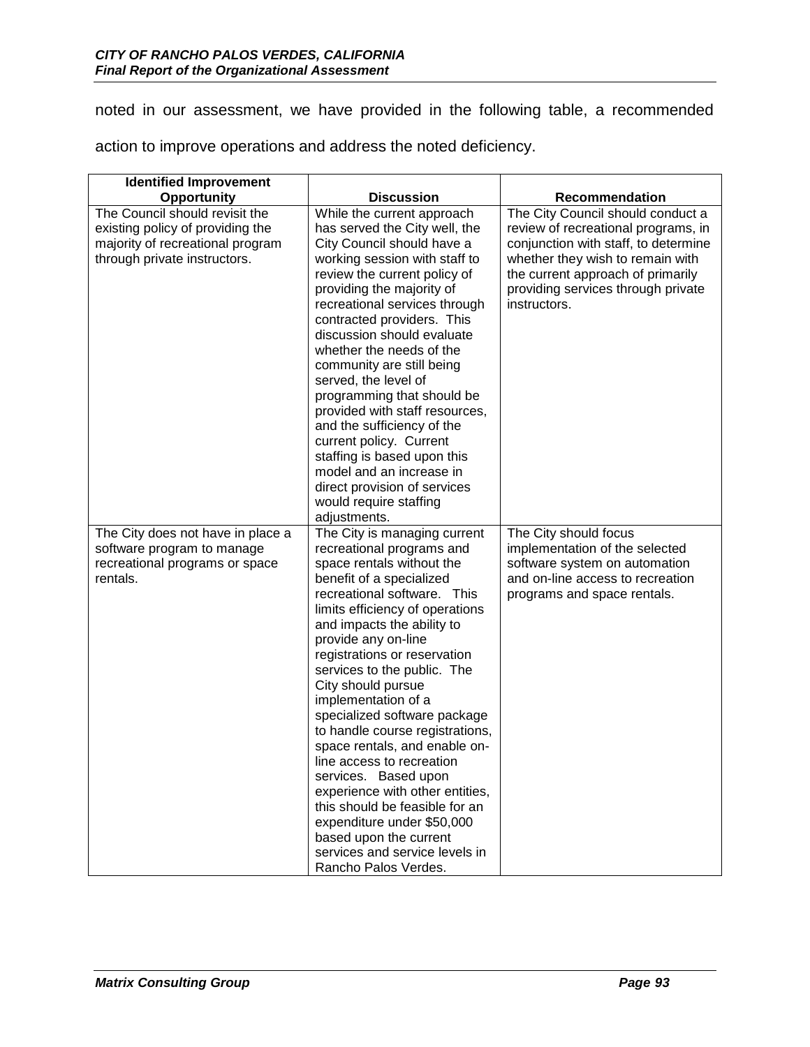noted in our assessment, we have provided in the following table, a recommended action to improve operations and address the noted deficiency.

| Identified Improvement Opportunity | Discussion | Recommendation |
| --- | --- | --- |
| The Council should revisit the existing policy of providing the majority of recreational program through private instructors. | While the current approach has served the City well, the City Council should have a working session with staff to review the current policy of providing the majority of recreational services through contracted providers. This discussion should evaluate whether the needs of the community are still being served, the level of programming that should be provided with staff resources, and the sufficiency of the current policy. Current staffing is based upon this model and an increase in direct provision of services would require staffing adjustments. | The City Council should conduct a review of recreational programs, in conjunction with staff, to determine whether they wish to remain with the current approach of primarily providing services through private instructors. |
| The City does not have in place a software program to manage recreational programs or space rentals. | The City is managing current recreational programs and space rentals without the benefit of a specialized recreational software. This limits efficiency of operations and impacts the ability to provide any on-line registrations or reservation services to the public. The City should pursue implementation of a specialized software package to handle course registrations, space rentals, and enable on-line access to recreation services. Based upon experience with other entities, this should be feasible for an expenditure under $50,000 based upon the current services and service levels in Rancho Palos Verdes. | The City should focus implementation of the selected software system on automation and on-line access to recreation programs and space rentals. |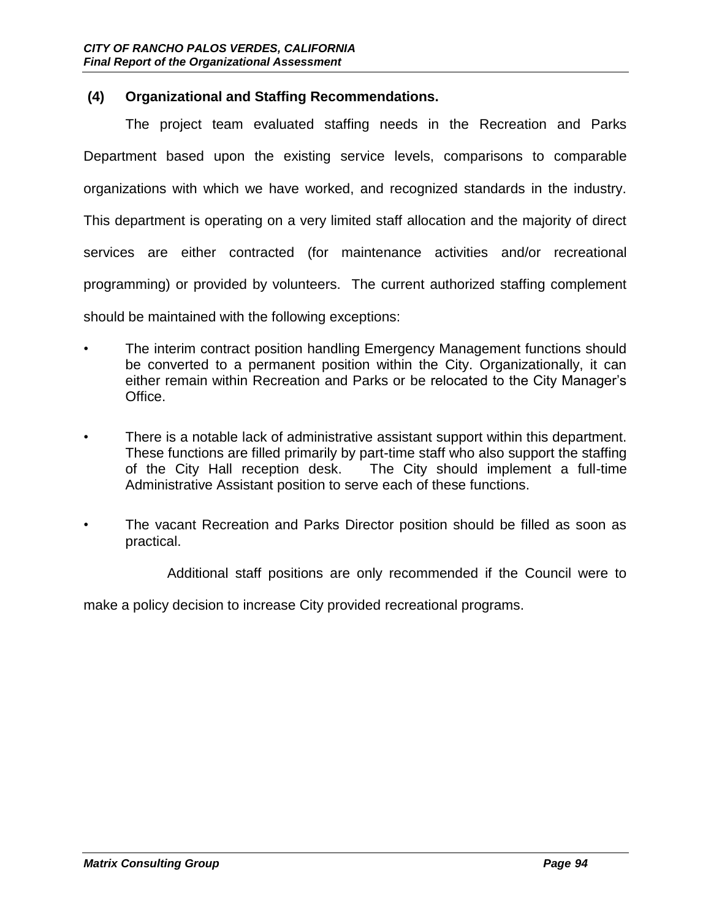### (4) Organizational and Staffing Recommendations.

The project team evaluated staffing needs in the Recreation and Parks Department based upon the existing service levels, comparisons to comparable organizations with which we have worked, and recognized standards in the industry. This department is operating on a very limited staff allocation and the majority of direct services are either contracted (for maintenance activities and/or recreational programming) or provided by volunteers. The current authorized staffing complement should be maintained with the following exceptions:

- The interim contract position handling Emergency Management functions should be converted to a permanent position within the City. Organizationally, it can either remain within Recreation and Parks or be relocated to the City Manager's Office.
- There is a notable lack of administrative assistant support within this department. These functions are filled primarily by part-time staff who also support the staffing of the City Hall reception desk. The City should implement a full-time Administrative Assistant position to serve each of these functions.
- The vacant Recreation and Parks Director position should be filled as soon as practical.

Additional staff positions are only recommended if the Council were to make a policy decision to increase City provided recreational programs.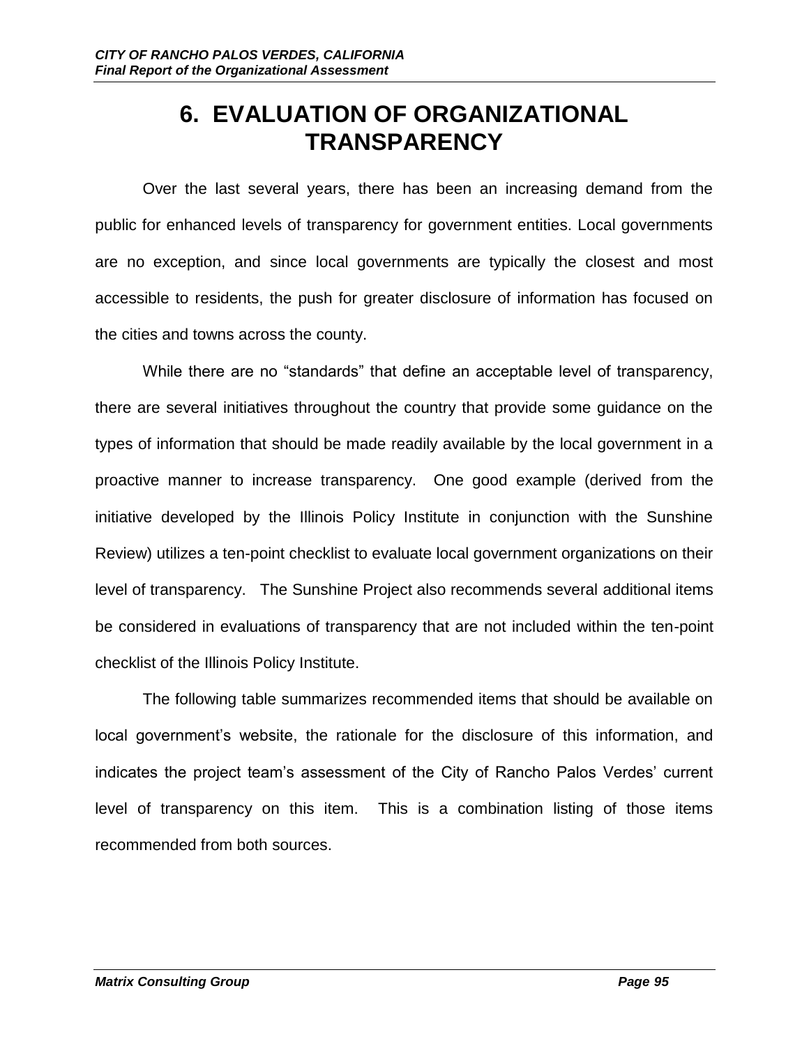# 6. EVALUATION OF ORGANIZATIONAL TRANSPARENCY

Over the last several years, there has been an increasing demand from the public for enhanced levels of transparency for government entities. Local governments are no exception, and since local governments are typically the closest and most accessible to residents, the push for greater disclosure of information has focused on the cities and towns across the county.

While there are no "standards" that define an acceptable level of transparency, there are several initiatives throughout the country that provide some guidance on the types of information that should be made readily available by the local government in a proactive manner to increase transparency. One good example (derived from the initiative developed by the Illinois Policy Institute in conjunction with the Sunshine Review) utilizes a ten-point checklist to evaluate local government organizations on their level of transparency. The Sunshine Project also recommends several additional items be considered in evaluations of transparency that are not included within the ten-point checklist of the Illinois Policy Institute.

The following table summarizes recommended items that should be available on local government's website, the rationale for the disclosure of this information, and indicates the project team's assessment of the City of Rancho Palos Verdes' current level of transparency on this item. This is a combination listing of those items recommended from both sources.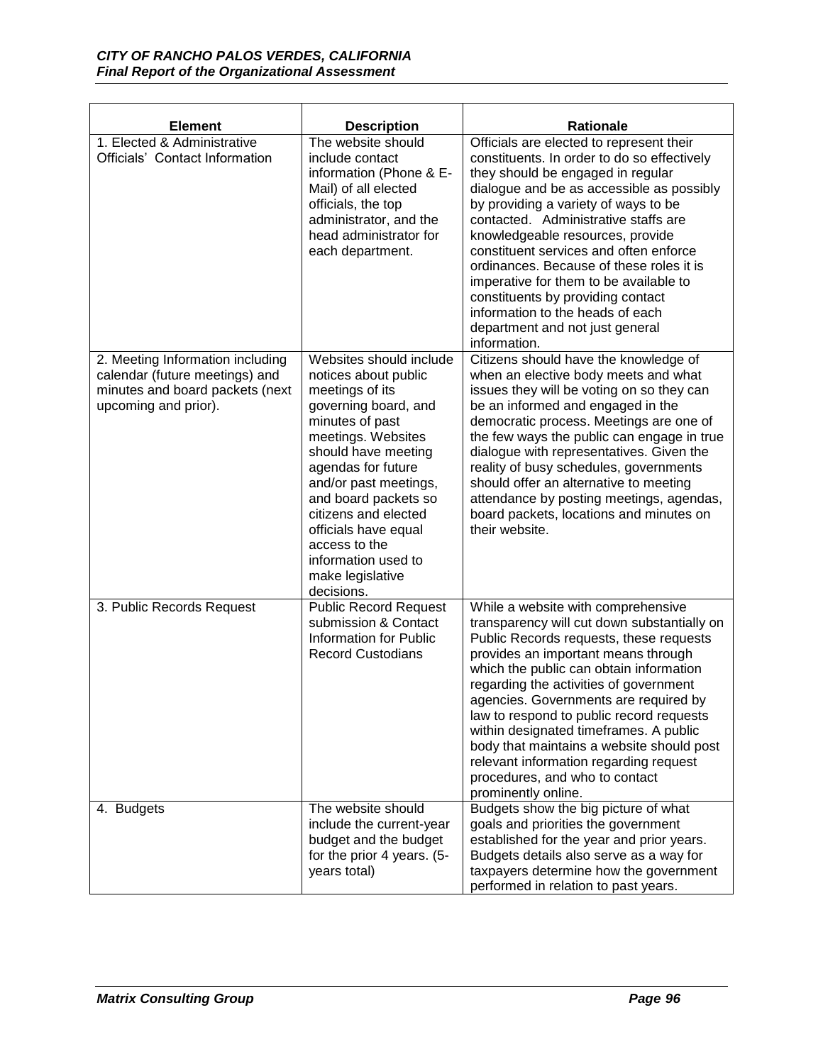| Element | Description | Rationale |
|---|---|---|
| 1. Elected & Administrative Officials' Contact Information | The website should include contact information (Phone & E-Mail) of all elected officials, the top administrator, and the head administrator for each department. | Officials are elected to represent their constituents. In order to do so effectively they should be engaged in regular dialogue and be as accessible as possibly by providing a variety of ways to be contacted. Administrative staffs are knowledgeable resources, provide constituent services and often enforce ordinances. Because of these roles it is imperative for them to be available to constituents by providing contact information to the heads of each department and not just general information. |
| 2. Meeting Information including calendar (future meetings) and minutes and board packets (next upcoming and prior). | Websites should include notices about public meetings of its governing board, and minutes of past meetings. Websites should have meeting agendas for future and/or past meetings, and board packets so citizens and elected officials have equal access to the information used to make legislative decisions. | Citizens should have the knowledge of when an elective body meets and what issues they will be voting on so they can be an informed and engaged in the democratic process. Meetings are one of the few ways the public can engage in true dialogue with representatives. Given the reality of busy schedules, governments should offer an alternative to meeting attendance by posting meetings, agendas, board packets, locations and minutes on their website. |
| 3. Public Records Request | Public Record Request submission & Contact Information for Public Record Custodians | While a website with comprehensive transparency will cut down substantially on Public Records requests, these requests provides an important means through which the public can obtain information regarding the activities of government agencies. Governments are required by law to respond to public record requests within designated timeframes. A public body that maintains a website should post relevant information regarding request procedures, and who to contact prominently online. |
| 4. Budgets | The website should include the current-year budget and the budget for the prior 4 years. (5-years total) | Budgets show the big picture of what goals and priorities the government established for the year and prior years. Budgets details also serve as a way for taxpayers determine how the government performed in relation to past years. |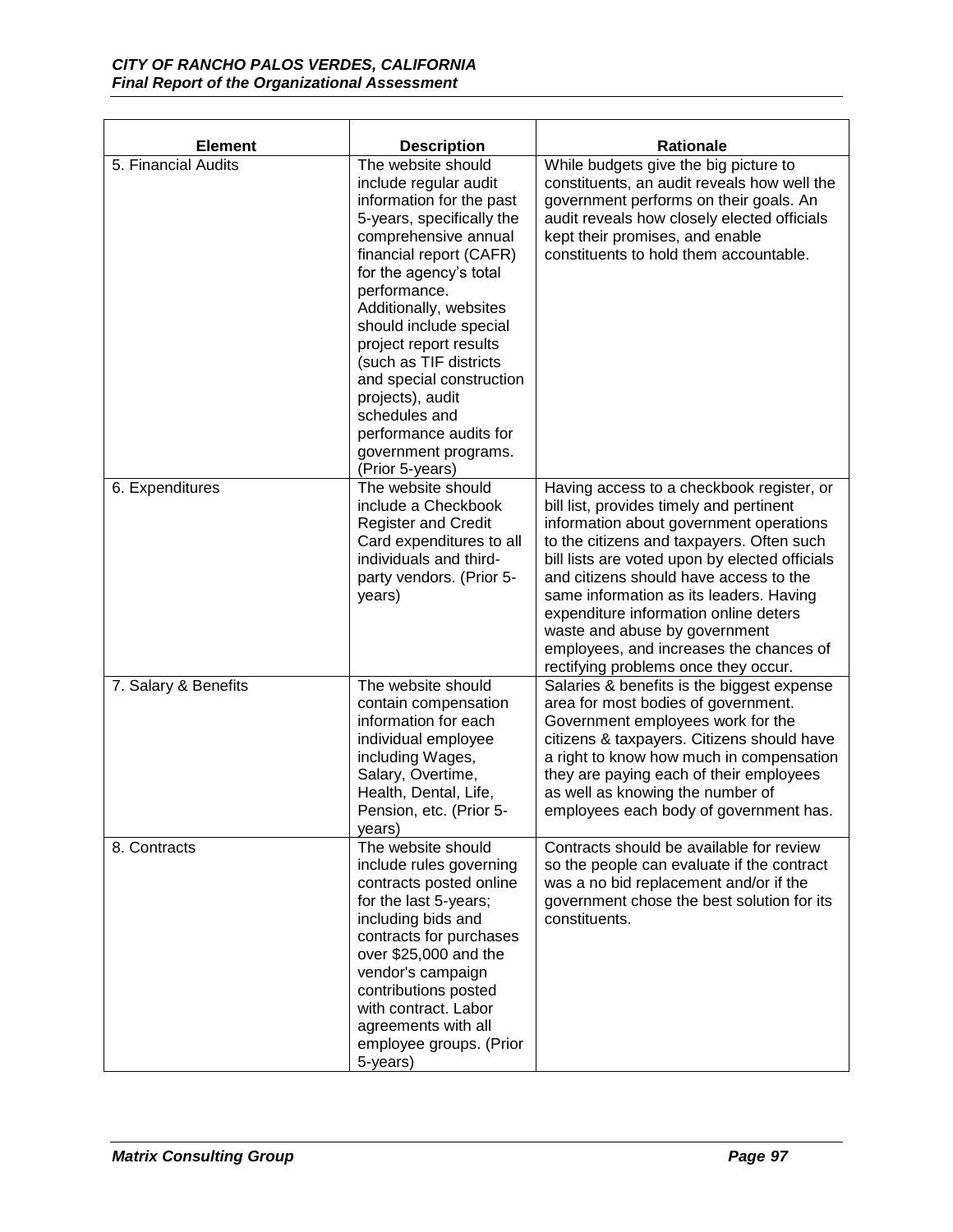| Element | Description | Rationale |
|---|---|---|
| 5. Financial Audits | The website should include regular audit information for the past 5-years, specifically the comprehensive annual financial report (CAFR) for the agency's total performance. Additionally, websites should include special project report results (such as TIF districts and special construction projects), audit schedules and performance audits for government programs. (Prior 5-years) | While budgets give the big picture to constituents, an audit reveals how well the government performs on their goals. An audit reveals how closely elected officials kept their promises, and enable constituents to hold them accountable. |
| 6. Expenditures | The website should include a Checkbook Register and Credit Card expenditures to all individuals and third-party vendors. (Prior 5-years) | Having access to a checkbook register, or bill list, provides timely and pertinent information about government operations to the citizens and taxpayers. Often such bill lists are voted upon by elected officials and citizens should have access to the same information as its leaders. Having expenditure information online deters waste and abuse by government employees, and increases the chances of rectifying problems once they occur. |
| 7. Salary & Benefits | The website should contain compensation information for each individual employee including Wages, Salary, Overtime, Health, Dental, Life, Pension, etc. (Prior 5-years) | Salaries & benefits is the biggest expense area for most bodies of government. Government employees work for the citizens & taxpayers. Citizens should have a right to know how much in compensation they are paying each of their employees as well as knowing the number of employees each body of government has. |
| 8. Contracts | The website should include rules governing contracts posted online for the last 5-years; including bids and contracts for purchases over $25,000 and the vendor's campaign contributions posted with contract. Labor agreements with all employee groups. (Prior 5-years) | Contracts should be available for review so the people can evaluate if the contract was a no bid replacement and/or if the government chose the best solution for its constituents. |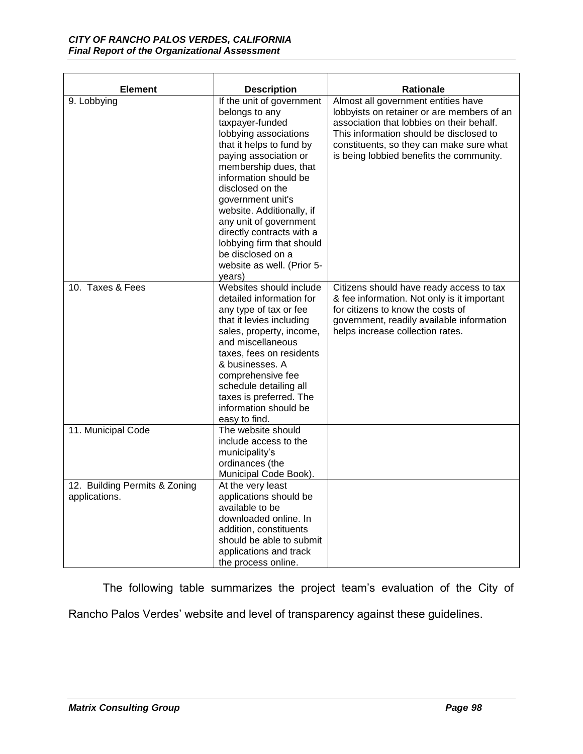| Element | Description | Rationale |
|---|---|---|
| 9. Lobbying | If the unit of government belongs to any taxpayer-funded lobbying associations that it helps to fund by paying association or membership dues, that information should be disclosed on the government unit's website. Additionally, if any unit of government directly contracts with a lobbying firm that should be disclosed on a website as well. (Prior 5-years) | Almost all government entities have lobbyists on retainer or are members of an association that lobbies on their behalf. This information should be disclosed to constituents, so they can make sure what is being lobbied benefits the community. |
| 10. Taxes & Fees | Websites should include detailed information for any type of tax or fee that it levies including sales, property, income, and miscellaneous taxes, fees on residents & businesses. A comprehensive fee schedule detailing all taxes is preferred. The information should be easy to find. | Citizens should have ready access to tax & fee information. Not only is it important for citizens to know the costs of government, readily available information helps increase collection rates. |
| 11. Municipal Code | The website should include access to the municipality's ordinances (the Municipal Code Book). | |
| 12. Building Permits & Zoning applications. | At the very least applications should be available to be downloaded online. In addition, constituents should be able to submit applications and track the process online. | |

The following table summarizes the project team's evaluation of the City of Rancho Palos Verdes' website and level of transparency against these guidelines.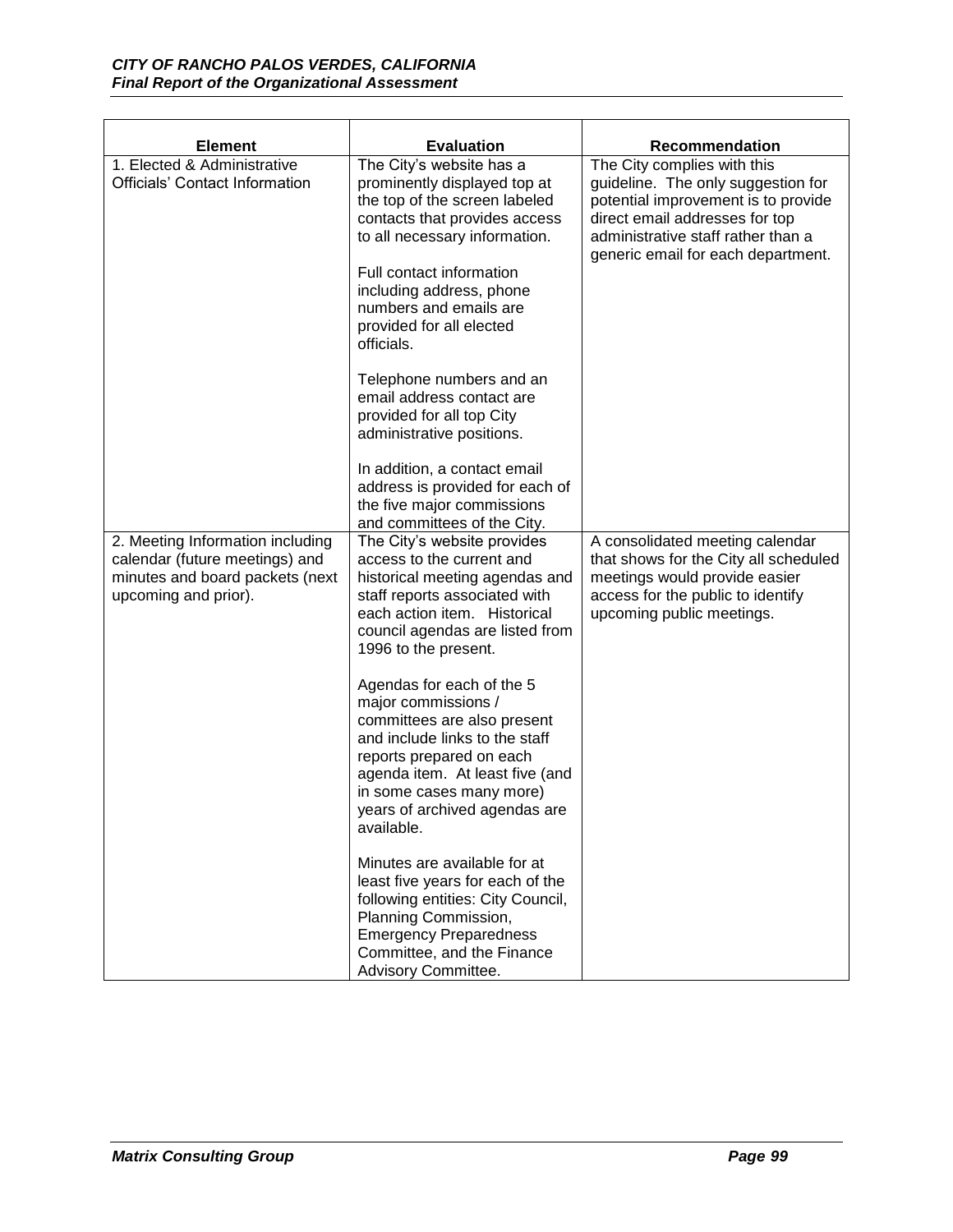| Element | Evaluation | Recommendation |
|---|---|---|
| 1. Elected & Administrative Officials' Contact Information | The City's website has a prominently displayed top at the top of the screen labeled contacts that provides access to all necessary information.<br><br>Full contact information including address, phone numbers and emails are provided for all elected officials.<br><br>Telephone numbers and an email address contact are provided for all top City administrative positions.<br><br>In addition, a contact email address is provided for each of the five major commissions and committees of the City. | The City complies with this guideline. The only suggestion for potential improvement is to provide direct email addresses for top administrative staff rather than a generic email for each department. |
| 2. Meeting Information including calendar (future meetings) and minutes and board packets (next upcoming and prior). | The City's website provides access to the current and historical meeting agendas and staff reports associated with each action item. Historical council agendas are listed from 1996 to the present.<br><br>Agendas for each of the 5 major commissions / committees are also present and include links to the staff reports prepared on each agenda item. At least five (and in some cases many more) years of archived agendas are available.<br><br>Minutes are available for at least five years for each of the following entities: City Council, Planning Commission, Emergency Preparedness Committee, and the Finance Advisory Committee. | A consolidated meeting calendar that shows for the City all scheduled meetings would provide easier access for the public to identify upcoming public meetings. |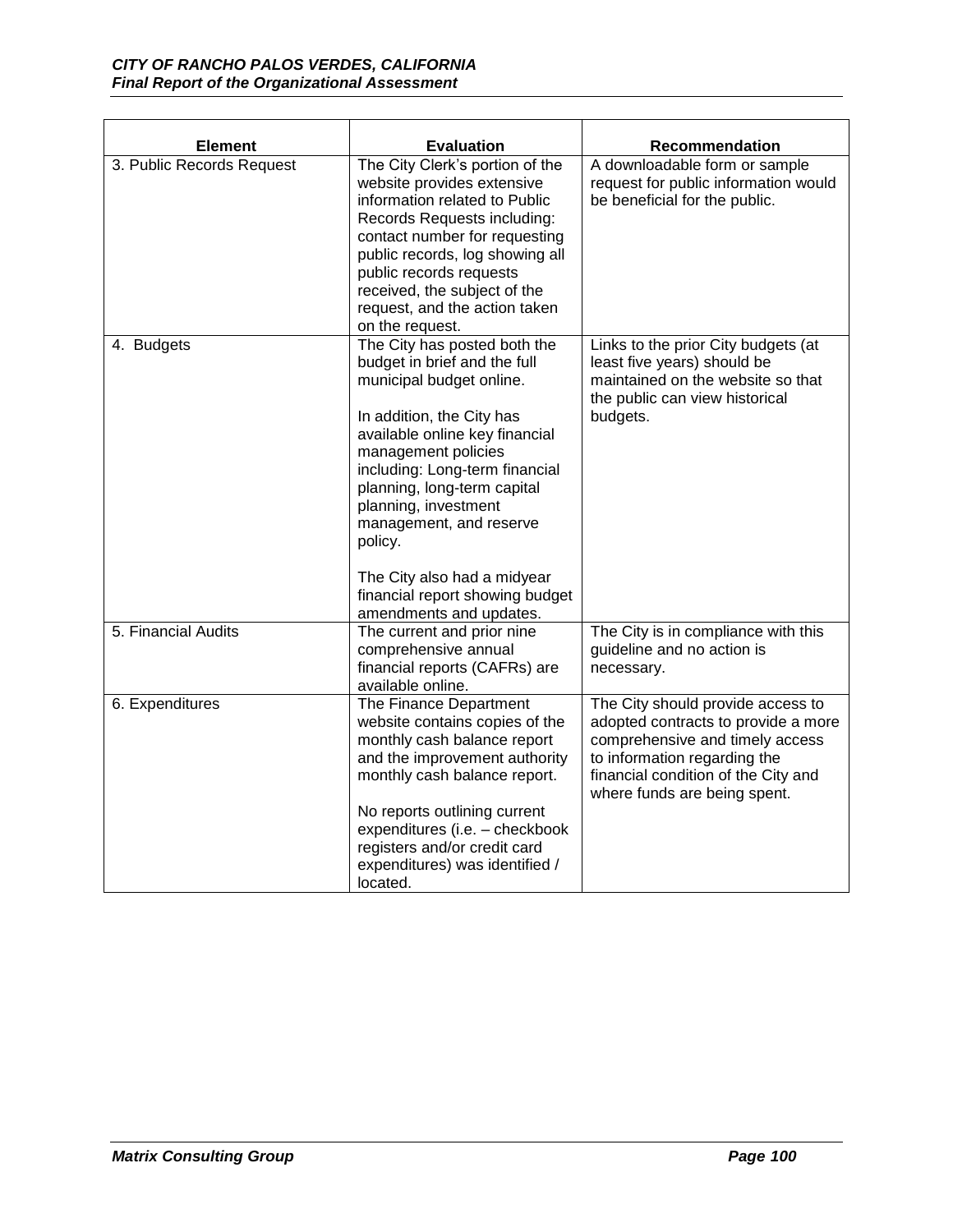| Element | Evaluation | Recommendation |
|---|---|---|
| 3. Public Records Request | The City Clerk's portion of the website provides extensive information related to Public Records Requests including: contact number for requesting public records, log showing all public records requests received, the subject of the request, and the action taken on the request. | A downloadable form or sample request for public information would be beneficial for the public. |
| 4. Budgets | The City has posted both the budget in brief and the full municipal budget online.<br><br>In addition, the City has available online key financial management policies including: Long-term financial planning, long-term capital planning, investment management, and reserve policy.<br><br>The City also had a midyear financial report showing budget amendments and updates. | Links to the prior City budgets (at least five years) should be maintained on the website so that the public can view historical budgets. |
| 5. Financial Audits | The current and prior nine comprehensive annual financial reports (CAFRs) are available online. | The City is in compliance with this guideline and no action is necessary. |
| 6. Expenditures | The Finance Department website contains copies of the monthly cash balance report and the improvement authority monthly cash balance report.<br><br>No reports outlining current expenditures (i.e. – checkbook registers and/or credit card expenditures) was identified / located. | The City should provide access to adopted contracts to provide a more comprehensive and timely access to information regarding the financial condition of the City and where funds are being spent. |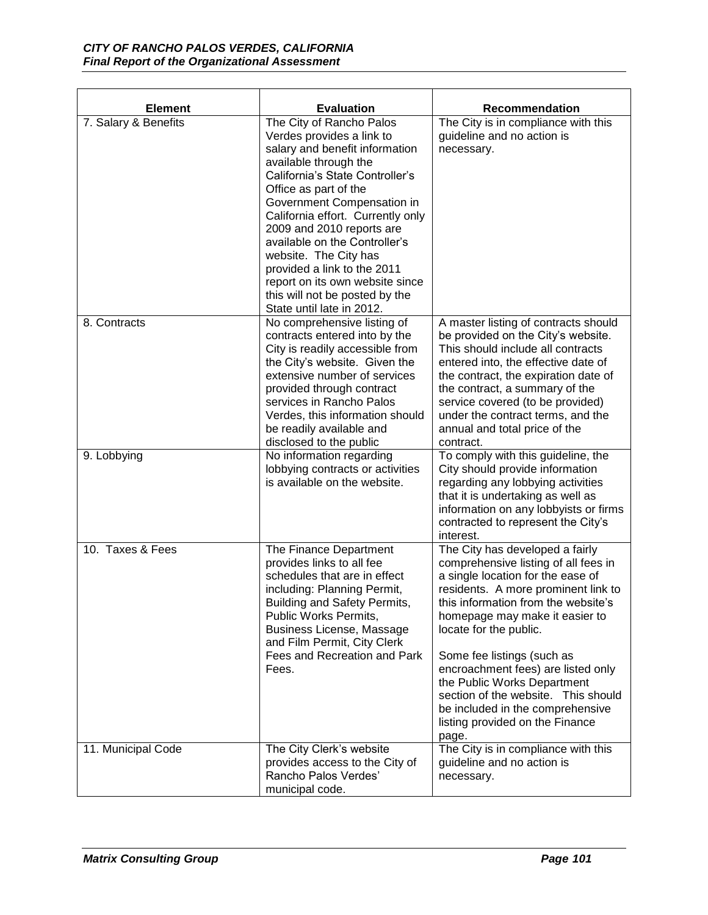| Element | Evaluation | Recommendation |
|---|---|---|
| 7. Salary & Benefits | The City of Rancho Palos Verdes provides a link to salary and benefit information available through the California's State Controller's Office as part of the Government Compensation in California effort. Currently only 2009 and 2010 reports are available on the Controller's website. The City has provided a link to the 2011 report on its own website since this will not be posted by the State until late in 2012. | The City is in compliance with this guideline and no action is necessary. |
| 8. Contracts | No comprehensive listing of contracts entered into by the City is readily accessible from the City's website. Given the extensive number of services provided through contract services in Rancho Palos Verdes, this information should be readily available and disclosed to the public | A master listing of contracts should be provided on the City's website. This should include all contracts entered into, the effective date of the contract, the expiration date of the contract, a summary of the service covered (to be provided) under the contract terms, and the annual and total price of the contract. |
| 9. Lobbying | No information regarding lobbying contracts or activities is available on the website. | To comply with this guideline, the City should provide information regarding any lobbying activities that it is undertaking as well as information on any lobbyists or firms contracted to represent the City's interest. |
| 10. Taxes & Fees | The Finance Department provides links to all fee schedules that are in effect including: Planning Permit, Building and Safety Permits, Public Works Permits, Business License, Massage and Film Permit, City Clerk Fees and Recreation and Park Fees. | The City has developed a fairly comprehensive listing of all fees in a single location for the ease of residents. A more prominent link to this information from the website's homepage may make it easier to locate for the public.<br><br>Some fee listings (such as encroachment fees) are listed only the Public Works Department section of the website. This should be included in the comprehensive listing provided on the Finance page. |
| 11. Municipal Code | The City Clerk's website provides access to the City of Rancho Palos Verdes' municipal code. | The City is in compliance with this guideline and no action is necessary. |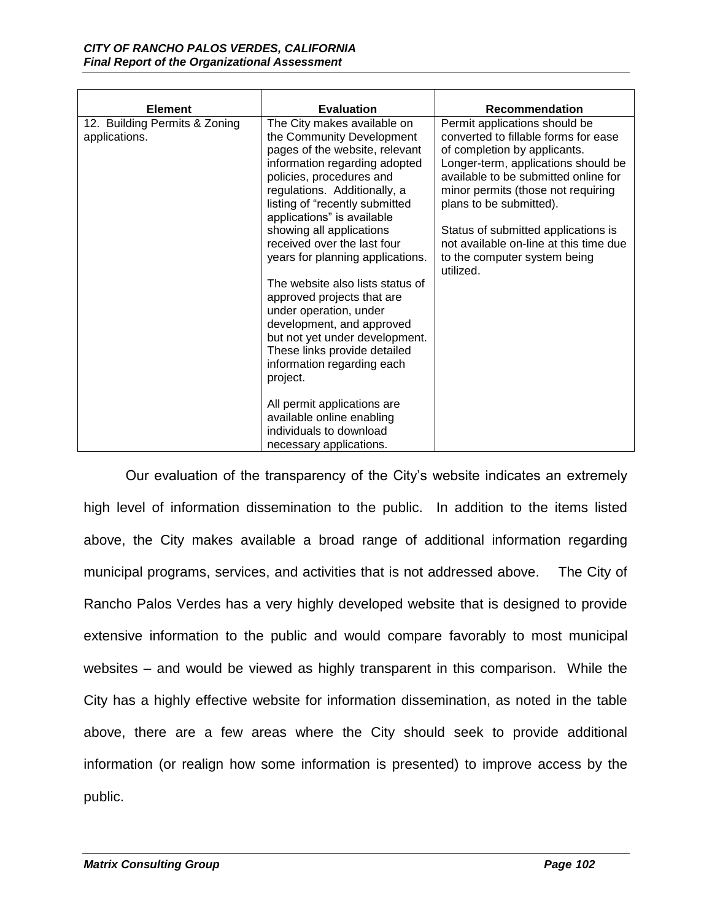| Element | Evaluation | Recommendation |
|---|---|---|
| 12. Building Permits & Zoning applications. | The City makes available on the Community Development pages of the website, relevant information regarding adopted policies, procedures and regulations. Additionally, a listing of "recently submitted applications" is available showing all applications received over the last four years for planning applications.<br><br>The website also lists status of approved projects that are under operation, under development, and approved but not yet under development. These links provide detailed information regarding each project.<br><br>All permit applications are available online enabling individuals to download necessary applications. | Permit applications should be converted to fillable forms for ease of completion by applicants. Longer-term, applications should be available to be submitted online for minor permits (those not requiring plans to be submitted).<br><br>Status of submitted applications is not available on-line at this time due to the computer system being utilized. |

Our evaluation of the transparency of the City's website indicates an extremely high level of information dissemination to the public. In addition to the items listed above, the City makes available a broad range of additional information regarding municipal programs, services, and activities that is not addressed above. The City of Rancho Palos Verdes has a very highly developed website that is designed to provide extensive information to the public and would compare favorably to most municipal websites – and would be viewed as highly transparent in this comparison. While the City has a highly effective website for information dissemination, as noted in the table above, there are a few areas where the City should seek to provide additional information (or realign how some information is presented) to improve access by the public.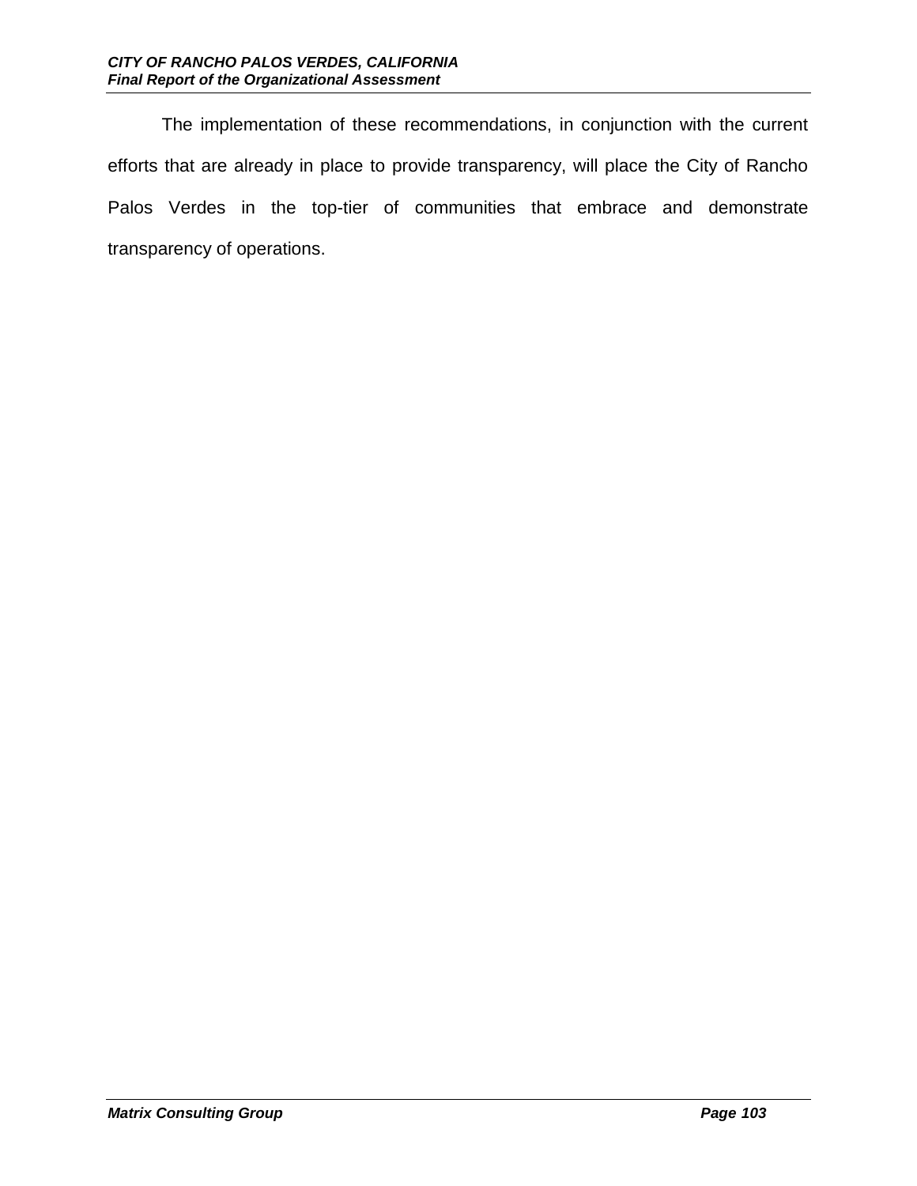The implementation of these recommendations, in conjunction with the current efforts that are already in place to provide transparency, will place the City of Rancho Palos Verdes in the top-tier of communities that embrace and demonstrate transparency of operations.